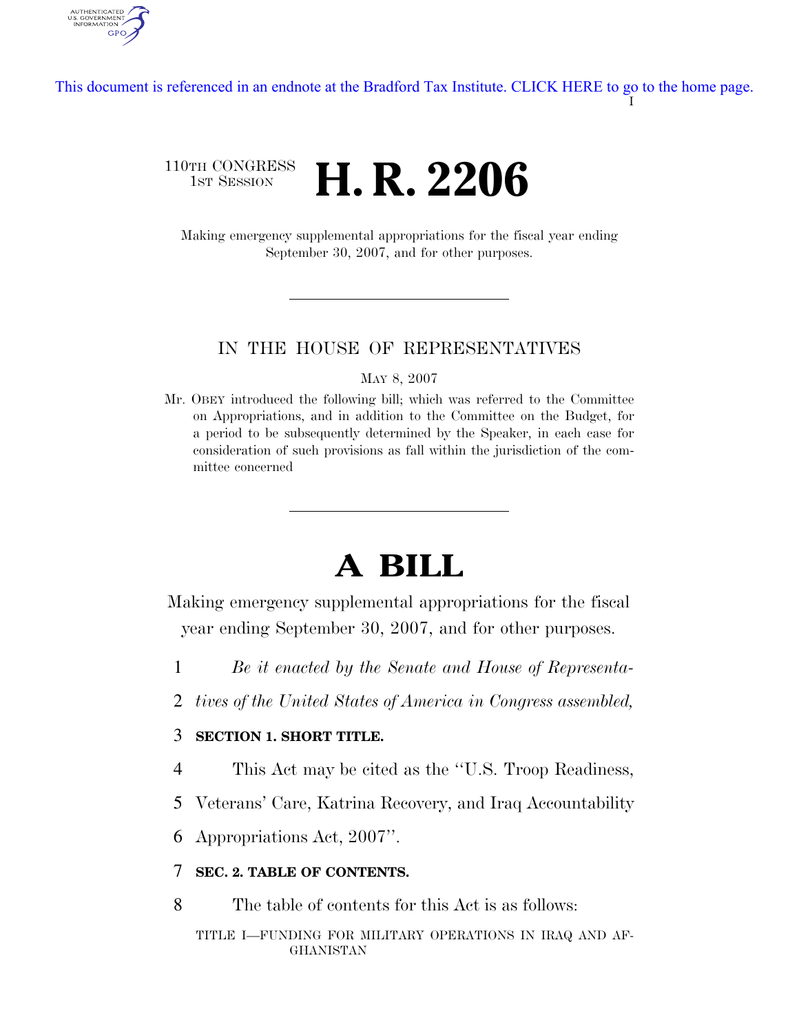This document is referenced in an endnote at the Bradford Tax Institute. CLICK HERE to go to the home page.

I

110TH CONGRESS
1ST SESSION

# H. R. 2206

Making emergency supplemental appropriations for the fiscal year ending September 30, 2007, and for other purposes.

## IN THE HOUSE OF REPRESENTATIVES

MAY 8, 2007

Mr. OBEY introduced the following bill; which was referred to the Committee on Appropriations, and in addition to the Committee on the Budget, for a period to be subsequently determined by the Speaker, in each case for consideration of such provisions as fall within the jurisdiction of the committee concerned

# A BILL

Making emergency supplemental appropriations for the fiscal year ending September 30, 2007, and for other purposes.

1 *Be it enacted by the Senate and House of Representa-*
2 *tives of the United States of America in Congress assembled,*

3 **SECTION 1. SHORT TITLE.**

4 This Act may be cited as the ''U.S. Troop Readiness,
5 Veterans' Care, Katrina Recovery, and Iraq Accountability
6 Appropriations Act, 2007''.

7 **SEC. 2. TABLE OF CONTENTS.**

8 The table of contents for this Act is as follows:

TITLE I—FUNDING FOR MILITARY OPERATIONS IN IRAQ AND AFGHANISTAN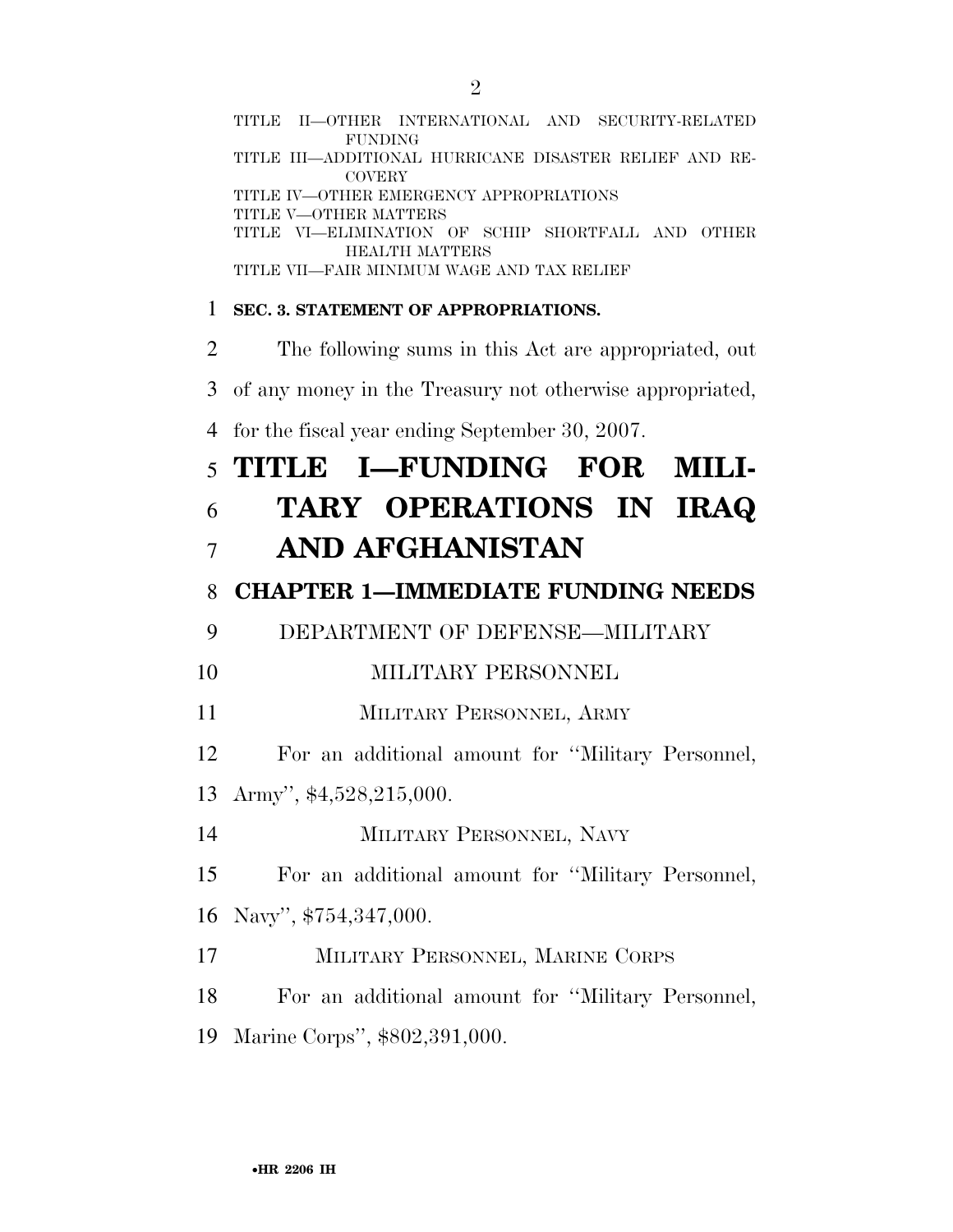TITLE II—OTHER INTERNATIONAL AND SECURITY-RELATED FUNDING

TITLE III—ADDITIONAL HURRICANE DISASTER RELIEF AND RECOVERY

TITLE IV—OTHER EMERGENCY APPROPRIATIONS

TITLE V—OTHER MATTERS

TITLE VI—ELIMINATION OF SCHIP SHORTFALL AND OTHER HEALTH MATTERS

TITLE VII—FAIR MINIMUM WAGE AND TAX RELIEF

**SEC. 3. STATEMENT OF APPROPRIATIONS.**

The following sums in this Act are appropriated, out of any money in the Treasury not otherwise appropriated, for the fiscal year ending September 30, 2007.

# TITLE I—FUNDING FOR MILITARY OPERATIONS IN IRAQ AND AFGHANISTAN

## CHAPTER 1—IMMEDIATE FUNDING NEEDS

DEPARTMENT OF DEFENSE—MILITARY

MILITARY PERSONNEL

MILITARY PERSONNEL, ARMY

For an additional amount for ''Military Personnel, Army'', $4,528,215,000.

MILITARY PERSONNEL, NAVY

For an additional amount for ''Military Personnel, Navy'', $754,347,000.

MILITARY PERSONNEL, MARINE CORPS

For an additional amount for ''Military Personnel, Marine Corps'', $802,391,000.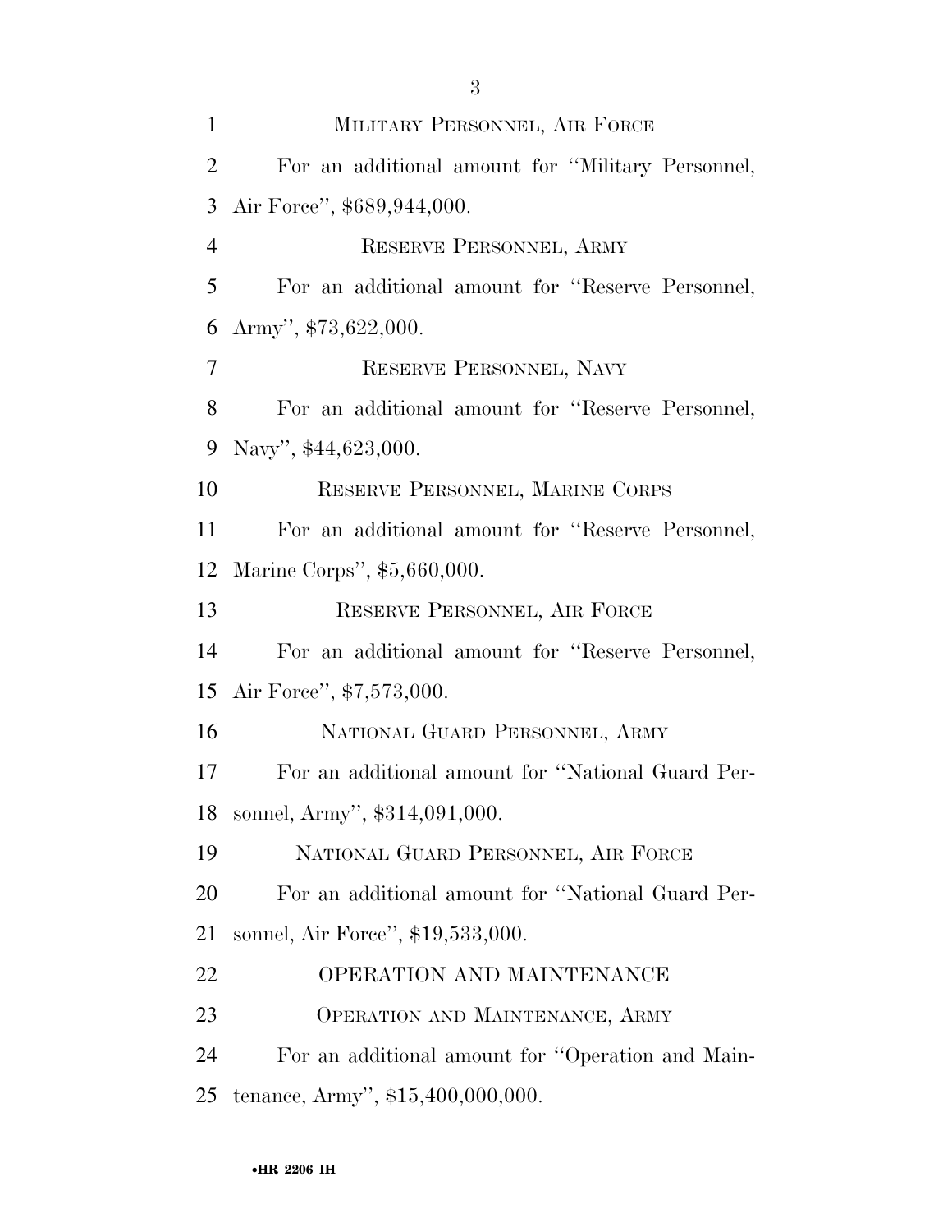MILITARY PERSONNEL, AIR FORCE

For an additional amount for ''Military Personnel, Air Force'', $689,944,000.

RESERVE PERSONNEL, ARMY

For an additional amount for ''Reserve Personnel, Army'', $73,622,000.

RESERVE PERSONNEL, NAVY

For an additional amount for ''Reserve Personnel, Navy'', $44,623,000.

RESERVE PERSONNEL, MARINE CORPS

For an additional amount for ''Reserve Personnel, Marine Corps'', $5,660,000.

RESERVE PERSONNEL, AIR FORCE

For an additional amount for ''Reserve Personnel, Air Force'', $7,573,000.

NATIONAL GUARD PERSONNEL, ARMY

For an additional amount for ''National Guard Personnel, Army'', $314,091,000.

NATIONAL GUARD PERSONNEL, AIR FORCE

For an additional amount for ''National Guard Personnel, Air Force'', $19,533,000.

## OPERATION AND MAINTENANCE

OPERATION AND MAINTENANCE, ARMY

For an additional amount for ''Operation and Maintenance, Army'', $15,400,000,000.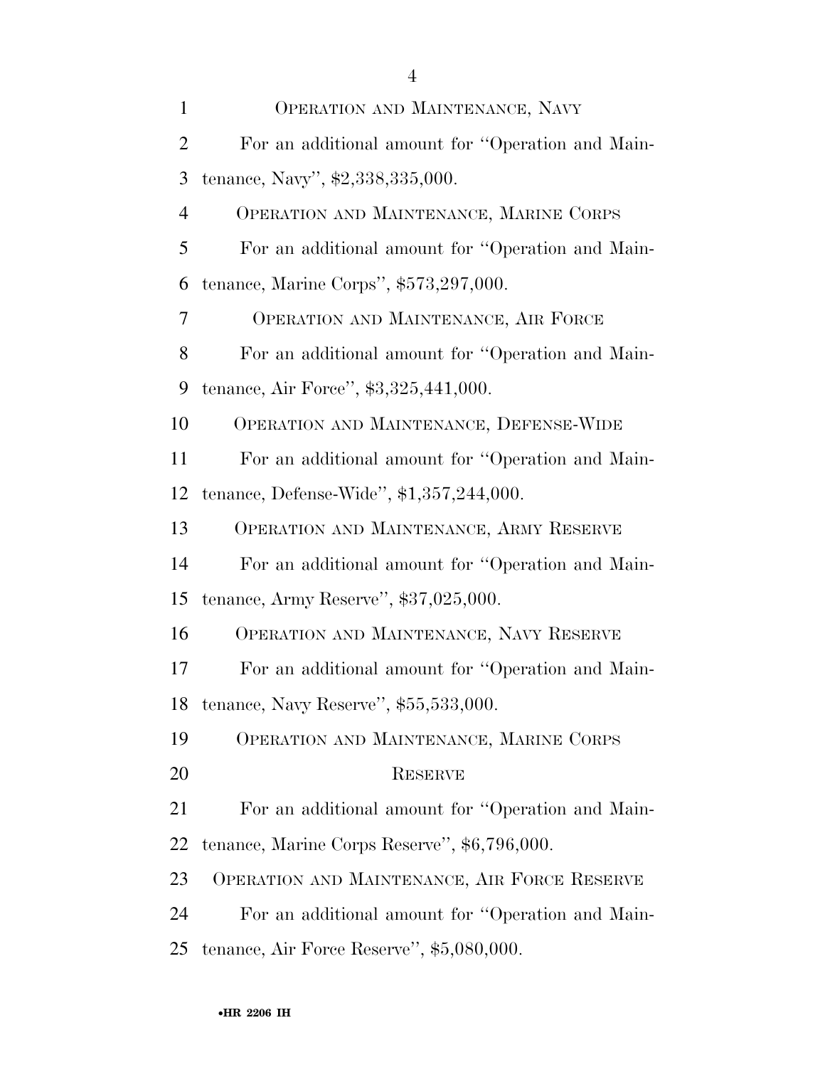OPERATION AND MAINTENANCE, NAVY

For an additional amount for "Operation and Maintenance, Navy", $2,338,335,000.

OPERATION AND MAINTENANCE, MARINE CORPS

For an additional amount for "Operation and Maintenance, Marine Corps", $573,297,000.

OPERATION AND MAINTENANCE, AIR FORCE

For an additional amount for "Operation and Maintenance, Air Force", $3,325,441,000.

OPERATION AND MAINTENANCE, DEFENSE-WIDE

For an additional amount for "Operation and Maintenance, Defense-Wide", $1,357,244,000.

OPERATION AND MAINTENANCE, ARMY RESERVE

For an additional amount for "Operation and Maintenance, Army Reserve", $37,025,000.

OPERATION AND MAINTENANCE, NAVY RESERVE

For an additional amount for "Operation and Maintenance, Navy Reserve", $55,533,000.

OPERATION AND MAINTENANCE, MARINE CORPS RESERVE

For an additional amount for "Operation and Maintenance, Marine Corps Reserve", $6,796,000.

OPERATION AND MAINTENANCE, AIR FORCE RESERVE

For an additional amount for "Operation and Maintenance, Air Force Reserve", $5,080,000.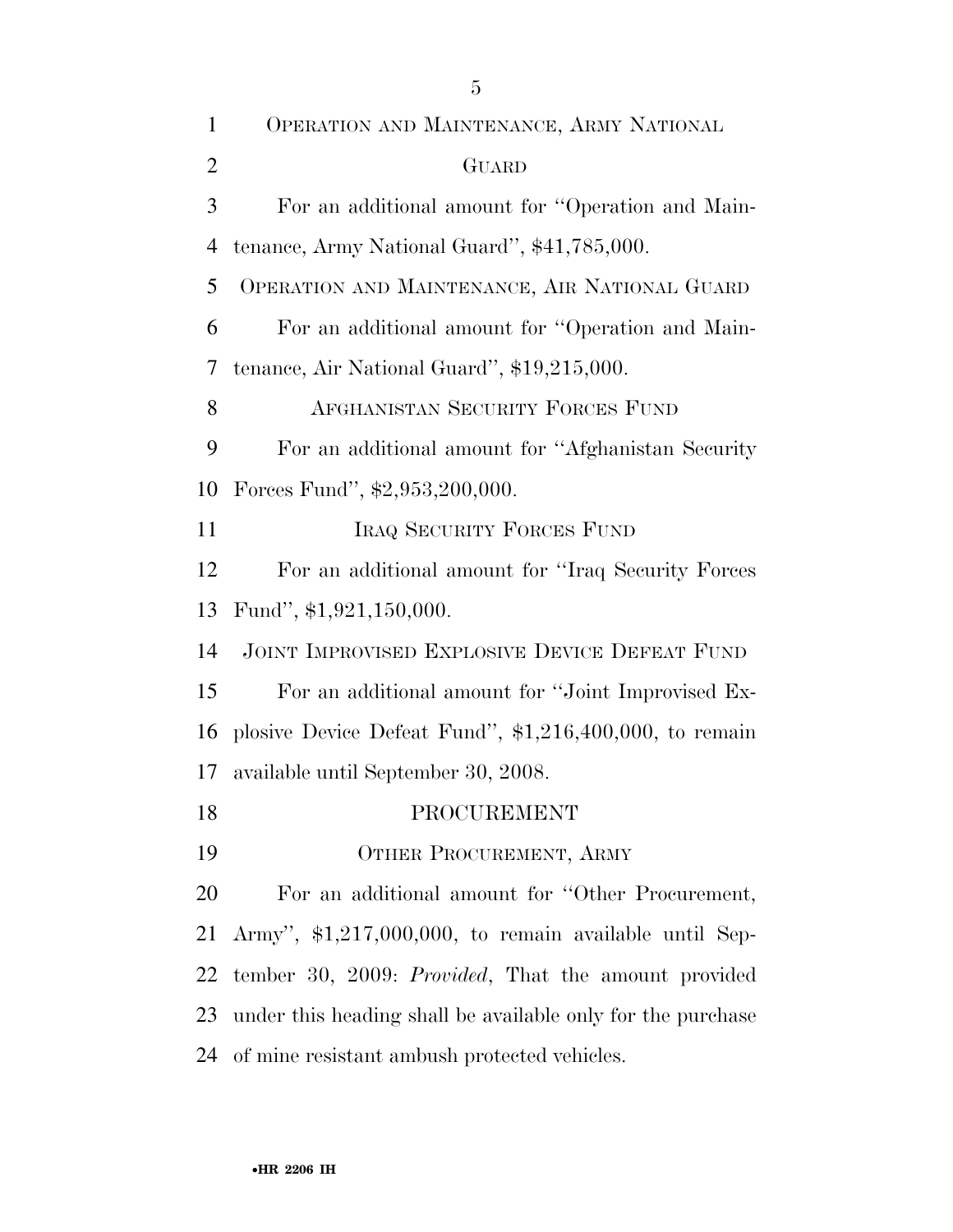OPERATION AND MAINTENANCE, ARMY NATIONAL GUARD

For an additional amount for ''Operation and Maintenance, Army National Guard'', $41,785,000.

OPERATION AND MAINTENANCE, AIR NATIONAL GUARD

For an additional amount for ''Operation and Maintenance, Air National Guard'', $19,215,000.

AFGHANISTAN SECURITY FORCES FUND

For an additional amount for ''Afghanistan Security Forces Fund'', $2,953,200,000.

IRAQ SECURITY FORCES FUND

For an additional amount for ''Iraq Security Forces Fund'', $1,921,150,000.

JOINT IMPROVISED EXPLOSIVE DEVICE DEFEAT FUND

For an additional amount for ''Joint Improvised Explosive Device Defeat Fund'', $1,216,400,000, to remain available until September 30, 2008.

PROCUREMENT

OTHER PROCUREMENT, ARMY

For an additional amount for ''Other Procurement, Army'', $1,217,000,000, to remain available until September 30, 2009: *Provided*, That the amount provided under this heading shall be available only for the purchase of mine resistant ambush protected vehicles.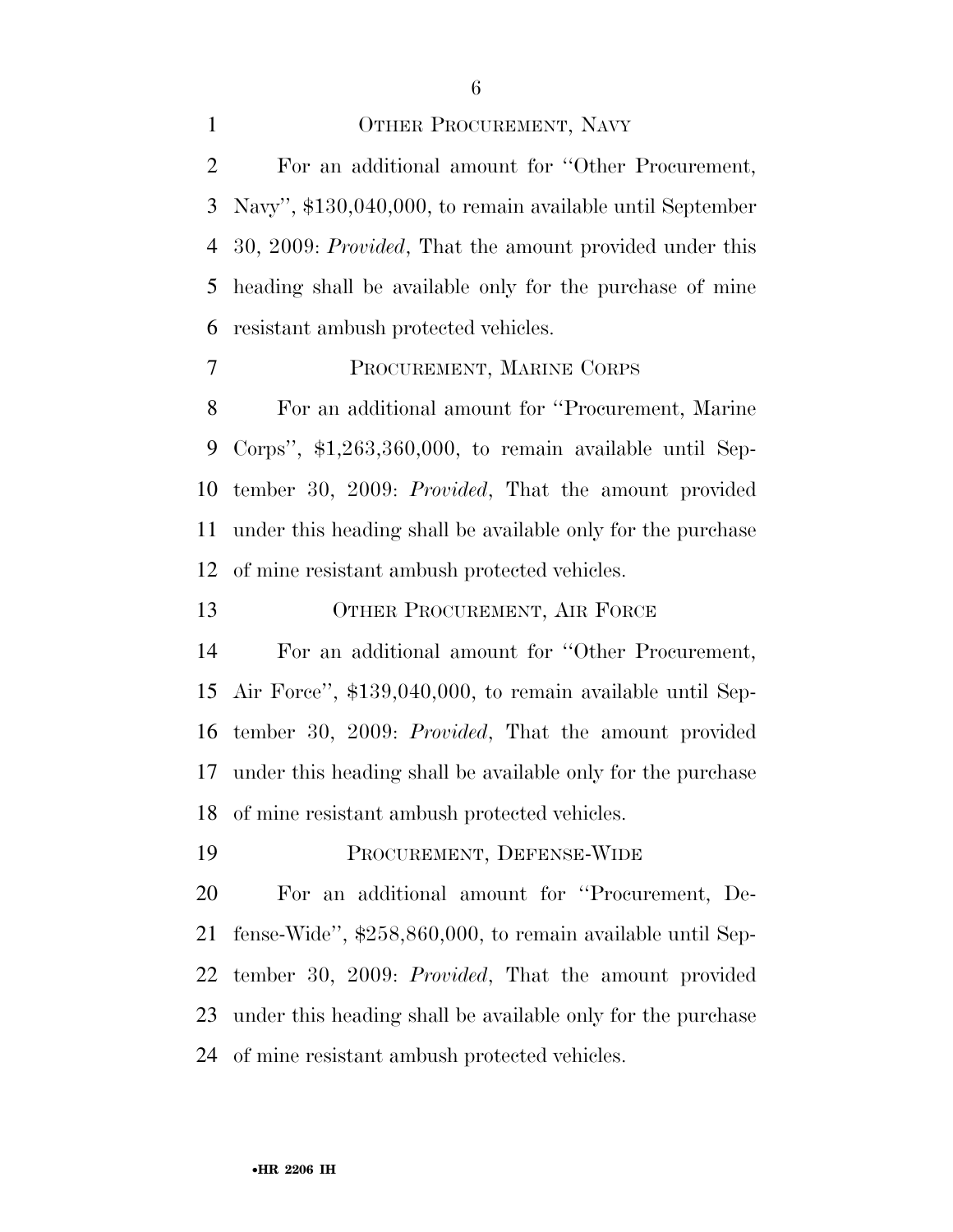### OTHER PROCUREMENT, NAVY

For an additional amount for ''Other Procurement, Navy'', $130,040,000, to remain available until September 30, 2009: *Provided*, That the amount provided under this heading shall be available only for the purchase of mine resistant ambush protected vehicles.

### PROCUREMENT, MARINE CORPS

For an additional amount for ''Procurement, Marine Corps'', $1,263,360,000, to remain available until September 30, 2009: *Provided*, That the amount provided under this heading shall be available only for the purchase of mine resistant ambush protected vehicles.

### OTHER PROCUREMENT, AIR FORCE

For an additional amount for ''Other Procurement, Air Force'', $139,040,000, to remain available until September 30, 2009: *Provided*, That the amount provided under this heading shall be available only for the purchase of mine resistant ambush protected vehicles.

### PROCUREMENT, DEFENSE-WIDE

For an additional amount for ''Procurement, Defense-Wide'', $258,860,000, to remain available until September 30, 2009: *Provided*, That the amount provided under this heading shall be available only for the purchase of mine resistant ambush protected vehicles.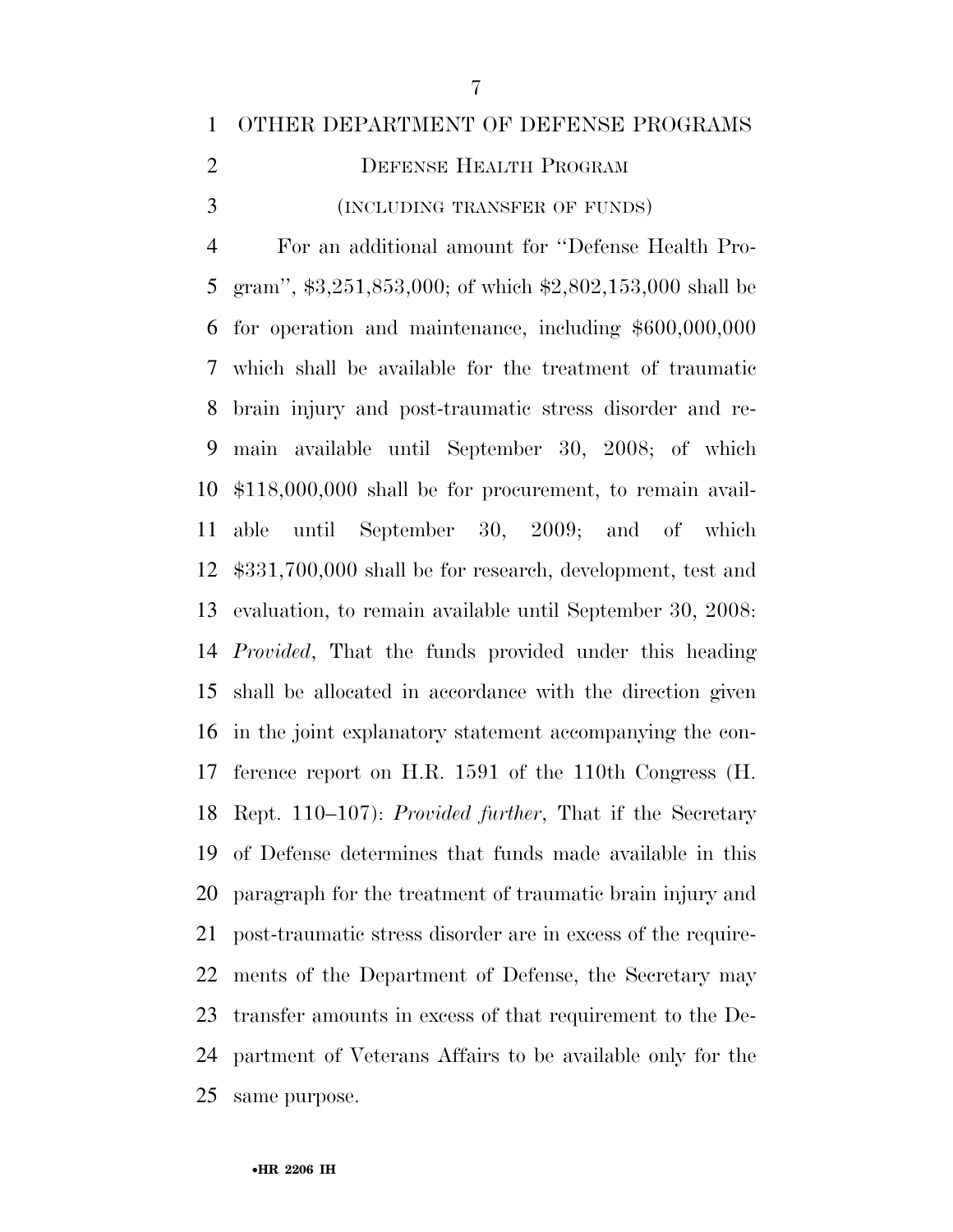OTHER DEPARTMENT OF DEFENSE PROGRAMS

DEFENSE HEALTH PROGRAM

(INCLUDING TRANSFER OF FUNDS)

For an additional amount for ''Defense Health Program'', $3,251,853,000; of which $2,802,153,000 shall be for operation and maintenance, including $600,000,000 which shall be available for the treatment of traumatic brain injury and post-traumatic stress disorder and remain available until September 30, 2008; of which $118,000,000 shall be for procurement, to remain available until September 30, 2009; and of which $331,700,000 shall be for research, development, test and evaluation, to remain available until September 30, 2008: *Provided*, That the funds provided under this heading shall be allocated in accordance with the direction given in the joint explanatory statement accompanying the conference report on H.R. 1591 of the 110th Congress (H. Rept. 110–107): *Provided further*, That if the Secretary of Defense determines that funds made available in this paragraph for the treatment of traumatic brain injury and post-traumatic stress disorder are in excess of the requirements of the Department of Defense, the Secretary may transfer amounts in excess of that requirement to the Department of Veterans Affairs to be available only for the same purpose.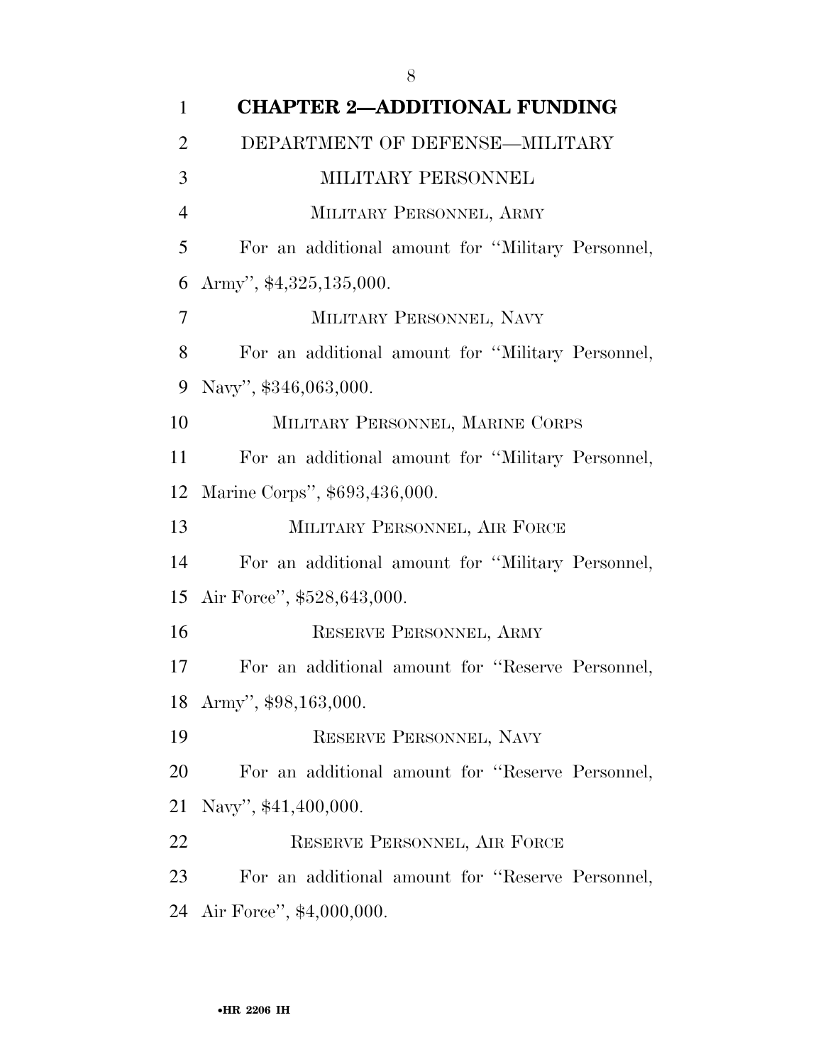# CHAPTER 2—ADDITIONAL FUNDING

## DEPARTMENT OF DEFENSE—MILITARY

### MILITARY PERSONNEL

#### MILITARY PERSONNEL, ARMY

For an additional amount for ''Military Personnel, Army'', $4,325,135,000.

#### MILITARY PERSONNEL, NAVY

For an additional amount for ''Military Personnel, Navy'', $346,063,000.

#### MILITARY PERSONNEL, MARINE CORPS

For an additional amount for ''Military Personnel, Marine Corps'', $693,436,000.

#### MILITARY PERSONNEL, AIR FORCE

For an additional amount for ''Military Personnel, Air Force'', $528,643,000.

#### RESERVE PERSONNEL, ARMY

For an additional amount for ''Reserve Personnel, Army'', $98,163,000.

#### RESERVE PERSONNEL, NAVY

For an additional amount for ''Reserve Personnel, Navy'', $41,400,000.

#### RESERVE PERSONNEL, AIR FORCE

For an additional amount for ''Reserve Personnel, Air Force'', $4,000,000.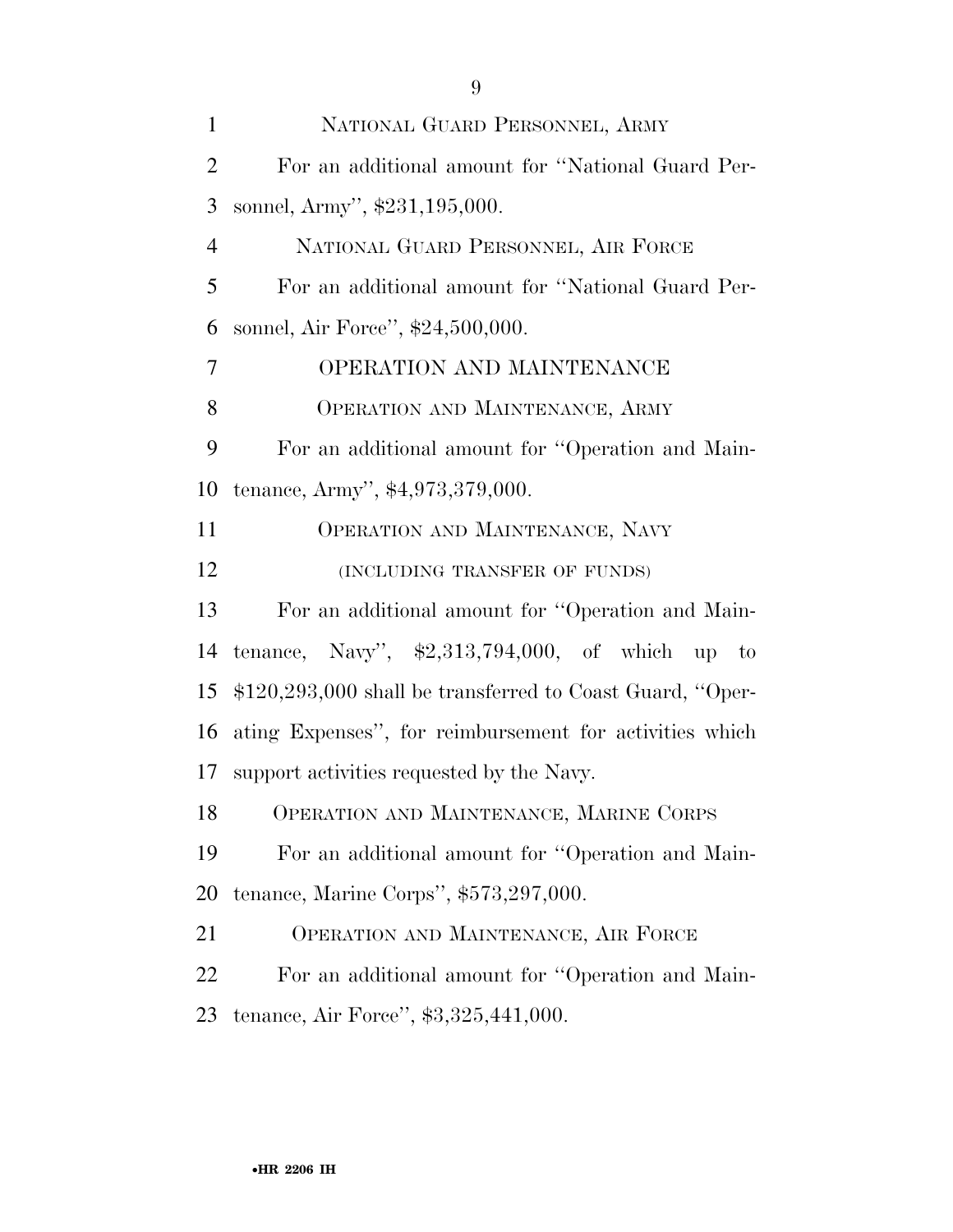NATIONAL GUARD PERSONNEL, ARMY

For an additional amount for ''National Guard Personnel, Army'', $231,195,000.

NATIONAL GUARD PERSONNEL, AIR FORCE

For an additional amount for ''National Guard Personnel, Air Force'', $24,500,000.

OPERATION AND MAINTENANCE

OPERATION AND MAINTENANCE, ARMY

For an additional amount for ''Operation and Maintenance, Army'', $4,973,379,000.

OPERATION AND MAINTENANCE, NAVY

(INCLUDING TRANSFER OF FUNDS)

For an additional amount for ''Operation and Maintenance, Navy'', $2,313,794,000, of which up to $120,293,000 shall be transferred to Coast Guard, ''Operating Expenses'', for reimbursement for activities which support activities requested by the Navy.

OPERATION AND MAINTENANCE, MARINE CORPS

For an additional amount for ''Operation and Maintenance, Marine Corps'', $573,297,000.

OPERATION AND MAINTENANCE, AIR FORCE

For an additional amount for ''Operation and Maintenance, Air Force'', $3,325,441,000.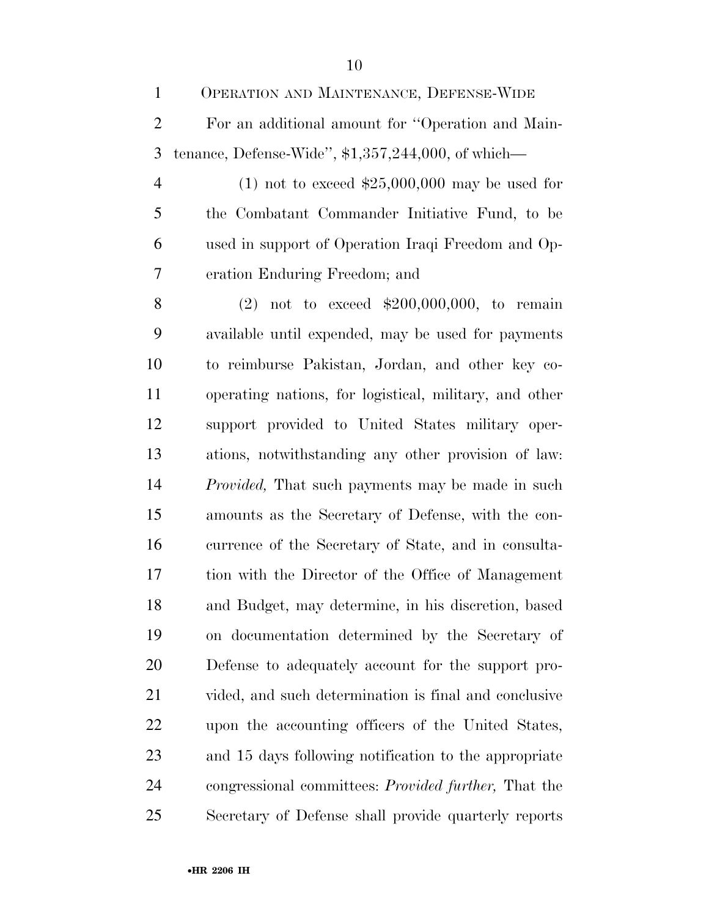OPERATION AND MAINTENANCE, DEFENSE-WIDE

For an additional amount for ''Operation and Maintenance, Defense-Wide'', $1,357,244,000, of which—

(1) not to exceed $25,000,000 may be used for the Combatant Commander Initiative Fund, to be used in support of Operation Iraqi Freedom and Operation Enduring Freedom; and

(2) not to exceed $200,000,000, to remain available until expended, may be used for payments to reimburse Pakistan, Jordan, and other key cooperating nations, for logistical, military, and other support provided to United States military operations, notwithstanding any other provision of law: *Provided,* That such payments may be made in such amounts as the Secretary of Defense, with the concurrence of the Secretary of State, and in consultation with the Director of the Office of Management and Budget, may determine, in his discretion, based on documentation determined by the Secretary of Defense to adequately account for the support provided, and such determination is final and conclusive upon the accounting officers of the United States, and 15 days following notification to the appropriate congressional committees: *Provided further,* That the Secretary of Defense shall provide quarterly reports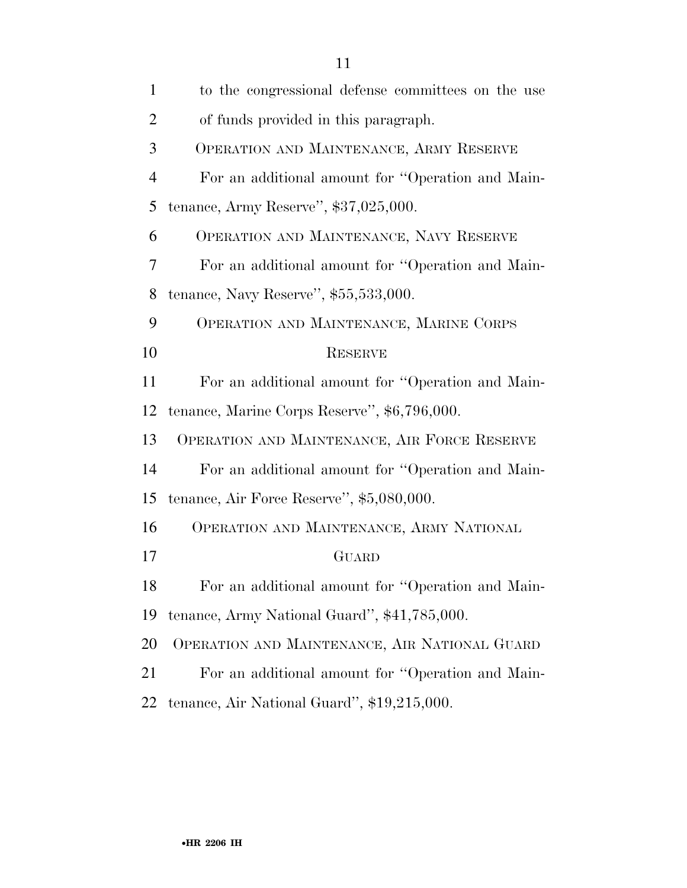to the congressional defense committees on the use of funds provided in this paragraph.

OPERATION AND MAINTENANCE, ARMY RESERVE

For an additional amount for ''Operation and Maintenance, Army Reserve'', $37,025,000.

OPERATION AND MAINTENANCE, NAVY RESERVE

For an additional amount for ''Operation and Maintenance, Navy Reserve'', $55,533,000.

OPERATION AND MAINTENANCE, MARINE CORPS RESERVE

For an additional amount for ''Operation and Maintenance, Marine Corps Reserve'', $6,796,000.

OPERATION AND MAINTENANCE, AIR FORCE RESERVE

For an additional amount for ''Operation and Maintenance, Air Force Reserve'', $5,080,000.

OPERATION AND MAINTENANCE, ARMY NATIONAL GUARD

For an additional amount for ''Operation and Maintenance, Army National Guard'', $41,785,000.

OPERATION AND MAINTENANCE, AIR NATIONAL GUARD

For an additional amount for ''Operation and Maintenance, Air National Guard'', $19,215,000.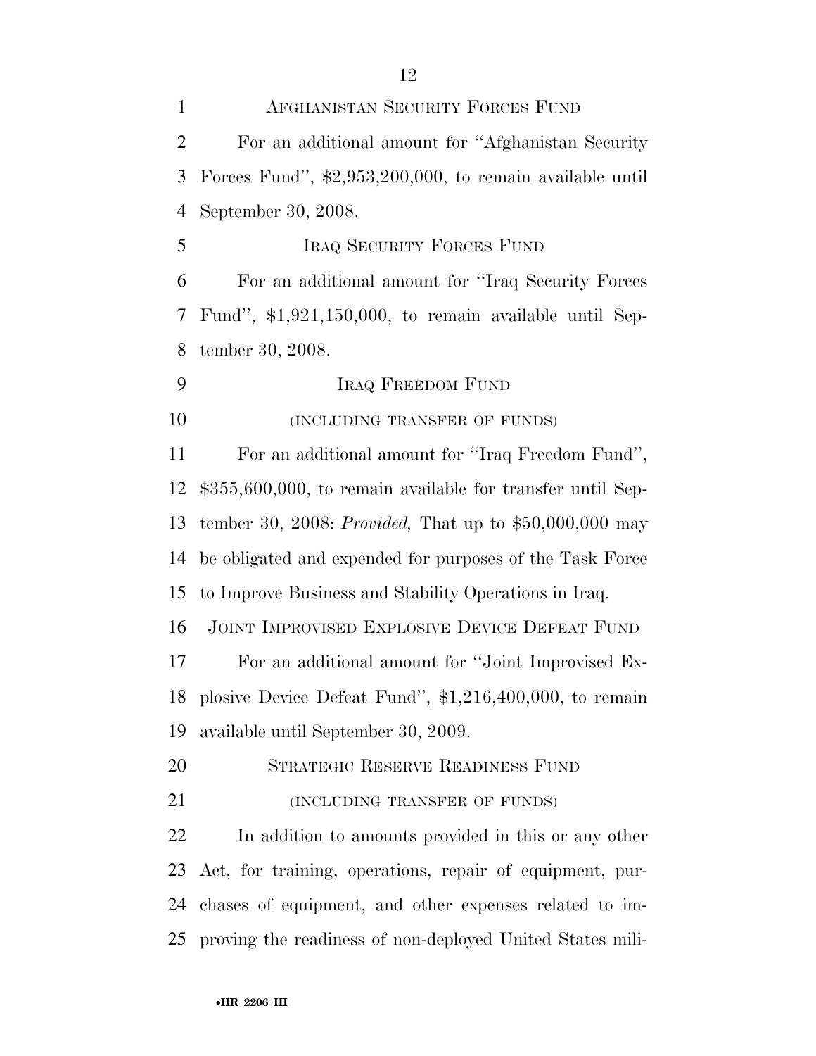AFGHANISTAN SECURITY FORCES FUND

For an additional amount for "Afghanistan Security Forces Fund", $2,953,200,000, to remain available until September 30, 2008.

IRAQ SECURITY FORCES FUND

For an additional amount for "Iraq Security Forces Fund", $1,921,150,000, to remain available until September 30, 2008.

IRAQ FREEDOM FUND

(INCLUDING TRANSFER OF FUNDS)

For an additional amount for "Iraq Freedom Fund", $355,600,000, to remain available for transfer until September 30, 2008: *Provided,* That up to $50,000,000 may be obligated and expended for purposes of the Task Force to Improve Business and Stability Operations in Iraq.

JOINT IMPROVISED EXPLOSIVE DEVICE DEFEAT FUND

For an additional amount for "Joint Improvised Explosive Device Defeat Fund", $1,216,400,000, to remain available until September 30, 2009.

STRATEGIC RESERVE READINESS FUND

(INCLUDING TRANSFER OF FUNDS)

In addition to amounts provided in this or any other Act, for training, operations, repair of equipment, purchases of equipment, and other expenses related to improving the readiness of non-deployed United States mili-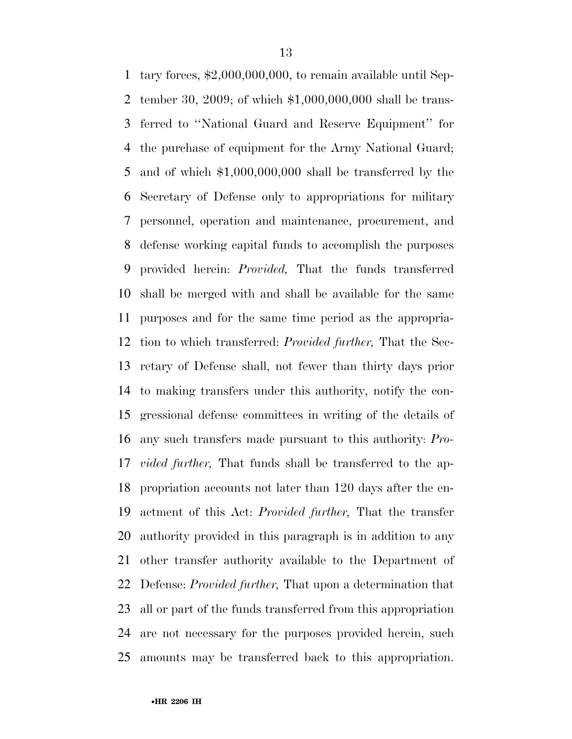tary forces, $2,000,000,000, to remain available until September 30, 2009; of which $1,000,000,000 shall be transferred to ''National Guard and Reserve Equipment'' for the purchase of equipment for the Army National Guard; and of which $1,000,000,000 shall be transferred by the Secretary of Defense only to appropriations for military personnel, operation and maintenance, procurement, and defense working capital funds to accomplish the purposes provided herein: *Provided,* That the funds transferred shall be merged with and shall be available for the same purposes and for the same time period as the appropriation to which transferred: *Provided further,* That the Secretary of Defense shall, not fewer than thirty days prior to making transfers under this authority, notify the congressional defense committees in writing of the details of any such transfers made pursuant to this authority: *Provided further,* That funds shall be transferred to the appropriation accounts not later than 120 days after the enactment of this Act: *Provided further,* That the transfer authority provided in this paragraph is in addition to any other transfer authority available to the Department of Defense: *Provided further,* That upon a determination that all or part of the funds transferred from this appropriation are not necessary for the purposes provided herein, such amounts may be transferred back to this appropriation.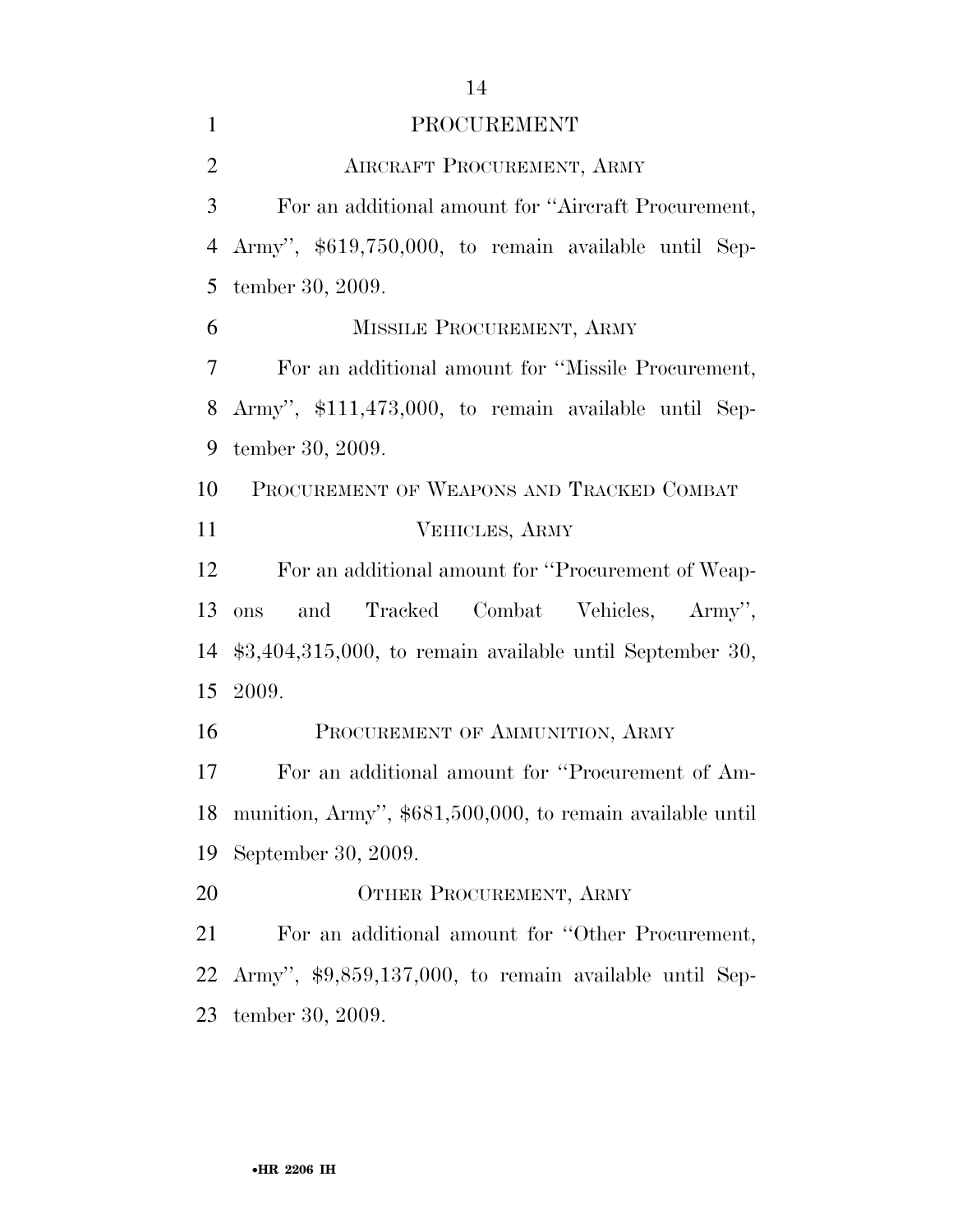# PROCUREMENT

## AIRCRAFT PROCUREMENT, ARMY

For an additional amount for ''Aircraft Procurement, Army'', $619,750,000, to remain available until September 30, 2009.

## MISSILE PROCUREMENT, ARMY

For an additional amount for ''Missile Procurement, Army'', $111,473,000, to remain available until September 30, 2009.

## PROCUREMENT OF WEAPONS AND TRACKED COMBAT VEHICLES, ARMY

For an additional amount for ''Procurement of Weapons and Tracked Combat Vehicles, Army'', $3,404,315,000, to remain available until September 30, 2009.

## PROCUREMENT OF AMMUNITION, ARMY

For an additional amount for ''Procurement of Ammunition, Army'', $681,500,000, to remain available until September 30, 2009.

## OTHER PROCUREMENT, ARMY

For an additional amount for ''Other Procurement, Army'', $9,859,137,000, to remain available until September 30, 2009.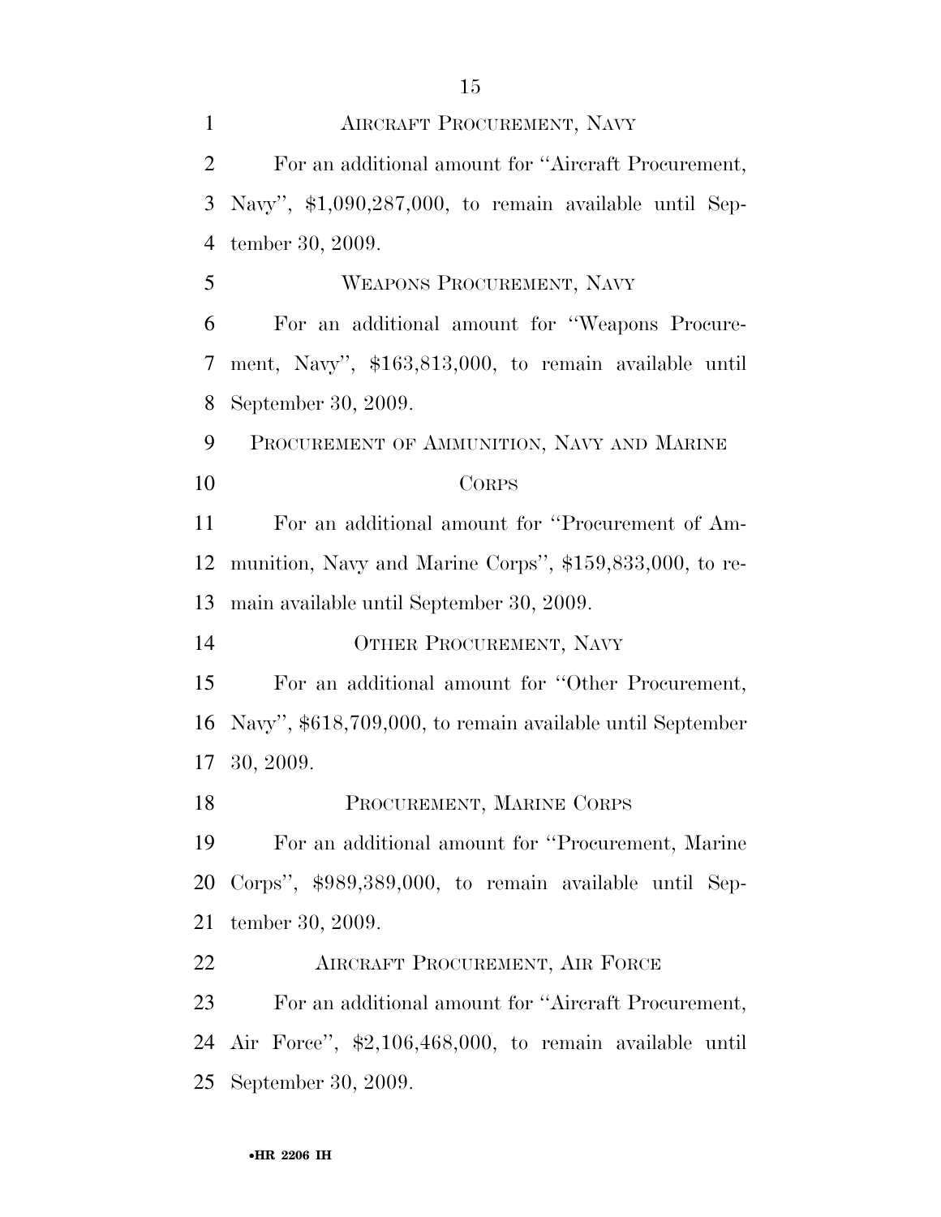### AIRCRAFT PROCUREMENT, NAVY

For an additional amount for ''Aircraft Procurement, Navy'', $1,090,287,000, to remain available until September 30, 2009.

### WEAPONS PROCUREMENT, NAVY

For an additional amount for ''Weapons Procurement, Navy'', $163,813,000, to remain available until September 30, 2009.

### PROCUREMENT OF AMMUNITION, NAVY AND MARINE CORPS

For an additional amount for ''Procurement of Ammunition, Navy and Marine Corps'', $159,833,000, to remain available until September 30, 2009.

### OTHER PROCUREMENT, NAVY

For an additional amount for ''Other Procurement, Navy'', $618,709,000, to remain available until September 30, 2009.

### PROCUREMENT, MARINE CORPS

For an additional amount for ''Procurement, Marine Corps'', $989,389,000, to remain available until September 30, 2009.

### AIRCRAFT PROCUREMENT, AIR FORCE

For an additional amount for ''Aircraft Procurement, Air Force'', $2,106,468,000, to remain available until September 30, 2009.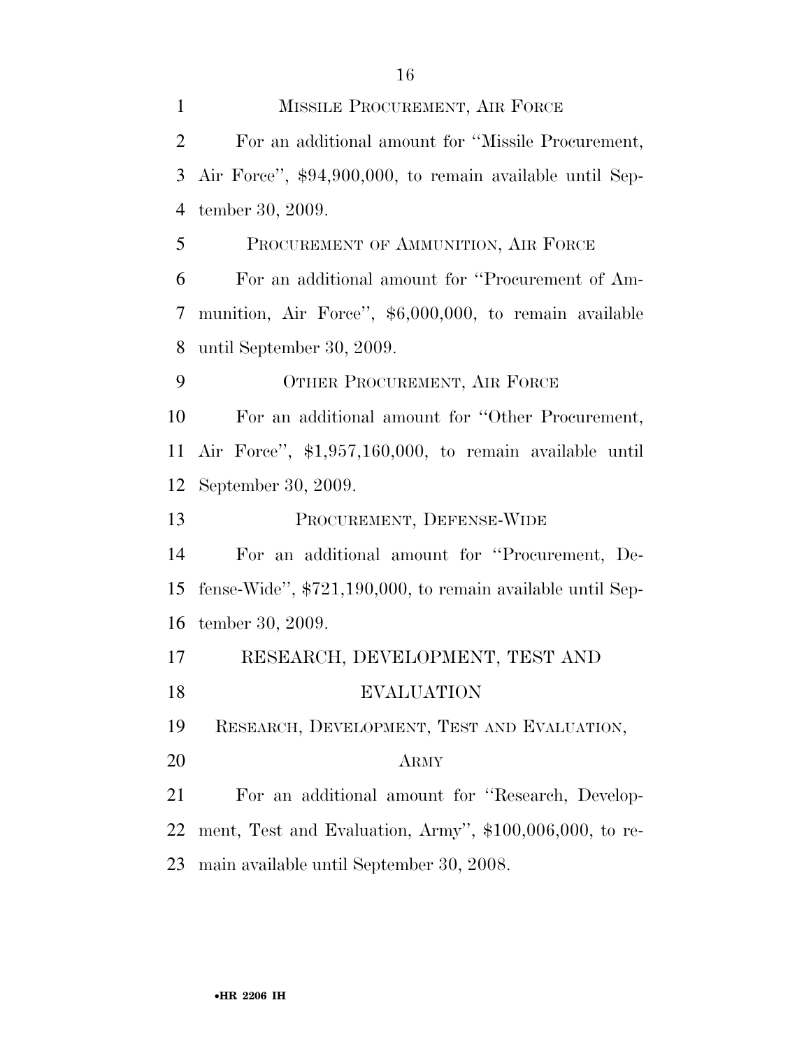MISSILE PROCUREMENT, AIR FORCE

For an additional amount for ''Missile Procurement, Air Force'', $94,900,000, to remain available until September 30, 2009.

PROCUREMENT OF AMMUNITION, AIR FORCE

For an additional amount for ''Procurement of Ammunition, Air Force'', $6,000,000, to remain available until September 30, 2009.

OTHER PROCUREMENT, AIR FORCE

For an additional amount for ''Other Procurement, Air Force'', $1,957,160,000, to remain available until September 30, 2009.

PROCUREMENT, DEFENSE-WIDE

For an additional amount for ''Procurement, Defense-Wide'', $721,190,000, to remain available until September 30, 2009.

## RESEARCH, DEVELOPMENT, TEST AND EVALUATION

RESEARCH, DEVELOPMENT, TEST AND EVALUATION, ARMY

For an additional amount for ''Research, Development, Test and Evaluation, Army'', $100,006,000, to remain available until September 30, 2008.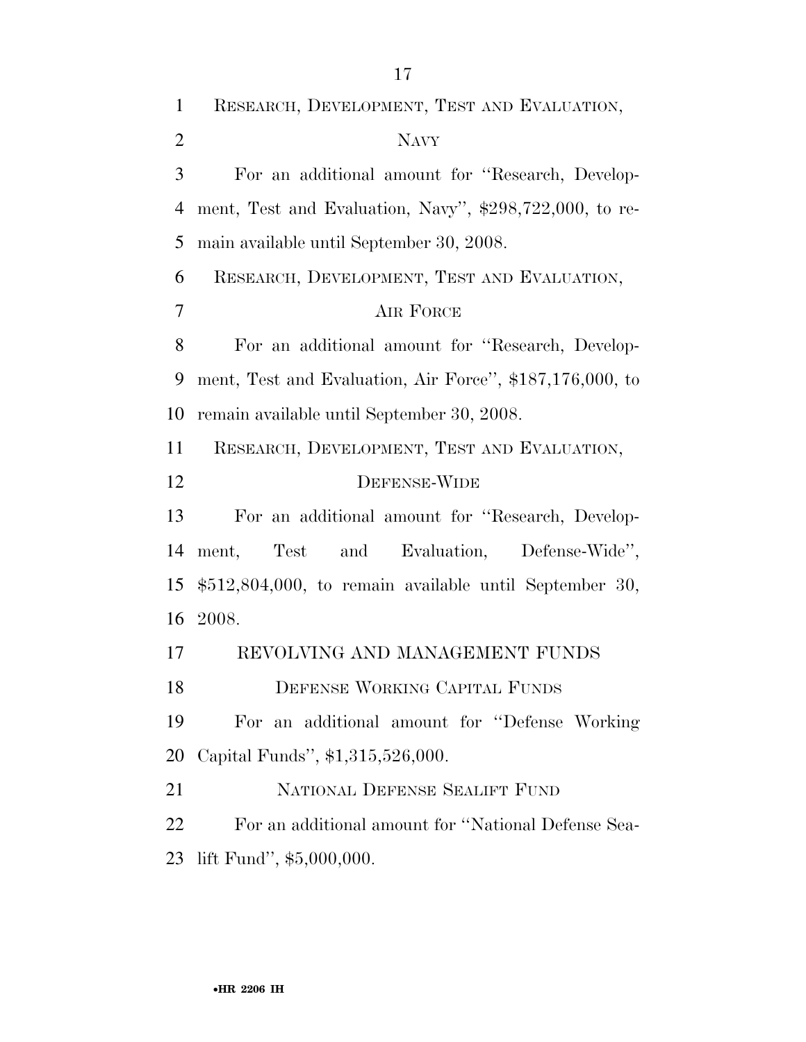RESEARCH, DEVELOPMENT, TEST AND EVALUATION, NAVY

For an additional amount for "Research, Development, Test and Evaluation, Navy", $298,722,000, to remain available until September 30, 2008.

RESEARCH, DEVELOPMENT, TEST AND EVALUATION, AIR FORCE

For an additional amount for "Research, Development, Test and Evaluation, Air Force", $187,176,000, to remain available until September 30, 2008.

RESEARCH, DEVELOPMENT, TEST AND EVALUATION, DEFENSE-WIDE

For an additional amount for "Research, Development, Test and Evaluation, Defense-Wide", $512,804,000, to remain available until September 30, 2008.

REVOLVING AND MANAGEMENT FUNDS

DEFENSE WORKING CAPITAL FUNDS

For an additional amount for "Defense Working Capital Funds", $1,315,526,000.

NATIONAL DEFENSE SEALIFT FUND

For an additional amount for "National Defense Sealift Fund", $5,000,000.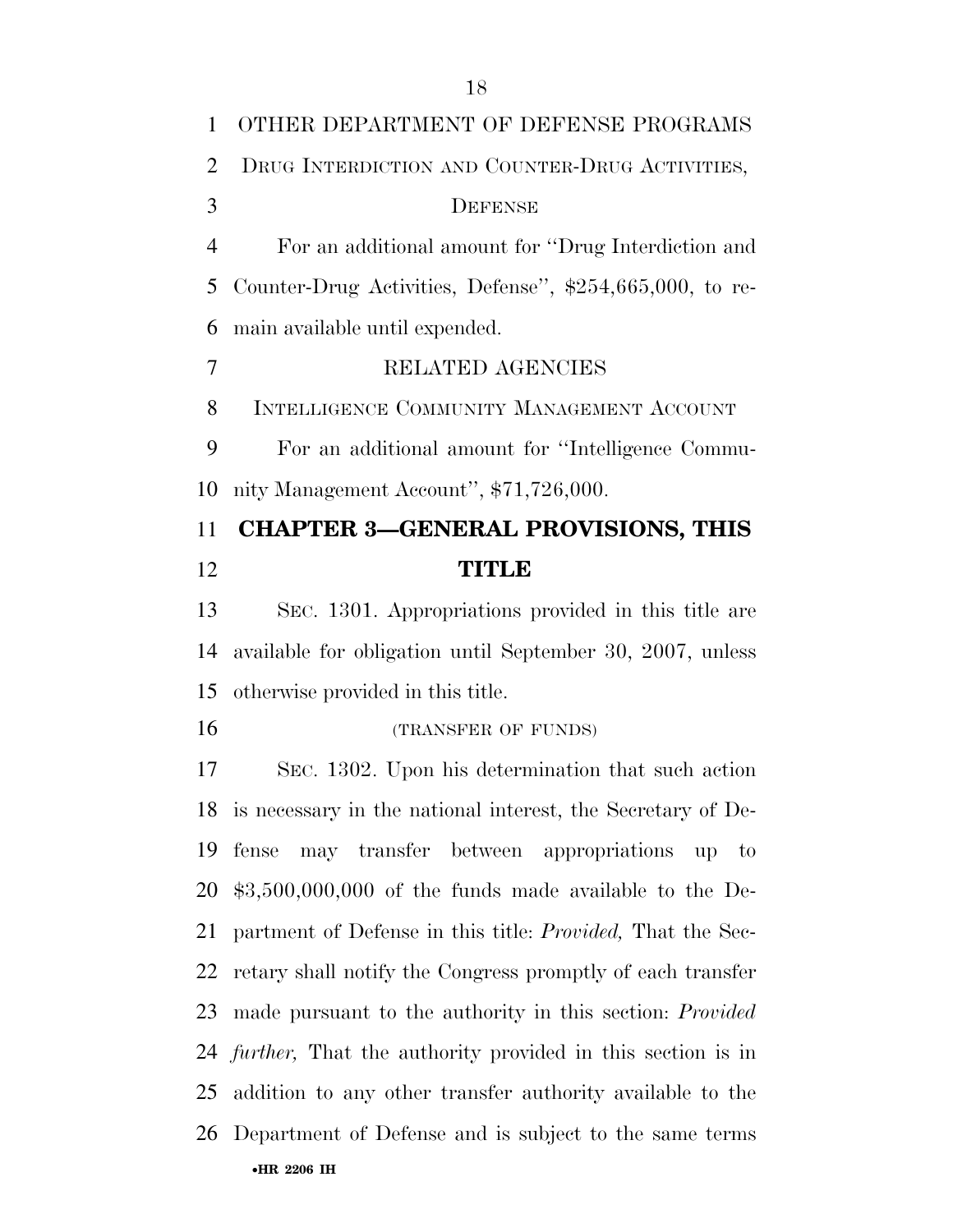OTHER DEPARTMENT OF DEFENSE PROGRAMS

DRUG INTERDICTION AND COUNTER-DRUG ACTIVITIES, DEFENSE

For an additional amount for ''Drug Interdiction and Counter-Drug Activities, Defense'', $254,665,000, to remain available until expended.

RELATED AGENCIES

INTELLIGENCE COMMUNITY MANAGEMENT ACCOUNT

For an additional amount for ''Intelligence Community Management Account'', $71,726,000.

## CHAPTER 3—GENERAL PROVISIONS, THIS TITLE

SEC. 1301. Appropriations provided in this title are available for obligation until September 30, 2007, unless otherwise provided in this title.

(TRANSFER OF FUNDS)

SEC. 1302. Upon his determination that such action is necessary in the national interest, the Secretary of Defense may transfer between appropriations up to $3,500,000,000 of the funds made available to the Department of Defense in this title: *Provided,* That the Secretary shall notify the Congress promptly of each transfer made pursuant to the authority in this section: *Provided further,* That the authority provided in this section is in addition to any other transfer authority available to the Department of Defense and is subject to the same terms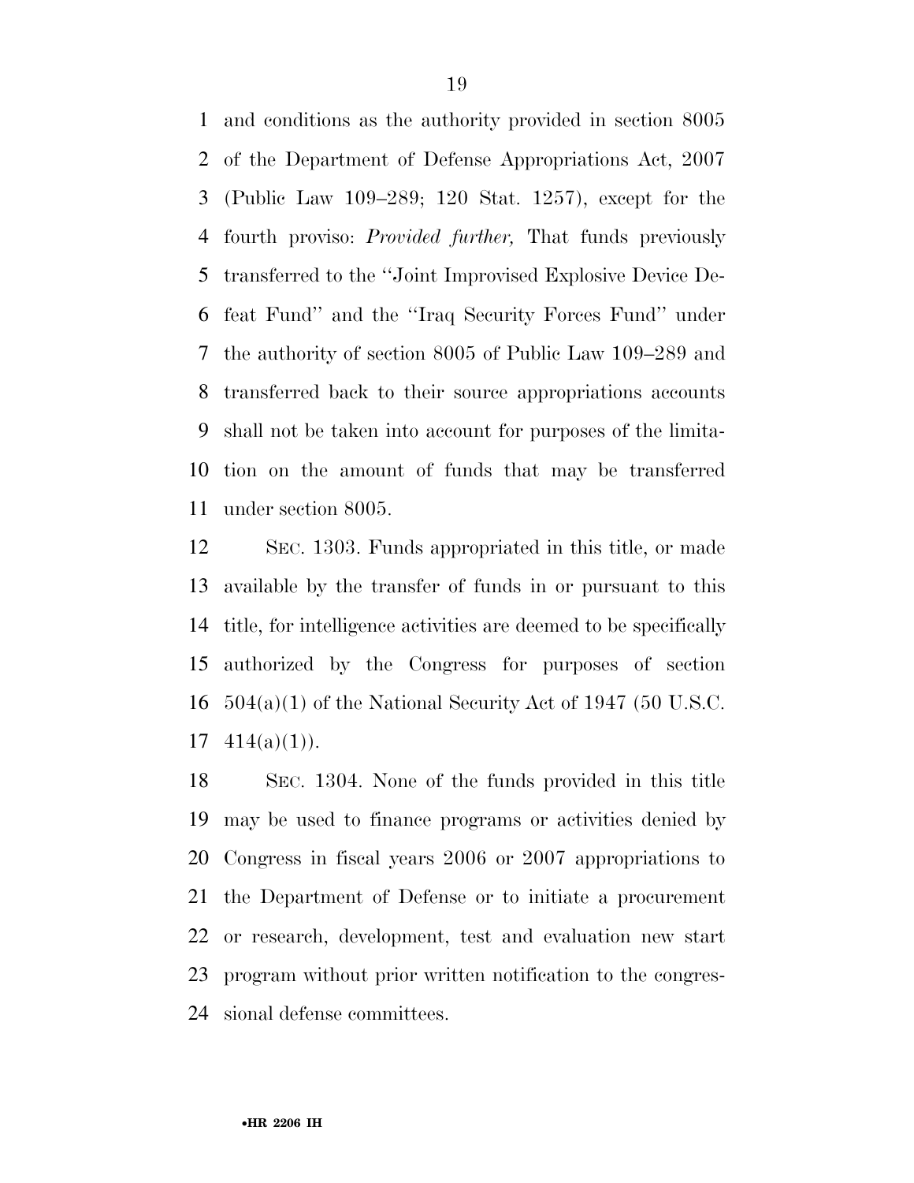and conditions as the authority provided in section 8005 of the Department of Defense Appropriations Act, 2007 (Public Law 109–289; 120 Stat. 1257), except for the fourth proviso: *Provided further,* That funds previously transferred to the ''Joint Improvised Explosive Device Defeat Fund'' and the ''Iraq Security Forces Fund'' under the authority of section 8005 of Public Law 109–289 and transferred back to their source appropriations accounts shall not be taken into account for purposes of the limitation on the amount of funds that may be transferred under section 8005.

SEC. 1303. Funds appropriated in this title, or made available by the transfer of funds in or pursuant to this title, for intelligence activities are deemed to be specifically authorized by the Congress for purposes of section 504(a)(1) of the National Security Act of 1947 (50 U.S.C. 414(a)(1)).

SEC. 1304. None of the funds provided in this title may be used to finance programs or activities denied by Congress in fiscal years 2006 or 2007 appropriations to the Department of Defense or to initiate a procurement or research, development, test and evaluation new start program without prior written notification to the congressional defense committees.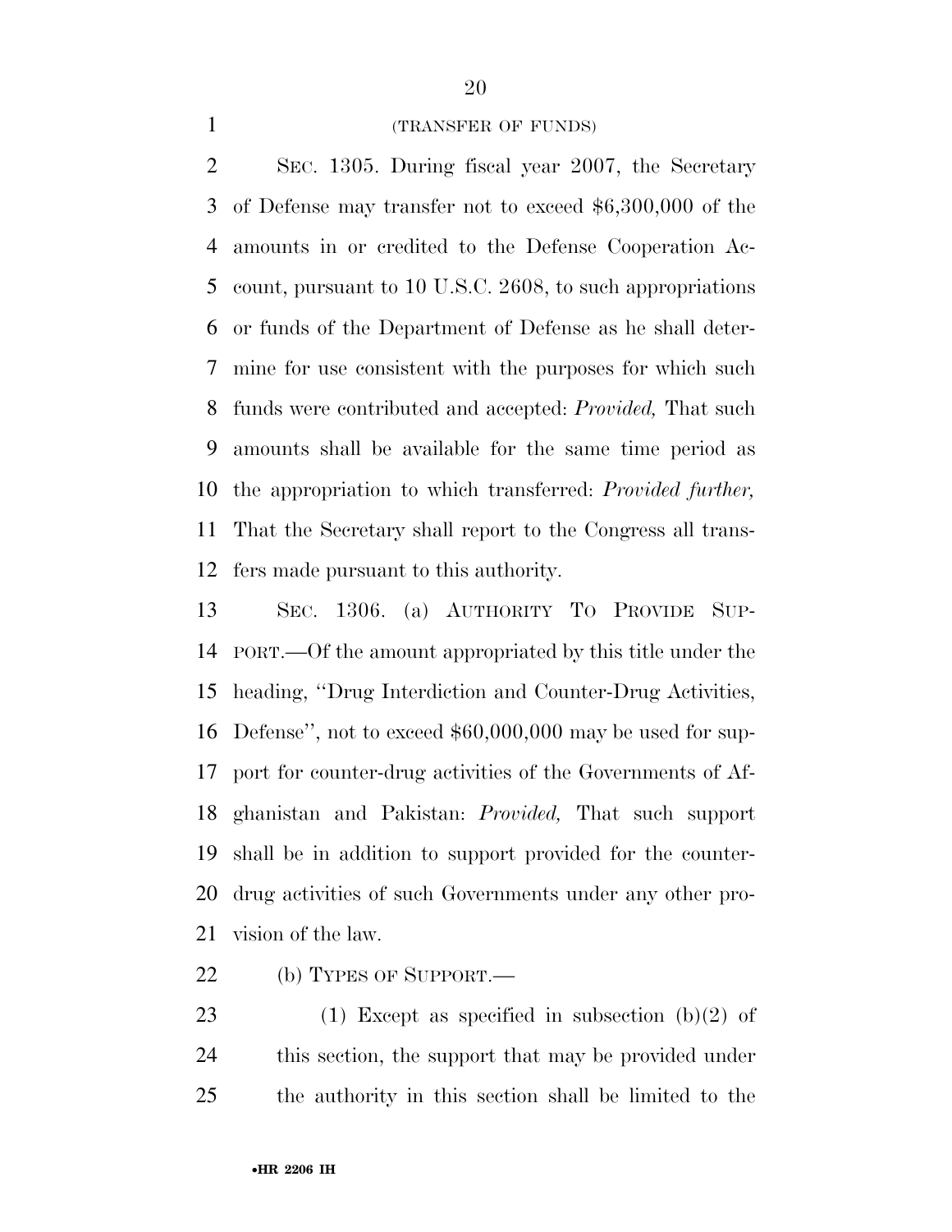(TRANSFER OF FUNDS)

SEC. 1305. During fiscal year 2007, the Secretary of Defense may transfer not to exceed $6,300,000 of the amounts in or credited to the Defense Cooperation Account, pursuant to 10 U.S.C. 2608, to such appropriations or funds of the Department of Defense as he shall determine for use consistent with the purposes for which such funds were contributed and accepted: *Provided,* That such amounts shall be available for the same time period as the appropriation to which transferred: *Provided further,* That the Secretary shall report to the Congress all transfers made pursuant to this authority.

SEC. 1306. (a) AUTHORITY TO PROVIDE SUPPORT.—Of the amount appropriated by this title under the heading, ''Drug Interdiction and Counter-Drug Activities, Defense'', not to exceed $60,000,000 may be used for support for counter-drug activities of the Governments of Afghanistan and Pakistan: *Provided,* That such support shall be in addition to support provided for the counter-drug activities of such Governments under any other provision of the law.

(b) TYPES OF SUPPORT.—

(1) Except as specified in subsection (b)(2) of this section, the support that may be provided under the authority in this section shall be limited to the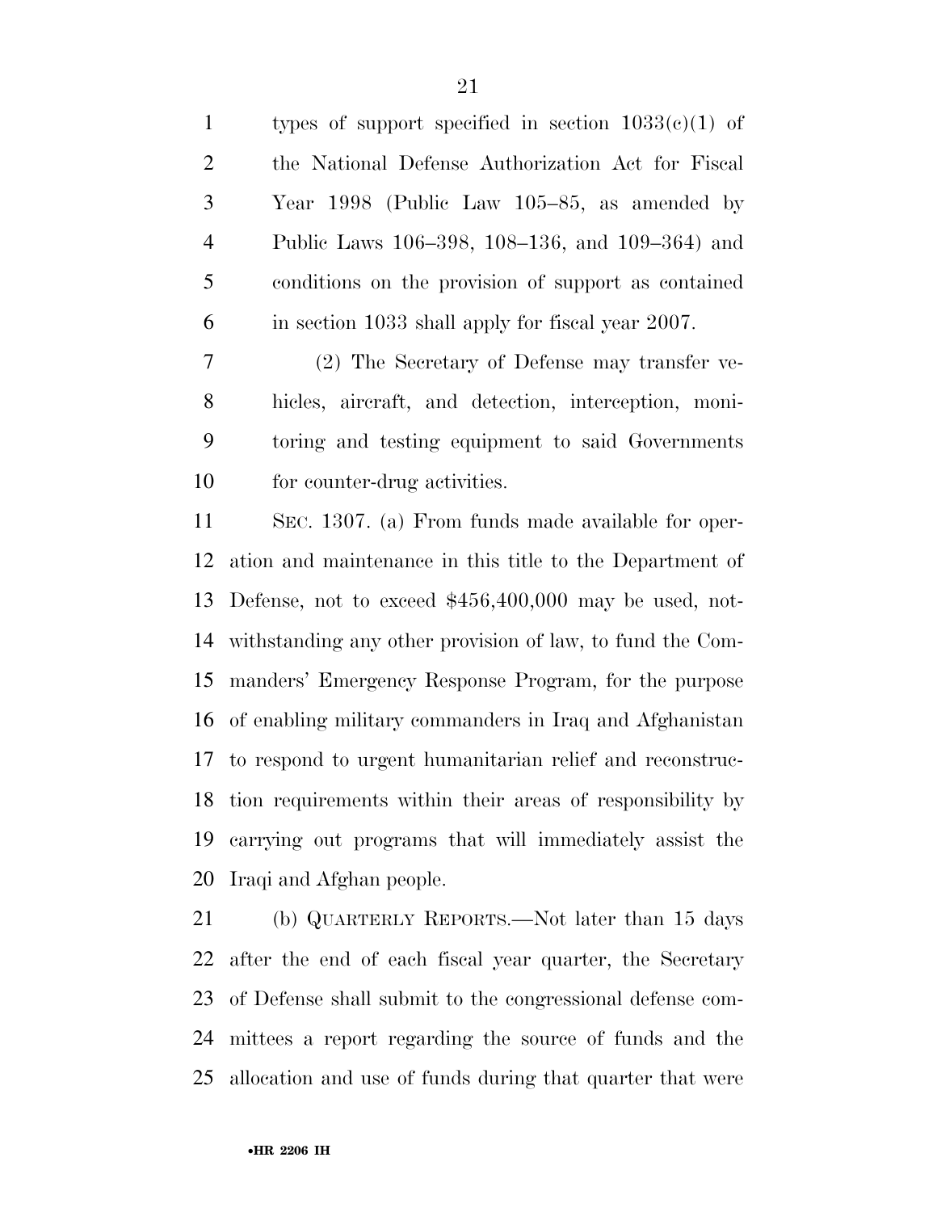types of support specified in section 1033(c)(1) of the National Defense Authorization Act for Fiscal Year 1998 (Public Law 105–85, as amended by Public Laws 106–398, 108–136, and 109–364) and conditions on the provision of support as contained in section 1033 shall apply for fiscal year 2007.

(2) The Secretary of Defense may transfer vehicles, aircraft, and detection, interception, monitoring and testing equipment to said Governments for counter-drug activities.

SEC. 1307. (a) From funds made available for operation and maintenance in this title to the Department of Defense, not to exceed $456,400,000 may be used, notwithstanding any other provision of law, to fund the Commanders' Emergency Response Program, for the purpose of enabling military commanders in Iraq and Afghanistan to respond to urgent humanitarian relief and reconstruction requirements within their areas of responsibility by carrying out programs that will immediately assist the Iraqi and Afghan people.

(b) QUARTERLY REPORTS.—Not later than 15 days after the end of each fiscal year quarter, the Secretary of Defense shall submit to the congressional defense committees a report regarding the source of funds and the allocation and use of funds during that quarter that were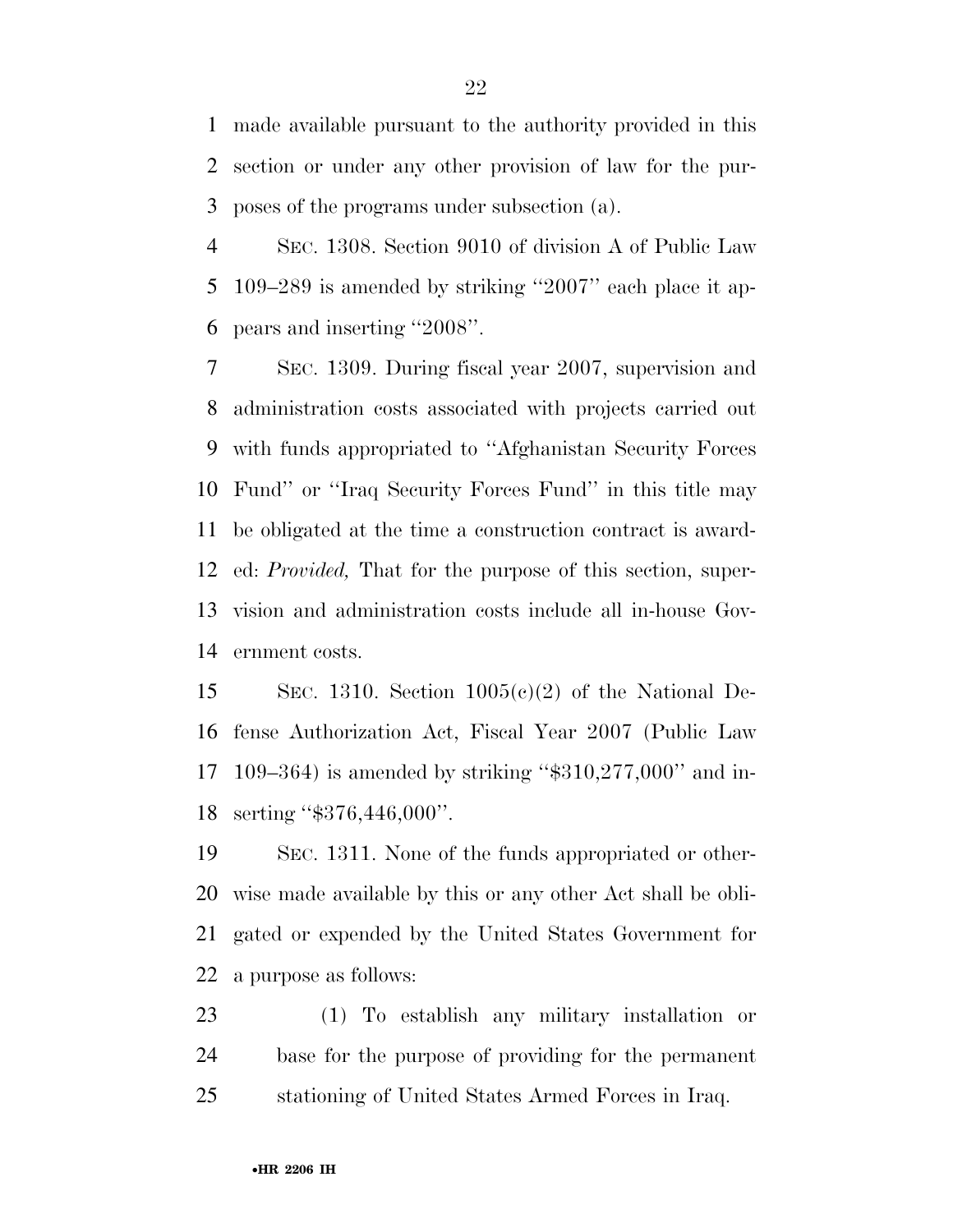made available pursuant to the authority provided in this section or under any other provision of law for the purposes of the programs under subsection (a).

SEC. 1308. Section 9010 of division A of Public Law 109–289 is amended by striking ''2007'' each place it appears and inserting ''2008''.

SEC. 1309. During fiscal year 2007, supervision and administration costs associated with projects carried out with funds appropriated to ''Afghanistan Security Forces Fund'' or ''Iraq Security Forces Fund'' in this title may be obligated at the time a construction contract is awarded: *Provided,* That for the purpose of this section, supervision and administration costs include all in-house Government costs.

SEC. 1310. Section 1005(c)(2) of the National Defense Authorization Act, Fiscal Year 2007 (Public Law 109–364) is amended by striking ''$310,277,000'' and inserting ''$376,446,000''.

SEC. 1311. None of the funds appropriated or otherwise made available by this or any other Act shall be obligated or expended by the United States Government for a purpose as follows:

(1) To establish any military installation or base for the purpose of providing for the permanent stationing of United States Armed Forces in Iraq.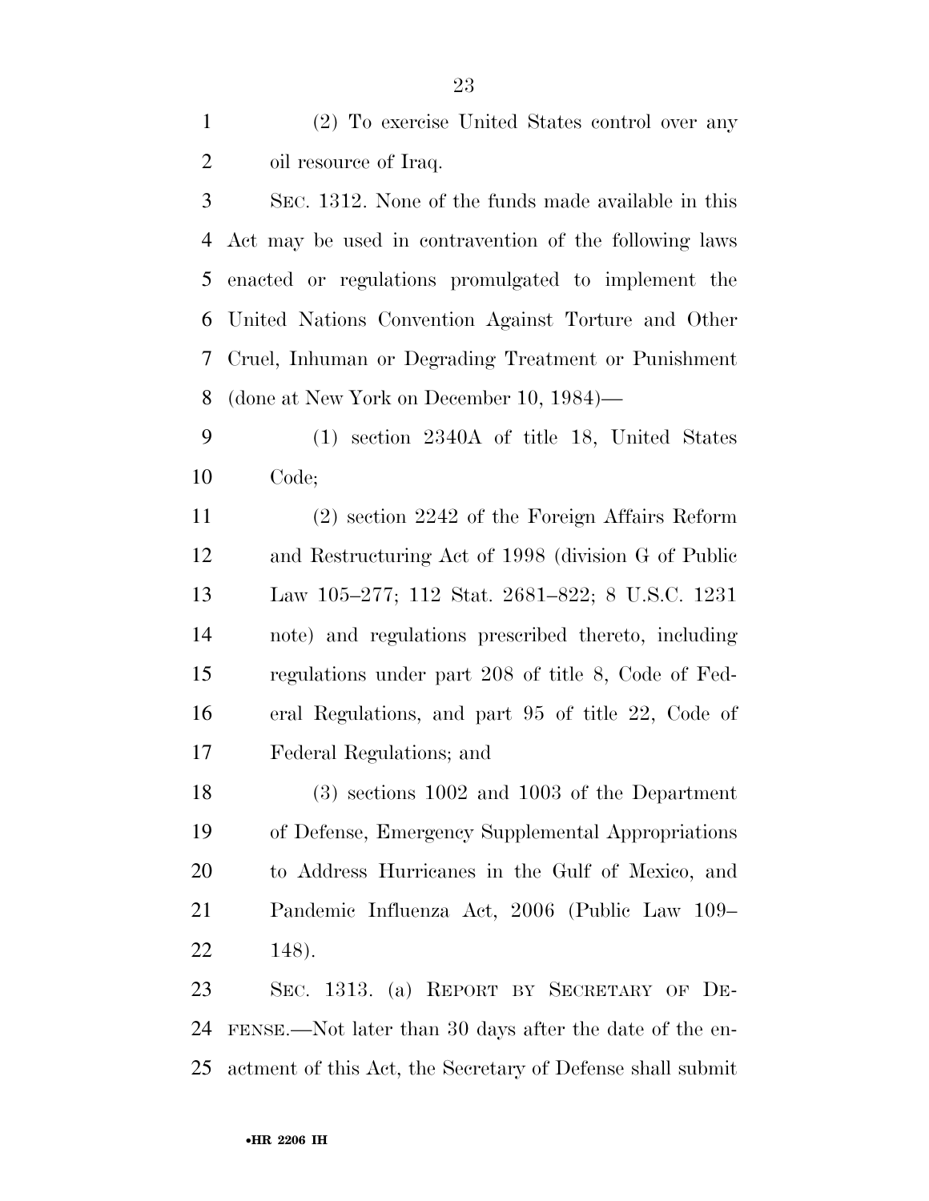(2) To exercise United States control over any oil resource of Iraq.

SEC. 1312. None of the funds made available in this Act may be used in contravention of the following laws enacted or regulations promulgated to implement the United Nations Convention Against Torture and Other Cruel, Inhuman or Degrading Treatment or Punishment (done at New York on December 10, 1984)—

(1) section 2340A of title 18, United States Code;

(2) section 2242 of the Foreign Affairs Reform and Restructuring Act of 1998 (division G of Public Law 105–277; 112 Stat. 2681–822; 8 U.S.C. 1231 note) and regulations prescribed thereto, including regulations under part 208 of title 8, Code of Federal Regulations, and part 95 of title 22, Code of Federal Regulations; and

(3) sections 1002 and 1003 of the Department of Defense, Emergency Supplemental Appropriations to Address Hurricanes in the Gulf of Mexico, and Pandemic Influenza Act, 2006 (Public Law 109–148).

SEC. 1313. (a) REPORT BY SECRETARY OF DEFENSE.—Not later than 30 days after the date of the enactment of this Act, the Secretary of Defense shall submit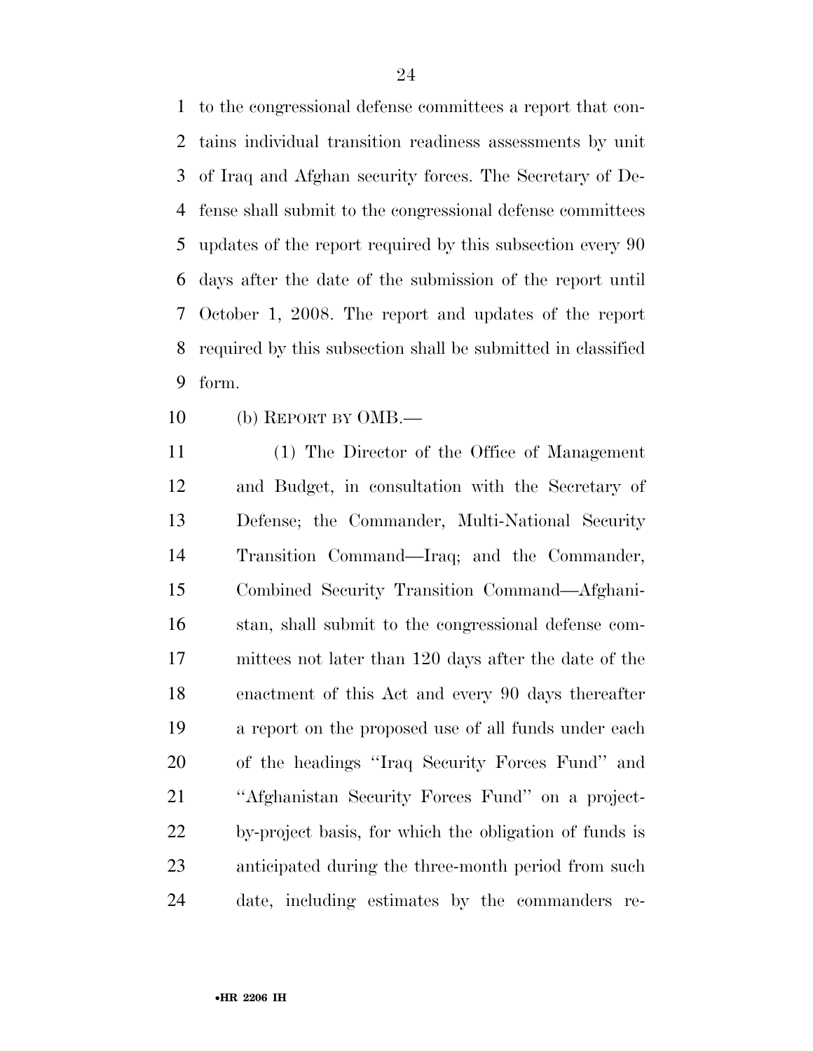to the congressional defense committees a report that contains individual transition readiness assessments by unit of Iraq and Afghan security forces. The Secretary of Defense shall submit to the congressional defense committees updates of the report required by this subsection every 90 days after the date of the submission of the report until October 1, 2008. The report and updates of the report required by this subsection shall be submitted in classified form.

(b) REPORT BY OMB.—

(1) The Director of the Office of Management and Budget, in consultation with the Secretary of Defense; the Commander, Multi-National Security Transition Command—Iraq; and the Commander, Combined Security Transition Command—Afghanistan, shall submit to the congressional defense committees not later than 120 days after the date of the enactment of this Act and every 90 days thereafter a report on the proposed use of all funds under each of the headings ''Iraq Security Forces Fund'' and ''Afghanistan Security Forces Fund'' on a project-by-project basis, for which the obligation of funds is anticipated during the three-month period from such date, including estimates by the commanders re-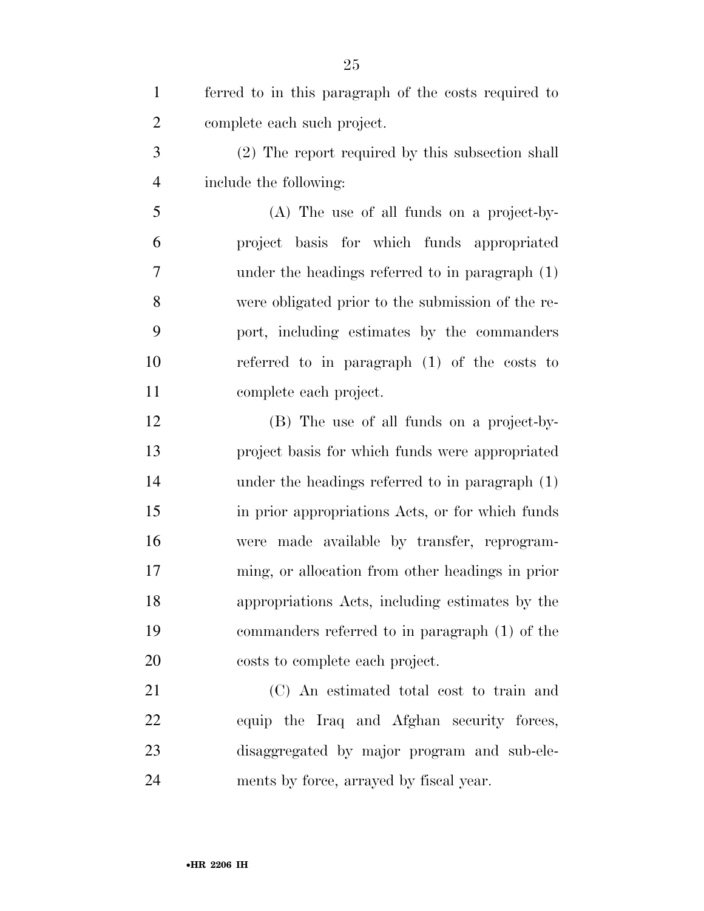ferred to in this paragraph of the costs required to complete each such project.

(2) The report required by this subsection shall include the following:

(A) The use of all funds on a project-by-project basis for which funds appropriated under the headings referred to in paragraph (1) were obligated prior to the submission of the report, including estimates by the commanders referred to in paragraph (1) of the costs to complete each project.

(B) The use of all funds on a project-by-project basis for which funds were appropriated under the headings referred to in paragraph (1) in prior appropriations Acts, or for which funds were made available by transfer, reprogramming, or allocation from other headings in prior appropriations Acts, including estimates by the commanders referred to in paragraph (1) of the costs to complete each project.

(C) An estimated total cost to train and equip the Iraq and Afghan security forces, disaggregated by major program and sub-elements by force, arrayed by fiscal year.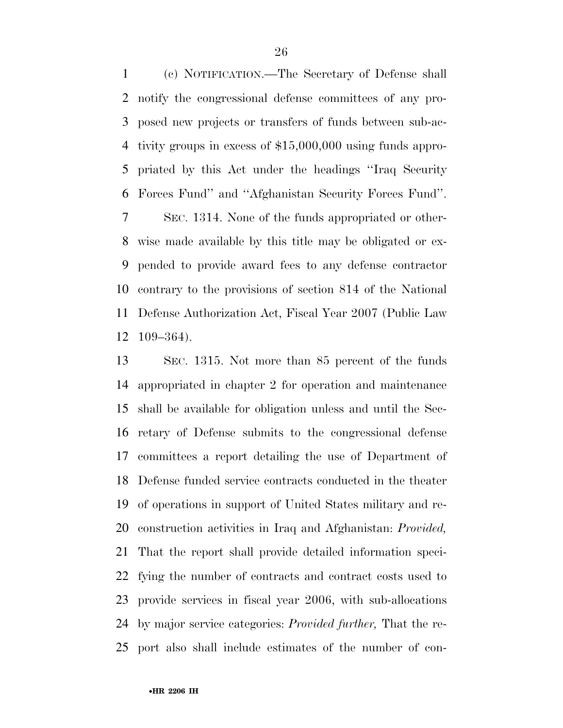(c) NOTIFICATION.—The Secretary of Defense shall notify the congressional defense committees of any proposed new projects or transfers of funds between sub-activity groups in excess of $15,000,000 using funds appropriated by this Act under the headings ''Iraq Security Forces Fund'' and ''Afghanistan Security Forces Fund''.

SEC. 1314. None of the funds appropriated or otherwise made available by this title may be obligated or expended to provide award fees to any defense contractor contrary to the provisions of section 814 of the National Defense Authorization Act, Fiscal Year 2007 (Public Law 109–364).

SEC. 1315. Not more than 85 percent of the funds appropriated in chapter 2 for operation and maintenance shall be available for obligation unless and until the Secretary of Defense submits to the congressional defense committees a report detailing the use of Department of Defense funded service contracts conducted in the theater of operations in support of United States military and reconstruction activities in Iraq and Afghanistan: *Provided,* That the report shall provide detailed information specifying the number of contracts and contract costs used to provide services in fiscal year 2006, with sub-allocations by major service categories: *Provided further,* That the report also shall include estimates of the number of con-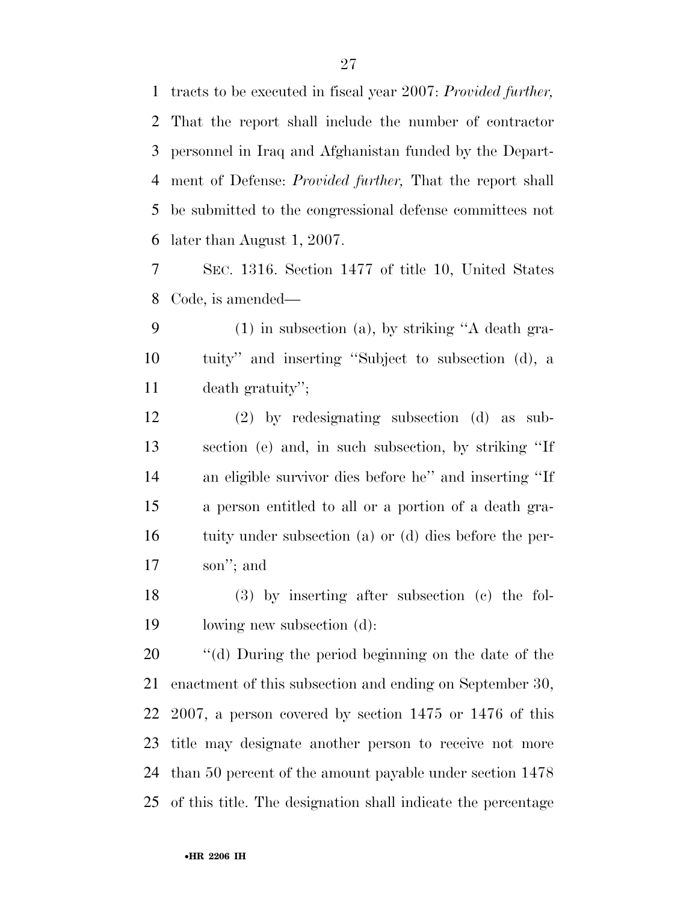tracts to be executed in fiscal year 2007: *Provided further,* That the report shall include the number of contractor personnel in Iraq and Afghanistan funded by the Department of Defense: *Provided further,* That the report shall be submitted to the congressional defense committees not later than August 1, 2007.

SEC. 1316. Section 1477 of title 10, United States Code, is amended—

(1) in subsection (a), by striking ''A death gratuity'' and inserting ''Subject to subsection (d), a death gratuity'';

(2) by redesignating subsection (d) as subsection (e) and, in such subsection, by striking ''If an eligible survivor dies before he'' and inserting ''If a person entitled to all or a portion of a death gratuity under subsection (a) or (d) dies before the person''; and

(3) by inserting after subsection (c) the following new subsection (d):

''(d) During the period beginning on the date of the enactment of this subsection and ending on September 30, 2007, a person covered by section 1475 or 1476 of this title may designate another person to receive not more than 50 percent of the amount payable under section 1478 of this title. The designation shall indicate the percentage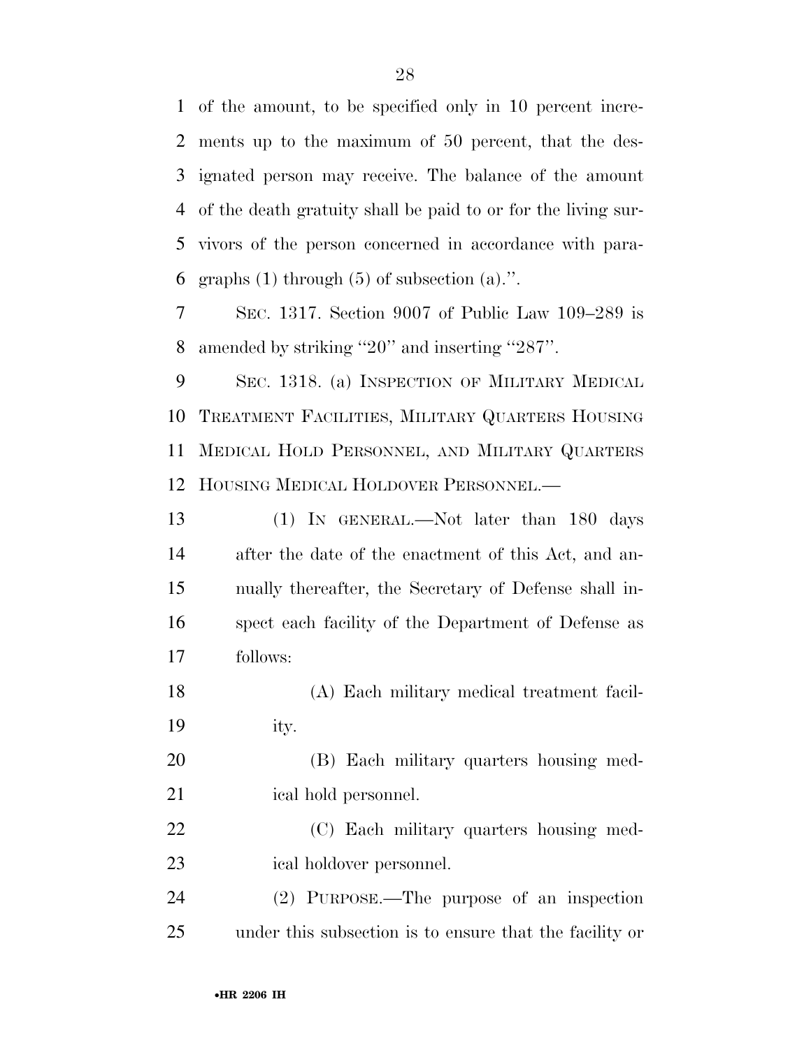of the amount, to be specified only in 10 percent increments up to the maximum of 50 percent, that the designated person may receive. The balance of the amount of the death gratuity shall be paid to or for the living survivors of the person concerned in accordance with paragraphs (1) through (5) of subsection (a).''.

SEC. 1317. Section 9007 of Public Law 109–289 is amended by striking ''20'' and inserting ''287''.

SEC. 1318. (a) INSPECTION OF MILITARY MEDICAL TREATMENT FACILITIES, MILITARY QUARTERS HOUSING MEDICAL HOLD PERSONNEL, AND MILITARY QUARTERS HOUSING MEDICAL HOLDOVER PERSONNEL.—

(1) IN GENERAL.—Not later than 180 days after the date of the enactment of this Act, and annually thereafter, the Secretary of Defense shall inspect each facility of the Department of Defense as follows:

(A) Each military medical treatment facility.

(B) Each military quarters housing medical hold personnel.

(C) Each military quarters housing medical holdover personnel.

(2) PURPOSE.—The purpose of an inspection under this subsection is to ensure that the facility or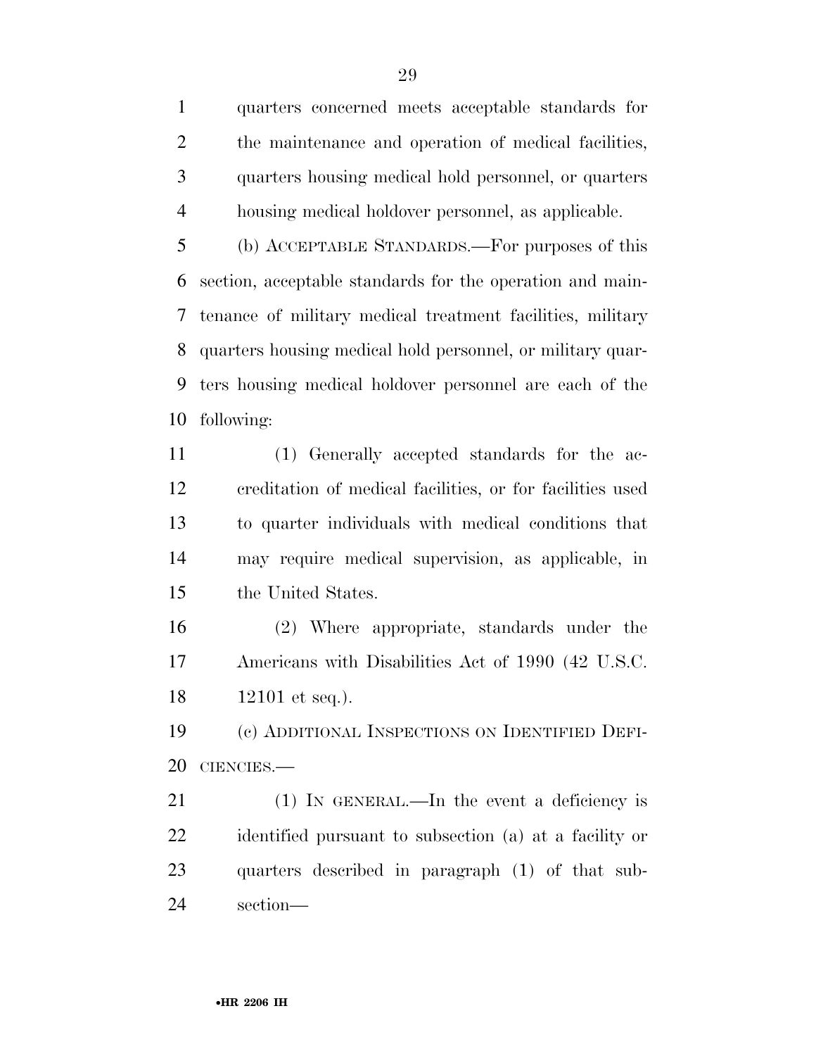quarters concerned meets acceptable standards for the maintenance and operation of medical facilities, quarters housing medical hold personnel, or quarters housing medical holdover personnel, as applicable.

(b) ACCEPTABLE STANDARDS.—For purposes of this section, acceptable standards for the operation and maintenance of military medical treatment facilities, military quarters housing medical hold personnel, or military quarters housing medical holdover personnel are each of the following:

(1) Generally accepted standards for the accreditation of medical facilities, or for facilities used to quarter individuals with medical conditions that may require medical supervision, as applicable, in the United States.

(2) Where appropriate, standards under the Americans with Disabilities Act of 1990 (42 U.S.C. 12101 et seq.).

(c) ADDITIONAL INSPECTIONS ON IDENTIFIED DEFICIENCIES.—

(1) IN GENERAL.—In the event a deficiency is identified pursuant to subsection (a) at a facility or quarters described in paragraph (1) of that subsection—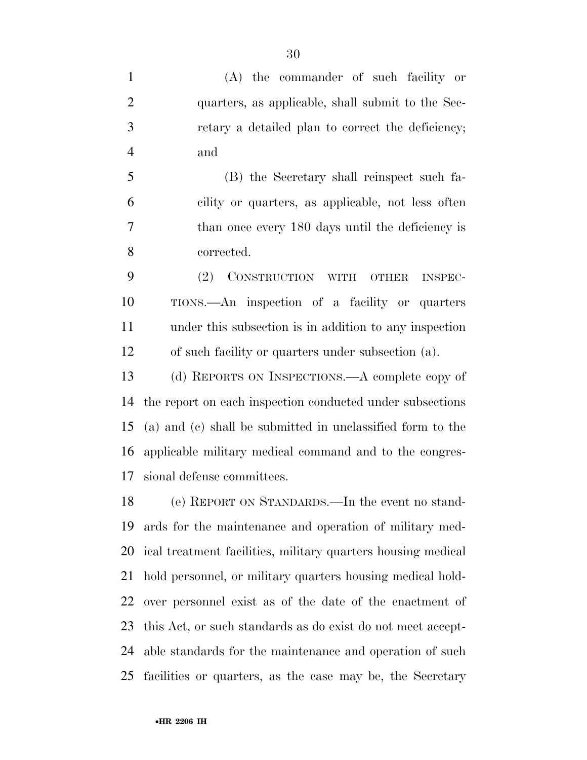(A) the commander of such facility or quarters, as applicable, shall submit to the Secretary a detailed plan to correct the deficiency; and

(B) the Secretary shall reinspect such facility or quarters, as applicable, not less often than once every 180 days until the deficiency is corrected.

(2) CONSTRUCTION WITH OTHER INSPECTIONS.—An inspection of a facility or quarters under this subsection is in addition to any inspection of such facility or quarters under subsection (a).

(d) REPORTS ON INSPECTIONS.—A complete copy of the report on each inspection conducted under subsections (a) and (c) shall be submitted in unclassified form to the applicable military medical command and to the congressional defense committees.

(e) REPORT ON STANDARDS.—In the event no standards for the maintenance and operation of military medical treatment facilities, military quarters housing medical hold personnel, or military quarters housing medical holdover personnel exist as of the date of the enactment of this Act, or such standards as do exist do not meet acceptable standards for the maintenance and operation of such facilities or quarters, as the case may be, the Secretary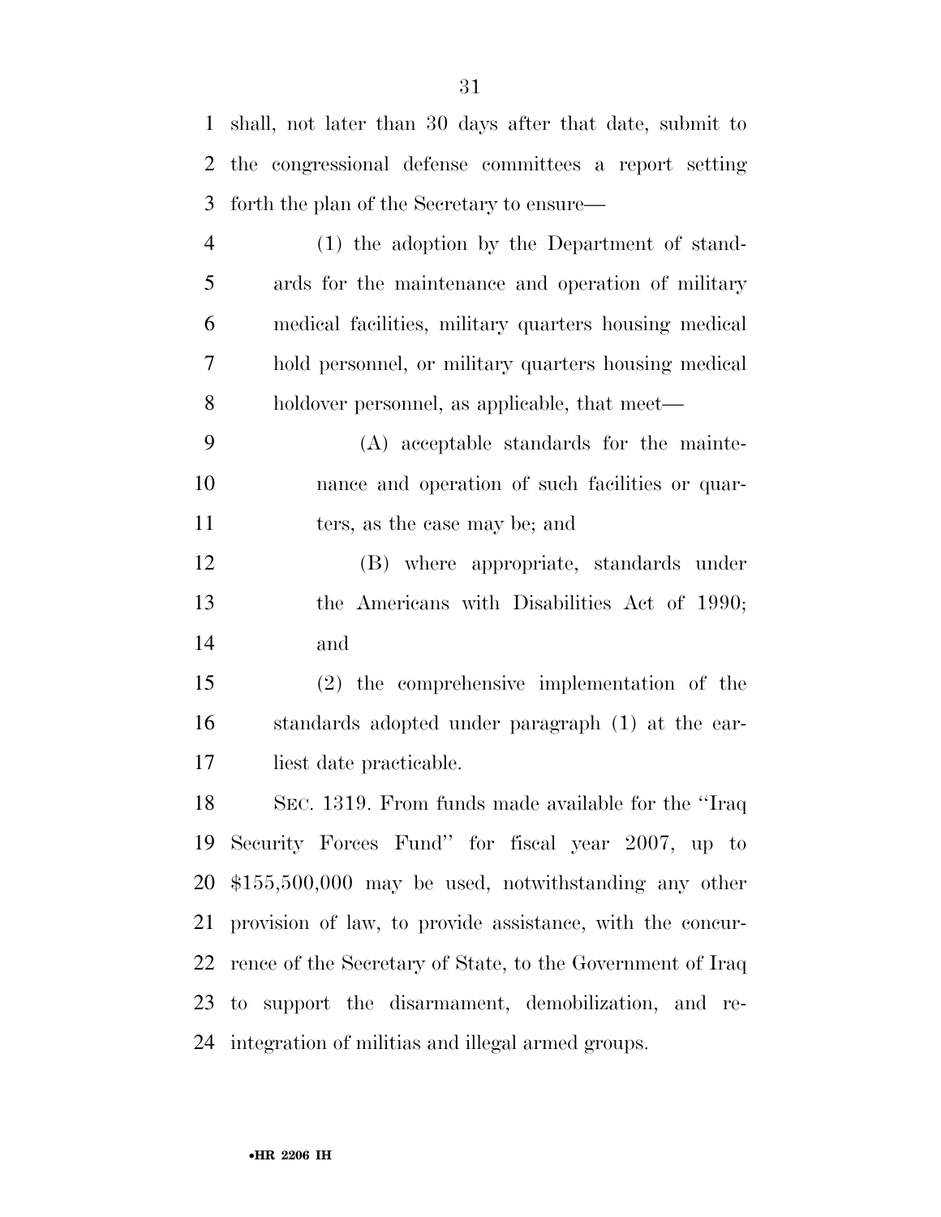shall, not later than 30 days after that date, submit to the congressional defense committees a report setting forth the plan of the Secretary to ensure—

(1) the adoption by the Department of standards for the maintenance and operation of military medical facilities, military quarters housing medical hold personnel, or military quarters housing medical holdover personnel, as applicable, that meet—

(A) acceptable standards for the maintenance and operation of such facilities or quarters, as the case may be; and

(B) where appropriate, standards under the Americans with Disabilities Act of 1990; and

(2) the comprehensive implementation of the standards adopted under paragraph (1) at the earliest date practicable.

SEC. 1319. From funds made available for the ''Iraq Security Forces Fund'' for fiscal year 2007, up to $155,500,000 may be used, notwithstanding any other provision of law, to provide assistance, with the concurrence of the Secretary of State, to the Government of Iraq to support the disarmament, demobilization, and reintegration of militias and illegal armed groups.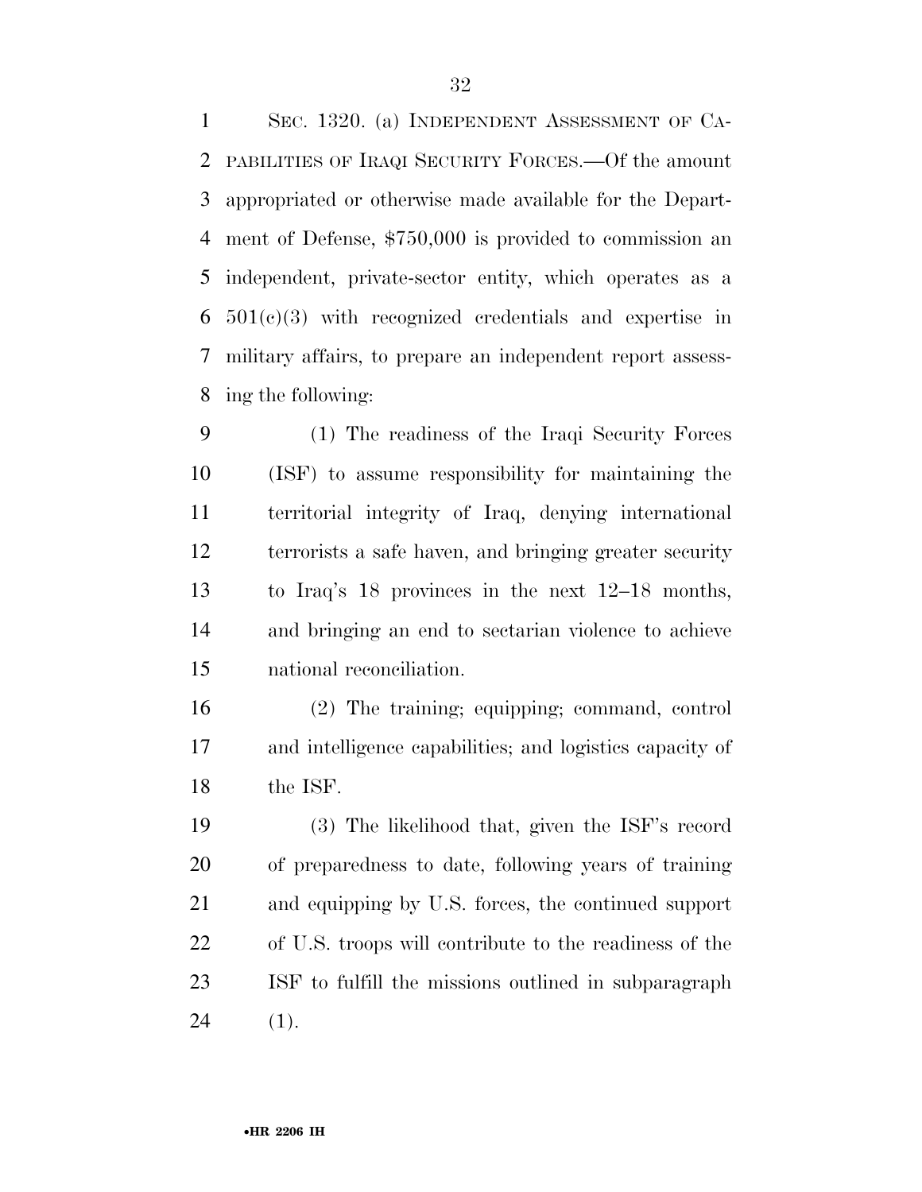SEC. 1320. (a) INDEPENDENT ASSESSMENT OF CAPABILITIES OF IRAQI SECURITY FORCES.—Of the amount appropriated or otherwise made available for the Department of Defense, $750,000 is provided to commission an independent, private-sector entity, which operates as a 501(c)(3) with recognized credentials and expertise in military affairs, to prepare an independent report assessing the following:

(1) The readiness of the Iraqi Security Forces (ISF) to assume responsibility for maintaining the territorial integrity of Iraq, denying international terrorists a safe haven, and bringing greater security to Iraq's 18 provinces in the next 12–18 months, and bringing an end to sectarian violence to achieve national reconciliation.

(2) The training; equipping; command, control and intelligence capabilities; and logistics capacity of the ISF.

(3) The likelihood that, given the ISF's record of preparedness to date, following years of training and equipping by U.S. forces, the continued support of U.S. troops will contribute to the readiness of the ISF to fulfill the missions outlined in subparagraph (1).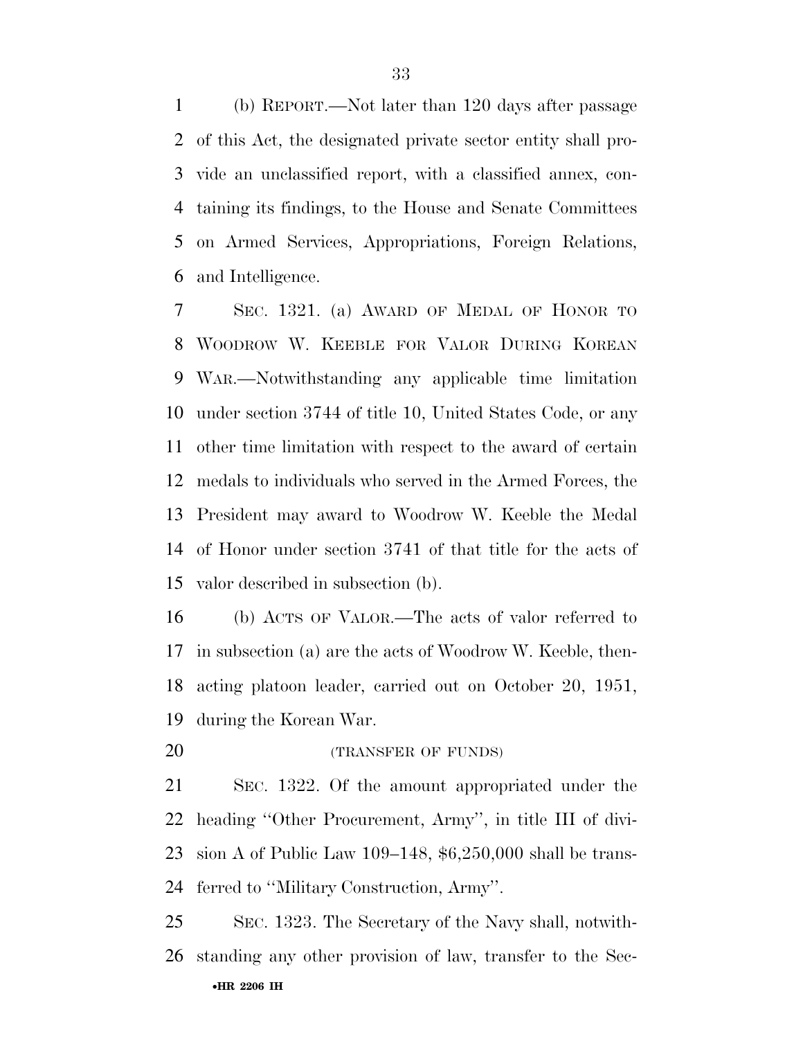(b) REPORT.—Not later than 120 days after passage of this Act, the designated private sector entity shall provide an unclassified report, with a classified annex, containing its findings, to the House and Senate Committees on Armed Services, Appropriations, Foreign Relations, and Intelligence.

SEC. 1321. (a) AWARD OF MEDAL OF HONOR TO WOODROW W. KEEBLE FOR VALOR DURING KOREAN WAR.—Notwithstanding any applicable time limitation under section 3744 of title 10, United States Code, or any other time limitation with respect to the award of certain medals to individuals who served in the Armed Forces, the President may award to Woodrow W. Keeble the Medal of Honor under section 3741 of that title for the acts of valor described in subsection (b).

(b) ACTS OF VALOR.—The acts of valor referred to in subsection (a) are the acts of Woodrow W. Keeble, then-acting platoon leader, carried out on October 20, 1951, during the Korean War.

(TRANSFER OF FUNDS)

SEC. 1322. Of the amount appropriated under the heading ''Other Procurement, Army'', in title III of division A of Public Law 109–148, $6,250,000 shall be transferred to ''Military Construction, Army''.

SEC. 1323. The Secretary of the Navy shall, notwithstanding any other provision of law, transfer to the Sec-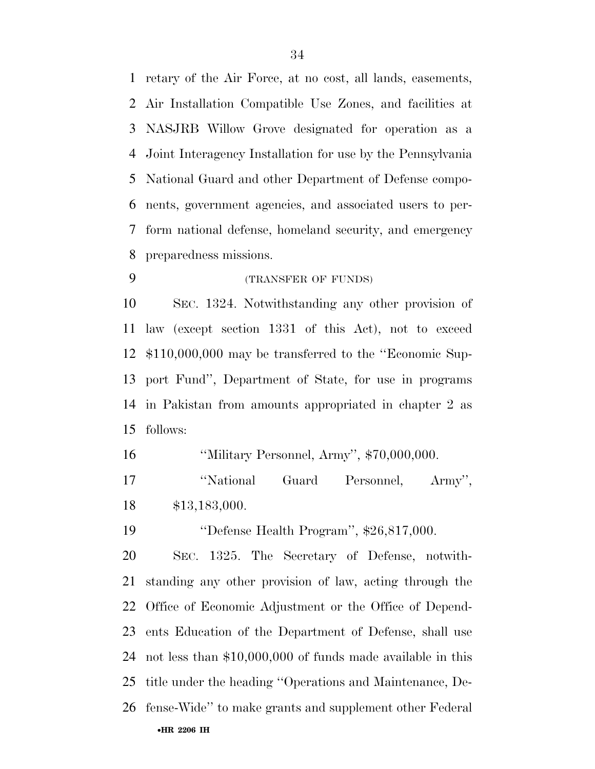retary of the Air Force, at no cost, all lands, easements, Air Installation Compatible Use Zones, and facilities at NASJRB Willow Grove designated for operation as a Joint Interagency Installation for use by the Pennsylvania National Guard and other Department of Defense components, government agencies, and associated users to perform national defense, homeland security, and emergency preparedness missions.

(TRANSFER OF FUNDS)

SEC. 1324. Notwithstanding any other provision of law (except section 1331 of this Act), not to exceed $110,000,000 may be transferred to the ''Economic Support Fund'', Department of State, for use in programs in Pakistan from amounts appropriated in chapter 2 as follows:

''Military Personnel, Army'', $70,000,000.

''National Guard Personnel, Army'', $13,183,000.

''Defense Health Program'', $26,817,000.

SEC. 1325. The Secretary of Defense, notwithstanding any other provision of law, acting through the Office of Economic Adjustment or the Office of Dependents Education of the Department of Defense, shall use not less than $10,000,000 of funds made available in this title under the heading ''Operations and Maintenance, Defense-Wide'' to make grants and supplement other Federal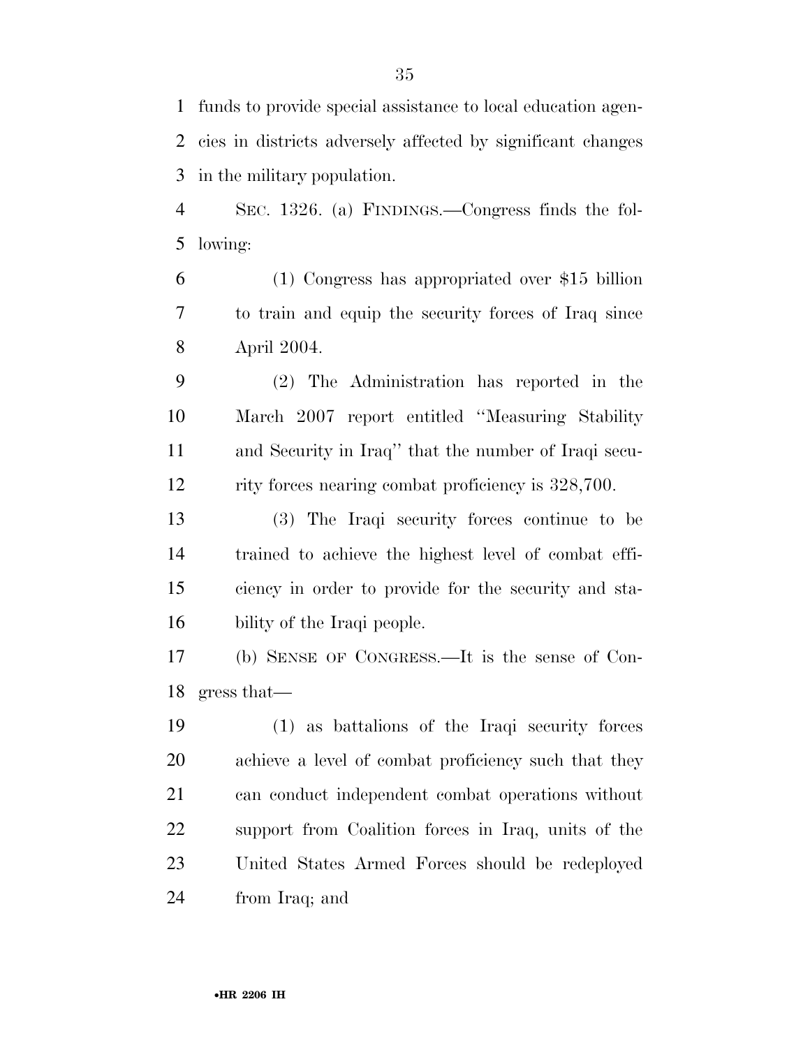funds to provide special assistance to local education agencies in districts adversely affected by significant changes in the military population.

SEC. 1326. (a) FINDINGS.—Congress finds the following:

(1) Congress has appropriated over $15 billion to train and equip the security forces of Iraq since April 2004.

(2) The Administration has reported in the March 2007 report entitled ''Measuring Stability and Security in Iraq'' that the number of Iraqi security forces nearing combat proficiency is 328,700.

(3) The Iraqi security forces continue to be trained to achieve the highest level of combat efficiency in order to provide for the security and stability of the Iraqi people.

(b) SENSE OF CONGRESS.—It is the sense of Congress that—

(1) as battalions of the Iraqi security forces achieve a level of combat proficiency such that they can conduct independent combat operations without support from Coalition forces in Iraq, units of the United States Armed Forces should be redeployed from Iraq; and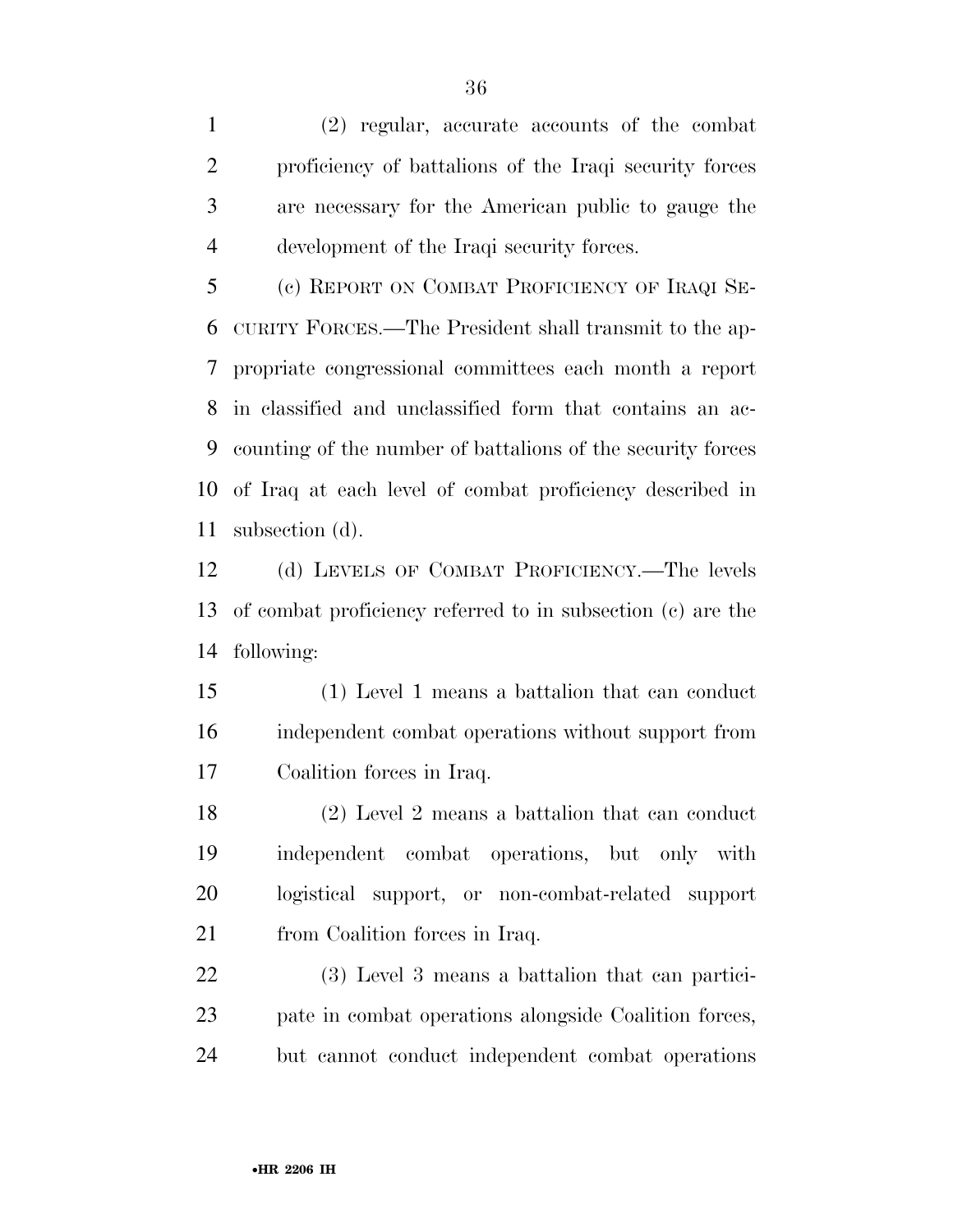(2) regular, accurate accounts of the combat proficiency of battalions of the Iraqi security forces are necessary for the American public to gauge the development of the Iraqi security forces.

(c) REPORT ON COMBAT PROFICIENCY OF IRAQI SECURITY FORCES.—The President shall transmit to the appropriate congressional committees each month a report in classified and unclassified form that contains an accounting of the number of battalions of the security forces of Iraq at each level of combat proficiency described in subsection (d).

(d) LEVELS OF COMBAT PROFICIENCY.—The levels of combat proficiency referred to in subsection (c) are the following:

(1) Level 1 means a battalion that can conduct independent combat operations without support from Coalition forces in Iraq.

(2) Level 2 means a battalion that can conduct independent combat operations, but only with logistical support, or non-combat-related support from Coalition forces in Iraq.

(3) Level 3 means a battalion that can participate in combat operations alongside Coalition forces, but cannot conduct independent combat operations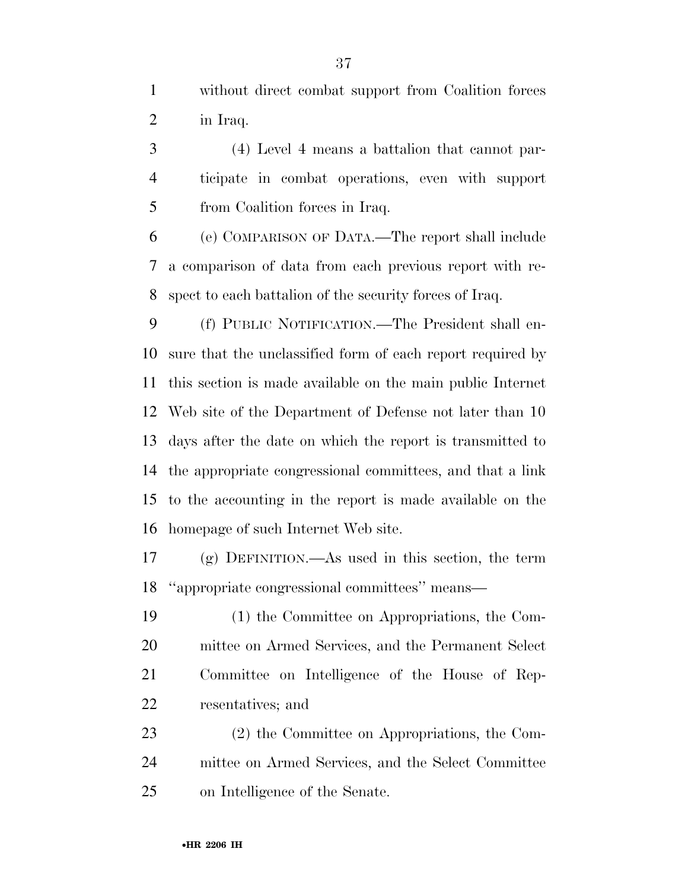without direct combat support from Coalition forces in Iraq.

(4) Level 4 means a battalion that cannot participate in combat operations, even with support from Coalition forces in Iraq.

(e) COMPARISON OF DATA.—The report shall include a comparison of data from each previous report with respect to each battalion of the security forces of Iraq.

(f) PUBLIC NOTIFICATION.—The President shall ensure that the unclassified form of each report required by this section is made available on the main public Internet Web site of the Department of Defense not later than 10 days after the date on which the report is transmitted to the appropriate congressional committees, and that a link to the accounting in the report is made available on the homepage of such Internet Web site.

(g) DEFINITION.—As used in this section, the term ''appropriate congressional committees'' means—

(1) the Committee on Appropriations, the Committee on Armed Services, and the Permanent Select Committee on Intelligence of the House of Representatives; and

(2) the Committee on Appropriations, the Committee on Armed Services, and the Select Committee on Intelligence of the Senate.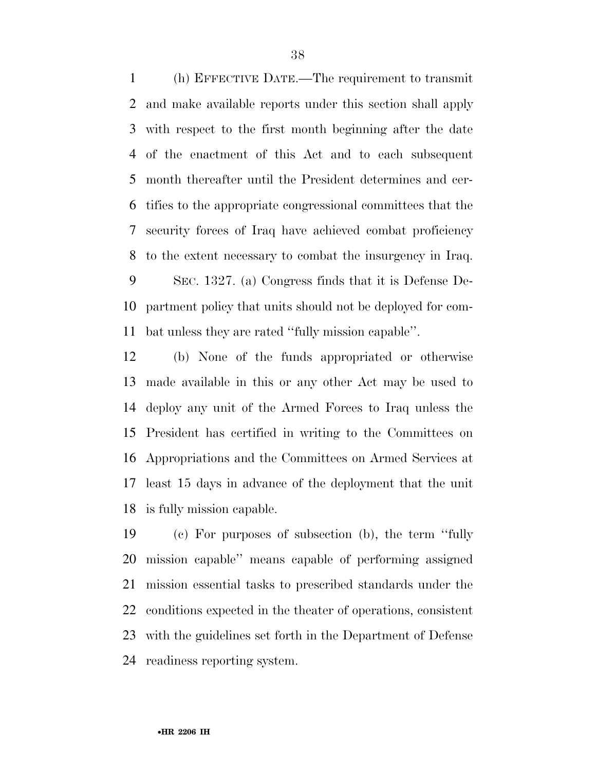(h) EFFECTIVE DATE.—The requirement to transmit and make available reports under this section shall apply with respect to the first month beginning after the date of the enactment of this Act and to each subsequent month thereafter until the President determines and certifies to the appropriate congressional committees that the security forces of Iraq have achieved combat proficiency to the extent necessary to combat the insurgency in Iraq.

SEC. 1327. (a) Congress finds that it is Defense Department policy that units should not be deployed for combat unless they are rated ''fully mission capable''.

(b) None of the funds appropriated or otherwise made available in this or any other Act may be used to deploy any unit of the Armed Forces to Iraq unless the President has certified in writing to the Committees on Appropriations and the Committees on Armed Services at least 15 days in advance of the deployment that the unit is fully mission capable.

(c) For purposes of subsection (b), the term ''fully mission capable'' means capable of performing assigned mission essential tasks to prescribed standards under the conditions expected in the theater of operations, consistent with the guidelines set forth in the Department of Defense readiness reporting system.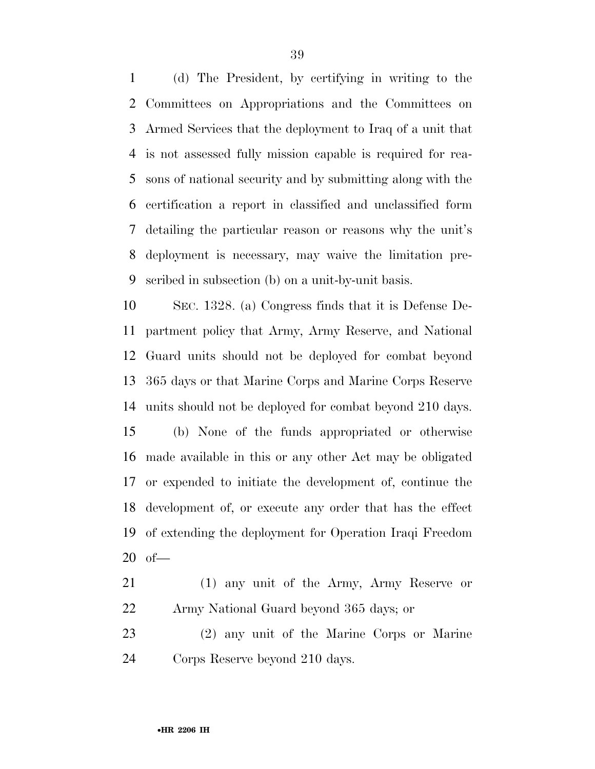(d) The President, by certifying in writing to the Committees on Appropriations and the Committees on Armed Services that the deployment to Iraq of a unit that is not assessed fully mission capable is required for reasons of national security and by submitting along with the certification a report in classified and unclassified form detailing the particular reason or reasons why the unit's deployment is necessary, may waive the limitation prescribed in subsection (b) on a unit-by-unit basis.

SEC. 1328. (a) Congress finds that it is Defense Department policy that Army, Army Reserve, and National Guard units should not be deployed for combat beyond 365 days or that Marine Corps and Marine Corps Reserve units should not be deployed for combat beyond 210 days.

(b) None of the funds appropriated or otherwise made available in this or any other Act may be obligated or expended to initiate the development of, continue the development of, or execute any order that has the effect of extending the deployment for Operation Iraqi Freedom of—

(1) any unit of the Army, Army Reserve or Army National Guard beyond 365 days; or

(2) any unit of the Marine Corps or Marine Corps Reserve beyond 210 days.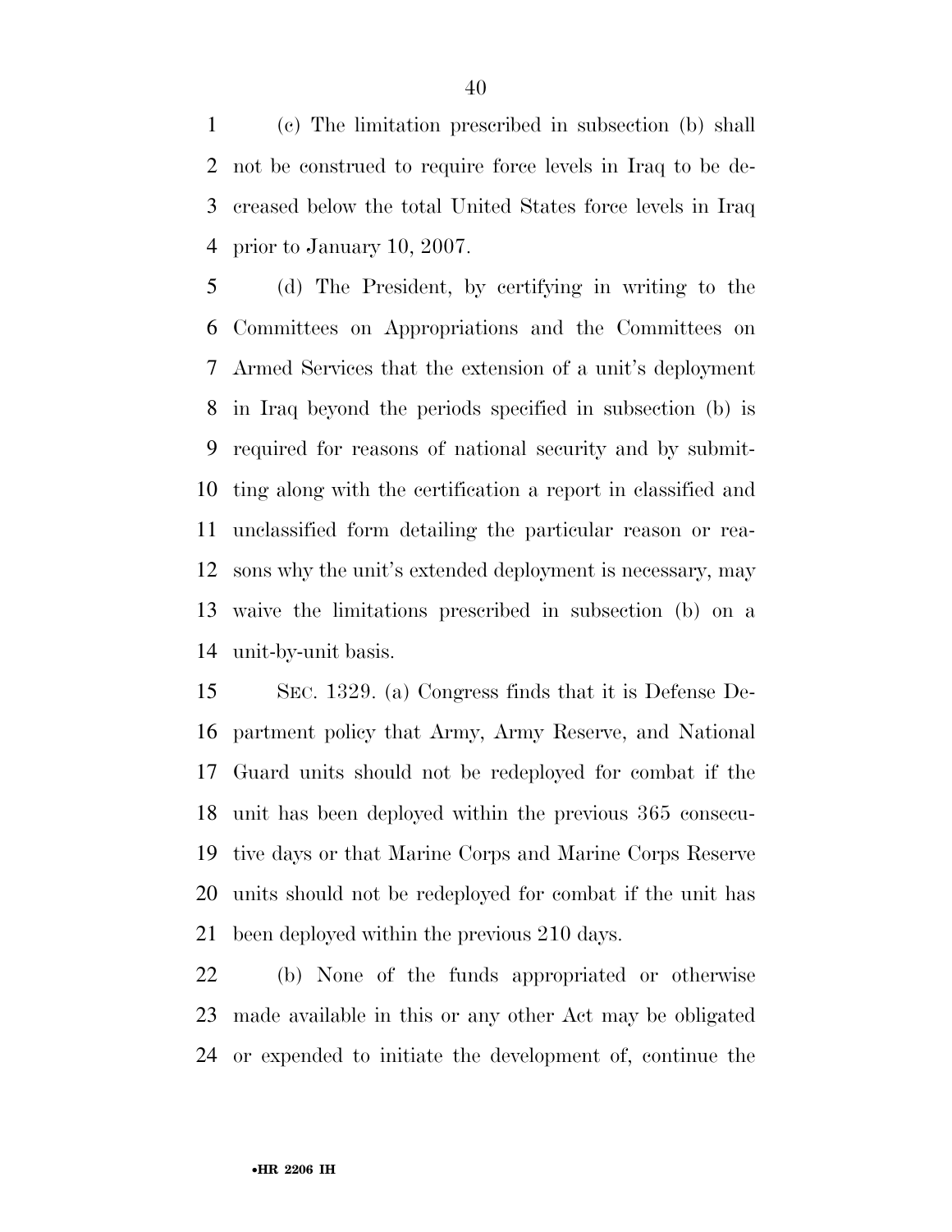(c) The limitation prescribed in subsection (b) shall not be construed to require force levels in Iraq to be decreased below the total United States force levels in Iraq prior to January 10, 2007.

(d) The President, by certifying in writing to the Committees on Appropriations and the Committees on Armed Services that the extension of a unit's deployment in Iraq beyond the periods specified in subsection (b) is required for reasons of national security and by submitting along with the certification a report in classified and unclassified form detailing the particular reason or reasons why the unit's extended deployment is necessary, may waive the limitations prescribed in subsection (b) on a unit-by-unit basis.

SEC. 1329. (a) Congress finds that it is Defense Department policy that Army, Army Reserve, and National Guard units should not be redeployed for combat if the unit has been deployed within the previous 365 consecutive days or that Marine Corps and Marine Corps Reserve units should not be redeployed for combat if the unit has been deployed within the previous 210 days.

(b) None of the funds appropriated or otherwise made available in this or any other Act may be obligated or expended to initiate the development of, continue the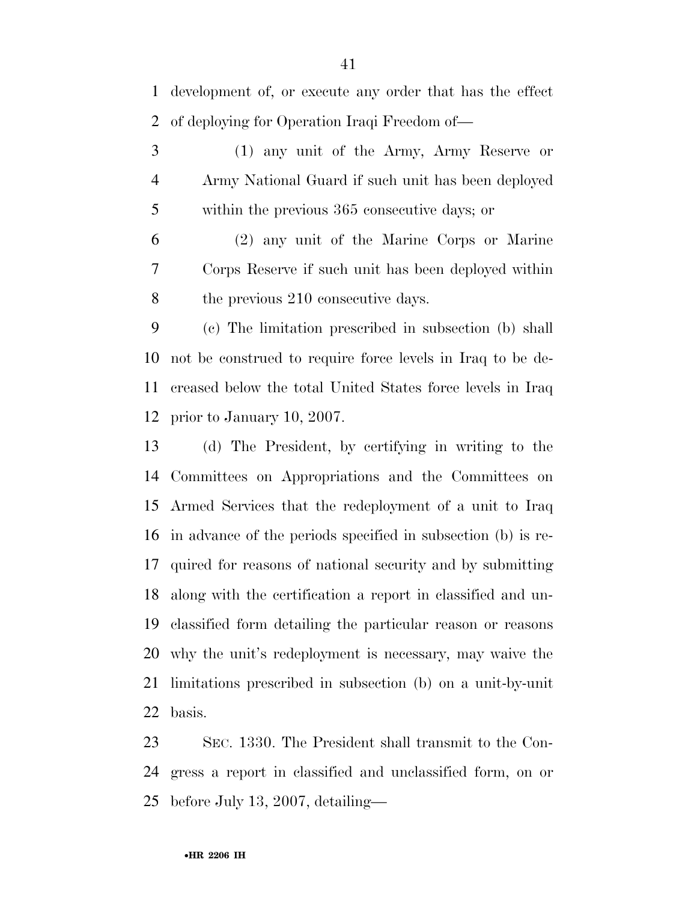development of, or execute any order that has the effect of deploying for Operation Iraqi Freedom of—

(1) any unit of the Army, Army Reserve or Army National Guard if such unit has been deployed within the previous 365 consecutive days; or

(2) any unit of the Marine Corps or Marine Corps Reserve if such unit has been deployed within the previous 210 consecutive days.

(c) The limitation prescribed in subsection (b) shall not be construed to require force levels in Iraq to be decreased below the total United States force levels in Iraq prior to January 10, 2007.

(d) The President, by certifying in writing to the Committees on Appropriations and the Committees on Armed Services that the redeployment of a unit to Iraq in advance of the periods specified in subsection (b) is required for reasons of national security and by submitting along with the certification a report in classified and unclassified form detailing the particular reason or reasons why the unit's redeployment is necessary, may waive the limitations prescribed in subsection (b) on a unit-by-unit basis.

SEC. 1330. The President shall transmit to the Congress a report in classified and unclassified form, on or before July 13, 2007, detailing—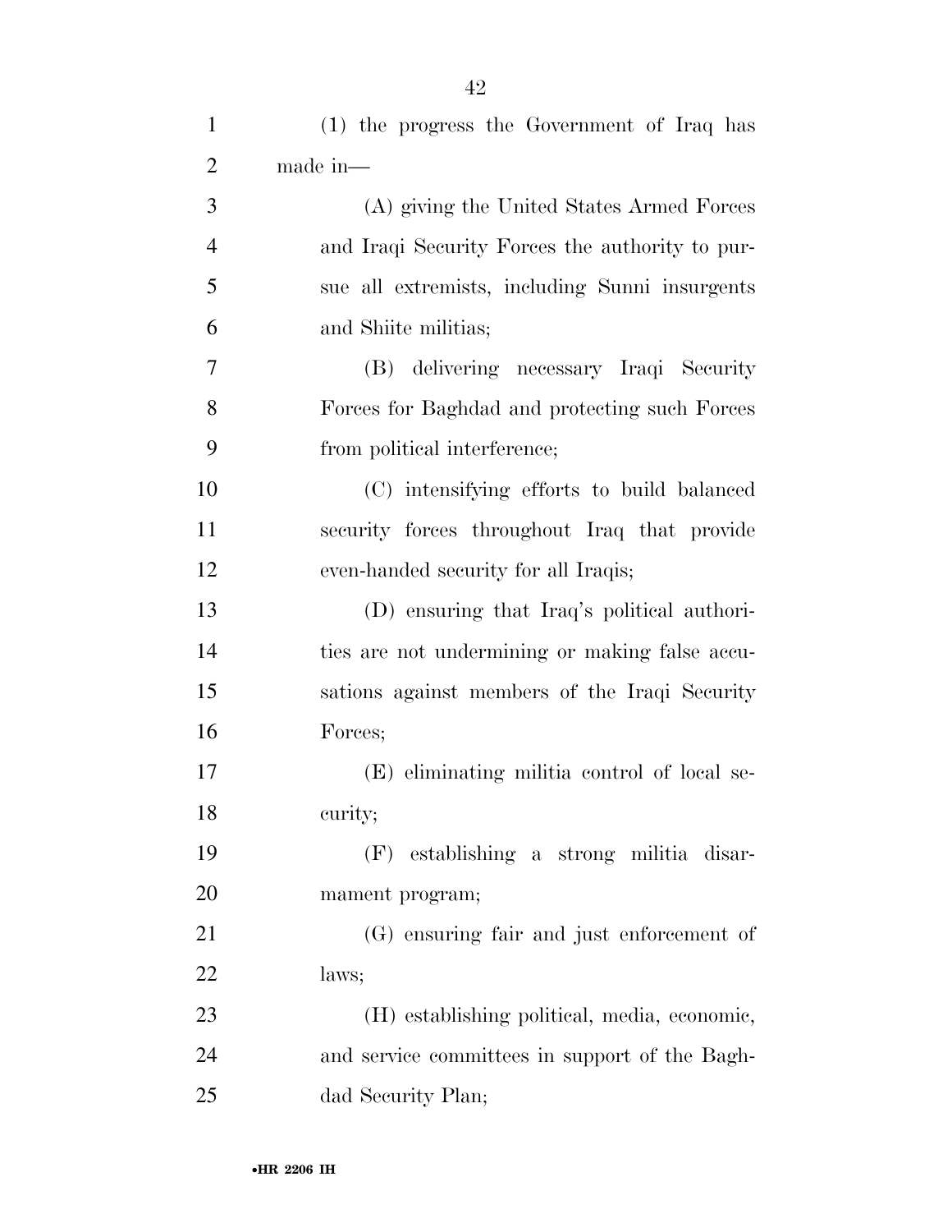(1) the progress the Government of Iraq has made in—

(A) giving the United States Armed Forces and Iraqi Security Forces the authority to pursue all extremists, including Sunni insurgents and Shiite militias;

(B) delivering necessary Iraqi Security Forces for Baghdad and protecting such Forces from political interference;

(C) intensifying efforts to build balanced security forces throughout Iraq that provide even-handed security for all Iraqis;

(D) ensuring that Iraq's political authorities are not undermining or making false accusations against members of the Iraqi Security Forces;

(E) eliminating militia control of local security;

(F) establishing a strong militia disarmament program;

(G) ensuring fair and just enforcement of laws;

(H) establishing political, media, economic, and service committees in support of the Baghdad Security Plan;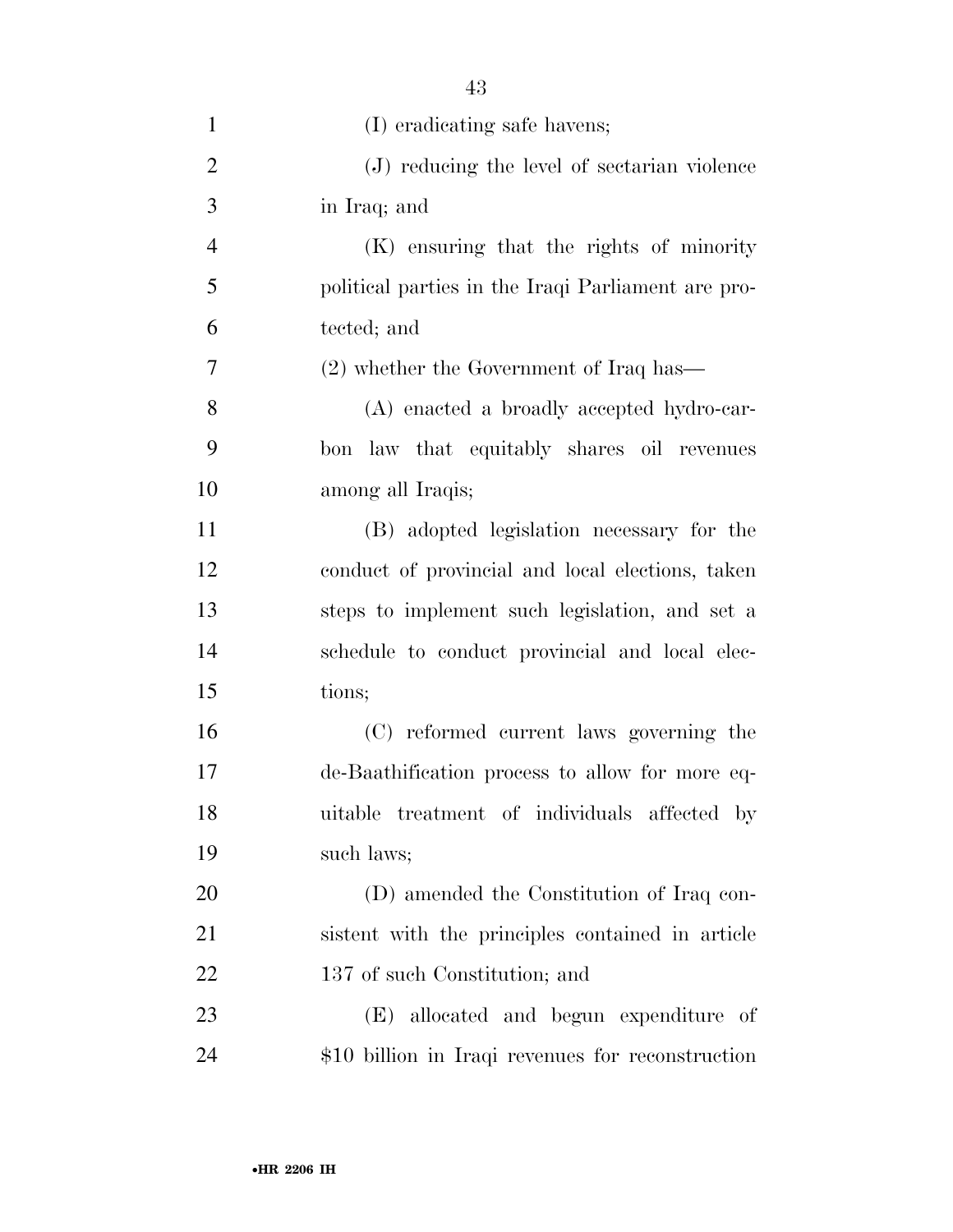(I) eradicating safe havens;

(J) reducing the level of sectarian violence in Iraq; and

(K) ensuring that the rights of minority political parties in the Iraqi Parliament are protected; and

(2) whether the Government of Iraq has—

(A) enacted a broadly accepted hydro-carbon law that equitably shares oil revenues among all Iraqis;

(B) adopted legislation necessary for the conduct of provincial and local elections, taken steps to implement such legislation, and set a schedule to conduct provincial and local elections;

(C) reformed current laws governing the de-Baathification process to allow for more equitable treatment of individuals affected by such laws;

(D) amended the Constitution of Iraq consistent with the principles contained in article 137 of such Constitution; and

(E) allocated and begun expenditure of $10 billion in Iraqi revenues for reconstruction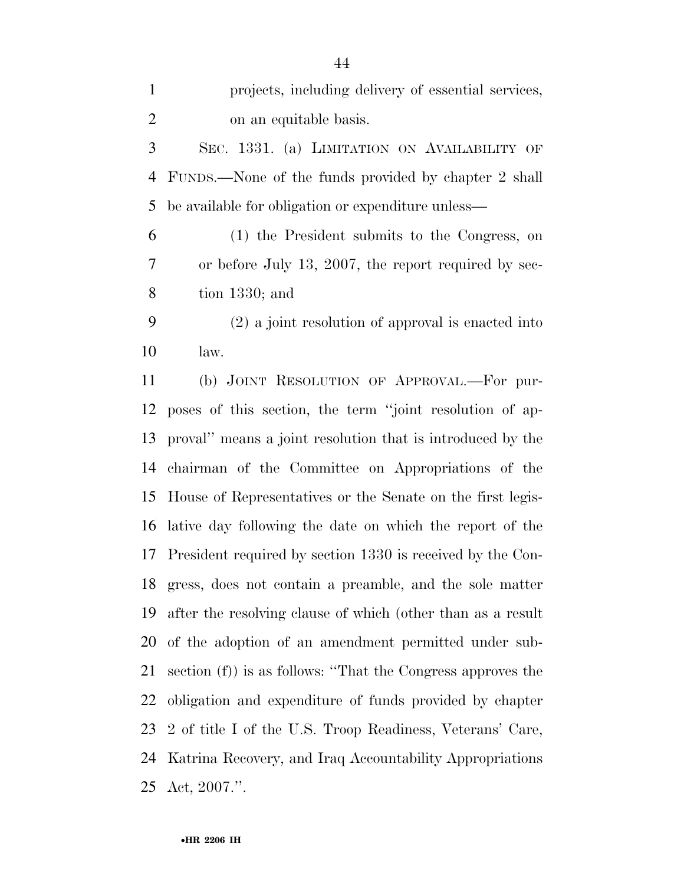projects, including delivery of essential services, on an equitable basis.

SEC. 1331. (a) LIMITATION ON AVAILABILITY OF FUNDS.—None of the funds provided by chapter 2 shall be available for obligation or expenditure unless—

(1) the President submits to the Congress, on or before July 13, 2007, the report required by section 1330; and

(2) a joint resolution of approval is enacted into law.

(b) JOINT RESOLUTION OF APPROVAL.—For purposes of this section, the term ''joint resolution of approval'' means a joint resolution that is introduced by the chairman of the Committee on Appropriations of the House of Representatives or the Senate on the first legislative day following the date on which the report of the President required by section 1330 is received by the Congress, does not contain a preamble, and the sole matter after the resolving clause of which (other than as a result of the adoption of an amendment permitted under subsection (f)) is as follows: ''That the Congress approves the obligation and expenditure of funds provided by chapter 2 of title I of the U.S. Troop Readiness, Veterans' Care, Katrina Recovery, and Iraq Accountability Appropriations Act, 2007.''.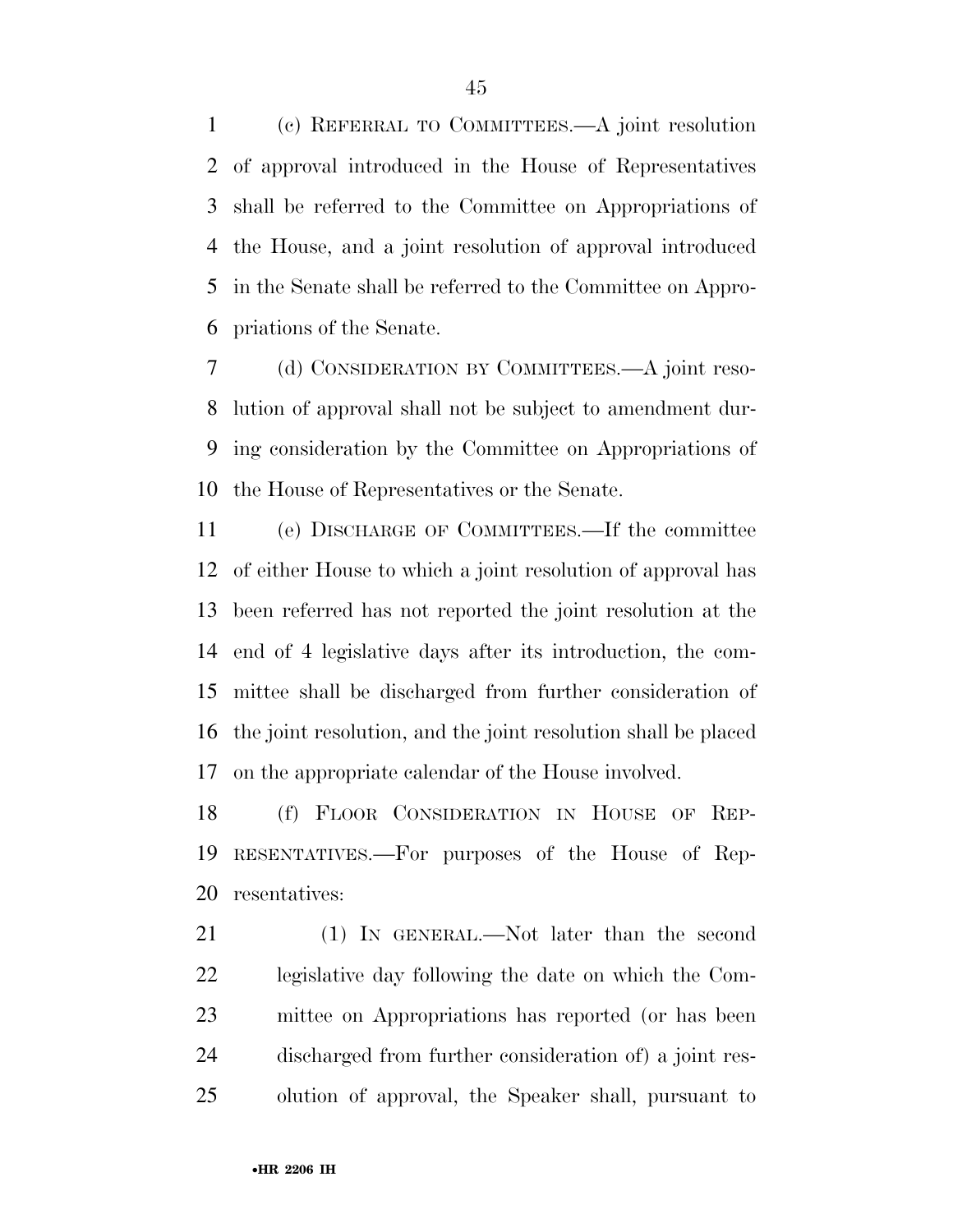(c) REFERRAL TO COMMITTEES.—A joint resolution of approval introduced in the House of Representatives shall be referred to the Committee on Appropriations of the House, and a joint resolution of approval introduced in the Senate shall be referred to the Committee on Appropriations of the Senate.

(d) CONSIDERATION BY COMMITTEES.—A joint resolution of approval shall not be subject to amendment during consideration by the Committee on Appropriations of the House of Representatives or the Senate.

(e) DISCHARGE OF COMMITTEES.—If the committee of either House to which a joint resolution of approval has been referred has not reported the joint resolution at the end of 4 legislative days after its introduction, the committee shall be discharged from further consideration of the joint resolution, and the joint resolution shall be placed on the appropriate calendar of the House involved.

(f) FLOOR CONSIDERATION IN HOUSE OF REPRESENTATIVES.—For purposes of the House of Representatives:

(1) IN GENERAL.—Not later than the second legislative day following the date on which the Committee on Appropriations has reported (or has been discharged from further consideration of) a joint resolution of approval, the Speaker shall, pursuant to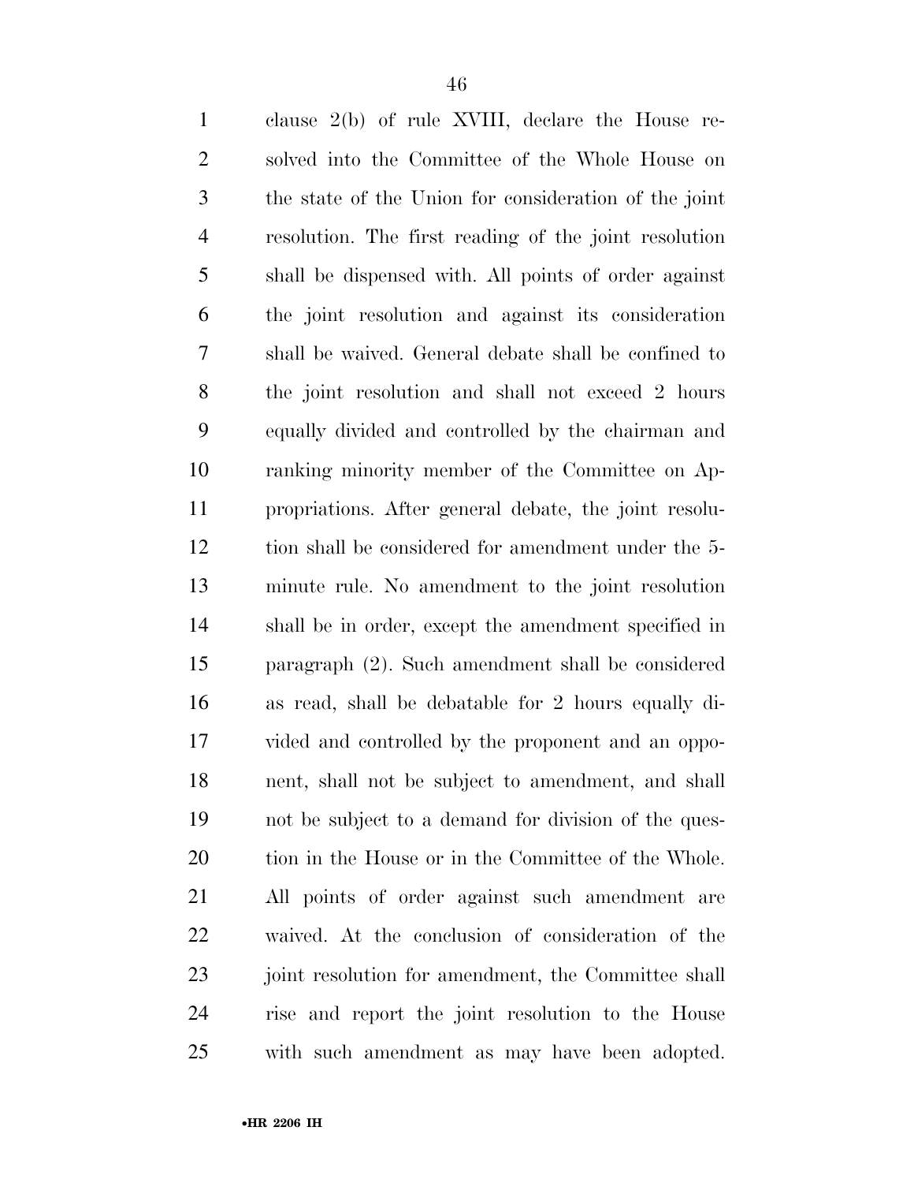clause 2(b) of rule XVIII, declare the House resolved into the Committee of the Whole House on the state of the Union for consideration of the joint resolution. The first reading of the joint resolution shall be dispensed with. All points of order against the joint resolution and against its consideration shall be waived. General debate shall be confined to the joint resolution and shall not exceed 2 hours equally divided and controlled by the chairman and ranking minority member of the Committee on Appropriations. After general debate, the joint resolution shall be considered for amendment under the 5-minute rule. No amendment to the joint resolution shall be in order, except the amendment specified in paragraph (2). Such amendment shall be considered as read, shall be debatable for 2 hours equally divided and controlled by the proponent and an opponent, shall not be subject to amendment, and shall not be subject to a demand for division of the question in the House or in the Committee of the Whole. All points of order against such amendment are waived. At the conclusion of consideration of the joint resolution for amendment, the Committee shall rise and report the joint resolution to the House with such amendment as may have been adopted.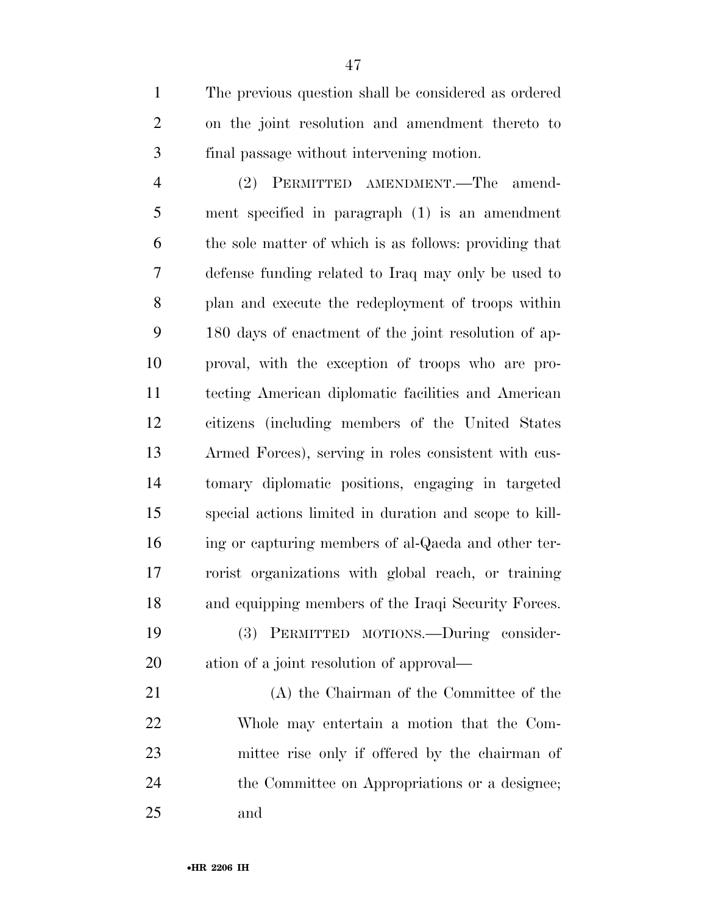The previous question shall be considered as ordered on the joint resolution and amendment thereto to final passage without intervening motion.

(2) PERMITTED AMENDMENT.—The amendment specified in paragraph (1) is an amendment the sole matter of which is as follows: providing that defense funding related to Iraq may only be used to plan and execute the redeployment of troops within 180 days of enactment of the joint resolution of approval, with the exception of troops who are protecting American diplomatic facilities and American citizens (including members of the United States Armed Forces), serving in roles consistent with customary diplomatic positions, engaging in targeted special actions limited in duration and scope to killing or capturing members of al-Qaeda and other terrorist organizations with global reach, or training and equipping members of the Iraqi Security Forces.

(3) PERMITTED MOTIONS.—During consideration of a joint resolution of approval—

(A) the Chairman of the Committee of the Whole may entertain a motion that the Committee rise only if offered by the chairman of the Committee on Appropriations or a designee; and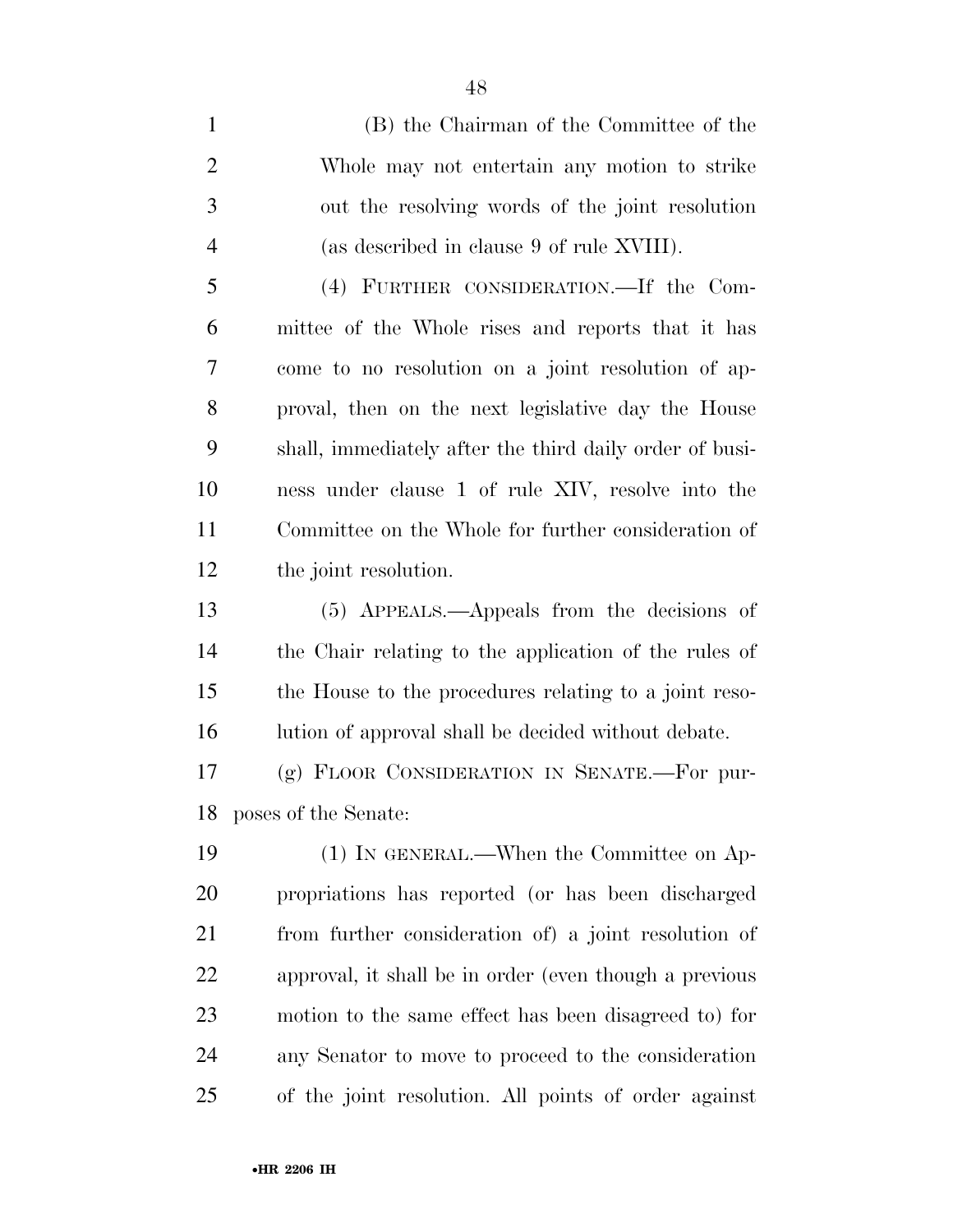(B) the Chairman of the Committee of the Whole may not entertain any motion to strike out the resolving words of the joint resolution (as described in clause 9 of rule XVIII).

(4) FURTHER CONSIDERATION.—If the Committee of the Whole rises and reports that it has come to no resolution on a joint resolution of approval, then on the next legislative day the House shall, immediately after the third daily order of business under clause 1 of rule XIV, resolve into the Committee on the Whole for further consideration of the joint resolution.

(5) APPEALS.—Appeals from the decisions of the Chair relating to the application of the rules of the House to the procedures relating to a joint resolution of approval shall be decided without debate.

(g) FLOOR CONSIDERATION IN SENATE.—For purposes of the Senate:

(1) IN GENERAL.—When the Committee on Appropriations has reported (or has been discharged from further consideration of) a joint resolution of approval, it shall be in order (even though a previous motion to the same effect has been disagreed to) for any Senator to move to proceed to the consideration of the joint resolution. All points of order against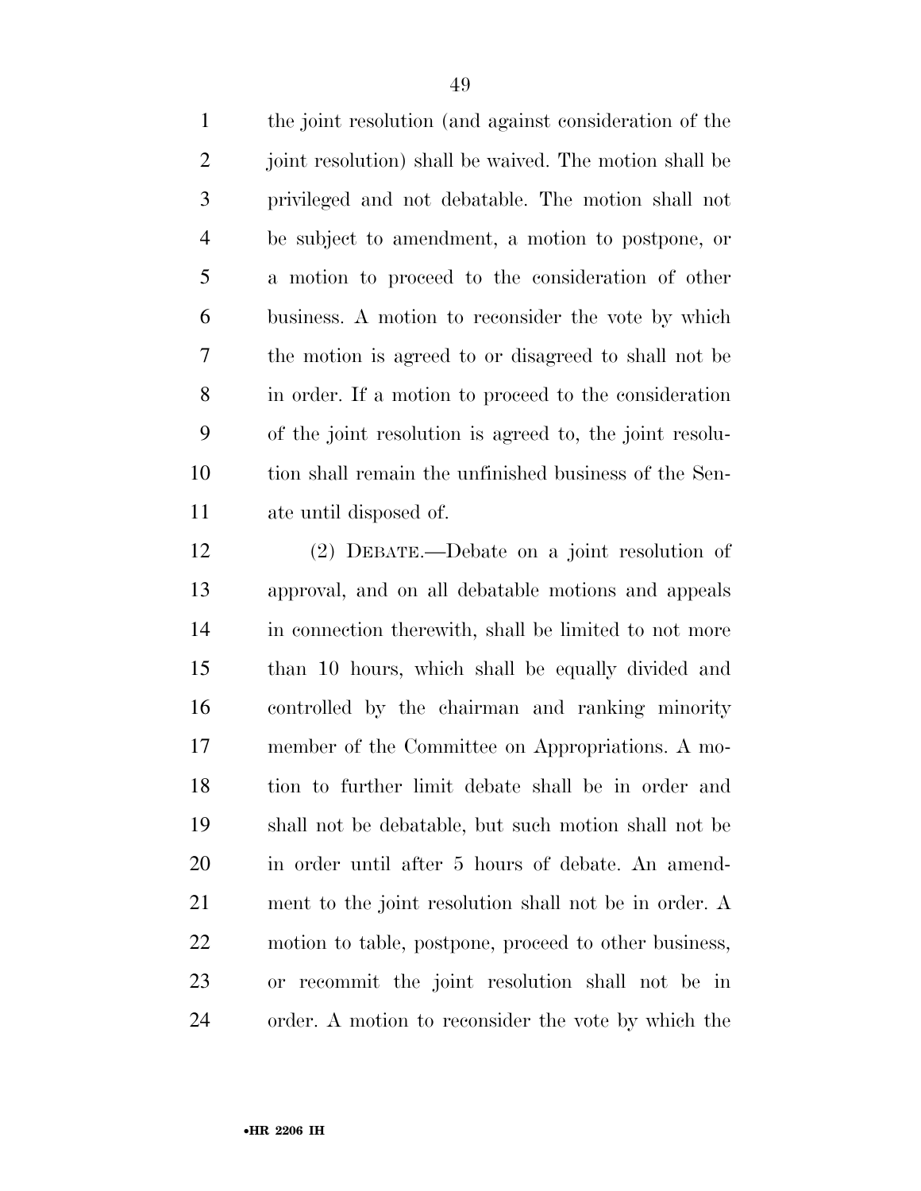the joint resolution (and against consideration of the joint resolution) shall be waived. The motion shall be privileged and not debatable. The motion shall not be subject to amendment, a motion to postpone, or a motion to proceed to the consideration of other business. A motion to reconsider the vote by which the motion is agreed to or disagreed to shall not be in order. If a motion to proceed to the consideration of the joint resolution is agreed to, the joint resolution shall remain the unfinished business of the Senate until disposed of.

(2) DEBATE.—Debate on a joint resolution of approval, and on all debatable motions and appeals in connection therewith, shall be limited to not more than 10 hours, which shall be equally divided and controlled by the chairman and ranking minority member of the Committee on Appropriations. A motion to further limit debate shall be in order and shall not be debatable, but such motion shall not be in order until after 5 hours of debate. An amendment to the joint resolution shall not be in order. A motion to table, postpone, proceed to other business, or recommit the joint resolution shall not be in order. A motion to reconsider the vote by which the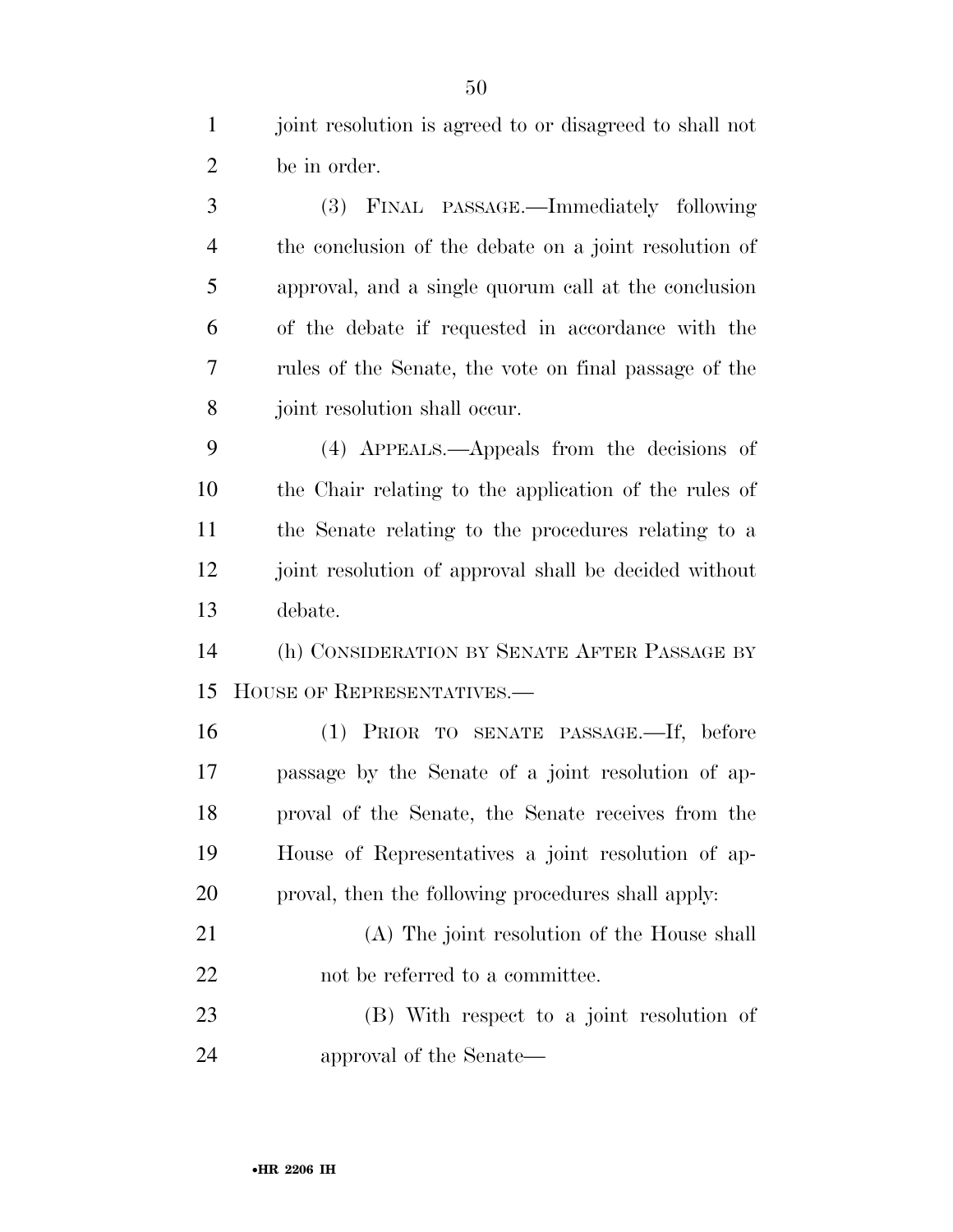joint resolution is agreed to or disagreed to shall not be in order.

(3) FINAL PASSAGE.—Immediately following the conclusion of the debate on a joint resolution of approval, and a single quorum call at the conclusion of the debate if requested in accordance with the rules of the Senate, the vote on final passage of the joint resolution shall occur.

(4) APPEALS.—Appeals from the decisions of the Chair relating to the application of the rules of the Senate relating to the procedures relating to a joint resolution of approval shall be decided without debate.

(h) CONSIDERATION BY SENATE AFTER PASSAGE BY HOUSE OF REPRESENTATIVES.—

(1) PRIOR TO SENATE PASSAGE.—If, before passage by the Senate of a joint resolution of approval of the Senate, the Senate receives from the House of Representatives a joint resolution of approval, then the following procedures shall apply:

(A) The joint resolution of the House shall not be referred to a committee.

(B) With respect to a joint resolution of approval of the Senate—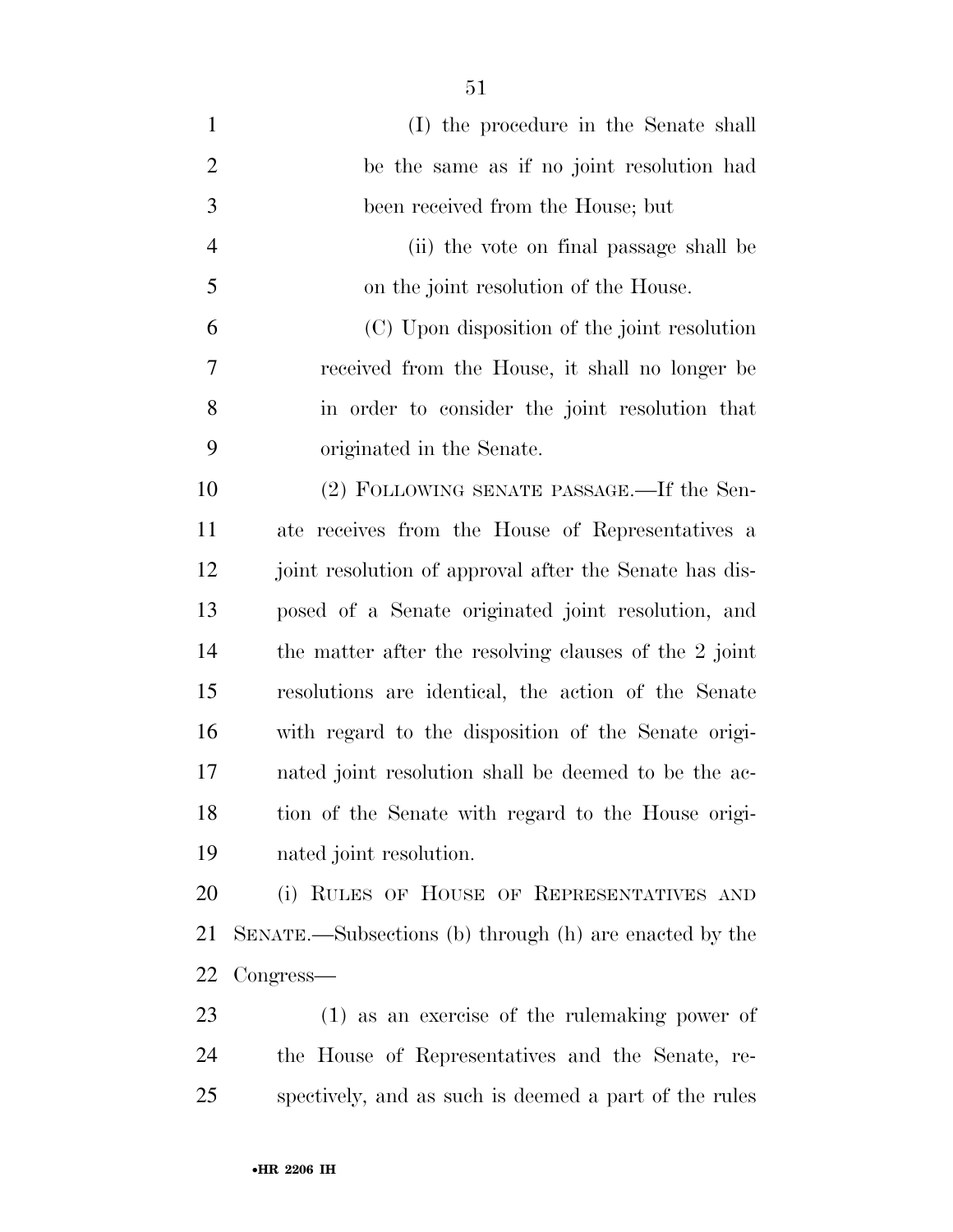(I) the procedure in the Senate shall be the same as if no joint resolution had been received from the House; but

(ii) the vote on final passage shall be on the joint resolution of the House.

(C) Upon disposition of the joint resolution received from the House, it shall no longer be in order to consider the joint resolution that originated in the Senate.

(2) FOLLOWING SENATE PASSAGE.—If the Senate receives from the House of Representatives a joint resolution of approval after the Senate has disposed of a Senate originated joint resolution, and the matter after the resolving clauses of the 2 joint resolutions are identical, the action of the Senate with regard to the disposition of the Senate originated joint resolution shall be deemed to be the action of the Senate with regard to the House originated joint resolution.

(i) RULES OF HOUSE OF REPRESENTATIVES AND SENATE.—Subsections (b) through (h) are enacted by the Congress—

(1) as an exercise of the rulemaking power of the House of Representatives and the Senate, respectively, and as such is deemed a part of the rules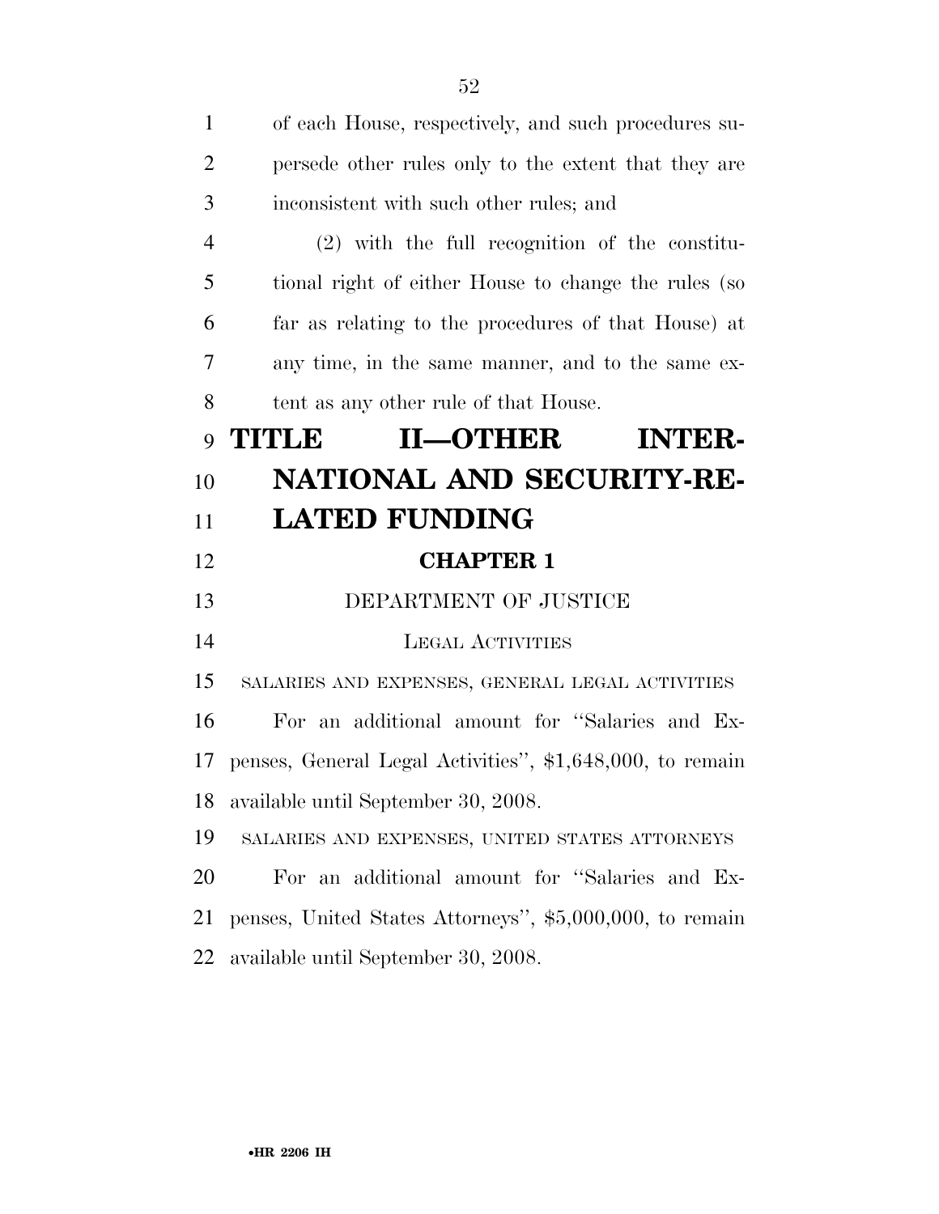of each House, respectively, and such procedures supersede other rules only to the extent that they are inconsistent with such other rules; and

(2) with the full recognition of the constitutional right of either House to change the rules (so far as relating to the procedures of that House) at any time, in the same manner, and to the same extent as any other rule of that House.

# TITLE II—OTHER INTERNATIONAL AND SECURITY-RELATED FUNDING

## CHAPTER 1

### DEPARTMENT OF JUSTICE

#### LEGAL ACTIVITIES

SALARIES AND EXPENSES, GENERAL LEGAL ACTIVITIES

For an additional amount for ''Salaries and Expenses, General Legal Activities'', $1,648,000, to remain available until September 30, 2008.

SALARIES AND EXPENSES, UNITED STATES ATTORNEYS

For an additional amount for ''Salaries and Expenses, United States Attorneys'', $5,000,000, to remain available until September 30, 2008.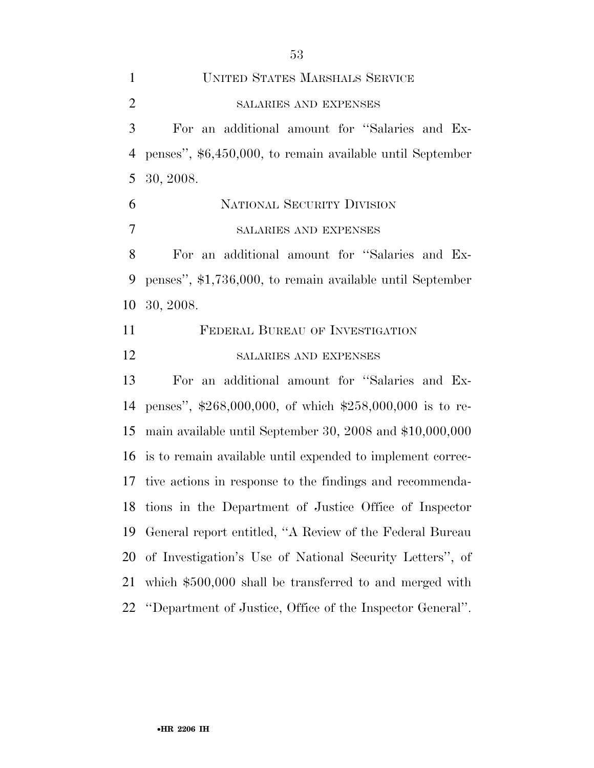UNITED STATES MARSHALS SERVICE

SALARIES AND EXPENSES

For an additional amount for ''Salaries and Expenses'', $6,450,000, to remain available until September 30, 2008.

NATIONAL SECURITY DIVISION

SALARIES AND EXPENSES

For an additional amount for ''Salaries and Expenses'', $1,736,000, to remain available until September 30, 2008.

FEDERAL BUREAU OF INVESTIGATION

SALARIES AND EXPENSES

For an additional amount for ''Salaries and Expenses'', $268,000,000, of which $258,000,000 is to remain available until September 30, 2008 and $10,000,000 is to remain available until expended to implement corrective actions in response to the findings and recommendations in the Department of Justice Office of Inspector General report entitled, ''A Review of the Federal Bureau of Investigation's Use of National Security Letters'', of which $500,000 shall be transferred to and merged with ''Department of Justice, Office of the Inspector General''.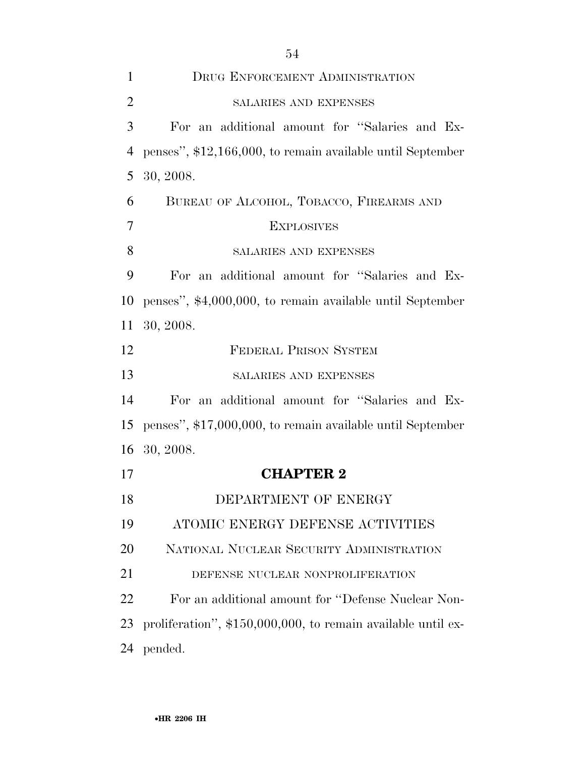DRUG ENFORCEMENT ADMINISTRATION

SALARIES AND EXPENSES

For an additional amount for ''Salaries and Expenses'', $12,166,000, to remain available until September 30, 2008.

BUREAU OF ALCOHOL, TOBACCO, FIREARMS AND EXPLOSIVES

SALARIES AND EXPENSES

For an additional amount for ''Salaries and Expenses'', $4,000,000, to remain available until September 30, 2008.

FEDERAL PRISON SYSTEM

SALARIES AND EXPENSES

For an additional amount for ''Salaries and Expenses'', $17,000,000, to remain available until September 30, 2008.

## CHAPTER 2

DEPARTMENT OF ENERGY

ATOMIC ENERGY DEFENSE ACTIVITIES

NATIONAL NUCLEAR SECURITY ADMINISTRATION

DEFENSE NUCLEAR NONPROLIFERATION

For an additional amount for ''Defense Nuclear Nonproliferation'', $150,000,000, to remain available until expended.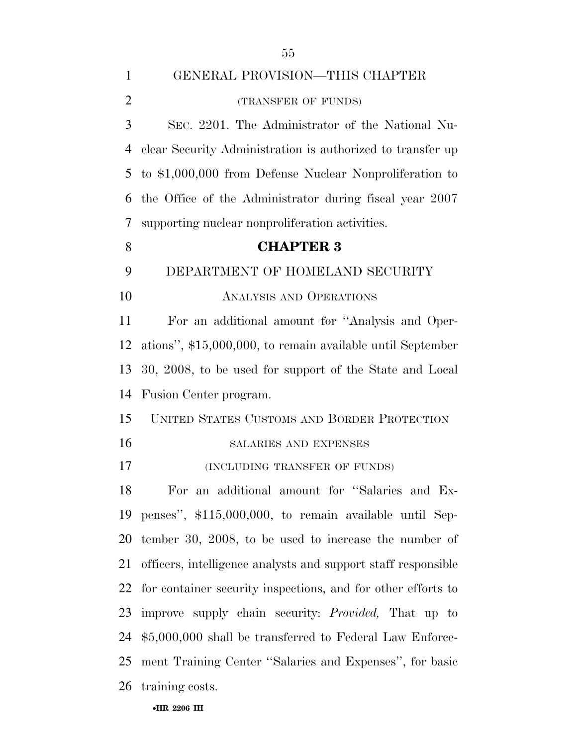GENERAL PROVISION—THIS CHAPTER

(TRANSFER OF FUNDS)

SEC. 2201. The Administrator of the National Nuclear Security Administration is authorized to transfer up to $1,000,000 from Defense Nuclear Nonproliferation to the Office of the Administrator during fiscal year 2007 supporting nuclear nonproliferation activities.

## CHAPTER 3

DEPARTMENT OF HOMELAND SECURITY

ANALYSIS AND OPERATIONS

For an additional amount for ''Analysis and Operations'', $15,000,000, to remain available until September 30, 2008, to be used for support of the State and Local Fusion Center program.

UNITED STATES CUSTOMS AND BORDER PROTECTION

SALARIES AND EXPENSES

(INCLUDING TRANSFER OF FUNDS)

For an additional amount for ''Salaries and Expenses'', $115,000,000, to remain available until September 30, 2008, to be used to increase the number of officers, intelligence analysts and support staff responsible for container security inspections, and for other efforts to improve supply chain security: *Provided,* That up to $5,000,000 shall be transferred to Federal Law Enforcement Training Center ''Salaries and Expenses'', for basic training costs.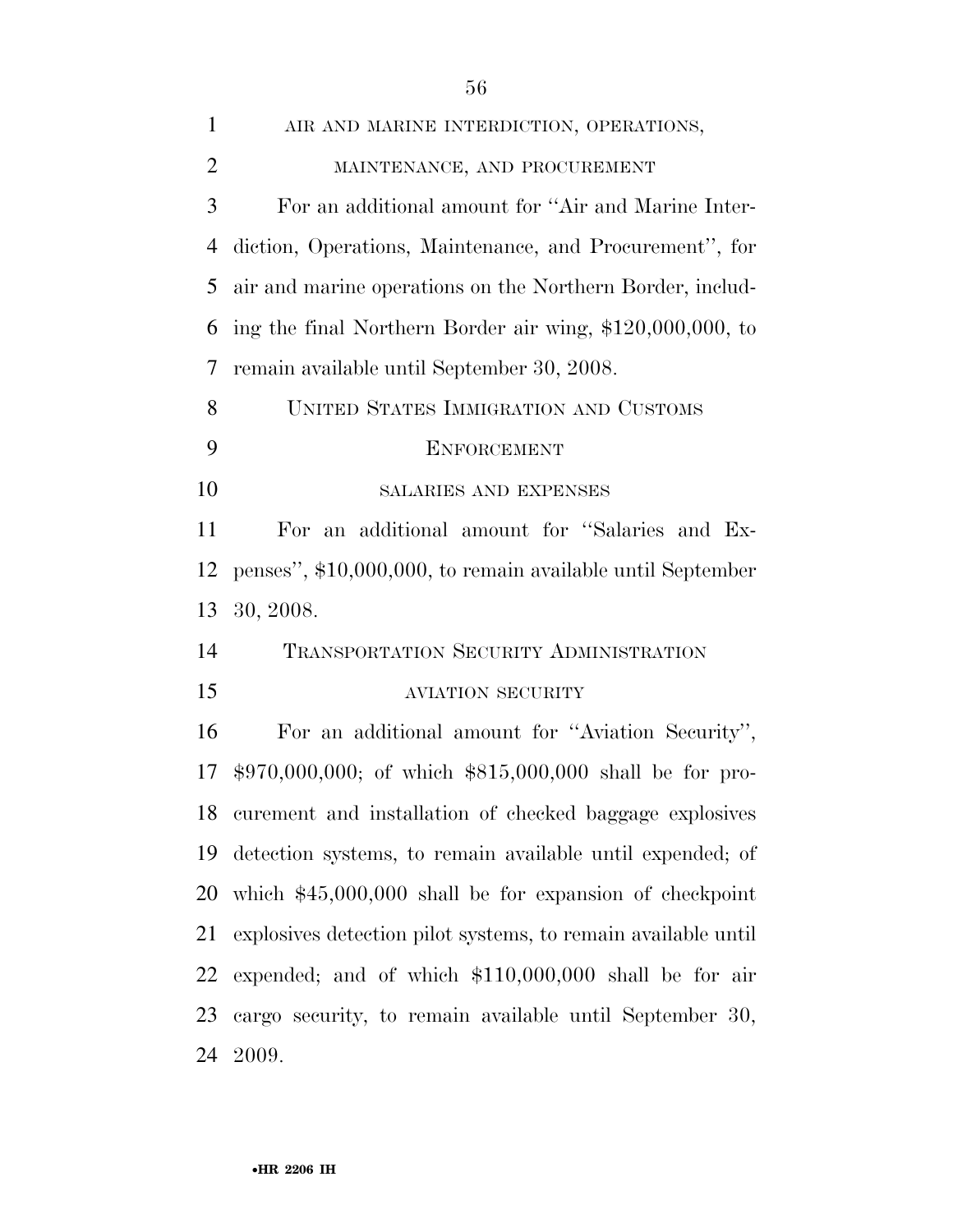AIR AND MARINE INTERDICTION, OPERATIONS, MAINTENANCE, AND PROCUREMENT

For an additional amount for ''Air and Marine Interdiction, Operations, Maintenance, and Procurement'', for air and marine operations on the Northern Border, including the final Northern Border air wing, $120,000,000, to remain available until September 30, 2008.

UNITED STATES IMMIGRATION AND CUSTOMS ENFORCEMENT

SALARIES AND EXPENSES

For an additional amount for ''Salaries and Expenses'', $10,000,000, to remain available until September 30, 2008.

TRANSPORTATION SECURITY ADMINISTRATION

AVIATION SECURITY

For an additional amount for ''Aviation Security'', $970,000,000; of which $815,000,000 shall be for procurement and installation of checked baggage explosives detection systems, to remain available until expended; of which $45,000,000 shall be for expansion of checkpoint explosives detection pilot systems, to remain available until expended; and of which $110,000,000 shall be for air cargo security, to remain available until September 30, 2009.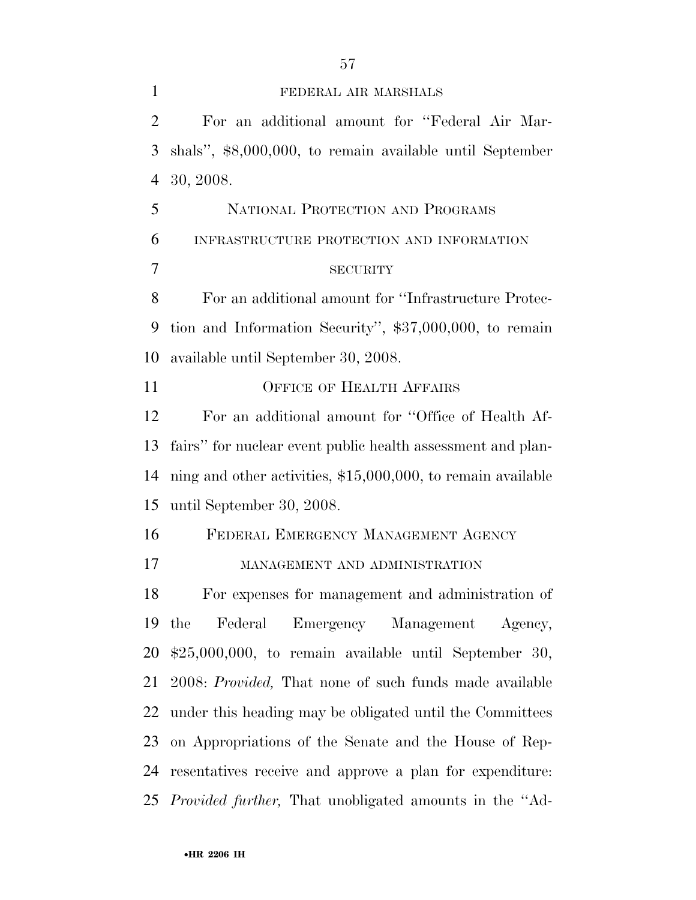FEDERAL AIR MARSHALS

For an additional amount for ''Federal Air Marshals'', $8,000,000, to remain available until September 30, 2008.

NATIONAL PROTECTION AND PROGRAMS

INFRASTRUCTURE PROTECTION AND INFORMATION SECURITY

For an additional amount for ''Infrastructure Protection and Information Security'', $37,000,000, to remain available until September 30, 2008.

OFFICE OF HEALTH AFFAIRS

For an additional amount for ''Office of Health Affairs'' for nuclear event public health assessment and planning and other activities, $15,000,000, to remain available until September 30, 2008.

FEDERAL EMERGENCY MANAGEMENT AGENCY

MANAGEMENT AND ADMINISTRATION

For expenses for management and administration of the Federal Emergency Management Agency, $25,000,000, to remain available until September 30, 2008: *Provided,* That none of such funds made available under this heading may be obligated until the Committees on Appropriations of the Senate and the House of Representatives receive and approve a plan for expenditure: *Provided further,* That unobligated amounts in the ''Ad-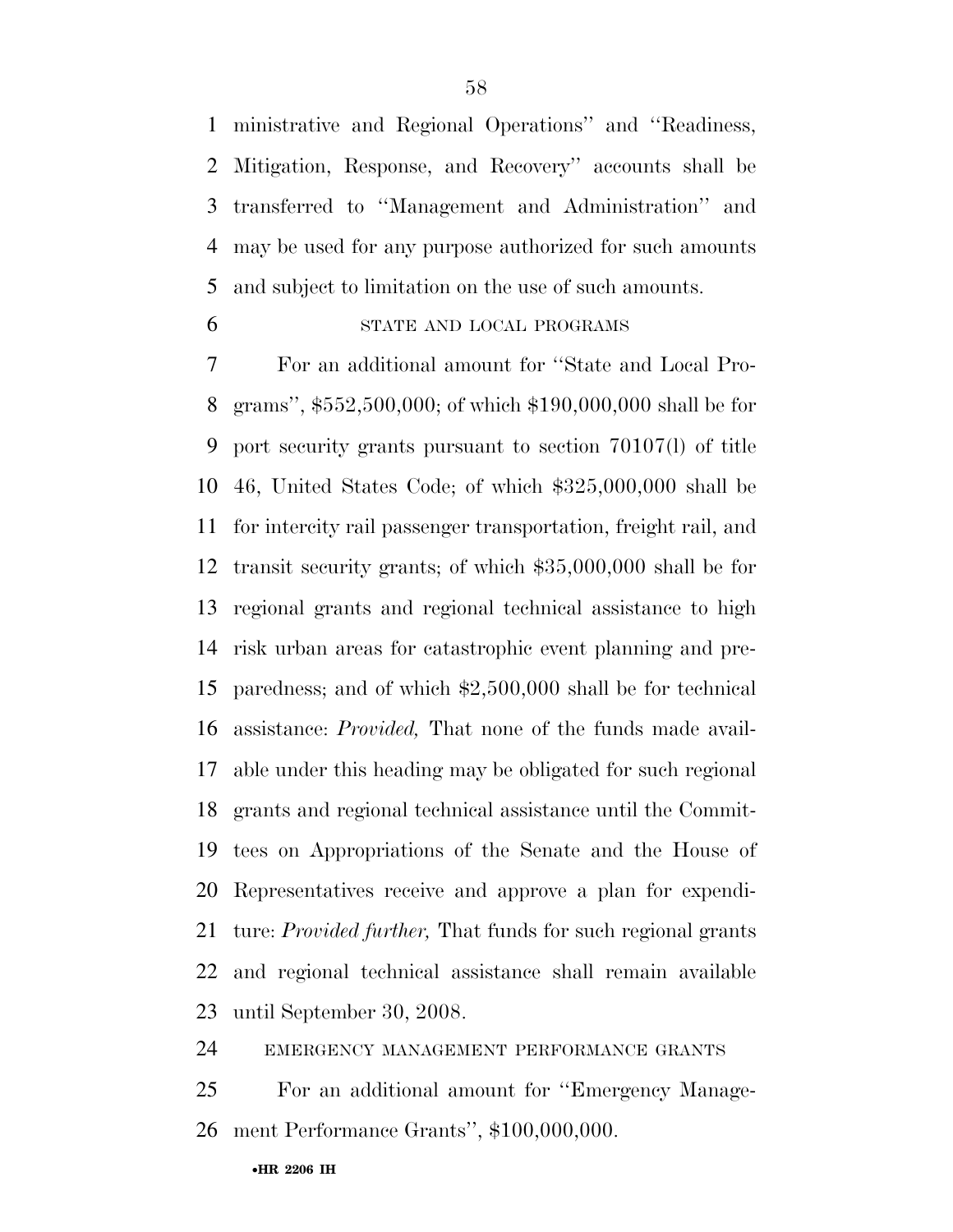ministrative and Regional Operations'' and ''Readiness, Mitigation, Response, and Recovery'' accounts shall be transferred to ''Management and Administration'' and may be used for any purpose authorized for such amounts and subject to limitation on the use of such amounts.

STATE AND LOCAL PROGRAMS

For an additional amount for ''State and Local Programs'', $552,500,000; of which $190,000,000 shall be for port security grants pursuant to section 70107(l) of title 46, United States Code; of which $325,000,000 shall be for intercity rail passenger transportation, freight rail, and transit security grants; of which $35,000,000 shall be for regional grants and regional technical assistance to high risk urban areas for catastrophic event planning and preparedness; and of which $2,500,000 shall be for technical assistance: *Provided,* That none of the funds made available under this heading may be obligated for such regional grants and regional technical assistance until the Committees on Appropriations of the Senate and the House of Representatives receive and approve a plan for expenditure: *Provided further,* That funds for such regional grants and regional technical assistance shall remain available until September 30, 2008.

EMERGENCY MANAGEMENT PERFORMANCE GRANTS

For an additional amount for ''Emergency Management Performance Grants'', $100,000,000.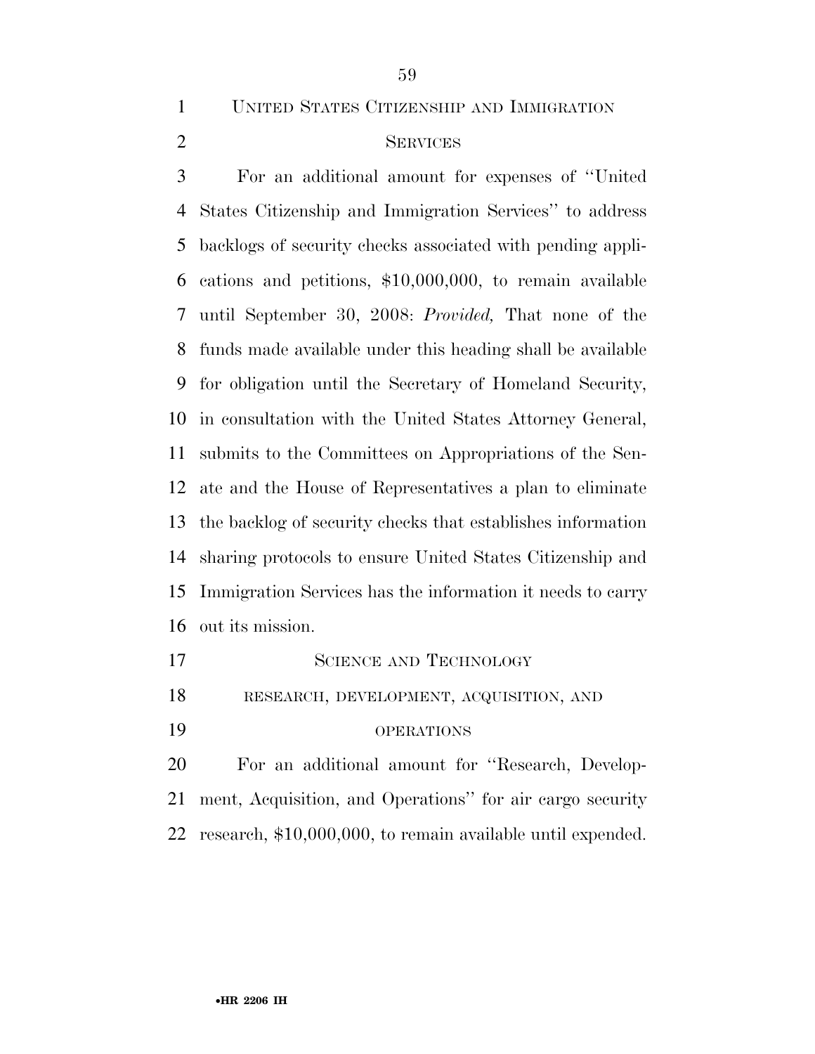UNITED STATES CITIZENSHIP AND IMMIGRATION SERVICES

For an additional amount for expenses of ''United States Citizenship and Immigration Services'' to address backlogs of security checks associated with pending applications and petitions, $10,000,000, to remain available until September 30, 2008: *Provided,* That none of the funds made available under this heading shall be available for obligation until the Secretary of Homeland Security, in consultation with the United States Attorney General, submits to the Committees on Appropriations of the Senate and the House of Representatives a plan to eliminate the backlog of security checks that establishes information sharing protocols to ensure United States Citizenship and Immigration Services has the information it needs to carry out its mission.

SCIENCE AND TECHNOLOGY

RESEARCH, DEVELOPMENT, ACQUISITION, AND OPERATIONS

For an additional amount for ''Research, Development, Acquisition, and Operations'' for air cargo security research, $10,000,000, to remain available until expended.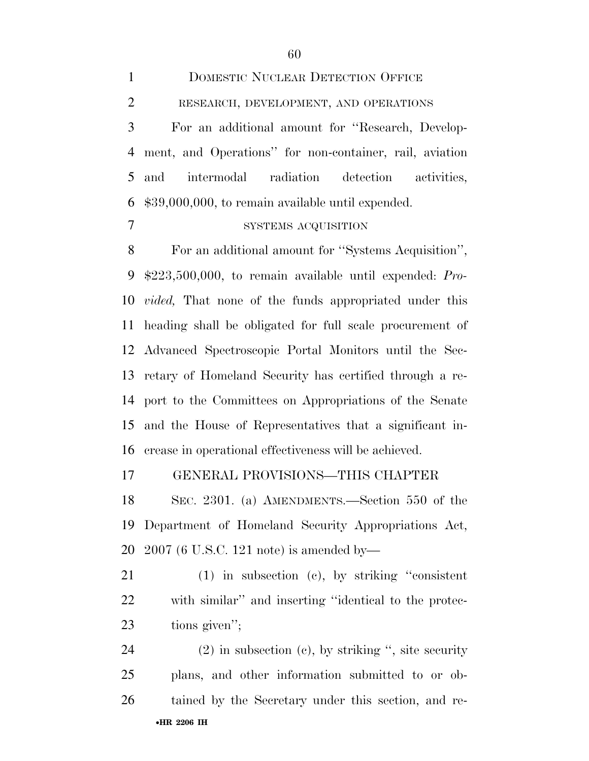### DOMESTIC NUCLEAR DETECTION OFFICE

#### RESEARCH, DEVELOPMENT, AND OPERATIONS

For an additional amount for ''Research, Development, and Operations'' for non-container, rail, aviation and intermodal radiation detection activities, $39,000,000, to remain available until expended.

#### SYSTEMS ACQUISITION

For an additional amount for ''Systems Acquisition'', $223,500,000, to remain available until expended: *Provided,* That none of the funds appropriated under this heading shall be obligated for full scale procurement of Advanced Spectroscopic Portal Monitors until the Secretary of Homeland Security has certified through a report to the Committees on Appropriations of the Senate and the House of Representatives that a significant increase in operational effectiveness will be achieved.

### GENERAL PROVISIONS—THIS CHAPTER

SEC. 2301. (a) AMENDMENTS.—Section 550 of the Department of Homeland Security Appropriations Act, 2007 (6 U.S.C. 121 note) is amended by—

(1) in subsection (c), by striking ''consistent with similar'' and inserting ''identical to the protections given'';

(2) in subsection (c), by striking '', site security plans, and other information submitted to or obtained by the Secretary under this section, and re-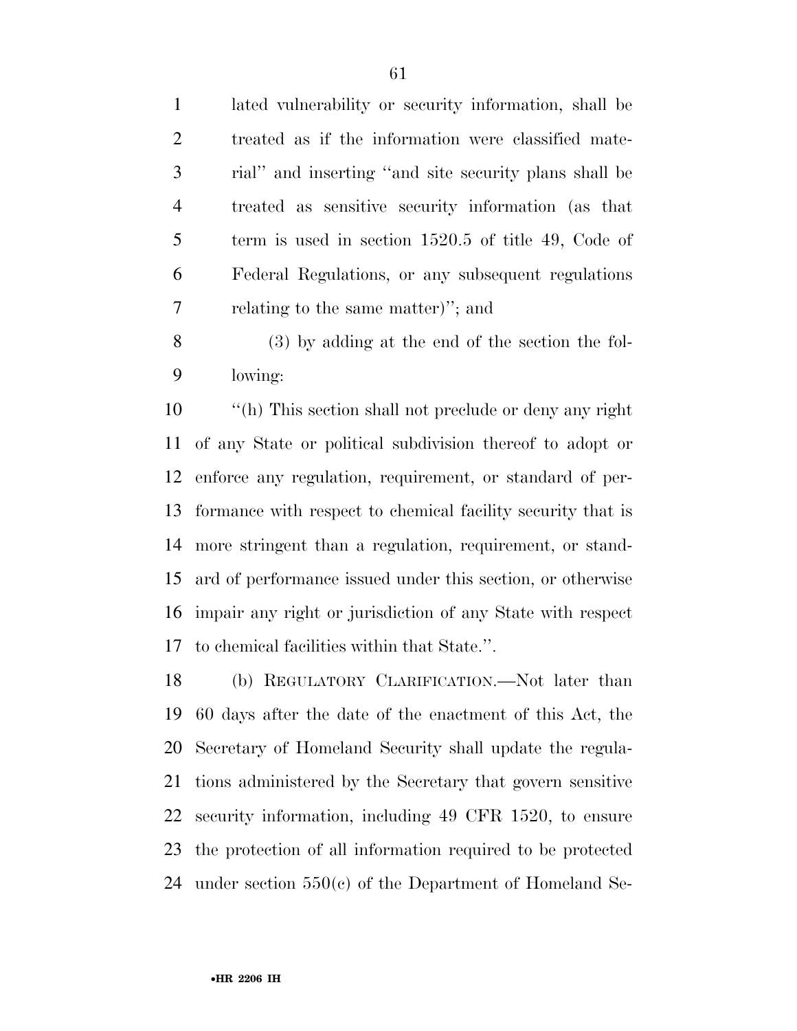lated vulnerability or security information, shall be treated as if the information were classified material'' and inserting ''and site security plans shall be treated as sensitive security information (as that term is used in section 1520.5 of title 49, Code of Federal Regulations, or any subsequent regulations relating to the same matter)''; and

(3) by adding at the end of the section the following:

''(h) This section shall not preclude or deny any right of any State or political subdivision thereof to adopt or enforce any regulation, requirement, or standard of performance with respect to chemical facility security that is more stringent than a regulation, requirement, or standard of performance issued under this section, or otherwise impair any right or jurisdiction of any State with respect to chemical facilities within that State.''.

(b) REGULATORY CLARIFICATION.—Not later than 60 days after the date of the enactment of this Act, the Secretary of Homeland Security shall update the regulations administered by the Secretary that govern sensitive security information, including 49 CFR 1520, to ensure the protection of all information required to be protected under section 550(c) of the Department of Homeland Se-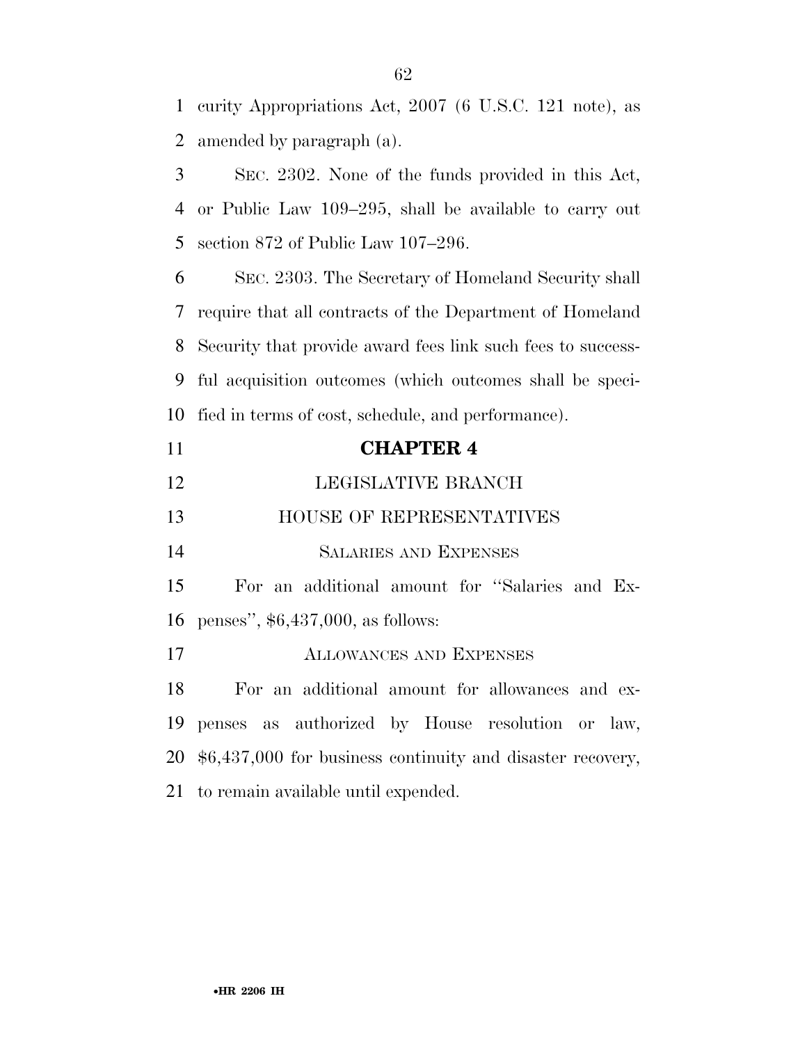curity Appropriations Act, 2007 (6 U.S.C. 121 note), as amended by paragraph (a).

SEC. 2302. None of the funds provided in this Act, or Public Law 109–295, shall be available to carry out section 872 of Public Law 107–296.

SEC. 2303. The Secretary of Homeland Security shall require that all contracts of the Department of Homeland Security that provide award fees link such fees to successful acquisition outcomes (which outcomes shall be specified in terms of cost, schedule, and performance).

## CHAPTER 4

### LEGISLATIVE BRANCH

### HOUSE OF REPRESENTATIVES

#### SALARIES AND EXPENSES

For an additional amount for ''Salaries and Expenses'', $6,437,000, as follows:

#### ALLOWANCES AND EXPENSES

For an additional amount for allowances and expenses as authorized by House resolution or law, $6,437,000 for business continuity and disaster recovery, to remain available until expended.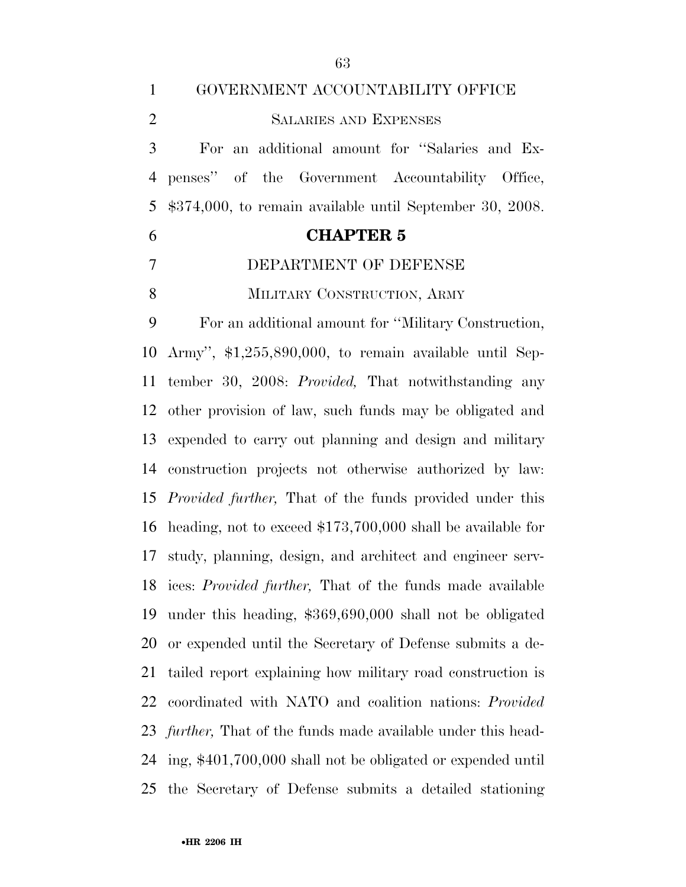GOVERNMENT ACCOUNTABILITY OFFICE

SALARIES AND EXPENSES

For an additional amount for "Salaries and Expenses" of the Government Accountability Office, $374,000, to remain available until September 30, 2008.

## CHAPTER 5

DEPARTMENT OF DEFENSE

MILITARY CONSTRUCTION, ARMY

For an additional amount for "Military Construction, Army", $1,255,890,000, to remain available until September 30, 2008: *Provided,* That notwithstanding any other provision of law, such funds may be obligated and expended to carry out planning and design and military construction projects not otherwise authorized by law: *Provided further,* That of the funds provided under this heading, not to exceed $173,700,000 shall be available for study, planning, design, and architect and engineer services: *Provided further,* That of the funds made available under this heading, $369,690,000 shall not be obligated or expended until the Secretary of Defense submits a detailed report explaining how military road construction is coordinated with NATO and coalition nations: *Provided further,* That of the funds made available under this heading, $401,700,000 shall not be obligated or expended until the Secretary of Defense submits a detailed stationing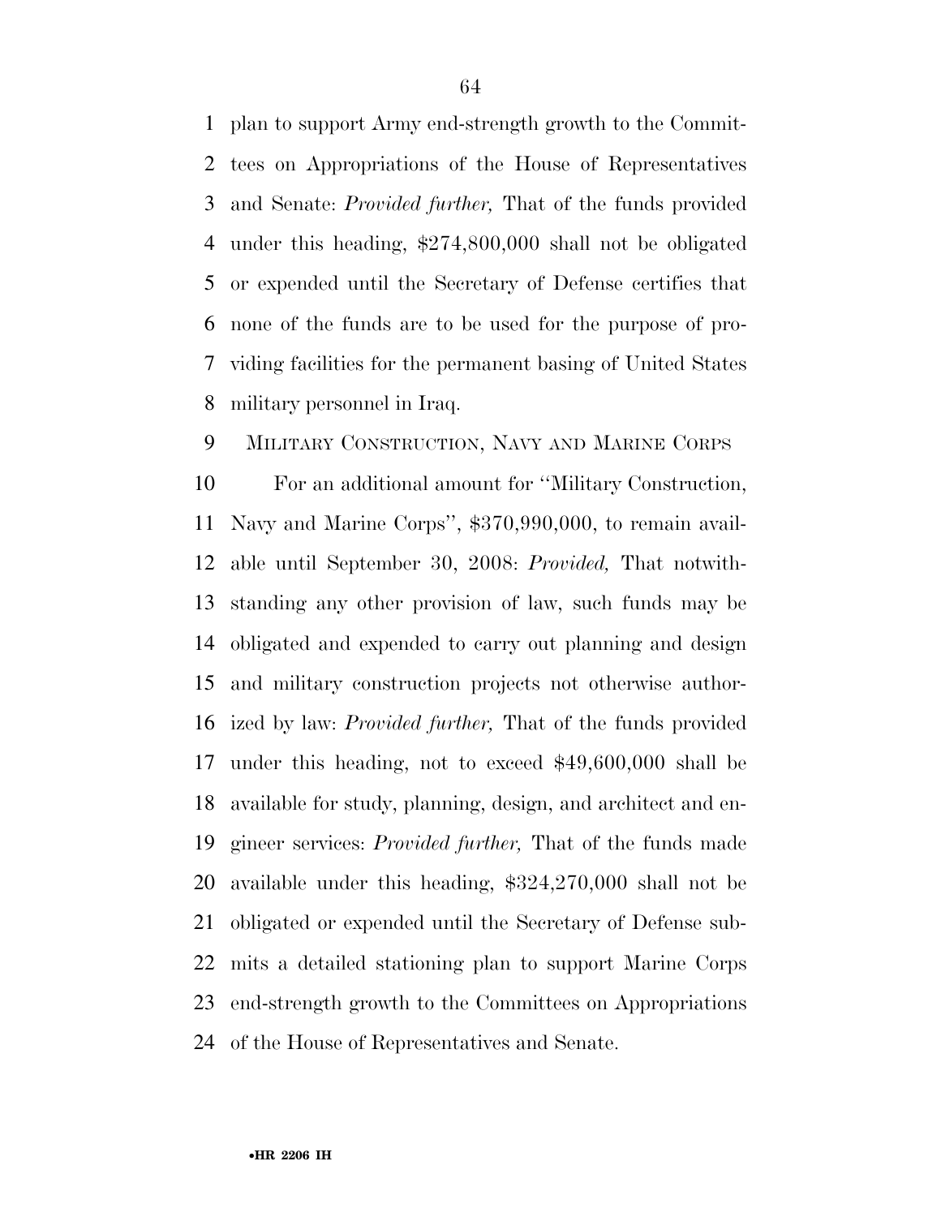plan to support Army end-strength growth to the Committees on Appropriations of the House of Representatives and Senate: *Provided further,* That of the funds provided under this heading, $274,800,000 shall not be obligated or expended until the Secretary of Defense certifies that none of the funds are to be used for the purpose of providing facilities for the permanent basing of United States military personnel in Iraq.

MILITARY CONSTRUCTION, NAVY AND MARINE CORPS

For an additional amount for ''Military Construction, Navy and Marine Corps'', $370,990,000, to remain available until September 30, 2008: *Provided,* That notwithstanding any other provision of law, such funds may be obligated and expended to carry out planning and design and military construction projects not otherwise authorized by law: *Provided further,* That of the funds provided under this heading, not to exceed $49,600,000 shall be available for study, planning, design, and architect and engineer services: *Provided further,* That of the funds made available under this heading, $324,270,000 shall not be obligated or expended until the Secretary of Defense submits a detailed stationing plan to support Marine Corps end-strength growth to the Committees on Appropriations of the House of Representatives and Senate.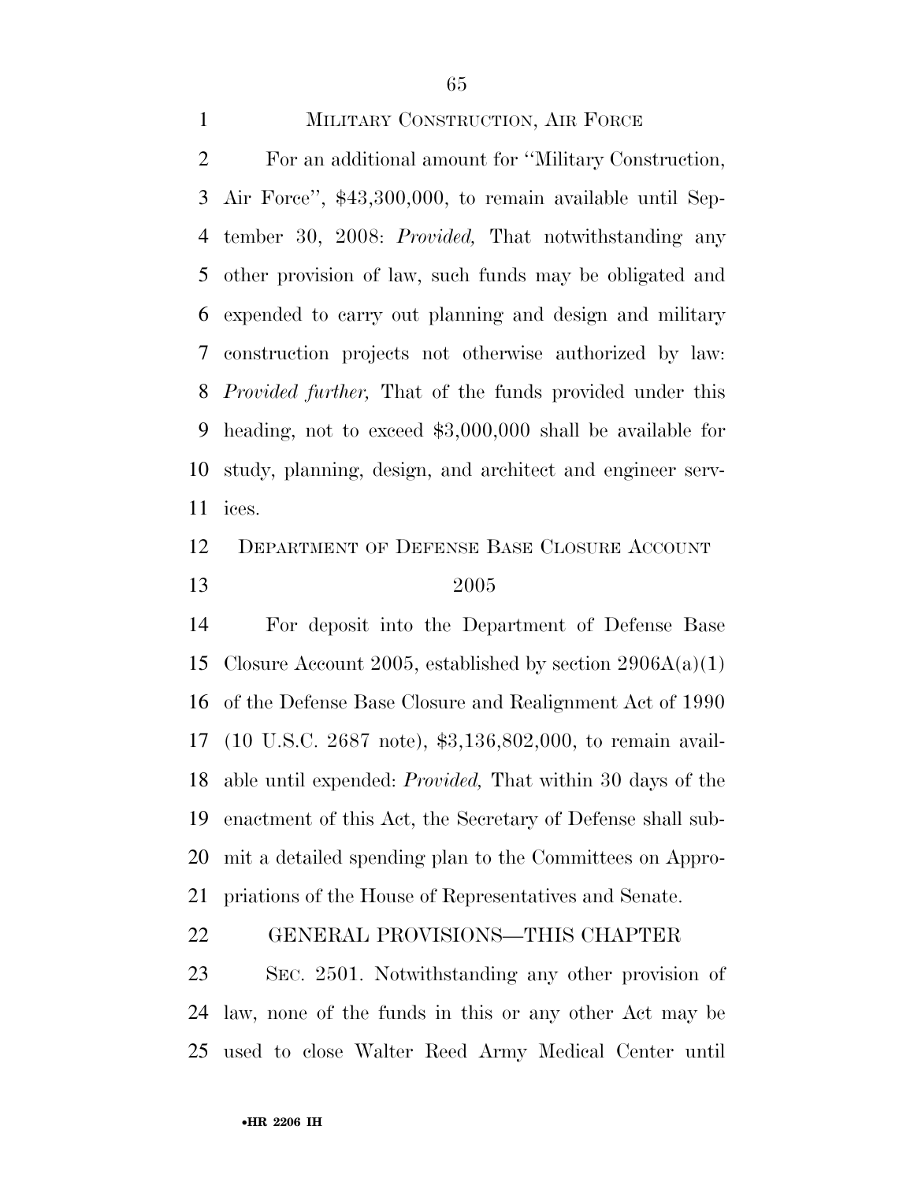### MILITARY CONSTRUCTION, AIR FORCE

For an additional amount for ''Military Construction, Air Force'', $43,300,000, to remain available until September 30, 2008: *Provided,* That notwithstanding any other provision of law, such funds may be obligated and expended to carry out planning and design and military construction projects not otherwise authorized by law: *Provided further,* That of the funds provided under this heading, not to exceed $3,000,000 shall be available for study, planning, design, and architect and engineer services.

### DEPARTMENT OF DEFENSE BASE CLOSURE ACCOUNT 2005

For deposit into the Department of Defense Base Closure Account 2005, established by section 2906A(a)(1) of the Defense Base Closure and Realignment Act of 1990 (10 U.S.C. 2687 note), $3,136,802,000, to remain available until expended: *Provided,* That within 30 days of the enactment of this Act, the Secretary of Defense shall submit a detailed spending plan to the Committees on Appropriations of the House of Representatives and Senate.

### GENERAL PROVISIONS—THIS CHAPTER

SEC. 2501. Notwithstanding any other provision of law, none of the funds in this or any other Act may be used to close Walter Reed Army Medical Center until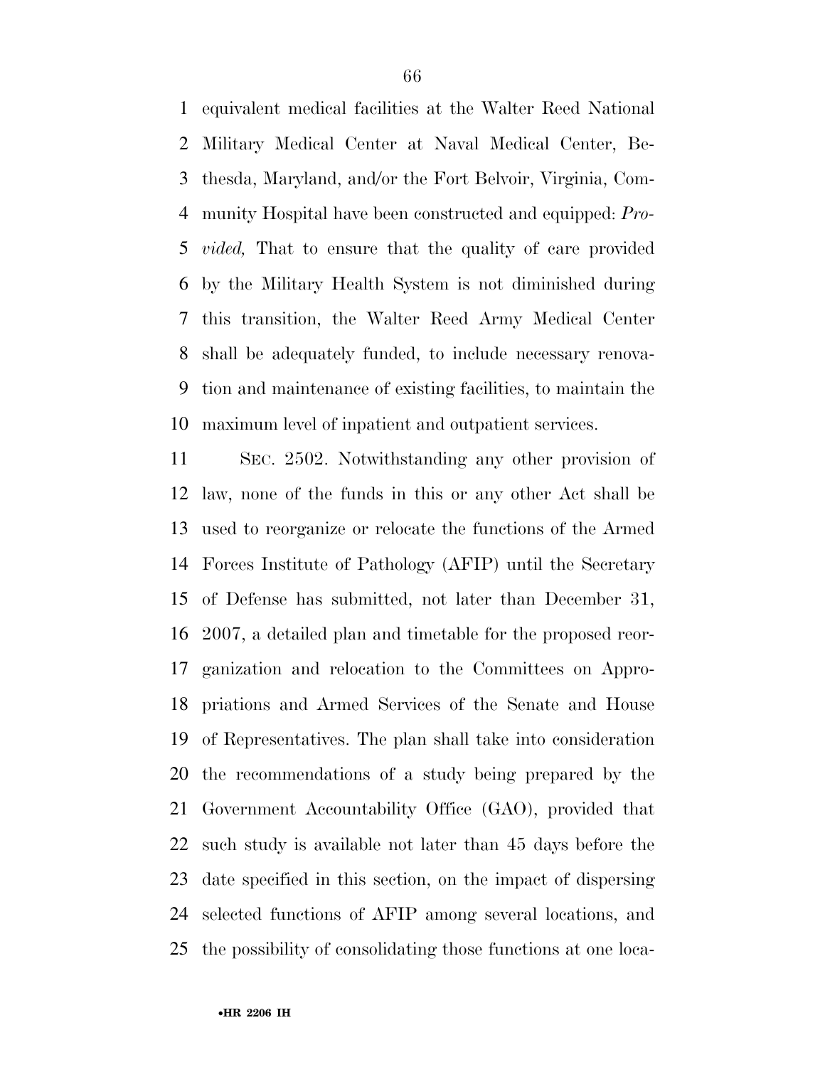equivalent medical facilities at the Walter Reed National Military Medical Center at Naval Medical Center, Bethesda, Maryland, and/or the Fort Belvoir, Virginia, Community Hospital have been constructed and equipped: *Provided,* That to ensure that the quality of care provided by the Military Health System is not diminished during this transition, the Walter Reed Army Medical Center shall be adequately funded, to include necessary renovation and maintenance of existing facilities, to maintain the maximum level of inpatient and outpatient services.

SEC. 2502. Notwithstanding any other provision of law, none of the funds in this or any other Act shall be used to reorganize or relocate the functions of the Armed Forces Institute of Pathology (AFIP) until the Secretary of Defense has submitted, not later than December 31, 2007, a detailed plan and timetable for the proposed reorganization and relocation to the Committees on Appropriations and Armed Services of the Senate and House of Representatives. The plan shall take into consideration the recommendations of a study being prepared by the Government Accountability Office (GAO), provided that such study is available not later than 45 days before the date specified in this section, on the impact of dispersing selected functions of AFIP among several locations, and the possibility of consolidating those functions at one loca-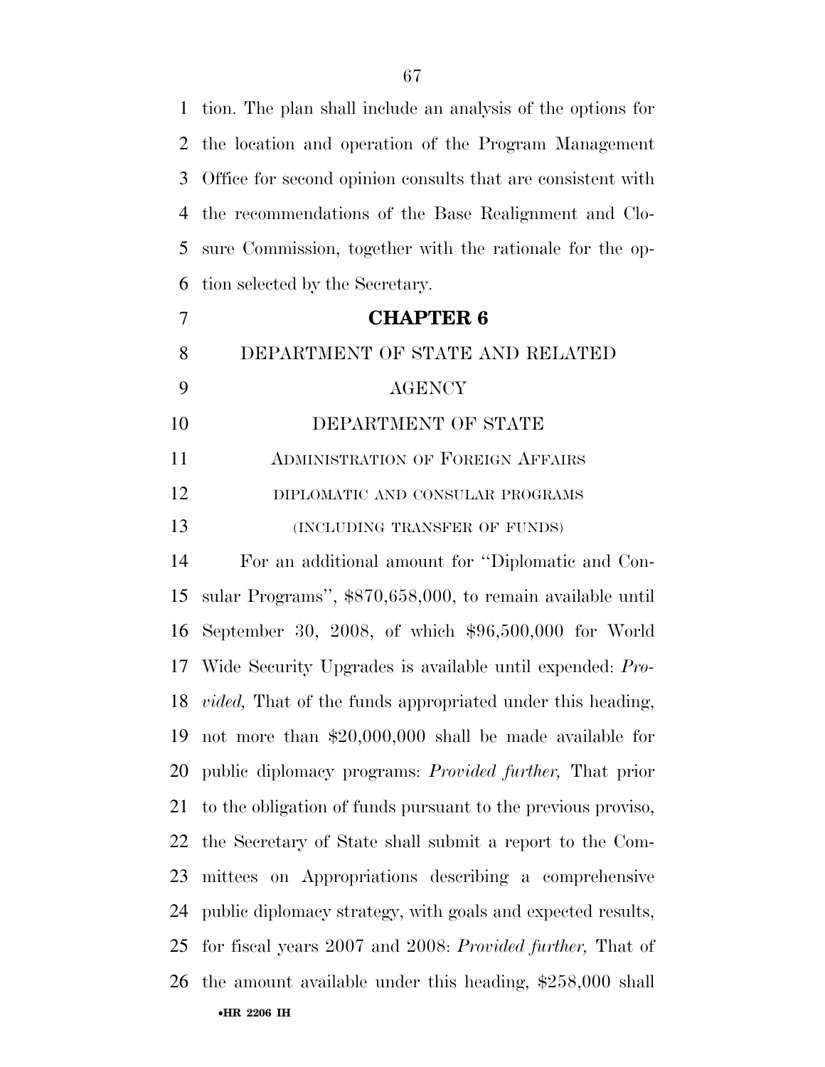tion. The plan shall include an analysis of the options for the location and operation of the Program Management Office for second opinion consults that are consistent with the recommendations of the Base Realignment and Closure Commission, together with the rationale for the option selected by the Secretary.

## CHAPTER 6

### DEPARTMENT OF STATE AND RELATED AGENCY

### DEPARTMENT OF STATE

#### ADMINISTRATION OF FOREIGN AFFAIRS

##### DIPLOMATIC AND CONSULAR PROGRAMS

(INCLUDING TRANSFER OF FUNDS)

For an additional amount for ''Diplomatic and Consular Programs'', $870,658,000, to remain available until September 30, 2008, of which $96,500,000 for World Wide Security Upgrades is available until expended: *Provided,* That of the funds appropriated under this heading, not more than $20,000,000 shall be made available for public diplomacy programs: *Provided further,* That prior to the obligation of funds pursuant to the previous proviso, the Secretary of State shall submit a report to the Committees on Appropriations describing a comprehensive public diplomacy strategy, with goals and expected results, for fiscal years 2007 and 2008: *Provided further,* That of the amount available under this heading, $258,000 shall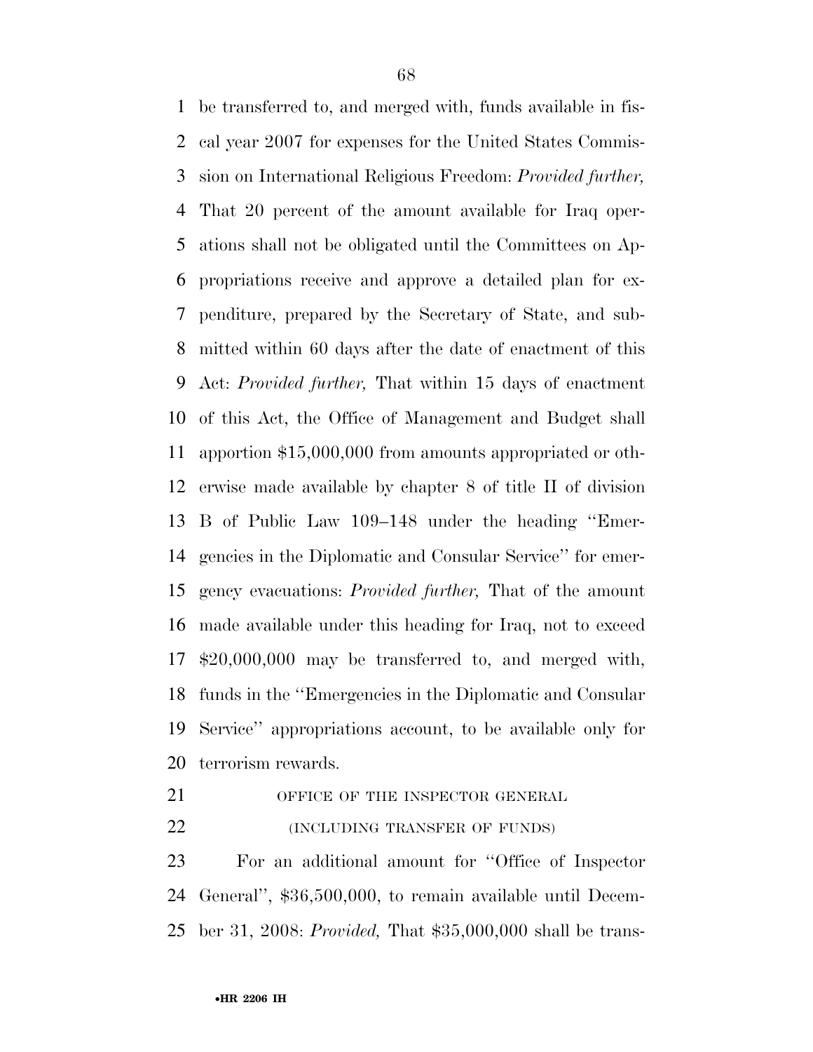be transferred to, and merged with, funds available in fiscal year 2007 for expenses for the United States Commission on International Religious Freedom: *Provided further,* That 20 percent of the amount available for Iraq operations shall not be obligated until the Committees on Appropriations receive and approve a detailed plan for expenditure, prepared by the Secretary of State, and submitted within 60 days after the date of enactment of this Act: *Provided further,* That within 15 days of enactment of this Act, the Office of Management and Budget shall apportion $15,000,000 from amounts appropriated or otherwise made available by chapter 8 of title II of division B of Public Law 109–148 under the heading ''Emergencies in the Diplomatic and Consular Service'' for emergency evacuations: *Provided further,* That of the amount made available under this heading for Iraq, not to exceed $20,000,000 may be transferred to, and merged with, funds in the ''Emergencies in the Diplomatic and Consular Service'' appropriations account, to be available only for terrorism rewards.

OFFICE OF THE INSPECTOR GENERAL

(INCLUDING TRANSFER OF FUNDS)

For an additional amount for ''Office of Inspector General'', $36,500,000, to remain available until December 31, 2008: *Provided,* That $35,000,000 shall be trans-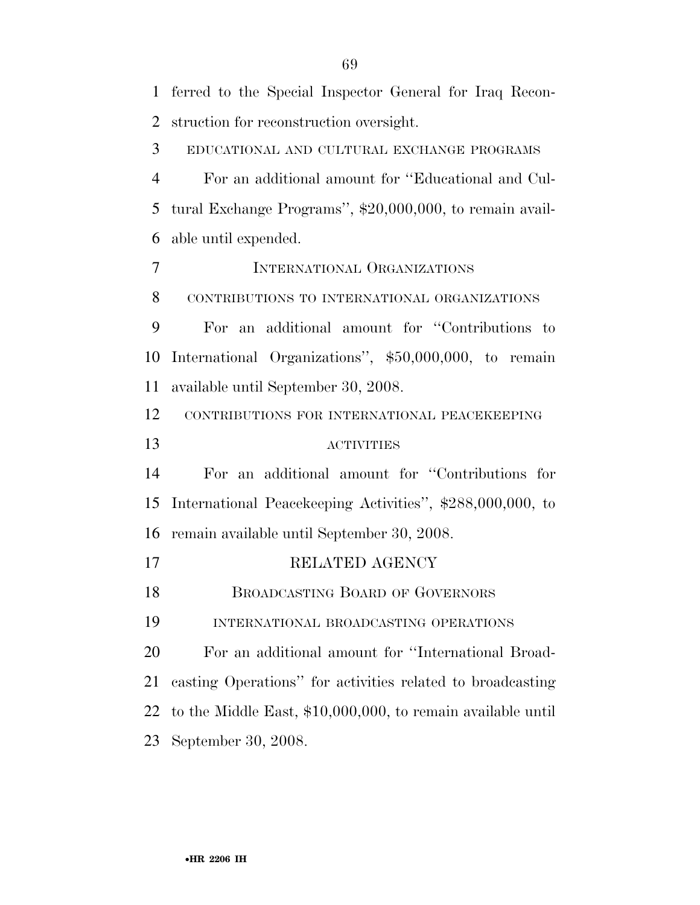ferred to the Special Inspector General for Iraq Reconstruction for reconstruction oversight.

EDUCATIONAL AND CULTURAL EXCHANGE PROGRAMS

For an additional amount for ''Educational and Cultural Exchange Programs'', $20,000,000, to remain available until expended.

### INTERNATIONAL ORGANIZATIONS

CONTRIBUTIONS TO INTERNATIONAL ORGANIZATIONS

For an additional amount for ''Contributions to International Organizations'', $50,000,000, to remain available until September 30, 2008.

CONTRIBUTIONS FOR INTERNATIONAL PEACEKEEPING ACTIVITIES

For an additional amount for ''Contributions for International Peacekeeping Activities'', $288,000,000, to remain available until September 30, 2008.

## RELATED AGENCY

### BROADCASTING BOARD OF GOVERNORS

INTERNATIONAL BROADCASTING OPERATIONS

For an additional amount for ''International Broadcasting Operations'' for activities related to broadcasting to the Middle East, $10,000,000, to remain available until September 30, 2008.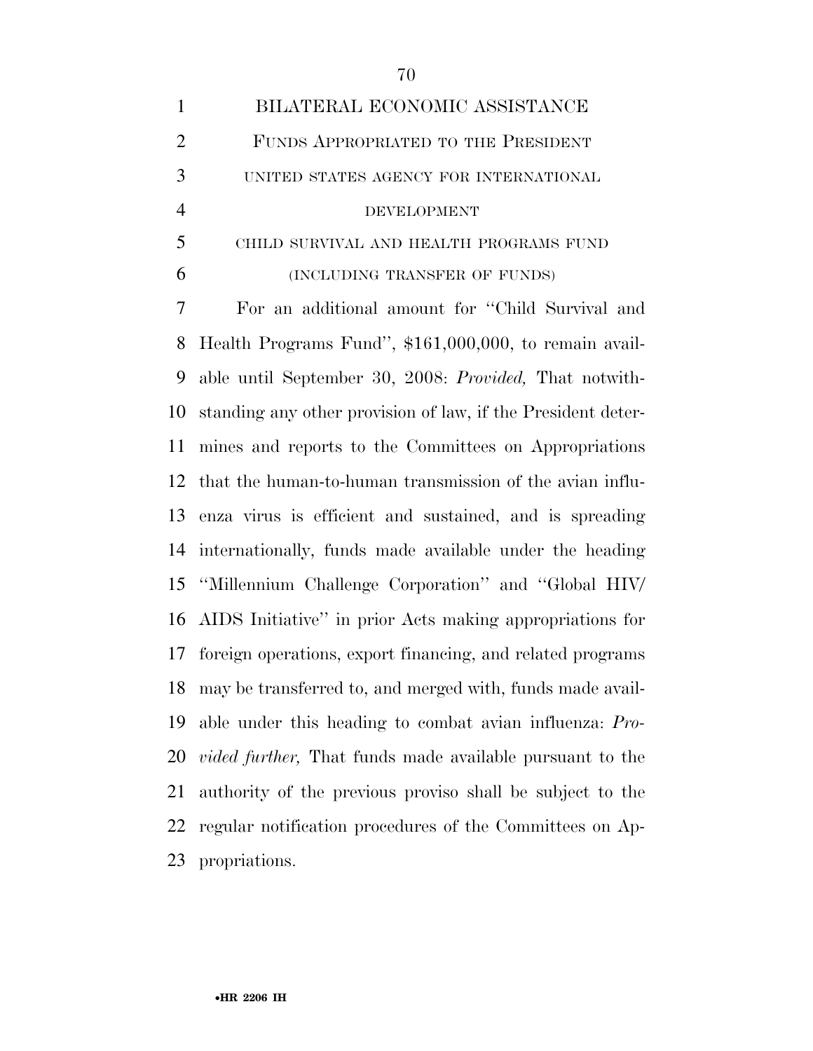# BILATERAL ECONOMIC ASSISTANCE

## FUNDS APPROPRIATED TO THE PRESIDENT

### UNITED STATES AGENCY FOR INTERNATIONAL DEVELOPMENT

#### CHILD SURVIVAL AND HEALTH PROGRAMS FUND

(INCLUDING TRANSFER OF FUNDS)

For an additional amount for ''Child Survival and Health Programs Fund'', $161,000,000, to remain available until September 30, 2008: *Provided,* That notwithstanding any other provision of law, if the President determines and reports to the Committees on Appropriations that the human-to-human transmission of the avian influenza virus is efficient and sustained, and is spreading internationally, funds made available under the heading ''Millennium Challenge Corporation'' and ''Global HIV/AIDS Initiative'' in prior Acts making appropriations for foreign operations, export financing, and related programs may be transferred to, and merged with, funds made available under this heading to combat avian influenza: *Provided further,* That funds made available pursuant to the authority of the previous proviso shall be subject to the regular notification procedures of the Committees on Appropriations.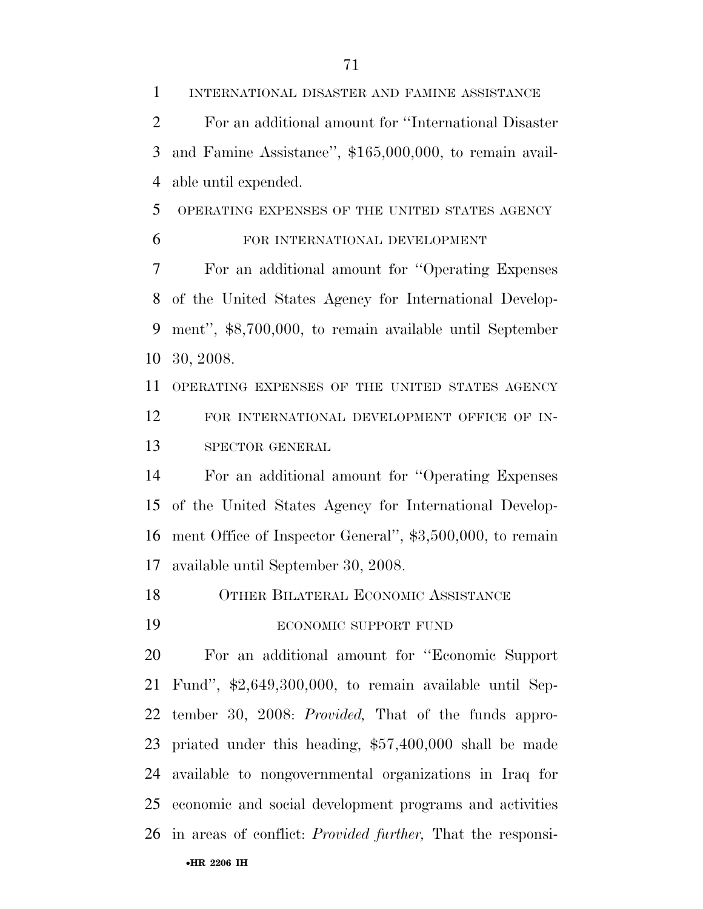INTERNATIONAL DISASTER AND FAMINE ASSISTANCE

For an additional amount for ''International Disaster and Famine Assistance'', $165,000,000, to remain available until expended.

OPERATING EXPENSES OF THE UNITED STATES AGENCY FOR INTERNATIONAL DEVELOPMENT

For an additional amount for ''Operating Expenses of the United States Agency for International Development'', $8,700,000, to remain available until September 30, 2008.

OPERATING EXPENSES OF THE UNITED STATES AGENCY FOR INTERNATIONAL DEVELOPMENT OFFICE OF INSPECTOR GENERAL

For an additional amount for ''Operating Expenses of the United States Agency for International Development Office of Inspector General'', $3,500,000, to remain available until September 30, 2008.

OTHER BILATERAL ECONOMIC ASSISTANCE

ECONOMIC SUPPORT FUND

For an additional amount for ''Economic Support Fund'', $2,649,300,000, to remain available until September 30, 2008: *Provided,* That of the funds appropriated under this heading, $57,400,000 shall be made available to nongovernmental organizations in Iraq for economic and social development programs and activities in areas of conflict: *Provided further,* That the responsi-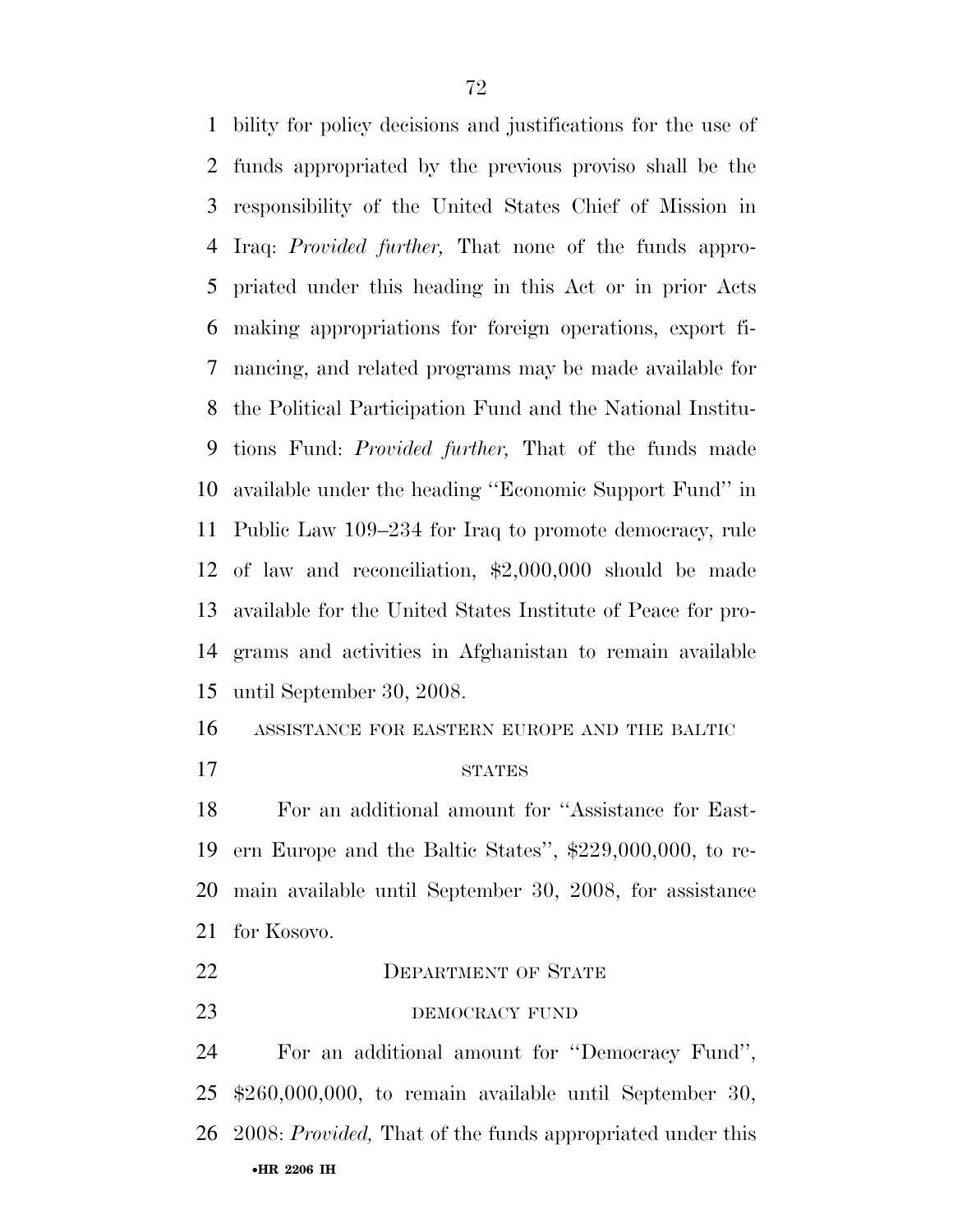bility for policy decisions and justifications for the use of funds appropriated by the previous proviso shall be the responsibility of the United States Chief of Mission in Iraq: *Provided further,* That none of the funds appropriated under this heading in this Act or in prior Acts making appropriations for foreign operations, export financing, and related programs may be made available for the Political Participation Fund and the National Institutions Fund: *Provided further,* That of the funds made available under the heading ''Economic Support Fund'' in Public Law 109–234 for Iraq to promote democracy, rule of law and reconciliation, $2,000,000 should be made available for the United States Institute of Peace for programs and activities in Afghanistan to remain available until September 30, 2008.

ASSISTANCE FOR EASTERN EUROPE AND THE BALTIC STATES

For an additional amount for ''Assistance for Eastern Europe and the Baltic States'', $229,000,000, to remain available until September 30, 2008, for assistance for Kosovo.

DEPARTMENT OF STATE

DEMOCRACY FUND

For an additional amount for ''Democracy Fund'', $260,000,000, to remain available until September 30, 2008: *Provided,* That of the funds appropriated under this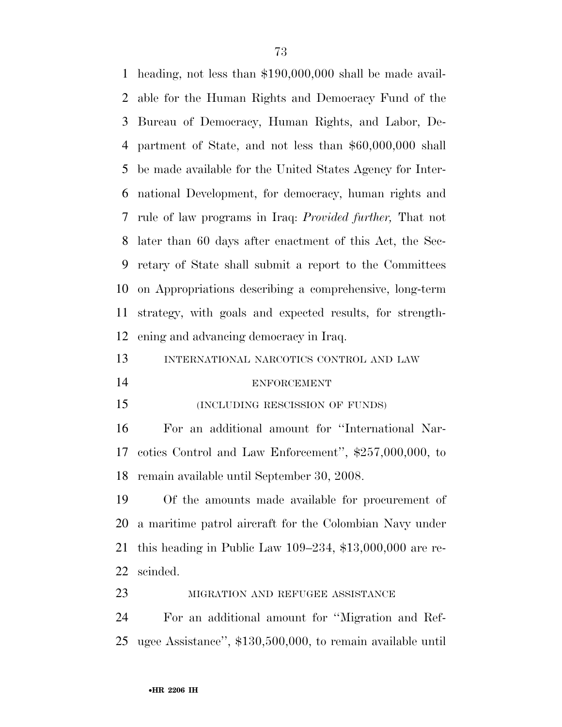heading, not less than $190,000,000 shall be made available for the Human Rights and Democracy Fund of the Bureau of Democracy, Human Rights, and Labor, Department of State, and not less than $60,000,000 shall be made available for the United States Agency for International Development, for democracy, human rights and rule of law programs in Iraq: *Provided further,* That not later than 60 days after enactment of this Act, the Secretary of State shall submit a report to the Committees on Appropriations describing a comprehensive, long-term strategy, with goals and expected results, for strengthening and advancing democracy in Iraq.

INTERNATIONAL NARCOTICS CONTROL AND LAW ENFORCEMENT

(INCLUDING RESCISSION OF FUNDS)

For an additional amount for ''International Narcotics Control and Law Enforcement'', $257,000,000, to remain available until September 30, 2008.

Of the amounts made available for procurement of a maritime patrol aircraft for the Colombian Navy under this heading in Public Law 109–234, $13,000,000 are rescinded.

MIGRATION AND REFUGEE ASSISTANCE

For an additional amount for ''Migration and Refugee Assistance'', $130,500,000, to remain available until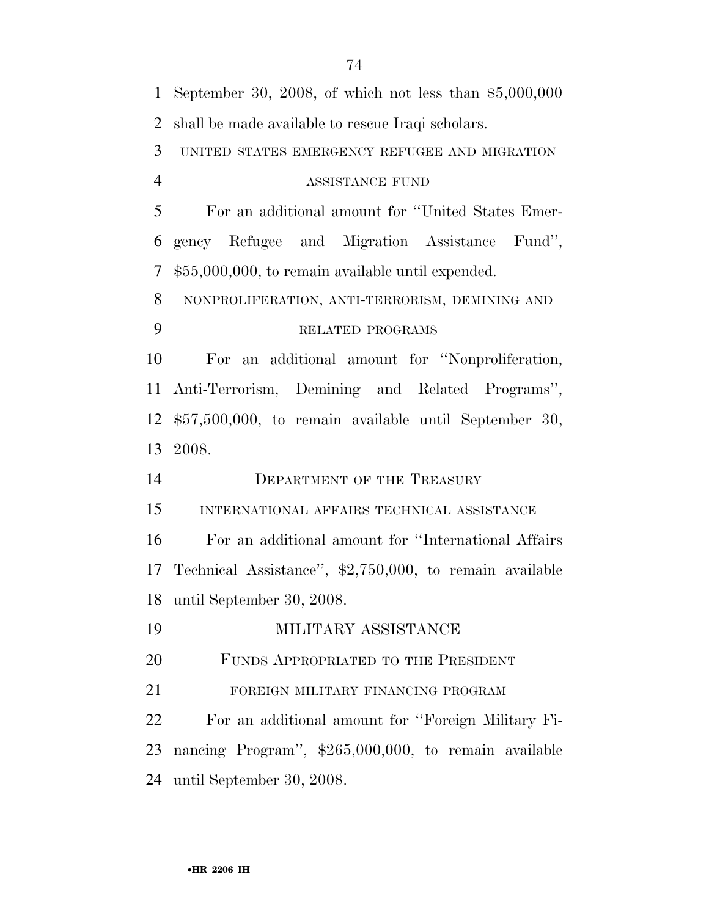September 30, 2008, of which not less than $5,000,000 shall be made available to rescue Iraqi scholars.

UNITED STATES EMERGENCY REFUGEE AND MIGRATION ASSISTANCE FUND

For an additional amount for ''United States Emergency Refugee and Migration Assistance Fund'', $55,000,000, to remain available until expended.

NONPROLIFERATION, ANTI-TERRORISM, DEMINING AND RELATED PROGRAMS

For an additional amount for ''Nonproliferation, Anti-Terrorism, Demining and Related Programs'', $57,500,000, to remain available until September 30, 2008.

DEPARTMENT OF THE TREASURY

INTERNATIONAL AFFAIRS TECHNICAL ASSISTANCE

For an additional amount for ''International Affairs Technical Assistance'', $2,750,000, to remain available until September 30, 2008.

MILITARY ASSISTANCE

FUNDS APPROPRIATED TO THE PRESIDENT

FOREIGN MILITARY FINANCING PROGRAM

For an additional amount for ''Foreign Military Financing Program'', $265,000,000, to remain available until September 30, 2008.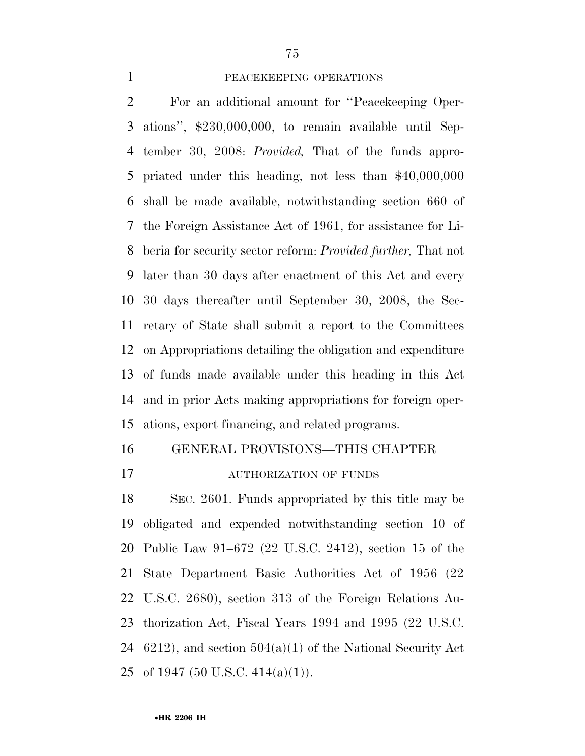PEACEKEEPING OPERATIONS

For an additional amount for "Peacekeeping Operations", $230,000,000, to remain available until September 30, 2008: *Provided,* That of the funds appropriated under this heading, not less than $40,000,000 shall be made available, notwithstanding section 660 of the Foreign Assistance Act of 1961, for assistance for Liberia for security sector reform: *Provided further,* That not later than 30 days after enactment of this Act and every 30 days thereafter until September 30, 2008, the Secretary of State shall submit a report to the Committees on Appropriations detailing the obligation and expenditure of funds made available under this heading in this Act and in prior Acts making appropriations for foreign operations, export financing, and related programs.

GENERAL PROVISIONS—THIS CHAPTER

AUTHORIZATION OF FUNDS

SEC. 2601. Funds appropriated by this title may be obligated and expended notwithstanding section 10 of Public Law 91–672 (22 U.S.C. 2412), section 15 of the State Department Basic Authorities Act of 1956 (22 U.S.C. 2680), section 313 of the Foreign Relations Authorization Act, Fiscal Years 1994 and 1995 (22 U.S.C. 6212), and section 504(a)(1) of the National Security Act of 1947 (50 U.S.C. 414(a)(1)).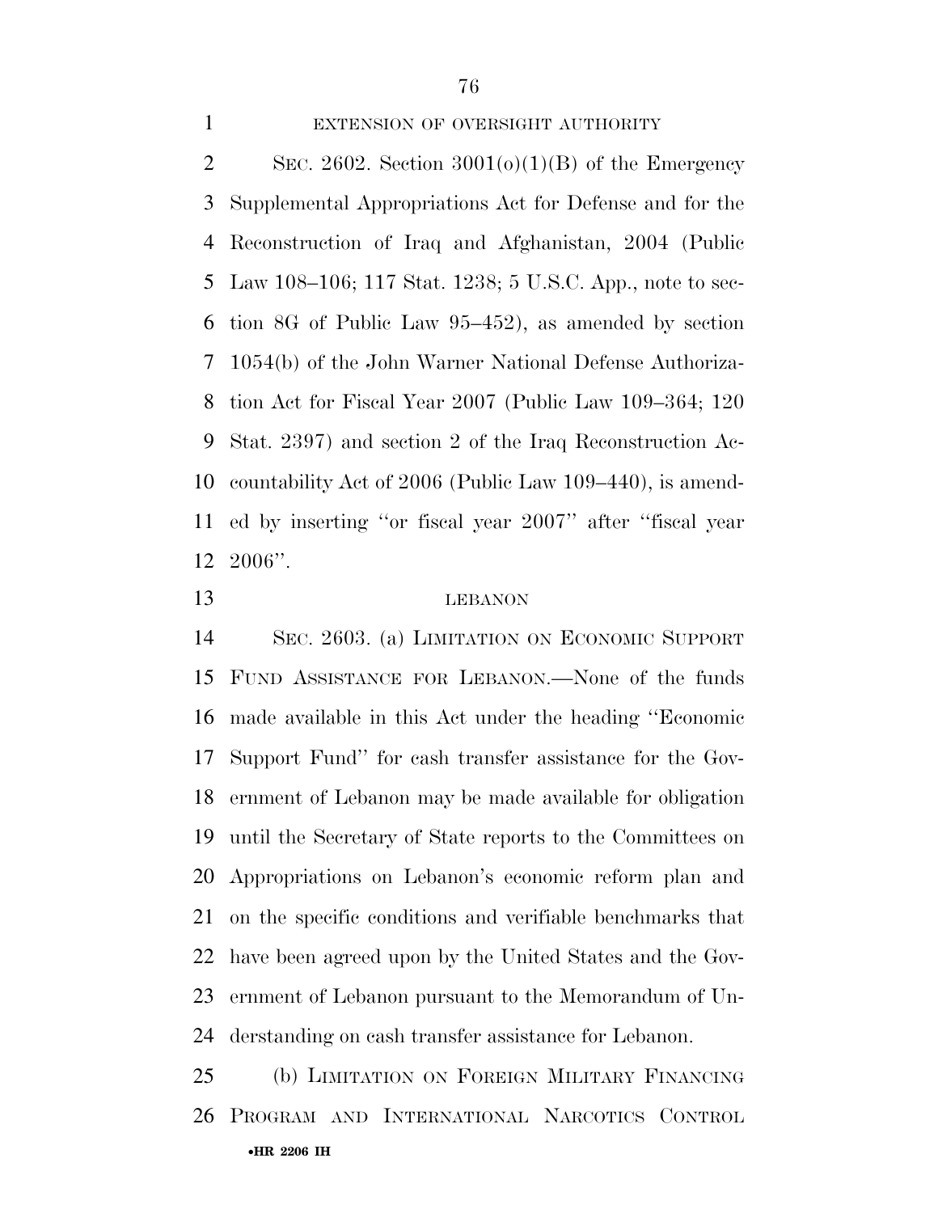EXTENSION OF OVERSIGHT AUTHORITY

SEC. 2602. Section 3001(o)(1)(B) of the Emergency Supplemental Appropriations Act for Defense and for the Reconstruction of Iraq and Afghanistan, 2004 (Public Law 108–106; 117 Stat. 1238; 5 U.S.C. App., note to section 8G of Public Law 95–452), as amended by section 1054(b) of the John Warner National Defense Authorization Act for Fiscal Year 2007 (Public Law 109–364; 120 Stat. 2397) and section 2 of the Iraq Reconstruction Accountability Act of 2006 (Public Law 109–440), is amended by inserting ''or fiscal year 2007'' after ''fiscal year 2006''.

LEBANON

SEC. 2603. (a) LIMITATION ON ECONOMIC SUPPORT FUND ASSISTANCE FOR LEBANON.—None of the funds made available in this Act under the heading ''Economic Support Fund'' for cash transfer assistance for the Government of Lebanon may be made available for obligation until the Secretary of State reports to the Committees on Appropriations on Lebanon's economic reform plan and on the specific conditions and verifiable benchmarks that have been agreed upon by the United States and the Government of Lebanon pursuant to the Memorandum of Understanding on cash transfer assistance for Lebanon.

(b) LIMITATION ON FOREIGN MILITARY FINANCING PROGRAM AND INTERNATIONAL NARCOTICS CONTROL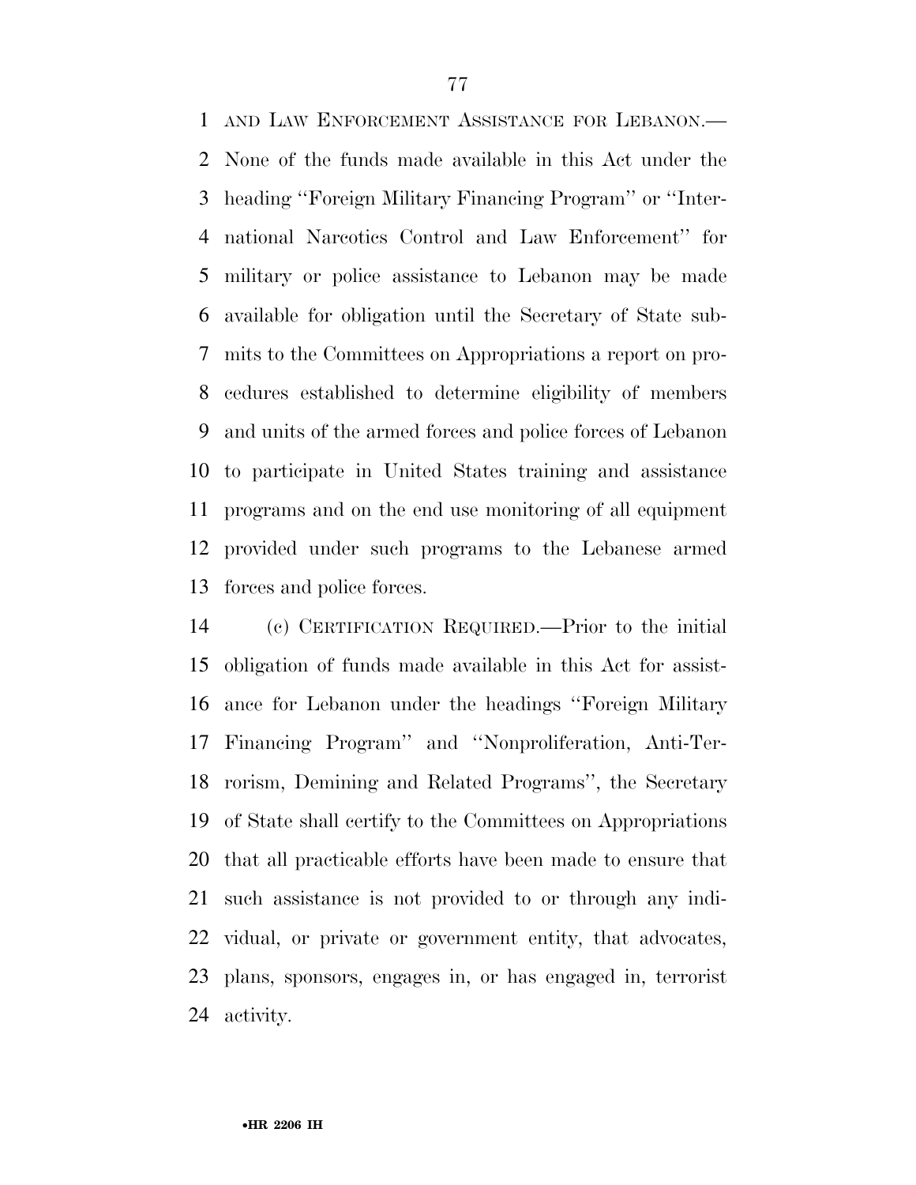AND LAW ENFORCEMENT ASSISTANCE FOR LEBANON.—None of the funds made available in this Act under the heading ''Foreign Military Financing Program'' or ''International Narcotics Control and Law Enforcement'' for military or police assistance to Lebanon may be made available for obligation until the Secretary of State submits to the Committees on Appropriations a report on procedures established to determine eligibility of members and units of the armed forces and police forces of Lebanon to participate in United States training and assistance programs and on the end use monitoring of all equipment provided under such programs to the Lebanese armed forces and police forces.

(c) CERTIFICATION REQUIRED.—Prior to the initial obligation of funds made available in this Act for assistance for Lebanon under the headings ''Foreign Military Financing Program'' and ''Nonproliferation, Anti-Terrorism, Demining and Related Programs'', the Secretary of State shall certify to the Committees on Appropriations that all practicable efforts have been made to ensure that such assistance is not provided to or through any individual, or private or government entity, that advocates, plans, sponsors, engages in, or has engaged in, terrorist activity.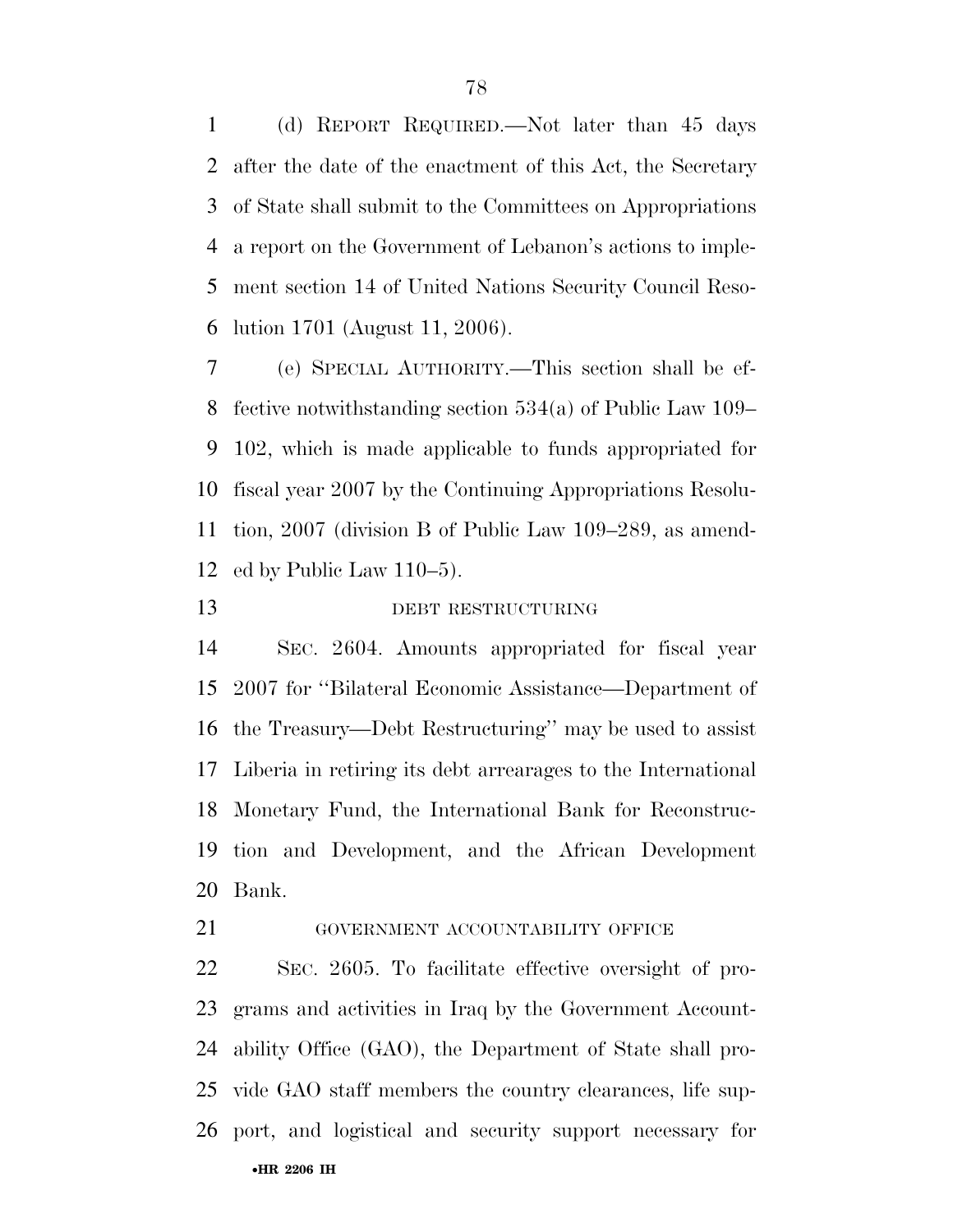(d) REPORT REQUIRED.—Not later than 45 days after the date of the enactment of this Act, the Secretary of State shall submit to the Committees on Appropriations a report on the Government of Lebanon's actions to implement section 14 of United Nations Security Council Resolution 1701 (August 11, 2006).

(e) SPECIAL AUTHORITY.—This section shall be effective notwithstanding section 534(a) of Public Law 109–102, which is made applicable to funds appropriated for fiscal year 2007 by the Continuing Appropriations Resolution, 2007 (division B of Public Law 109–289, as amended by Public Law 110–5).

DEBT RESTRUCTURING

SEC. 2604. Amounts appropriated for fiscal year 2007 for ''Bilateral Economic Assistance—Department of the Treasury—Debt Restructuring'' may be used to assist Liberia in retiring its debt arrearages to the International Monetary Fund, the International Bank for Reconstruction and Development, and the African Development Bank.

GOVERNMENT ACCOUNTABILITY OFFICE

SEC. 2605. To facilitate effective oversight of programs and activities in Iraq by the Government Accountability Office (GAO), the Department of State shall provide GAO staff members the country clearances, life support, and logistical and security support necessary for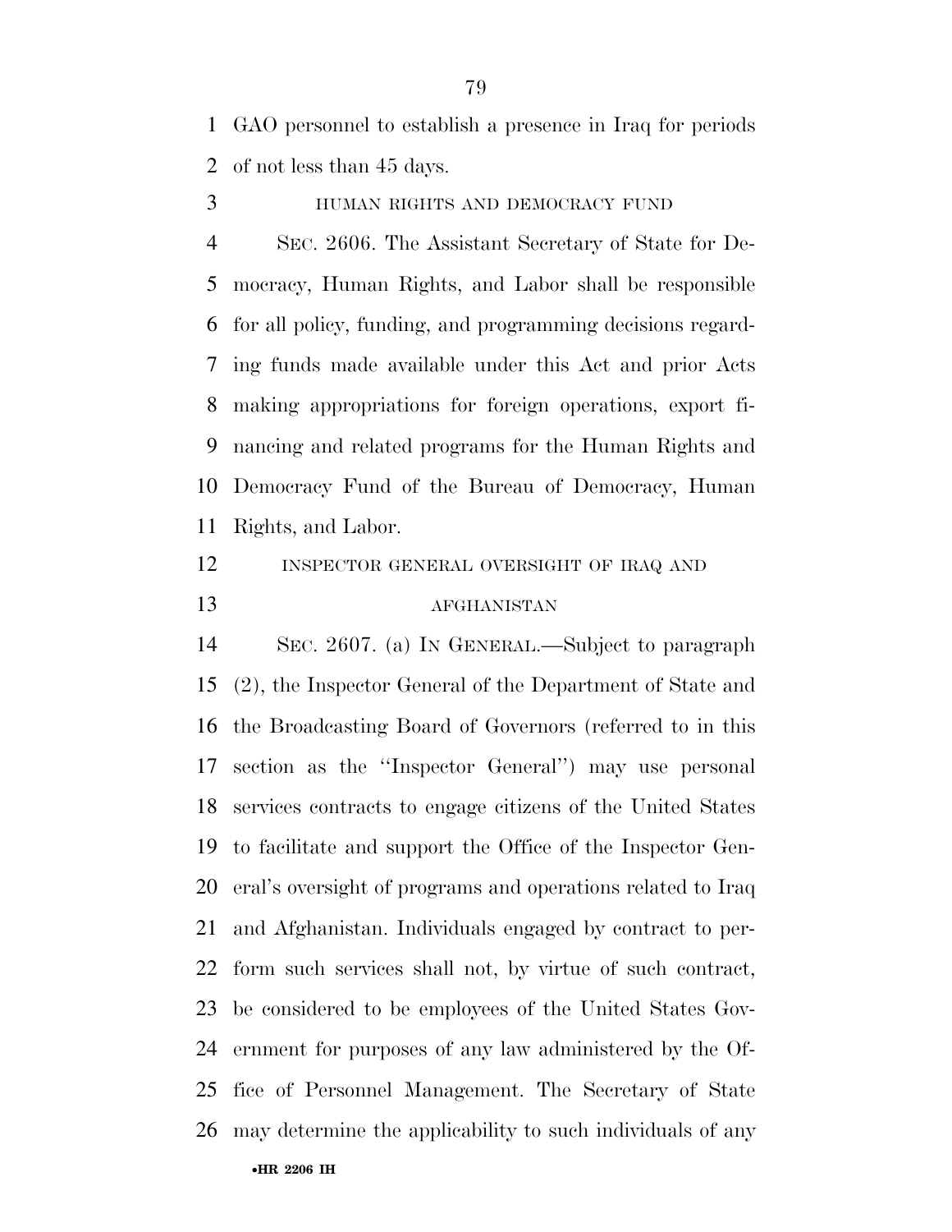GAO personnel to establish a presence in Iraq for periods of not less than 45 days.

HUMAN RIGHTS AND DEMOCRACY FUND

SEC. 2606. The Assistant Secretary of State for Democracy, Human Rights, and Labor shall be responsible for all policy, funding, and programming decisions regarding funds made available under this Act and prior Acts making appropriations for foreign operations, export financing and related programs for the Human Rights and Democracy Fund of the Bureau of Democracy, Human Rights, and Labor.

INSPECTOR GENERAL OVERSIGHT OF IRAQ AND AFGHANISTAN

SEC. 2607. (a) IN GENERAL.—Subject to paragraph (2), the Inspector General of the Department of State and the Broadcasting Board of Governors (referred to in this section as the ''Inspector General'') may use personal services contracts to engage citizens of the United States to facilitate and support the Office of the Inspector General's oversight of programs and operations related to Iraq and Afghanistan. Individuals engaged by contract to perform such services shall not, by virtue of such contract, be considered to be employees of the United States Government for purposes of any law administered by the Office of Personnel Management. The Secretary of State may determine the applicability to such individuals of any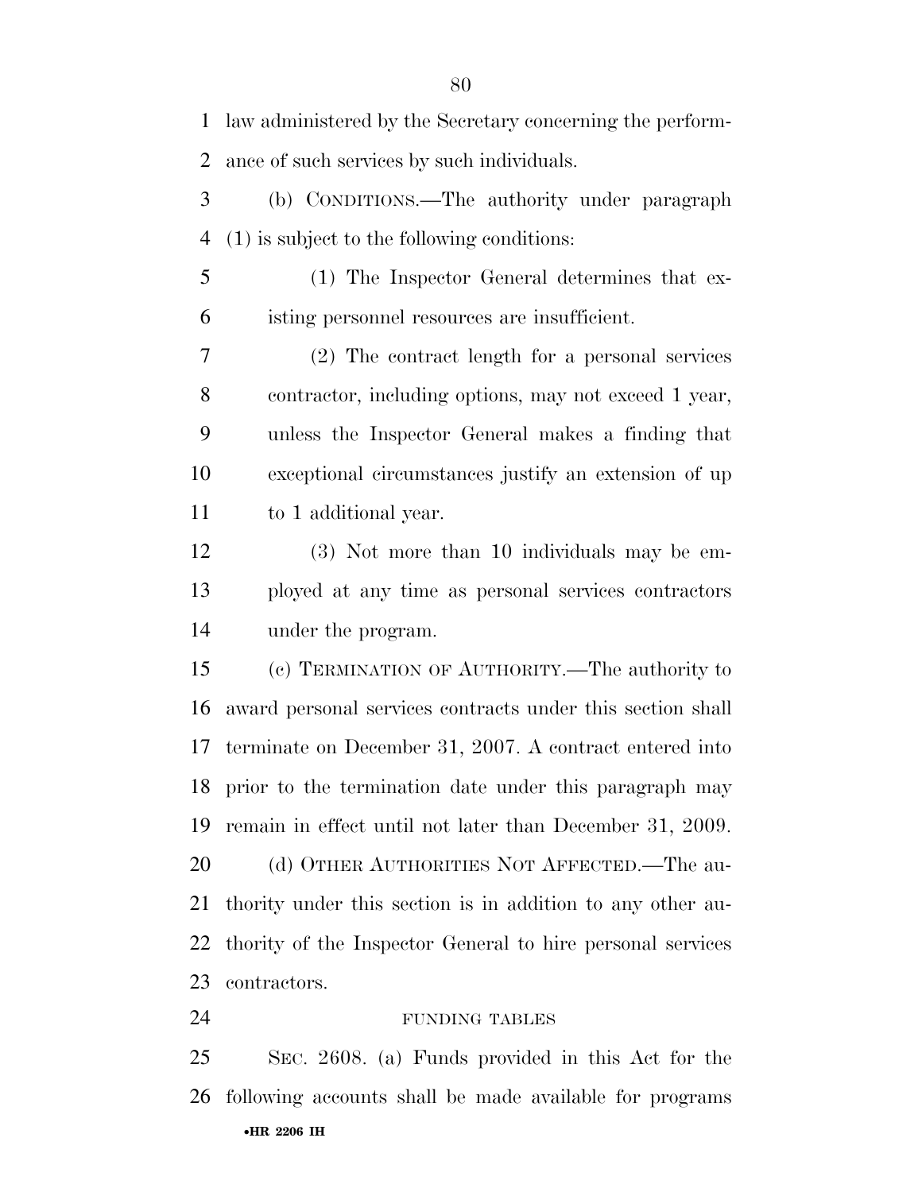law administered by the Secretary concerning the performance of such services by such individuals.

(b) CONDITIONS.—The authority under paragraph (1) is subject to the following conditions:

(1) The Inspector General determines that existing personnel resources are insufficient.

(2) The contract length for a personal services contractor, including options, may not exceed 1 year, unless the Inspector General makes a finding that exceptional circumstances justify an extension of up to 1 additional year.

(3) Not more than 10 individuals may be employed at any time as personal services contractors under the program.

(c) TERMINATION OF AUTHORITY.—The authority to award personal services contracts under this section shall terminate on December 31, 2007. A contract entered into prior to the termination date under this paragraph may remain in effect until not later than December 31, 2009.

(d) OTHER AUTHORITIES NOT AFFECTED.—The authority under this section is in addition to any other authority of the Inspector General to hire personal services contractors.

FUNDING TABLES

SEC. 2608. (a) Funds provided in this Act for the following accounts shall be made available for programs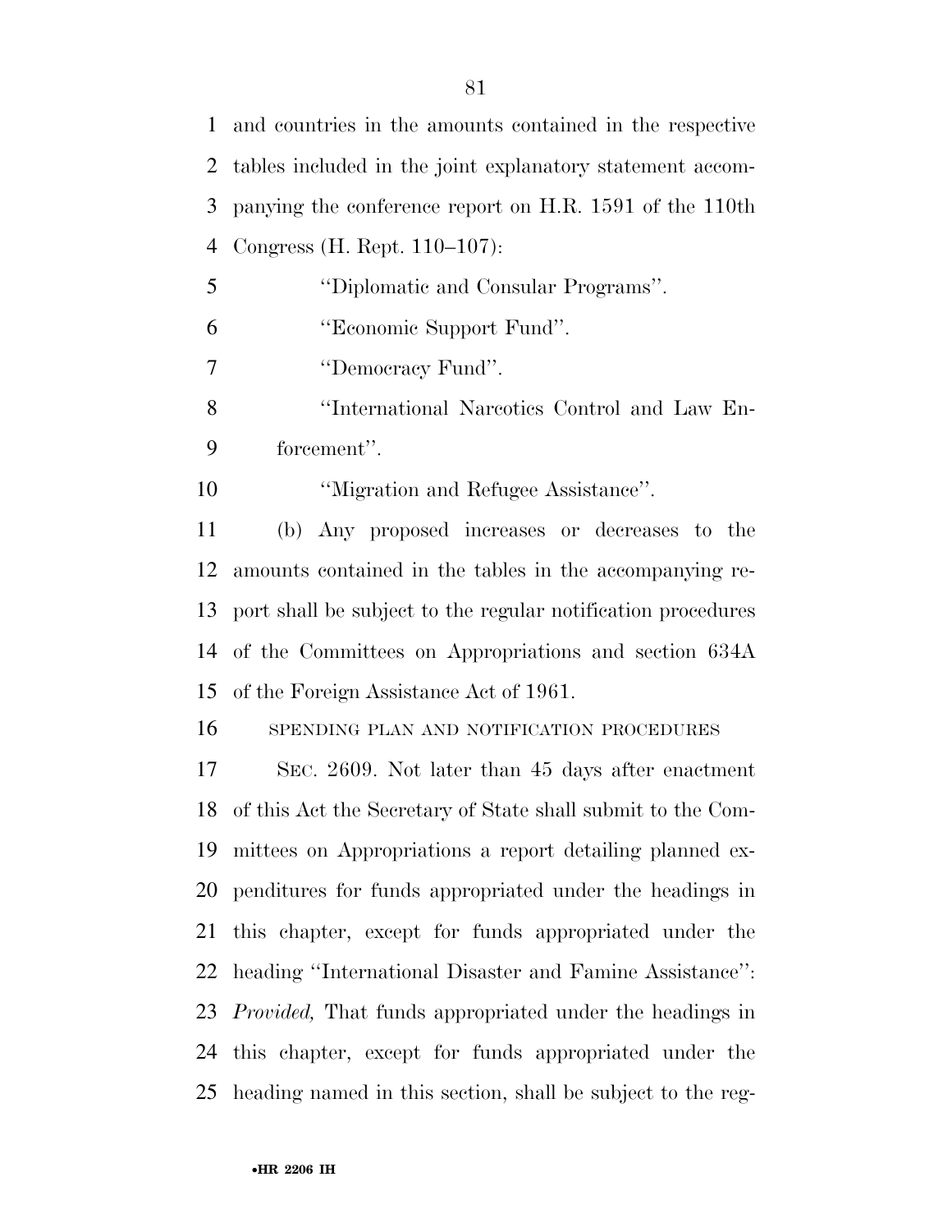and countries in the amounts contained in the respective tables included in the joint explanatory statement accompanying the conference report on H.R. 1591 of the 110th Congress (H. Rept. 110–107):

''Diplomatic and Consular Programs''.

''Economic Support Fund''.

''Democracy Fund''.

''International Narcotics Control and Law Enforcement''.

''Migration and Refugee Assistance''.

(b) Any proposed increases or decreases to the amounts contained in the tables in the accompanying report shall be subject to the regular notification procedures of the Committees on Appropriations and section 634A of the Foreign Assistance Act of 1961.

SPENDING PLAN AND NOTIFICATION PROCEDURES

SEC. 2609. Not later than 45 days after enactment of this Act the Secretary of State shall submit to the Committees on Appropriations a report detailing planned expenditures for funds appropriated under the headings in this chapter, except for funds appropriated under the heading ''International Disaster and Famine Assistance'': *Provided,* That funds appropriated under the headings in this chapter, except for funds appropriated under the heading named in this section, shall be subject to the reg-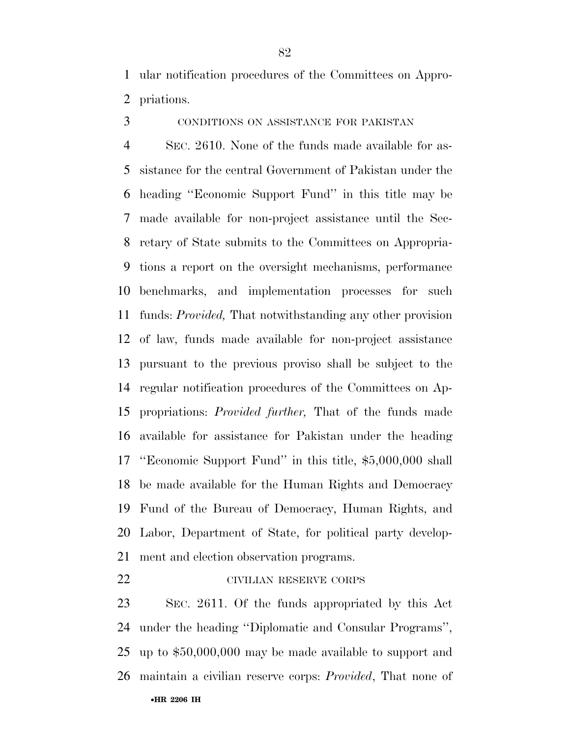ular notification procedures of the Committees on Appropriations.

CONDITIONS ON ASSISTANCE FOR PAKISTAN

SEC. 2610. None of the funds made available for assistance for the central Government of Pakistan under the heading ''Economic Support Fund'' in this title may be made available for non-project assistance until the Secretary of State submits to the Committees on Appropriations a report on the oversight mechanisms, performance benchmarks, and implementation processes for such funds: *Provided,* That notwithstanding any other provision of law, funds made available for non-project assistance pursuant to the previous proviso shall be subject to the regular notification procedures of the Committees on Appropriations: *Provided further,* That of the funds made available for assistance for Pakistan under the heading ''Economic Support Fund'' in this title, $5,000,000 shall be made available for the Human Rights and Democracy Fund of the Bureau of Democracy, Human Rights, and Labor, Department of State, for political party development and election observation programs.

CIVILIAN RESERVE CORPS

SEC. 2611. Of the funds appropriated by this Act under the heading ''Diplomatic and Consular Programs'', up to $50,000,000 may be made available to support and maintain a civilian reserve corps: *Provided*, That none of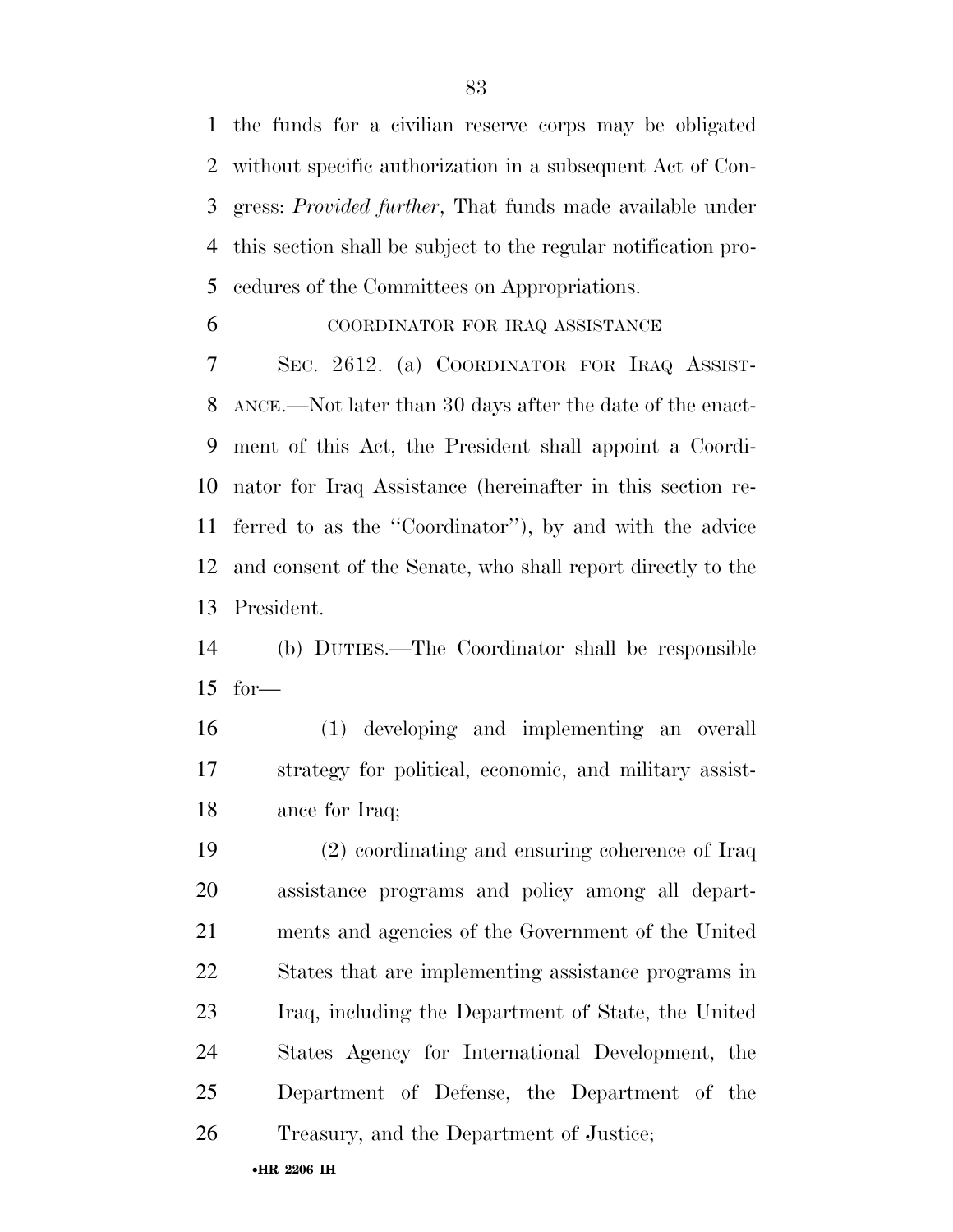the funds for a civilian reserve corps may be obligated without specific authorization in a subsequent Act of Congress: *Provided further*, That funds made available under this section shall be subject to the regular notification procedures of the Committees on Appropriations.

COORDINATOR FOR IRAQ ASSISTANCE

SEC. 2612. (a) COORDINATOR FOR IRAQ ASSISTANCE.—Not later than 30 days after the date of the enactment of this Act, the President shall appoint a Coordinator for Iraq Assistance (hereinafter in this section referred to as the ''Coordinator''), by and with the advice and consent of the Senate, who shall report directly to the President.

(b) DUTIES.—The Coordinator shall be responsible for—

(1) developing and implementing an overall strategy for political, economic, and military assistance for Iraq;

(2) coordinating and ensuring coherence of Iraq assistance programs and policy among all departments and agencies of the Government of the United States that are implementing assistance programs in Iraq, including the Department of State, the United States Agency for International Development, the Department of Defense, the Department of the Treasury, and the Department of Justice;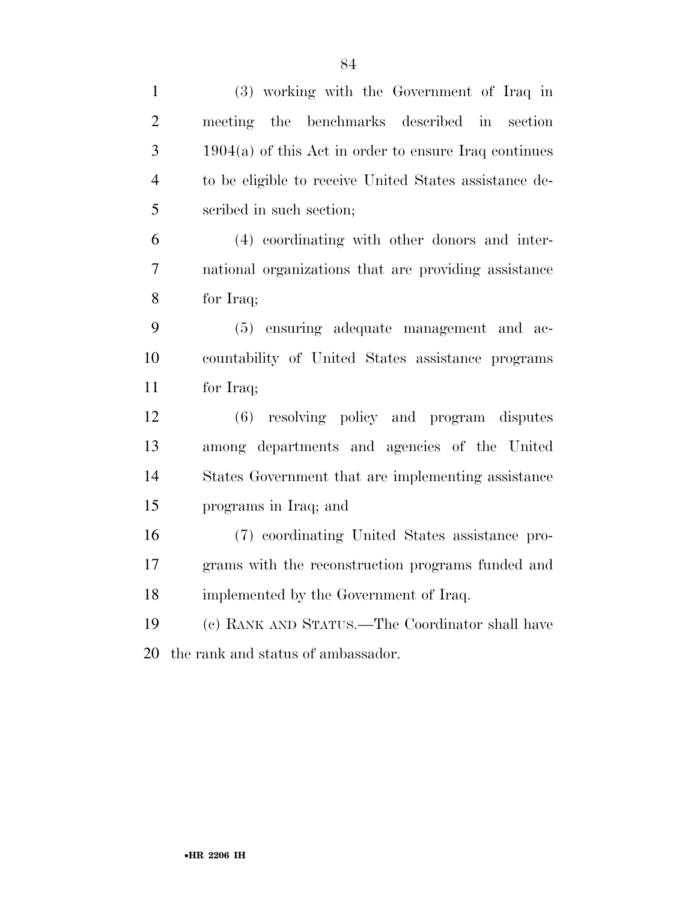(3) working with the Government of Iraq in meeting the benchmarks described in section 1904(a) of this Act in order to ensure Iraq continues to be eligible to receive United States assistance described in such section;

(4) coordinating with other donors and international organizations that are providing assistance for Iraq;

(5) ensuring adequate management and accountability of United States assistance programs for Iraq;

(6) resolving policy and program disputes among departments and agencies of the United States Government that are implementing assistance programs in Iraq; and

(7) coordinating United States assistance programs with the reconstruction programs funded and implemented by the Government of Iraq.

(c) RANK AND STATUS.—The Coordinator shall have the rank and status of ambassador.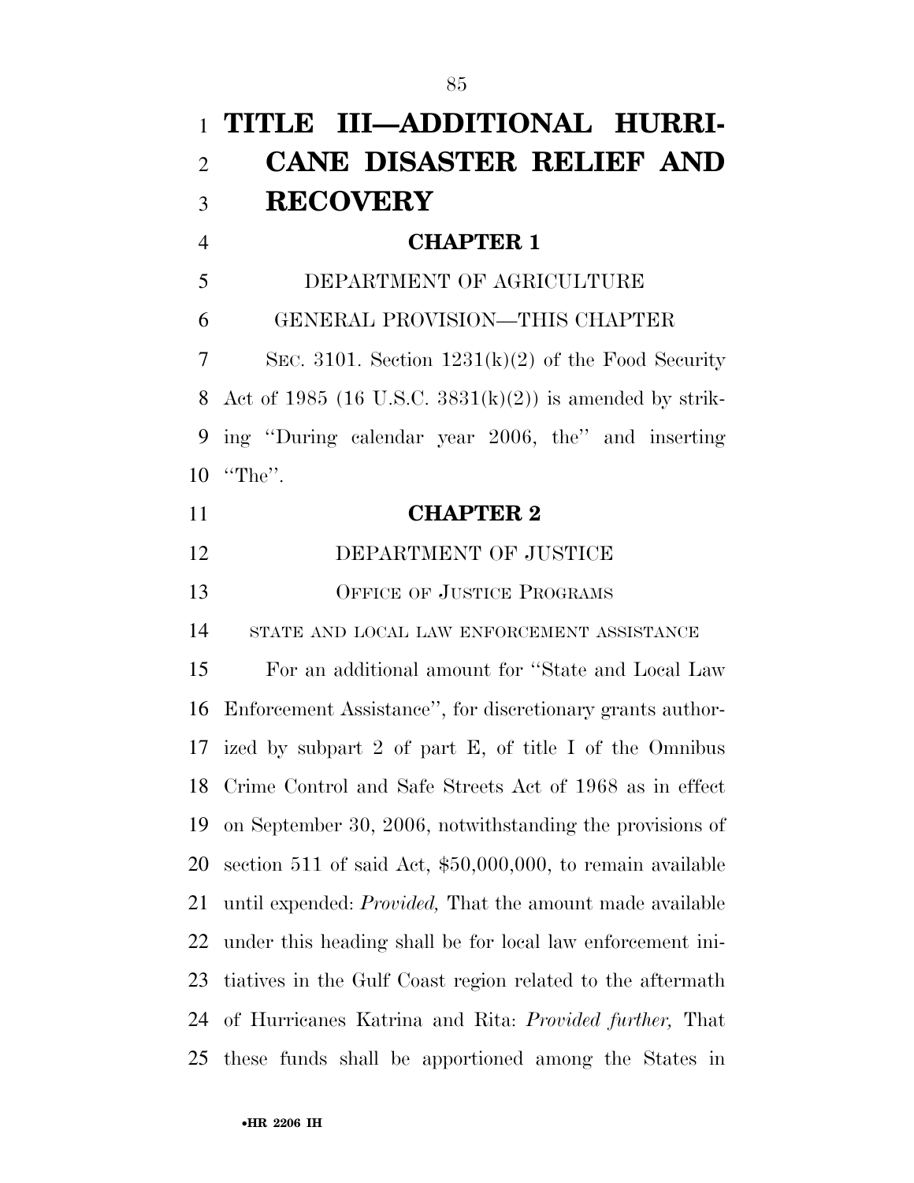# TITLE III—ADDITIONAL HURRICANE DISASTER RELIEF AND RECOVERY

## CHAPTER 1

DEPARTMENT OF AGRICULTURE

GENERAL PROVISION—THIS CHAPTER

SEC. 3101. Section 1231(k)(2) of the Food Security Act of 1985 (16 U.S.C. 3831(k)(2)) is amended by striking ''During calendar year 2006, the'' and inserting ''The''.

## CHAPTER 2

DEPARTMENT OF JUSTICE

OFFICE OF JUSTICE PROGRAMS

STATE AND LOCAL LAW ENFORCEMENT ASSISTANCE

For an additional amount for ''State and Local Law Enforcement Assistance'', for discretionary grants authorized by subpart 2 of part E, of title I of the Omnibus Crime Control and Safe Streets Act of 1968 as in effect on September 30, 2006, notwithstanding the provisions of section 511 of said Act, $50,000,000, to remain available until expended: *Provided,* That the amount made available under this heading shall be for local law enforcement initiatives in the Gulf Coast region related to the aftermath of Hurricanes Katrina and Rita: *Provided further,* That these funds shall be apportioned among the States in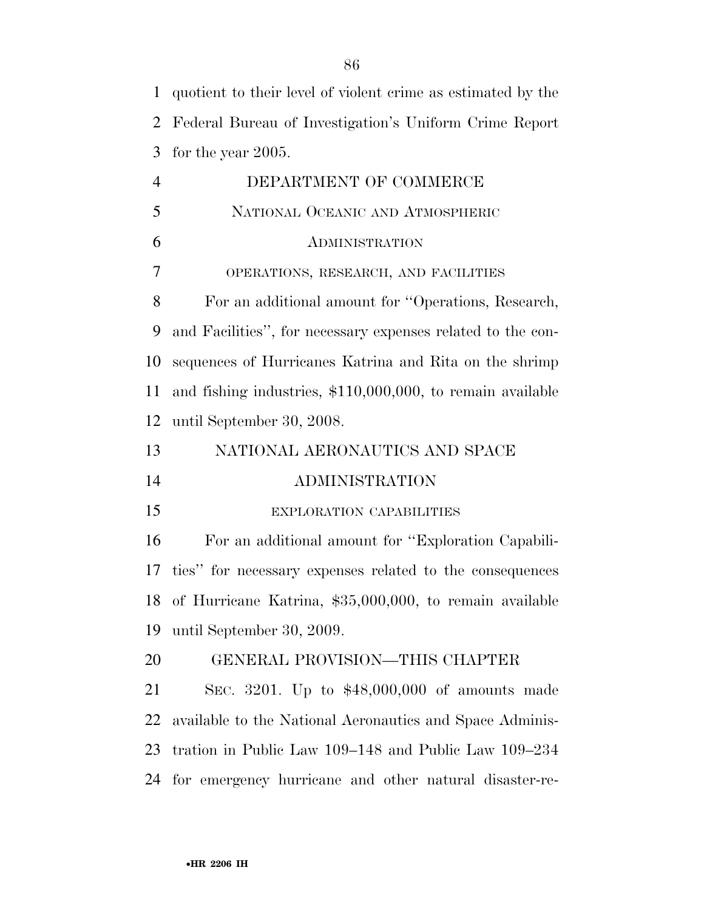quotient to their level of violent crime as estimated by the Federal Bureau of Investigation's Uniform Crime Report for the year 2005.

## DEPARTMENT OF COMMERCE

### NATIONAL OCEANIC AND ATMOSPHERIC ADMINISTRATION

#### OPERATIONS, RESEARCH, AND FACILITIES

For an additional amount for "Operations, Research, and Facilities", for necessary expenses related to the consequences of Hurricanes Katrina and Rita on the shrimp and fishing industries, $110,000,000, to remain available until September 30, 2008.

## NATIONAL AERONAUTICS AND SPACE ADMINISTRATION

#### EXPLORATION CAPABILITIES

For an additional amount for "Exploration Capabilities" for necessary expenses related to the consequences of Hurricane Katrina, $35,000,000, to remain available until September 30, 2009.

## GENERAL PROVISION—THIS CHAPTER

SEC. 3201. Up to $48,000,000 of amounts made available to the National Aeronautics and Space Administration in Public Law 109–148 and Public Law 109–234 for emergency hurricane and other natural disaster-re-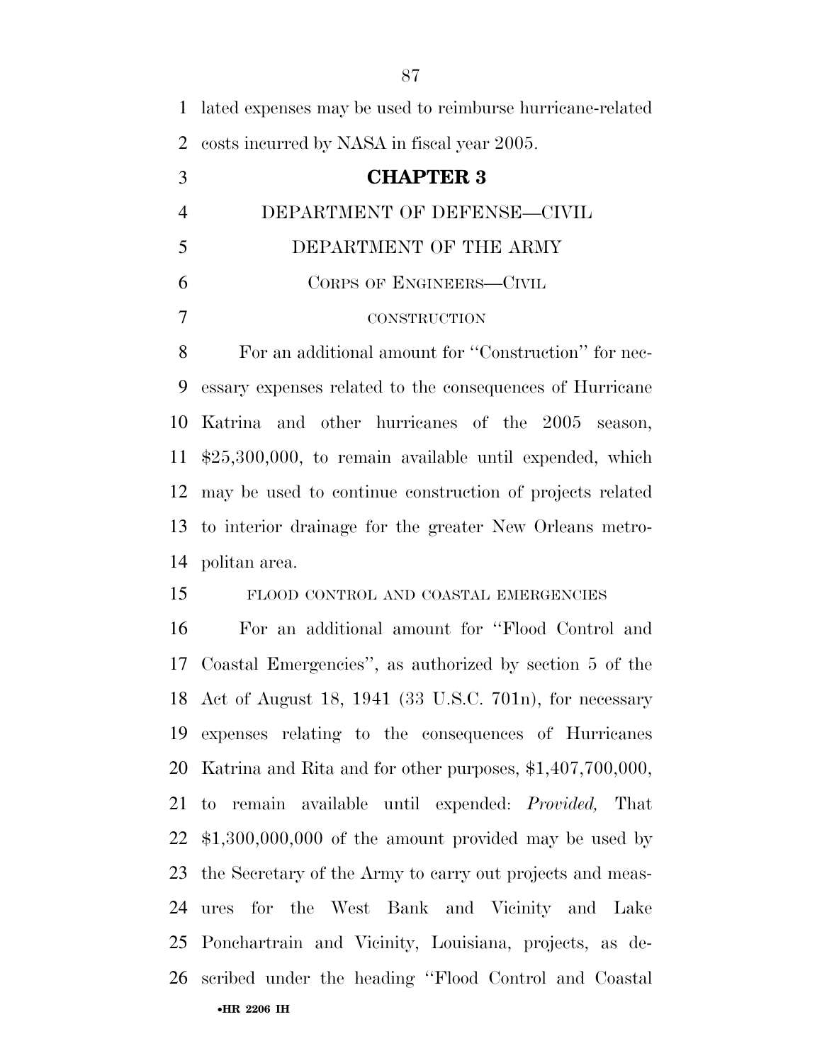lated expenses may be used to reimburse hurricane-related costs incurred by NASA in fiscal year 2005.

## CHAPTER 3

DEPARTMENT OF DEFENSE—CIVIL

DEPARTMENT OF THE ARMY

CORPS OF ENGINEERS—CIVIL

CONSTRUCTION

For an additional amount for ''Construction'' for necessary expenses related to the consequences of Hurricane Katrina and other hurricanes of the 2005 season, $25,300,000, to remain available until expended, which may be used to continue construction of projects related to interior drainage for the greater New Orleans metropolitan area.

FLOOD CONTROL AND COASTAL EMERGENCIES

For an additional amount for ''Flood Control and Coastal Emergencies'', as authorized by section 5 of the Act of August 18, 1941 (33 U.S.C. 701n), for necessary expenses relating to the consequences of Hurricanes Katrina and Rita and for other purposes, $1,407,700,000, to remain available until expended: *Provided,* That $1,300,000,000 of the amount provided may be used by the Secretary of the Army to carry out projects and measures for the West Bank and Vicinity and Lake Ponchartrain and Vicinity, Louisiana, projects, as described under the heading ''Flood Control and Coastal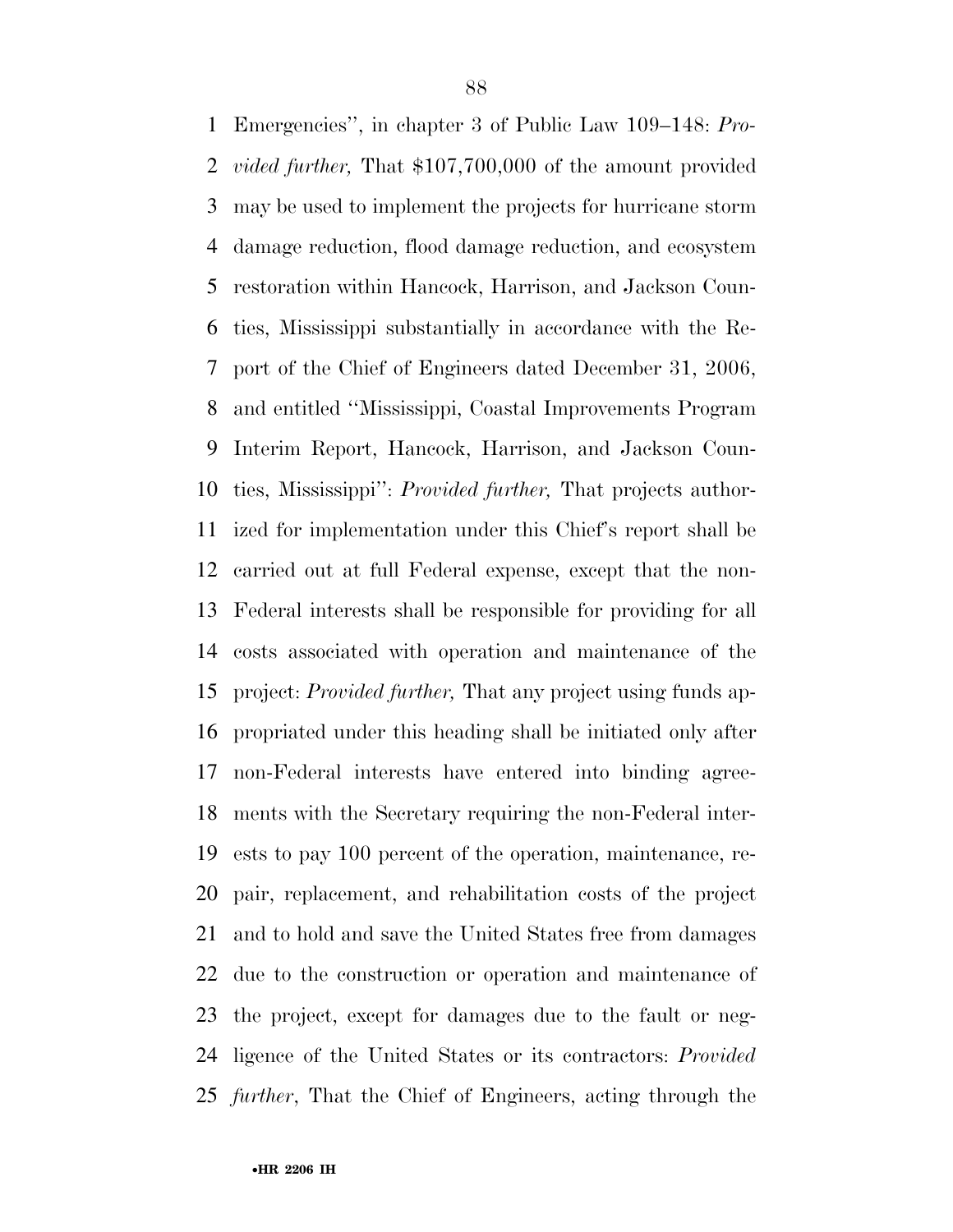Emergencies'', in chapter 3 of Public Law 109–148: *Provided further,* That $107,700,000 of the amount provided may be used to implement the projects for hurricane storm damage reduction, flood damage reduction, and ecosystem restoration within Hancock, Harrison, and Jackson Counties, Mississippi substantially in accordance with the Report of the Chief of Engineers dated December 31, 2006, and entitled ''Mississippi, Coastal Improvements Program Interim Report, Hancock, Harrison, and Jackson Counties, Mississippi'': *Provided further,* That projects authorized for implementation under this Chief's report shall be carried out at full Federal expense, except that the non-Federal interests shall be responsible for providing for all costs associated with operation and maintenance of the project: *Provided further,* That any project using funds appropriated under this heading shall be initiated only after non-Federal interests have entered into binding agreements with the Secretary requiring the non-Federal interests to pay 100 percent of the operation, maintenance, repair, replacement, and rehabilitation costs of the project and to hold and save the United States free from damages due to the construction or operation and maintenance of the project, except for damages due to the fault or negligence of the United States or its contractors: *Provided further*, That the Chief of Engineers, acting through the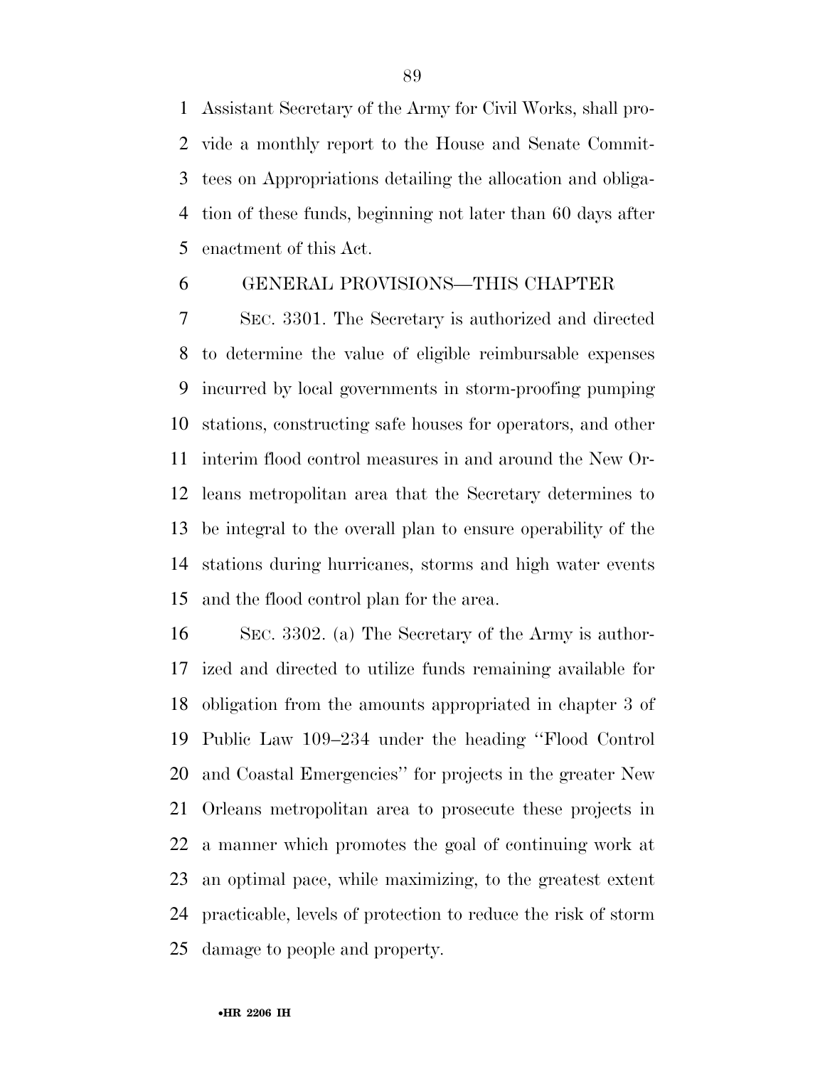Assistant Secretary of the Army for Civil Works, shall provide a monthly report to the House and Senate Committees on Appropriations detailing the allocation and obligation of these funds, beginning not later than 60 days after enactment of this Act.

GENERAL PROVISIONS—THIS CHAPTER

SEC. 3301. The Secretary is authorized and directed to determine the value of eligible reimbursable expenses incurred by local governments in storm-proofing pumping stations, constructing safe houses for operators, and other interim flood control measures in and around the New Orleans metropolitan area that the Secretary determines to be integral to the overall plan to ensure operability of the stations during hurricanes, storms and high water events and the flood control plan for the area.

SEC. 3302. (a) The Secretary of the Army is authorized and directed to utilize funds remaining available for obligation from the amounts appropriated in chapter 3 of Public Law 109–234 under the heading ''Flood Control and Coastal Emergencies'' for projects in the greater New Orleans metropolitan area to prosecute these projects in a manner which promotes the goal of continuing work at an optimal pace, while maximizing, to the greatest extent practicable, levels of protection to reduce the risk of storm damage to people and property.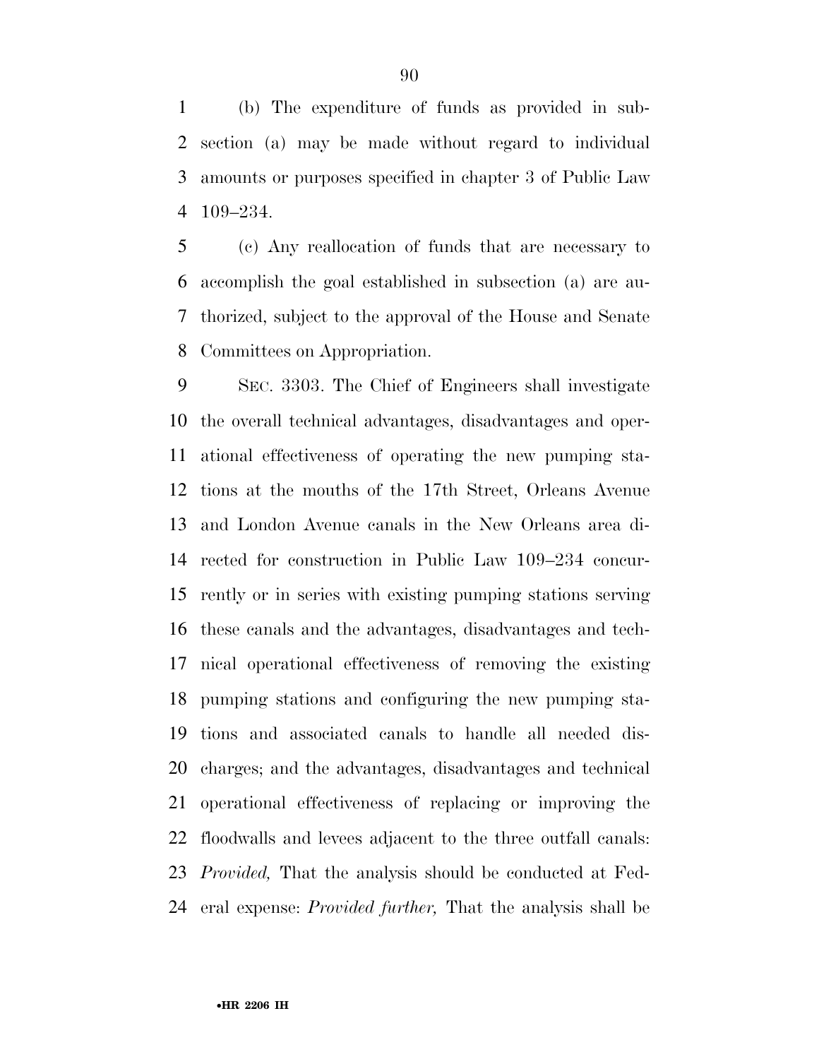(b) The expenditure of funds as provided in subsection (a) may be made without regard to individual amounts or purposes specified in chapter 3 of Public Law 109–234.

(c) Any reallocation of funds that are necessary to accomplish the goal established in subsection (a) are authorized, subject to the approval of the House and Senate Committees on Appropriation.

SEC. 3303. The Chief of Engineers shall investigate the overall technical advantages, disadvantages and operational effectiveness of operating the new pumping stations at the mouths of the 17th Street, Orleans Avenue and London Avenue canals in the New Orleans area directed for construction in Public Law 109–234 concurrently or in series with existing pumping stations serving these canals and the advantages, disadvantages and technical operational effectiveness of removing the existing pumping stations and configuring the new pumping stations and associated canals to handle all needed discharges; and the advantages, disadvantages and technical operational effectiveness of replacing or improving the floodwalls and levees adjacent to the three outfall canals: *Provided,* That the analysis should be conducted at Federal expense: *Provided further,* That the analysis shall be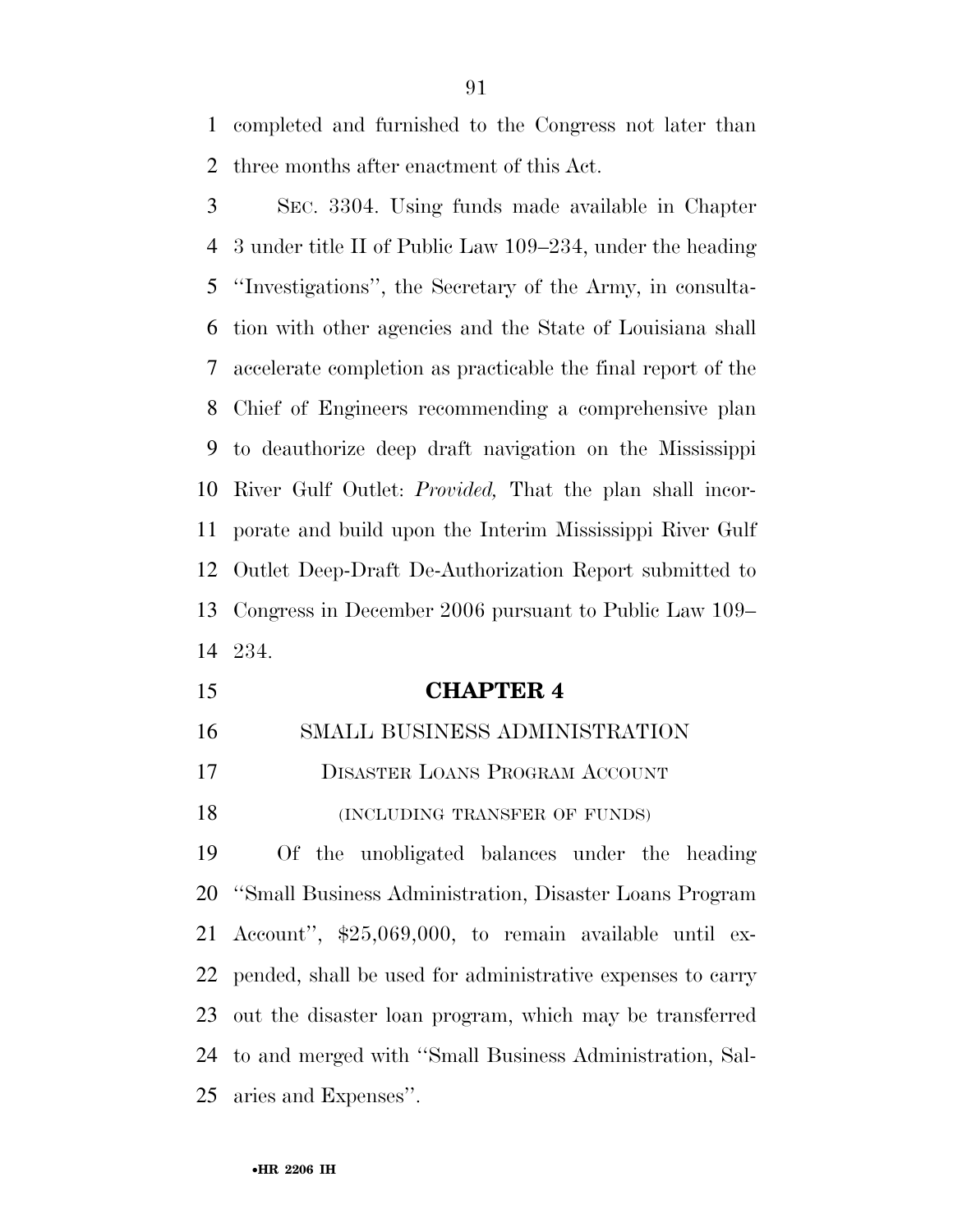completed and furnished to the Congress not later than three months after enactment of this Act.

SEC. 3304. Using funds made available in Chapter 3 under title II of Public Law 109–234, under the heading ''Investigations'', the Secretary of the Army, in consultation with other agencies and the State of Louisiana shall accelerate completion as practicable the final report of the Chief of Engineers recommending a comprehensive plan to deauthorize deep draft navigation on the Mississippi River Gulf Outlet: *Provided,* That the plan shall incorporate and build upon the Interim Mississippi River Gulf Outlet Deep-Draft De-Authorization Report submitted to Congress in December 2006 pursuant to Public Law 109–234.

## CHAPTER 4

### SMALL BUSINESS ADMINISTRATION

#### DISASTER LOANS PROGRAM ACCOUNT

(INCLUDING TRANSFER OF FUNDS)

Of the unobligated balances under the heading ''Small Business Administration, Disaster Loans Program Account'', $25,069,000, to remain available until expended, shall be used for administrative expenses to carry out the disaster loan program, which may be transferred to and merged with ''Small Business Administration, Salaries and Expenses''.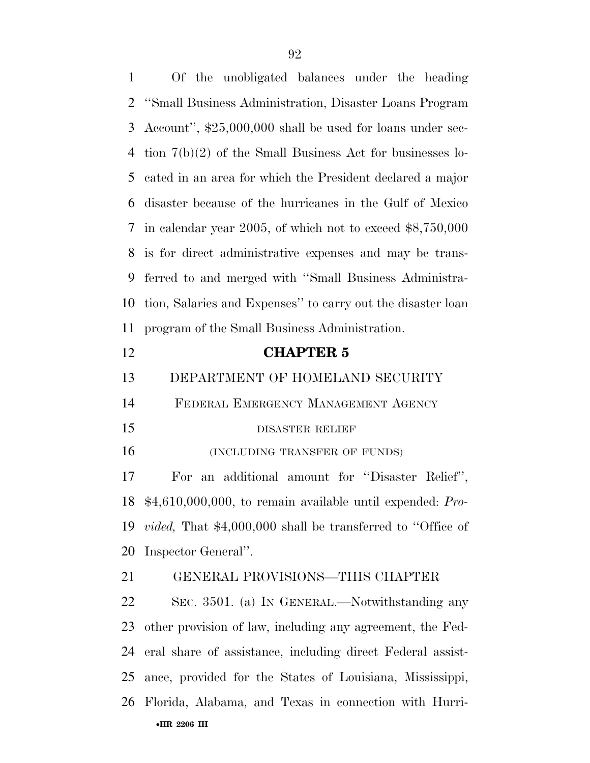Of the unobligated balances under the heading ''Small Business Administration, Disaster Loans Program Account'', $25,000,000 shall be used for loans under section 7(b)(2) of the Small Business Act for businesses located in an area for which the President declared a major disaster because of the hurricanes in the Gulf of Mexico in calendar year 2005, of which not to exceed $8,750,000 is for direct administrative expenses and may be transferred to and merged with ''Small Business Administration, Salaries and Expenses'' to carry out the disaster loan program of the Small Business Administration.

## CHAPTER 5

### DEPARTMENT OF HOMELAND SECURITY

### FEDERAL EMERGENCY MANAGEMENT AGENCY

#### DISASTER RELIEF

#### (INCLUDING TRANSFER OF FUNDS)

For an additional amount for ''Disaster Relief'', $4,610,000,000, to remain available until expended: *Provided,* That $4,000,000 shall be transferred to ''Office of Inspector General''.

### GENERAL PROVISIONS—THIS CHAPTER

SEC. 3501. (a) IN GENERAL.—Notwithstanding any other provision of law, including any agreement, the Federal share of assistance, including direct Federal assistance, provided for the States of Louisiana, Mississippi, Florida, Alabama, and Texas in connection with Hurri-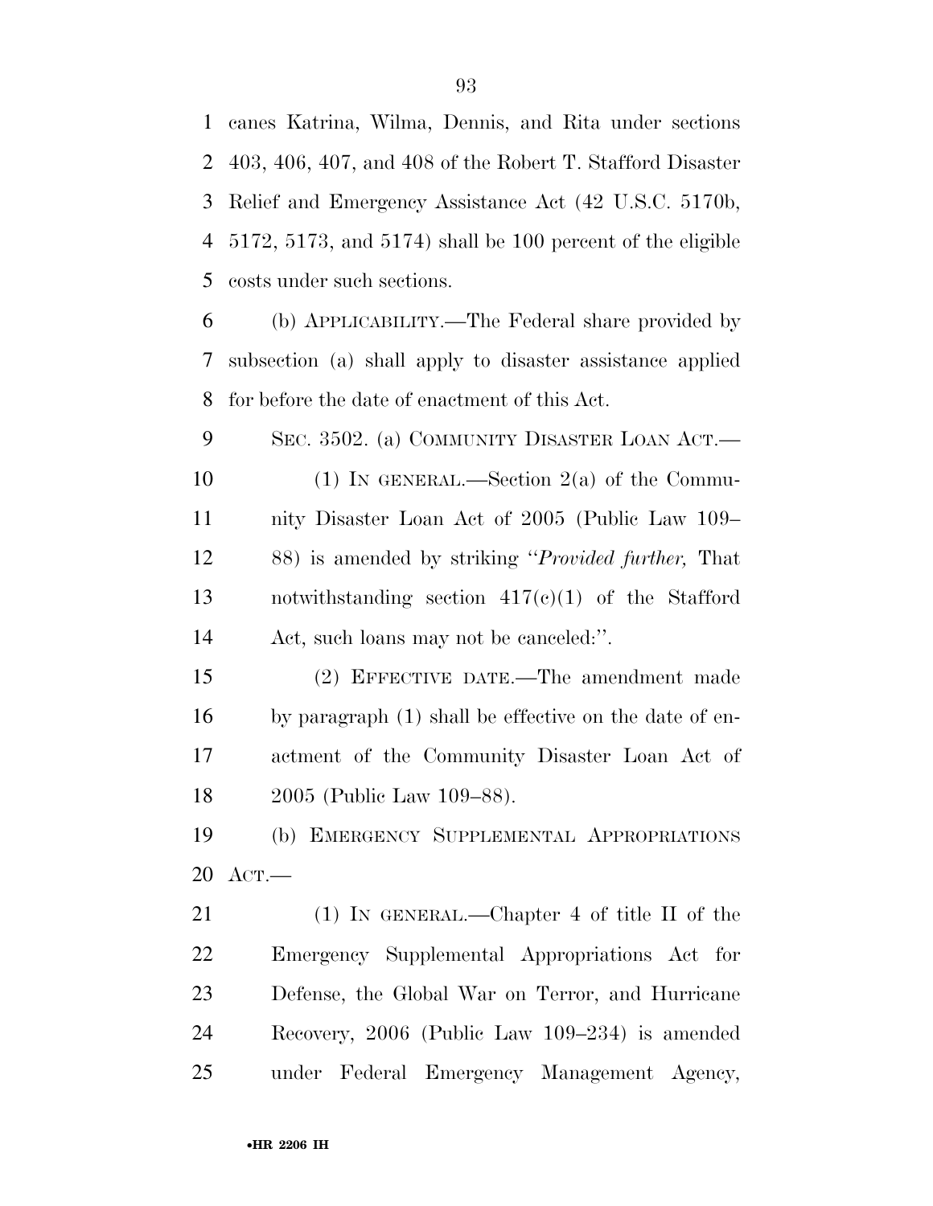canes Katrina, Wilma, Dennis, and Rita under sections 403, 406, 407, and 408 of the Robert T. Stafford Disaster Relief and Emergency Assistance Act (42 U.S.C. 5170b, 5172, 5173, and 5174) shall be 100 percent of the eligible costs under such sections.

(b) APPLICABILITY.—The Federal share provided by subsection (a) shall apply to disaster assistance applied for before the date of enactment of this Act.

SEC. 3502. (a) COMMUNITY DISASTER LOAN ACT.—

(1) IN GENERAL.—Section 2(a) of the Community Disaster Loan Act of 2005 (Public Law 109–88) is amended by striking "*Provided further,* That notwithstanding section 417(c)(1) of the Stafford Act, such loans may not be canceled:".

(2) EFFECTIVE DATE.—The amendment made by paragraph (1) shall be effective on the date of enactment of the Community Disaster Loan Act of 2005 (Public Law 109–88).

(b) EMERGENCY SUPPLEMENTAL APPROPRIATIONS ACT.—

(1) IN GENERAL.—Chapter 4 of title II of the Emergency Supplemental Appropriations Act for Defense, the Global War on Terror, and Hurricane Recovery, 2006 (Public Law 109–234) is amended under Federal Emergency Management Agency,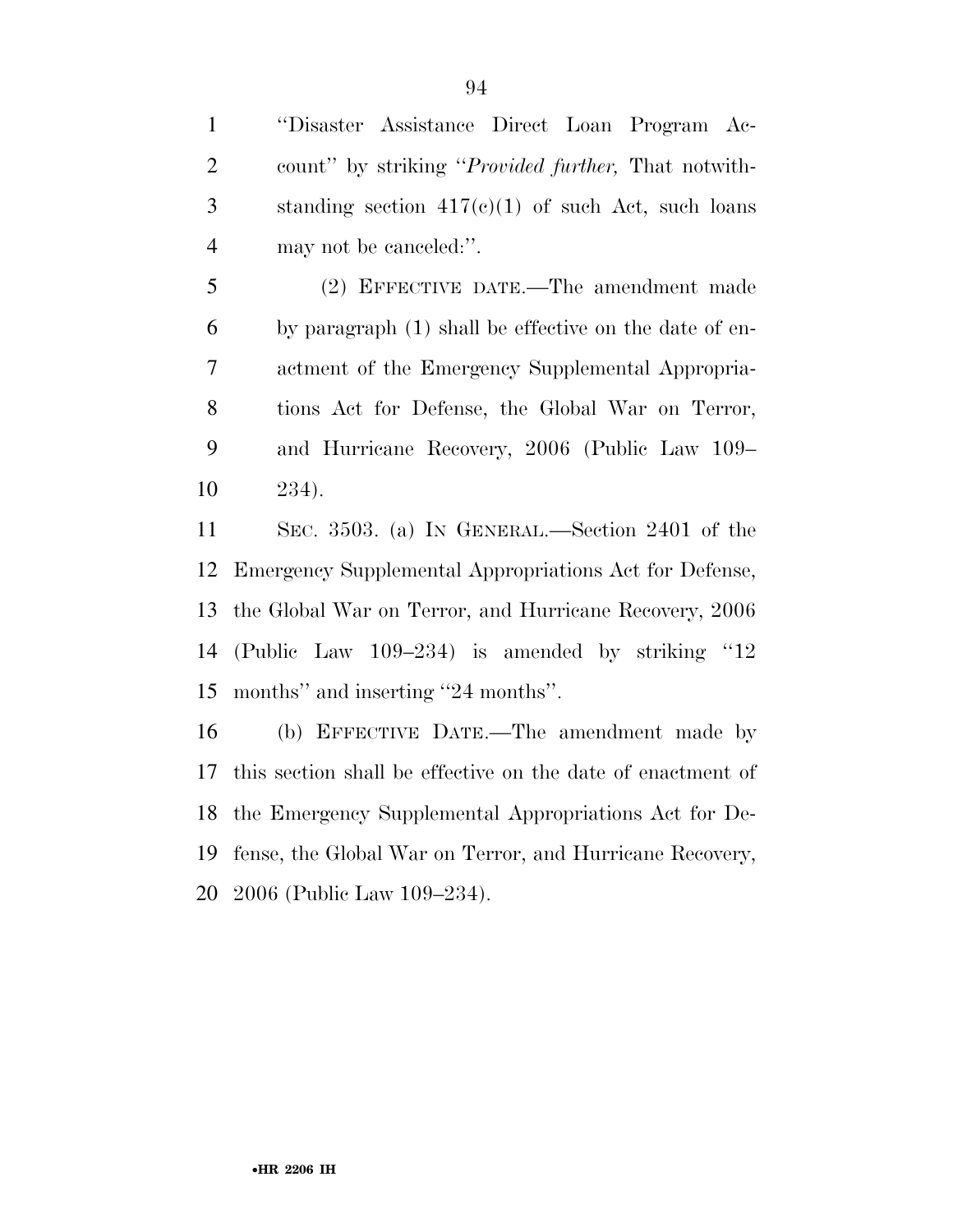''Disaster Assistance Direct Loan Program Account'' by striking ''*Provided further,* That notwithstanding section 417(c)(1) of such Act, such loans may not be canceled:''.

(2) EFFECTIVE DATE.—The amendment made by paragraph (1) shall be effective on the date of enactment of the Emergency Supplemental Appropriations Act for Defense, the Global War on Terror, and Hurricane Recovery, 2006 (Public Law 109–234).

SEC. 3503. (a) IN GENERAL.—Section 2401 of the Emergency Supplemental Appropriations Act for Defense, the Global War on Terror, and Hurricane Recovery, 2006 (Public Law 109–234) is amended by striking ''12 months'' and inserting ''24 months''.

(b) EFFECTIVE DATE.—The amendment made by this section shall be effective on the date of enactment of the Emergency Supplemental Appropriations Act for Defense, the Global War on Terror, and Hurricane Recovery, 2006 (Public Law 109–234).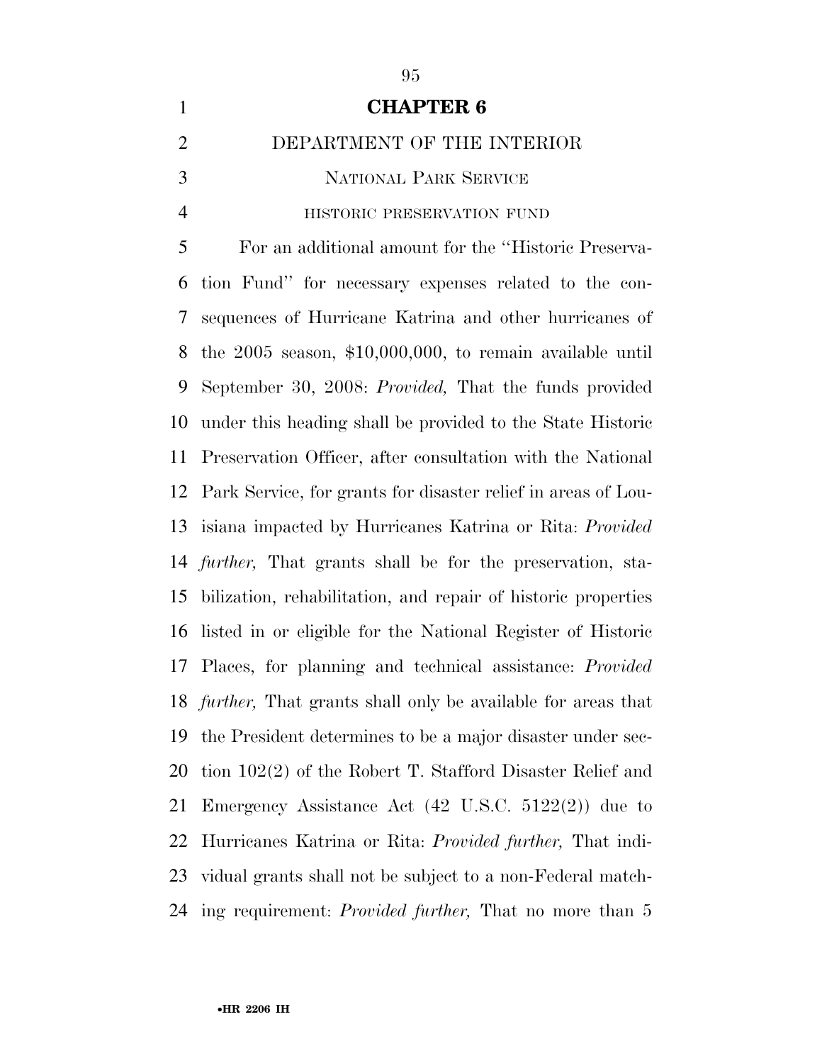# CHAPTER 6

## DEPARTMENT OF THE INTERIOR

### NATIONAL PARK SERVICE

#### HISTORIC PRESERVATION FUND

For an additional amount for the ''Historic Preservation Fund'' for necessary expenses related to the consequences of Hurricane Katrina and other hurricanes of the 2005 season, $10,000,000, to remain available until September 30, 2008: *Provided,* That the funds provided under this heading shall be provided to the State Historic Preservation Officer, after consultation with the National Park Service, for grants for disaster relief in areas of Louisiana impacted by Hurricanes Katrina or Rita: *Provided further,* That grants shall be for the preservation, stabilization, rehabilitation, and repair of historic properties listed in or eligible for the National Register of Historic Places, for planning and technical assistance: *Provided further,* That grants shall only be available for areas that the President determines to be a major disaster under section 102(2) of the Robert T. Stafford Disaster Relief and Emergency Assistance Act (42 U.S.C. 5122(2)) due to Hurricanes Katrina or Rita: *Provided further,* That individual grants shall not be subject to a non-Federal matching requirement: *Provided further,* That no more than 5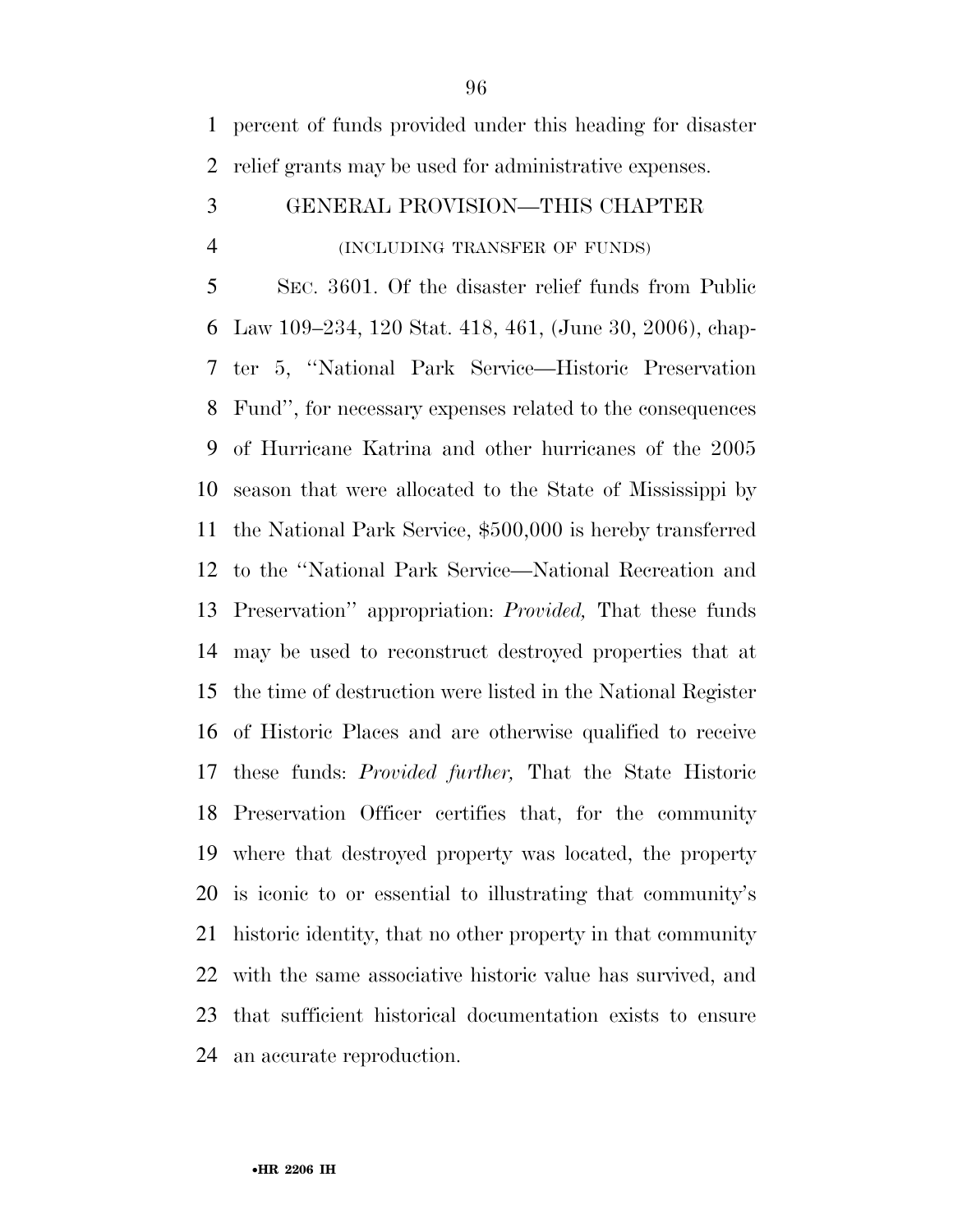percent of funds provided under this heading for disaster relief grants may be used for administrative expenses.

### GENERAL PROVISION—THIS CHAPTER

(INCLUDING TRANSFER OF FUNDS)

SEC. 3601. Of the disaster relief funds from Public Law 109–234, 120 Stat. 418, 461, (June 30, 2006), chapter 5, ''National Park Service—Historic Preservation Fund'', for necessary expenses related to the consequences of Hurricane Katrina and other hurricanes of the 2005 season that were allocated to the State of Mississippi by the National Park Service, $500,000 is hereby transferred to the ''National Park Service—National Recreation and Preservation'' appropriation: *Provided,* That these funds may be used to reconstruct destroyed properties that at the time of destruction were listed in the National Register of Historic Places and are otherwise qualified to receive these funds: *Provided further,* That the State Historic Preservation Officer certifies that, for the community where that destroyed property was located, the property is iconic to or essential to illustrating that community's historic identity, that no other property in that community with the same associative historic value has survived, and that sufficient historical documentation exists to ensure an accurate reproduction.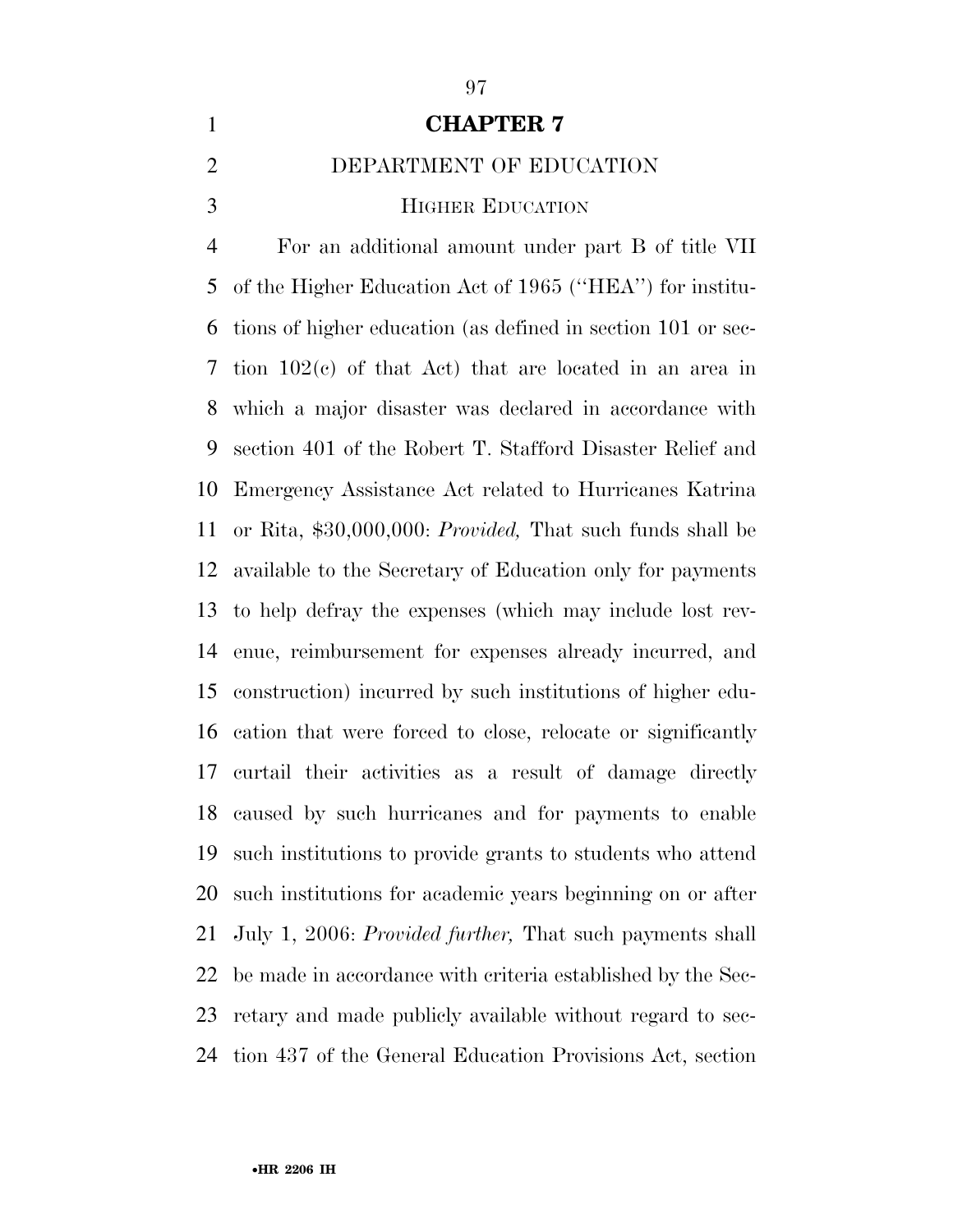## CHAPTER 7

### DEPARTMENT OF EDUCATION

#### Higher Education

For an additional amount under part B of title VII of the Higher Education Act of 1965 (''HEA'') for institutions of higher education (as defined in section 101 or section 102(c) of that Act) that are located in an area in which a major disaster was declared in accordance with section 401 of the Robert T. Stafford Disaster Relief and Emergency Assistance Act related to Hurricanes Katrina or Rita, $30,000,000: *Provided,* That such funds shall be available to the Secretary of Education only for payments to help defray the expenses (which may include lost revenue, reimbursement for expenses already incurred, and construction) incurred by such institutions of higher education that were forced to close, relocate or significantly curtail their activities as a result of damage directly caused by such hurricanes and for payments to enable such institutions to provide grants to students who attend such institutions for academic years beginning on or after July 1, 2006: *Provided further,* That such payments shall be made in accordance with criteria established by the Secretary and made publicly available without regard to section 437 of the General Education Provisions Act, section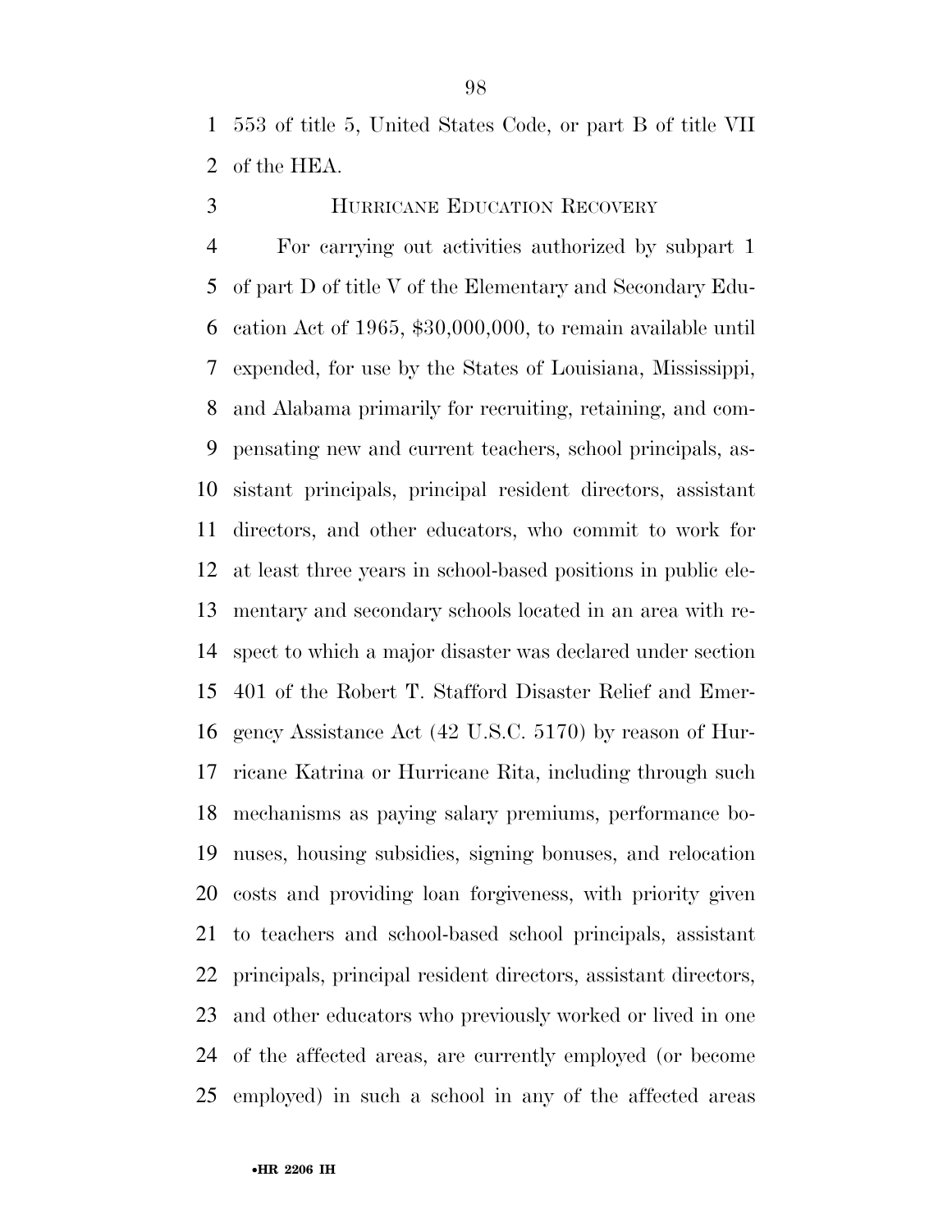553 of title 5, United States Code, or part B of title VII of the HEA.

### HURRICANE EDUCATION RECOVERY

For carrying out activities authorized by subpart 1 of part D of title V of the Elementary and Secondary Education Act of 1965, $30,000,000, to remain available until expended, for use by the States of Louisiana, Mississippi, and Alabama primarily for recruiting, retaining, and compensating new and current teachers, school principals, assistant principals, principal resident directors, assistant directors, and other educators, who commit to work for at least three years in school-based positions in public elementary and secondary schools located in an area with respect to which a major disaster was declared under section 401 of the Robert T. Stafford Disaster Relief and Emergency Assistance Act (42 U.S.C. 5170) by reason of Hurricane Katrina or Hurricane Rita, including through such mechanisms as paying salary premiums, performance bonuses, housing subsidies, signing bonuses, and relocation costs and providing loan forgiveness, with priority given to teachers and school-based school principals, assistant principals, principal resident directors, assistant directors, and other educators who previously worked or lived in one of the affected areas, are currently employed (or become employed) in such a school in any of the affected areas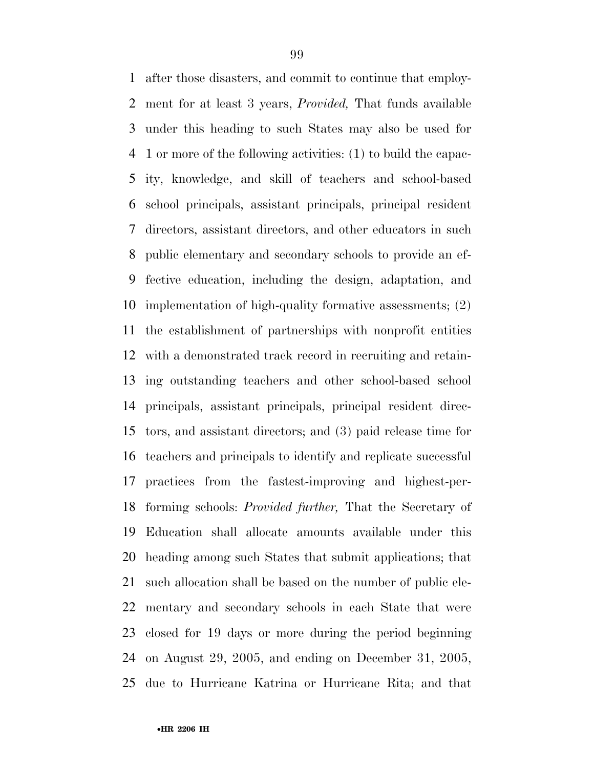after those disasters, and commit to continue that employment for at least 3 years, *Provided,* That funds available under this heading to such States may also be used for 1 or more of the following activities: (1) to build the capacity, knowledge, and skill of teachers and school-based school principals, assistant principals, principal resident directors, assistant directors, and other educators in such public elementary and secondary schools to provide an effective education, including the design, adaptation, and implementation of high-quality formative assessments; (2) the establishment of partnerships with nonprofit entities with a demonstrated track record in recruiting and retaining outstanding teachers and other school-based school principals, assistant principals, principal resident directors, and assistant directors; and (3) paid release time for teachers and principals to identify and replicate successful practices from the fastest-improving and highest-performing schools: *Provided further,* That the Secretary of Education shall allocate amounts available under this heading among such States that submit applications; that such allocation shall be based on the number of public elementary and secondary schools in each State that were closed for 19 days or more during the period beginning on August 29, 2005, and ending on December 31, 2005, due to Hurricane Katrina or Hurricane Rita; and that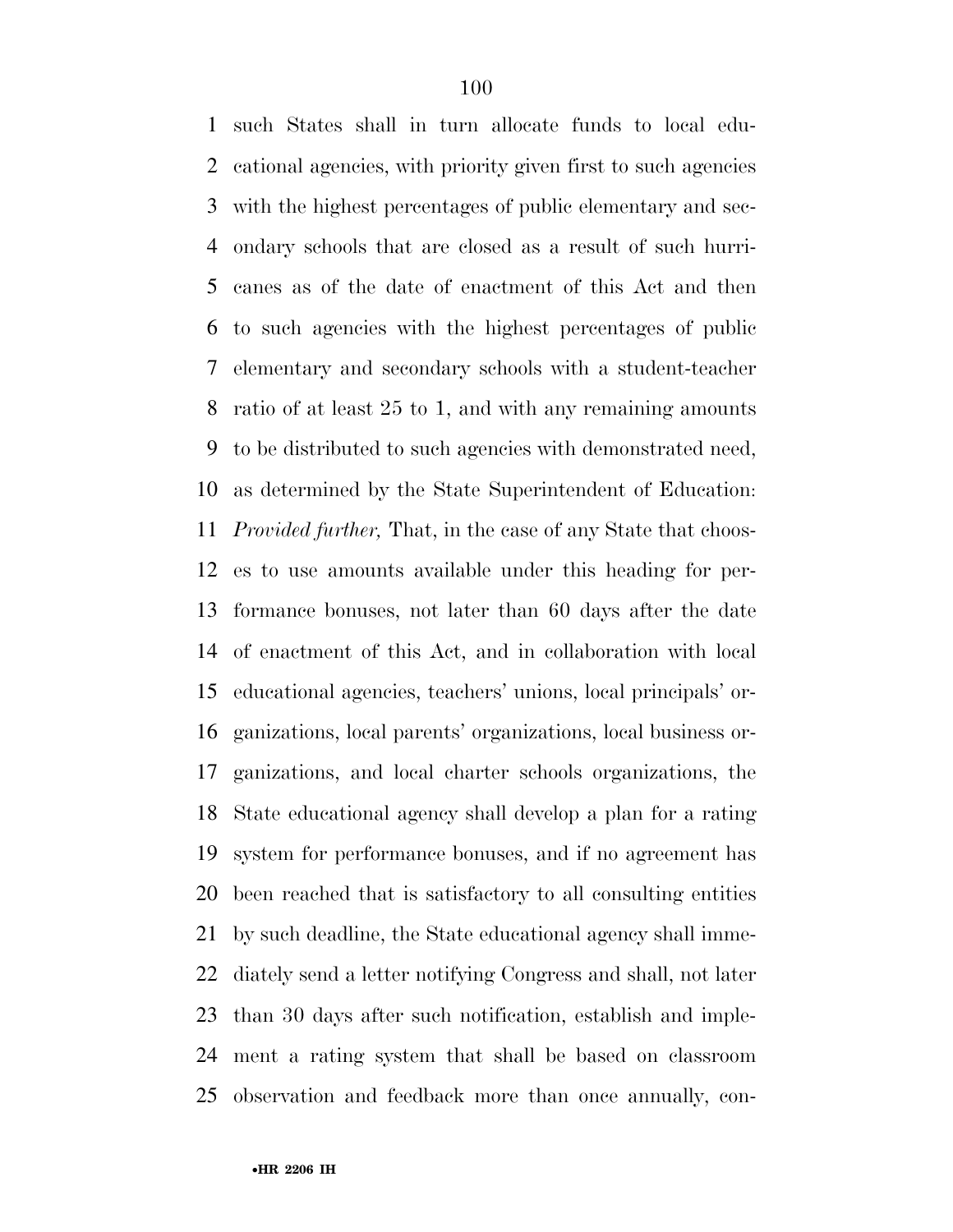such States shall in turn allocate funds to local educational agencies, with priority given first to such agencies with the highest percentages of public elementary and secondary schools that are closed as a result of such hurricanes as of the date of enactment of this Act and then to such agencies with the highest percentages of public elementary and secondary schools with a student-teacher ratio of at least 25 to 1, and with any remaining amounts to be distributed to such agencies with demonstrated need, as determined by the State Superintendent of Education: *Provided further,* That, in the case of any State that chooses to use amounts available under this heading for performance bonuses, not later than 60 days after the date of enactment of this Act, and in collaboration with local educational agencies, teachers' unions, local principals' organizations, local parents' organizations, local business organizations, and local charter schools organizations, the State educational agency shall develop a plan for a rating system for performance bonuses, and if no agreement has been reached that is satisfactory to all consulting entities by such deadline, the State educational agency shall immediately send a letter notifying Congress and shall, not later than 30 days after such notification, establish and implement a rating system that shall be based on classroom observation and feedback more than once annually, con-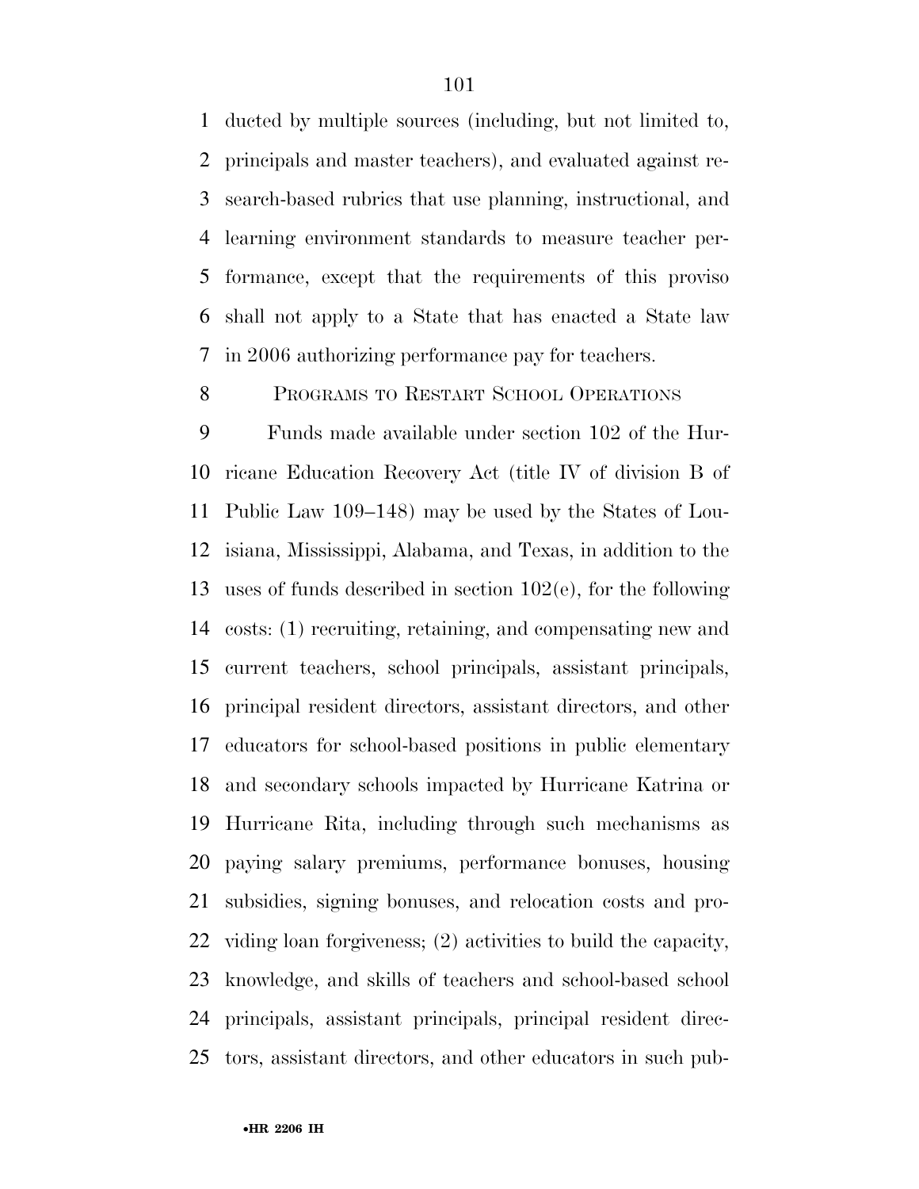ducted by multiple sources (including, but not limited to, principals and master teachers), and evaluated against research-based rubrics that use planning, instructional, and learning environment standards to measure teacher performance, except that the requirements of this proviso shall not apply to a State that has enacted a State law in 2006 authorizing performance pay for teachers.

PROGRAMS TO RESTART SCHOOL OPERATIONS

Funds made available under section 102 of the Hurricane Education Recovery Act (title IV of division B of Public Law 109–148) may be used by the States of Louisiana, Mississippi, Alabama, and Texas, in addition to the uses of funds described in section 102(e), for the following costs: (1) recruiting, retaining, and compensating new and current teachers, school principals, assistant principals, principal resident directors, assistant directors, and other educators for school-based positions in public elementary and secondary schools impacted by Hurricane Katrina or Hurricane Rita, including through such mechanisms as paying salary premiums, performance bonuses, housing subsidies, signing bonuses, and relocation costs and providing loan forgiveness; (2) activities to build the capacity, knowledge, and skills of teachers and school-based school principals, assistant principals, principal resident directors, assistant directors, and other educators in such pub-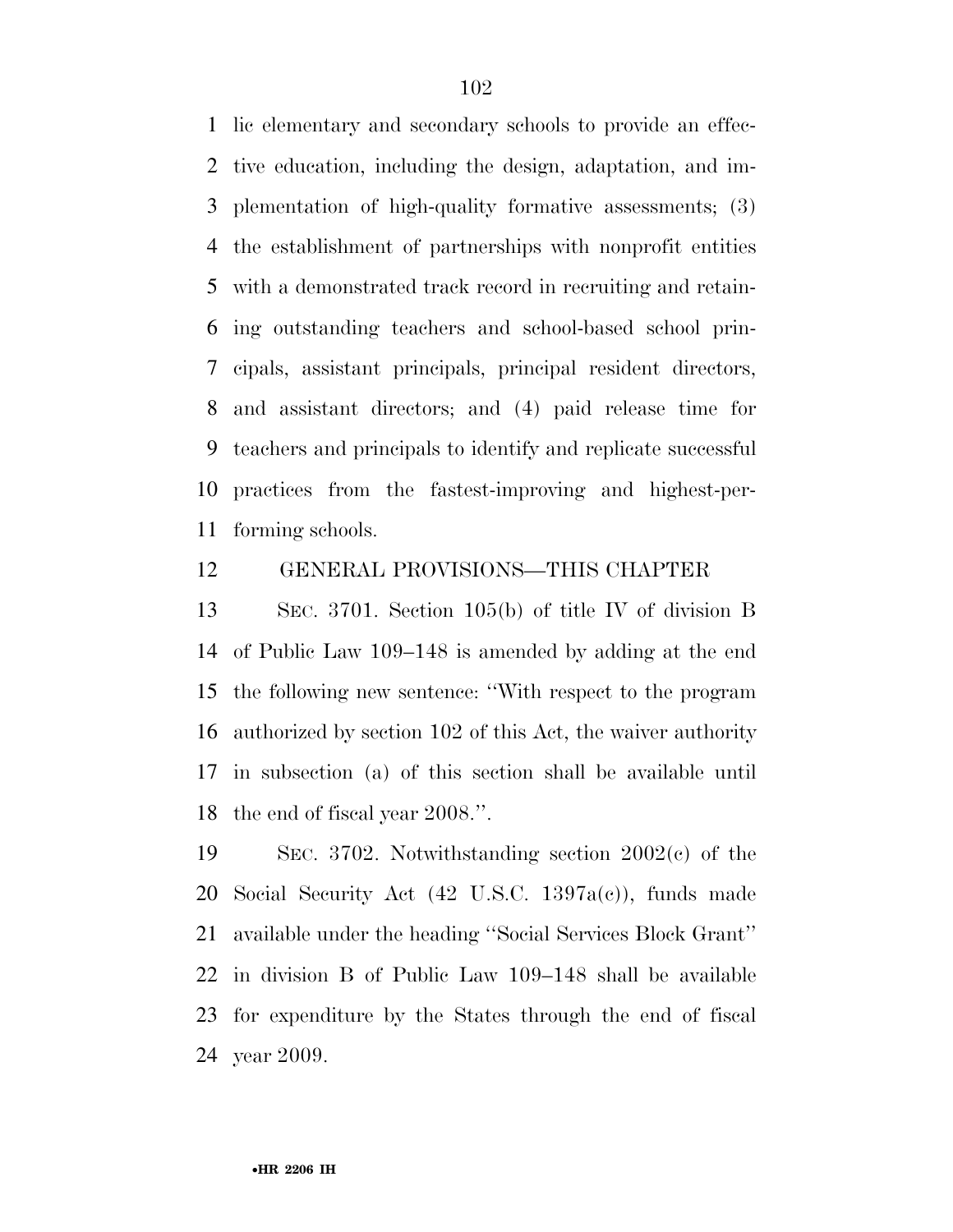lic elementary and secondary schools to provide an effective education, including the design, adaptation, and implementation of high-quality formative assessments; (3) the establishment of partnerships with nonprofit entities with a demonstrated track record in recruiting and retaining outstanding teachers and school-based school principals, assistant principals, principal resident directors, and assistant directors; and (4) paid release time for teachers and principals to identify and replicate successful practices from the fastest-improving and highest-performing schools.

GENERAL PROVISIONS—THIS CHAPTER

SEC. 3701. Section 105(b) of title IV of division B of Public Law 109–148 is amended by adding at the end the following new sentence: ''With respect to the program authorized by section 102 of this Act, the waiver authority in subsection (a) of this section shall be available until the end of fiscal year 2008.''.

SEC. 3702. Notwithstanding section 2002(c) of the Social Security Act (42 U.S.C. 1397a(c)), funds made available under the heading ''Social Services Block Grant'' in division B of Public Law 109–148 shall be available for expenditure by the States through the end of fiscal year 2009.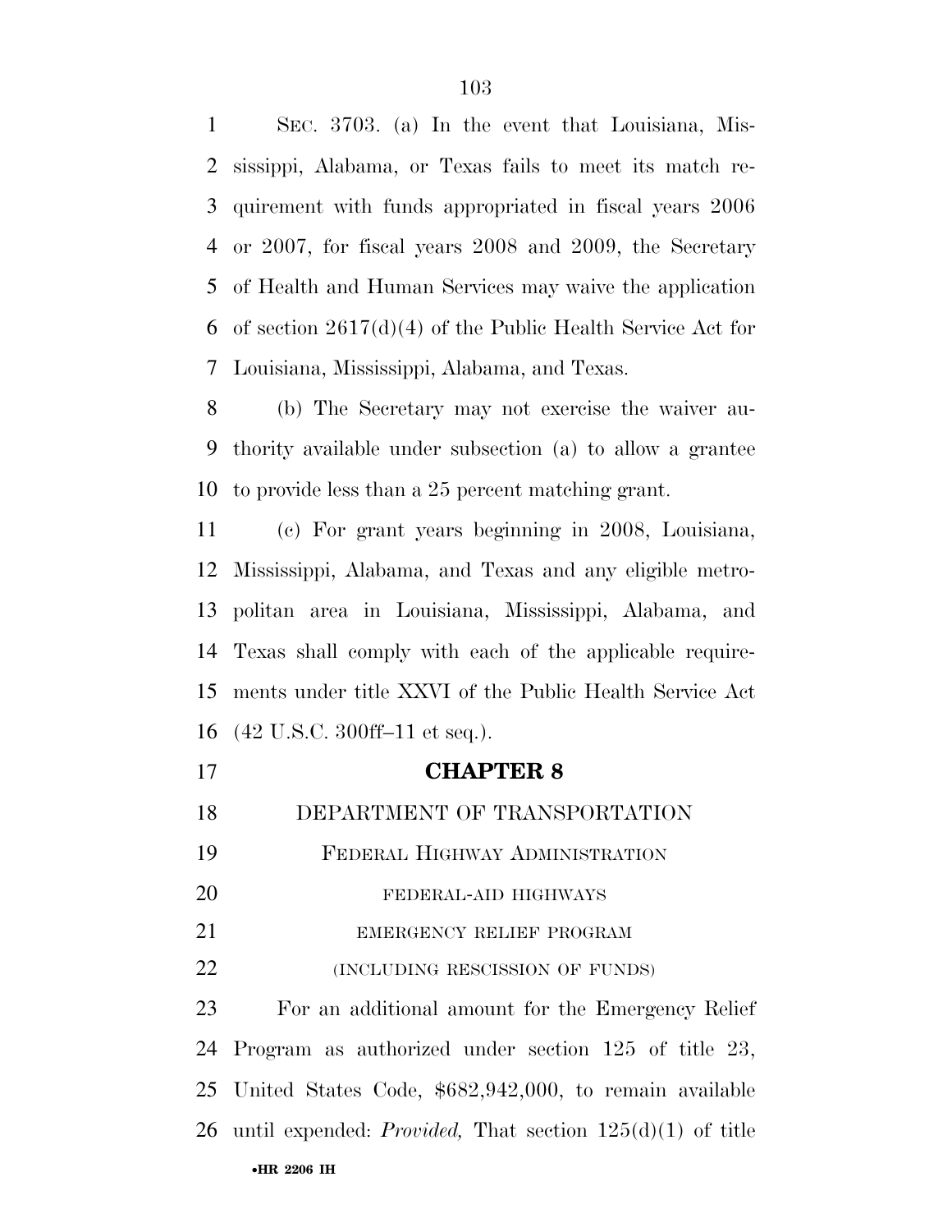SEC. 3703. (a) In the event that Louisiana, Mississippi, Alabama, or Texas fails to meet its match requirement with funds appropriated in fiscal years 2006 or 2007, for fiscal years 2008 and 2009, the Secretary of Health and Human Services may waive the application of section 2617(d)(4) of the Public Health Service Act for Louisiana, Mississippi, Alabama, and Texas.

(b) The Secretary may not exercise the waiver authority available under subsection (a) to allow a grantee to provide less than a 25 percent matching grant.

(c) For grant years beginning in 2008, Louisiana, Mississippi, Alabama, and Texas and any eligible metropolitan area in Louisiana, Mississippi, Alabama, and Texas shall comply with each of the applicable requirements under title XXVI of the Public Health Service Act (42 U.S.C. 300ff–11 et seq.).

## CHAPTER 8

### DEPARTMENT OF TRANSPORTATION

### FEDERAL HIGHWAY ADMINISTRATION

FEDERAL-AID HIGHWAYS

EMERGENCY RELIEF PROGRAM

(INCLUDING RESCISSION OF FUNDS)

For an additional amount for the Emergency Relief Program as authorized under section 125 of title 23, United States Code, $682,942,000, to remain available until expended: *Provided,* That section 125(d)(1) of title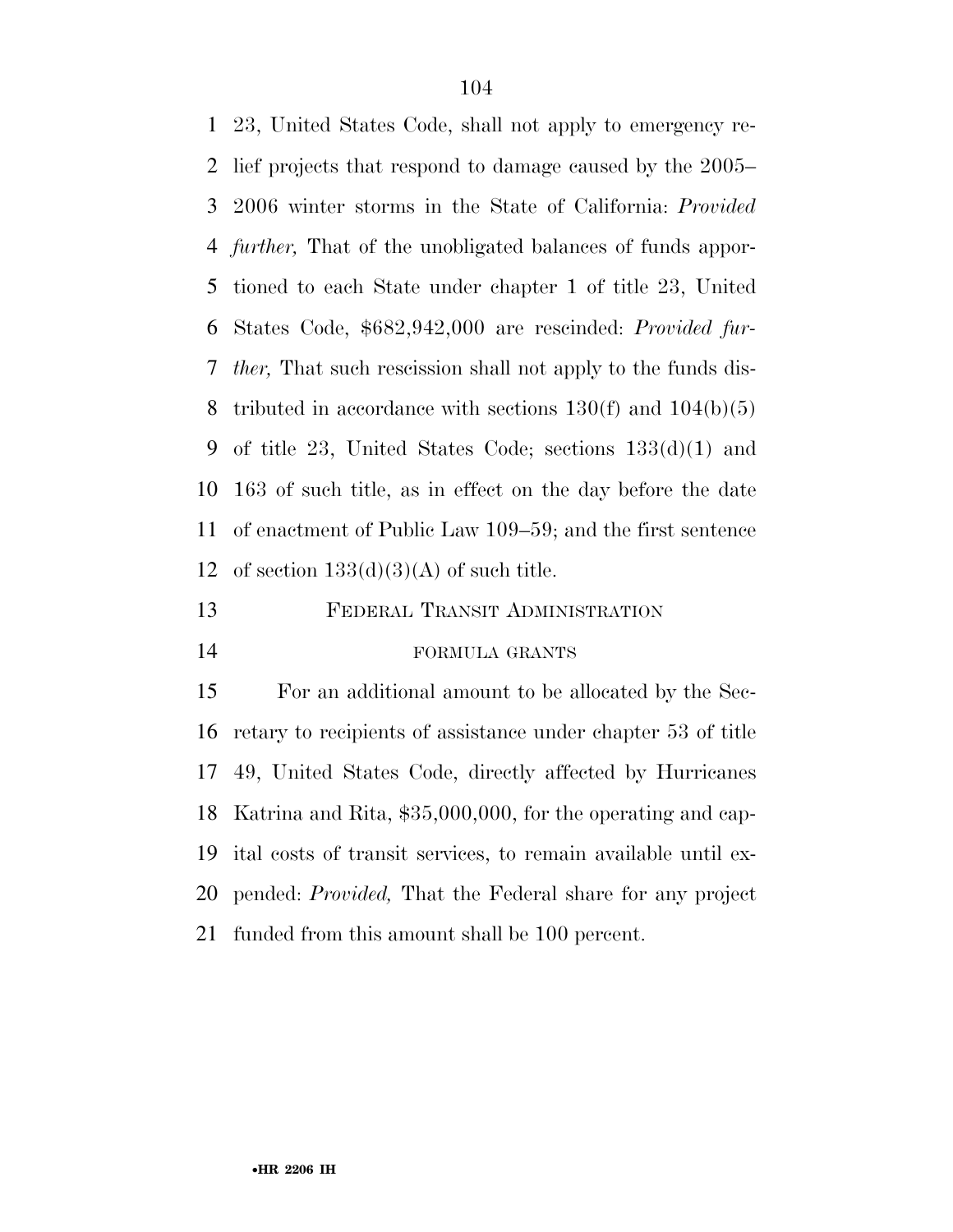23, United States Code, shall not apply to emergency relief projects that respond to damage caused by the 2005–2006 winter storms in the State of California: *Provided further,* That of the unobligated balances of funds apportioned to each State under chapter 1 of title 23, United States Code, $682,942,000 are rescinded: *Provided further,* That such rescission shall not apply to the funds distributed in accordance with sections 130(f) and 104(b)(5) of title 23, United States Code; sections 133(d)(1) and 163 of such title, as in effect on the day before the date of enactment of Public Law 109–59; and the first sentence of section 133(d)(3)(A) of such title.

FEDERAL TRANSIT ADMINISTRATION

FORMULA GRANTS

For an additional amount to be allocated by the Secretary to recipients of assistance under chapter 53 of title 49, United States Code, directly affected by Hurricanes Katrina and Rita, $35,000,000, for the operating and capital costs of transit services, to remain available until expended: *Provided,* That the Federal share for any project funded from this amount shall be 100 percent.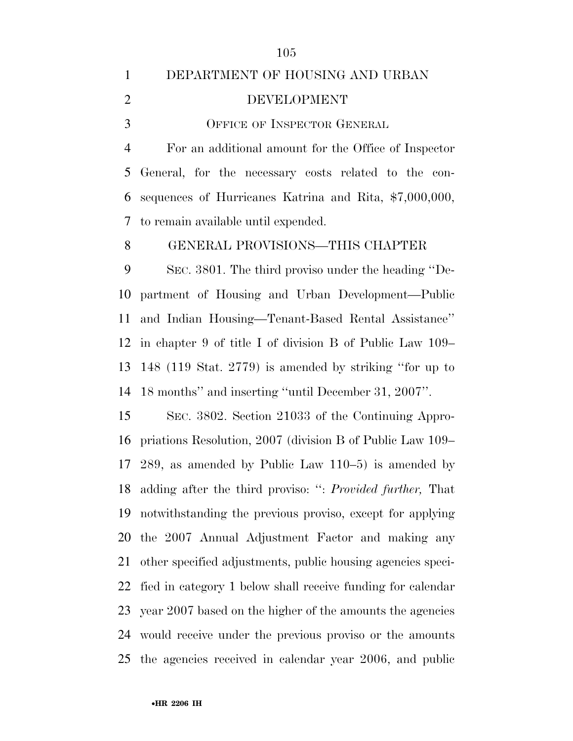DEPARTMENT OF HOUSING AND URBAN DEVELOPMENT

OFFICE OF INSPECTOR GENERAL

For an additional amount for the Office of Inspector General, for the necessary costs related to the consequences of Hurricanes Katrina and Rita, $7,000,000, to remain available until expended.

GENERAL PROVISIONS—THIS CHAPTER

SEC. 3801. The third proviso under the heading ''Department of Housing and Urban Development—Public and Indian Housing—Tenant-Based Rental Assistance'' in chapter 9 of title I of division B of Public Law 109–148 (119 Stat. 2779) is amended by striking ''for up to 18 months'' and inserting ''until December 31, 2007''.

SEC. 3802. Section 21033 of the Continuing Appropriations Resolution, 2007 (division B of Public Law 109–289, as amended by Public Law 110–5) is amended by adding after the third proviso: '': *Provided further,* That notwithstanding the previous proviso, except for applying the 2007 Annual Adjustment Factor and making any other specified adjustments, public housing agencies specified in category 1 below shall receive funding for calendar year 2007 based on the higher of the amounts the agencies would receive under the previous proviso or the amounts the agencies received in calendar year 2006, and public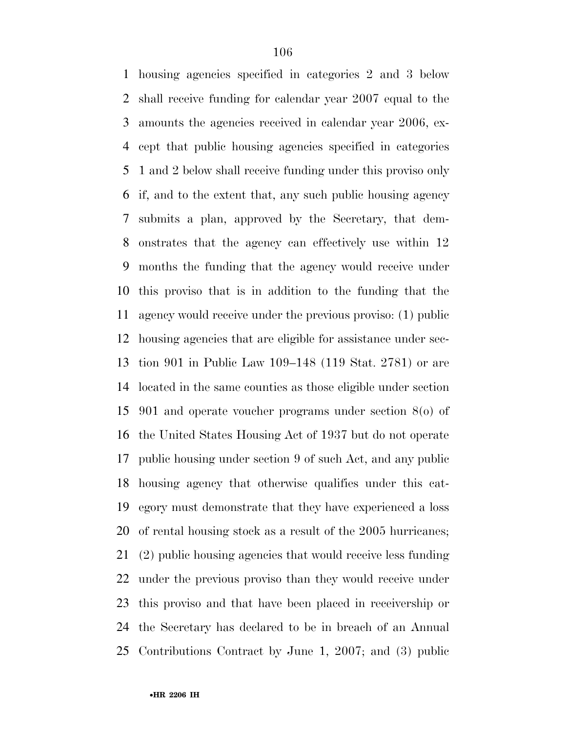housing agencies specified in categories 2 and 3 below shall receive funding for calendar year 2007 equal to the amounts the agencies received in calendar year 2006, except that public housing agencies specified in categories 1 and 2 below shall receive funding under this proviso only if, and to the extent that, any such public housing agency submits a plan, approved by the Secretary, that demonstrates that the agency can effectively use within 12 months the funding that the agency would receive under this proviso that is in addition to the funding that the agency would receive under the previous proviso: (1) public housing agencies that are eligible for assistance under section 901 in Public Law 109–148 (119 Stat. 2781) or are located in the same counties as those eligible under section 901 and operate voucher programs under section 8(o) of the United States Housing Act of 1937 but do not operate public housing under section 9 of such Act, and any public housing agency that otherwise qualifies under this category must demonstrate that they have experienced a loss of rental housing stock as a result of the 2005 hurricanes; (2) public housing agencies that would receive less funding under the previous proviso than they would receive under this proviso and that have been placed in receivership or the Secretary has declared to be in breach of an Annual Contributions Contract by June 1, 2007; and (3) public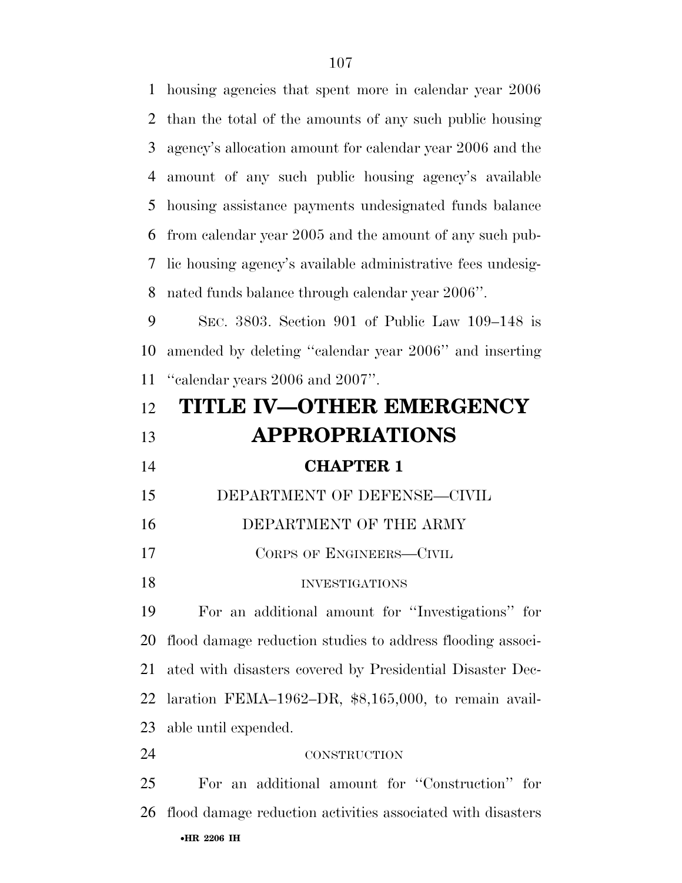housing agencies that spent more in calendar year 2006 than the total of the amounts of any such public housing agency's allocation amount for calendar year 2006 and the amount of any such public housing agency's available housing assistance payments undesignated funds balance from calendar year 2005 and the amount of any such public housing agency's available administrative fees undesignated funds balance through calendar year 2006''.

SEC. 3803. Section 901 of Public Law 109–148 is amended by deleting ''calendar year 2006'' and inserting ''calendar years 2006 and 2007''.

# TITLE IV—OTHER EMERGENCY APPROPRIATIONS

## CHAPTER 1

DEPARTMENT OF DEFENSE—CIVIL

DEPARTMENT OF THE ARMY

CORPS OF ENGINEERS—CIVIL

INVESTIGATIONS

For an additional amount for ''Investigations'' for flood damage reduction studies to address flooding associated with disasters covered by Presidential Disaster Declaration FEMA–1962–DR, $8,165,000, to remain available until expended.

CONSTRUCTION

For an additional amount for ''Construction'' for flood damage reduction activities associated with disasters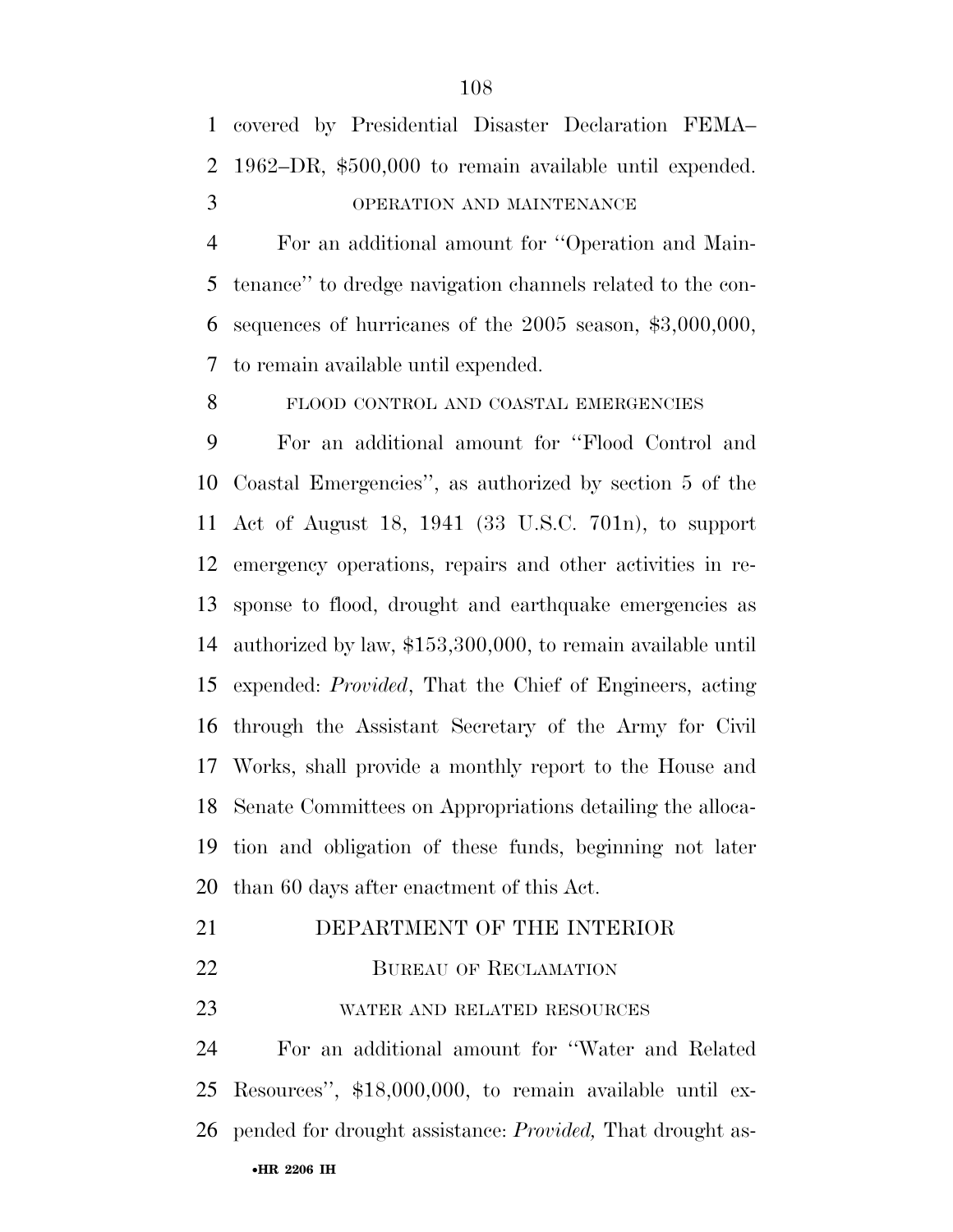covered by Presidential Disaster Declaration FEMA–1962–DR, $500,000 to remain available until expended.

OPERATION AND MAINTENANCE

For an additional amount for ''Operation and Maintenance'' to dredge navigation channels related to the consequences of hurricanes of the 2005 season, $3,000,000, to remain available until expended.

FLOOD CONTROL AND COASTAL EMERGENCIES

For an additional amount for ''Flood Control and Coastal Emergencies'', as authorized by section 5 of the Act of August 18, 1941 (33 U.S.C. 701n), to support emergency operations, repairs and other activities in response to flood, drought and earthquake emergencies as authorized by law, $153,300,000, to remain available until expended: *Provided*, That the Chief of Engineers, acting through the Assistant Secretary of the Army for Civil Works, shall provide a monthly report to the House and Senate Committees on Appropriations detailing the allocation and obligation of these funds, beginning not later than 60 days after enactment of this Act.

## DEPARTMENT OF THE INTERIOR

### BUREAU OF RECLAMATION

WATER AND RELATED RESOURCES

For an additional amount for ''Water and Related Resources'', $18,000,000, to remain available until expended for drought assistance: *Provided,* That drought as-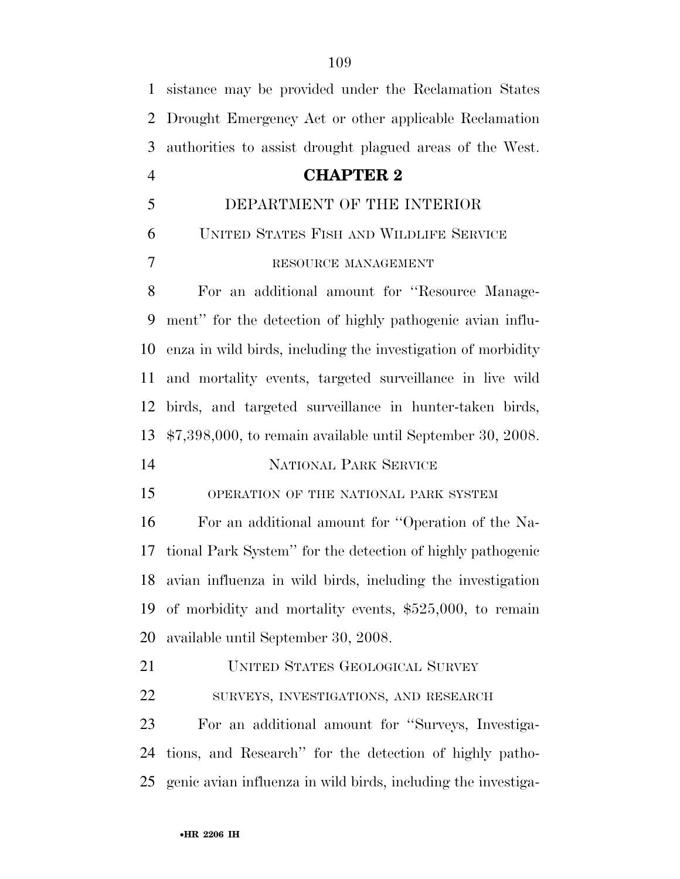sistance may be provided under the Reclamation States Drought Emergency Act or other applicable Reclamation authorities to assist drought plagued areas of the West.

## CHAPTER 2

### DEPARTMENT OF THE INTERIOR

#### UNITED STATES FISH AND WILDLIFE SERVICE

RESOURCE MANAGEMENT

For an additional amount for ''Resource Management'' for the detection of highly pathogenic avian influenza in wild birds, including the investigation of morbidity and mortality events, targeted surveillance in live wild birds, and targeted surveillance in hunter-taken birds, $7,398,000, to remain available until September 30, 2008.

#### NATIONAL PARK SERVICE

OPERATION OF THE NATIONAL PARK SYSTEM

For an additional amount for ''Operation of the National Park System'' for the detection of highly pathogenic avian influenza in wild birds, including the investigation of morbidity and mortality events, $525,000, to remain available until September 30, 2008.

#### UNITED STATES GEOLOGICAL SURVEY

SURVEYS, INVESTIGATIONS, AND RESEARCH

For an additional amount for ''Surveys, Investigations, and Research'' for the detection of highly pathogenic avian influenza in wild birds, including the investiga-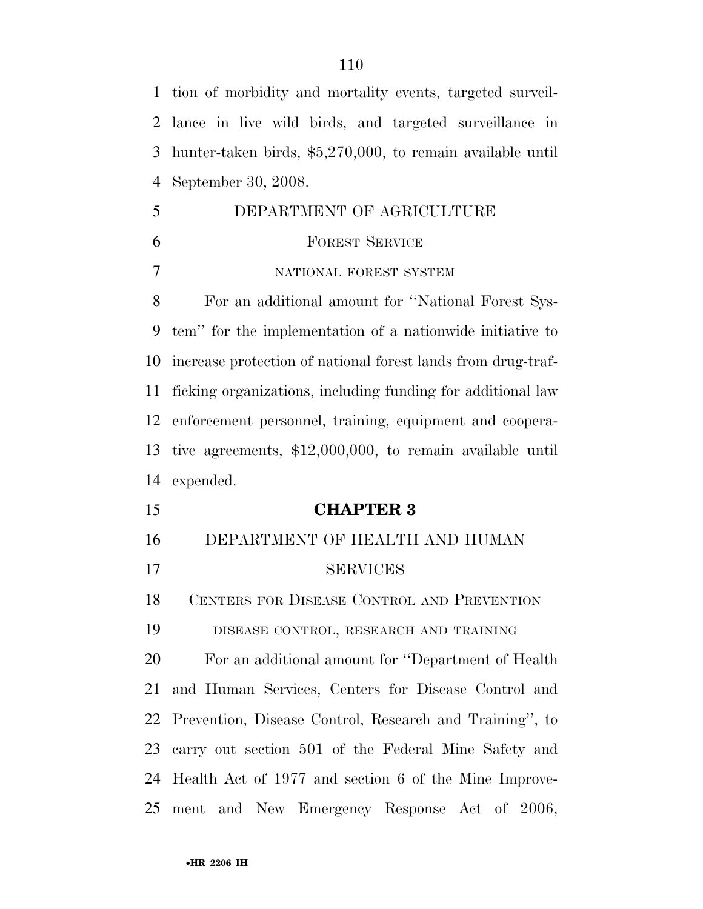tion of morbidity and mortality events, targeted surveillance in live wild birds, and targeted surveillance in hunter-taken birds, $5,270,000, to remain available until September 30, 2008.

DEPARTMENT OF AGRICULTURE

FOREST SERVICE

NATIONAL FOREST SYSTEM

For an additional amount for ''National Forest System'' for the implementation of a nationwide initiative to increase protection of national forest lands from drug-trafficking organizations, including funding for additional law enforcement personnel, training, equipment and cooperative agreements, $12,000,000, to remain available until expended.

## CHAPTER 3

DEPARTMENT OF HEALTH AND HUMAN SERVICES

CENTERS FOR DISEASE CONTROL AND PREVENTION

DISEASE CONTROL, RESEARCH AND TRAINING

For an additional amount for ''Department of Health and Human Services, Centers for Disease Control and Prevention, Disease Control, Research and Training'', to carry out section 501 of the Federal Mine Safety and Health Act of 1977 and section 6 of the Mine Improvement and New Emergency Response Act of 2006,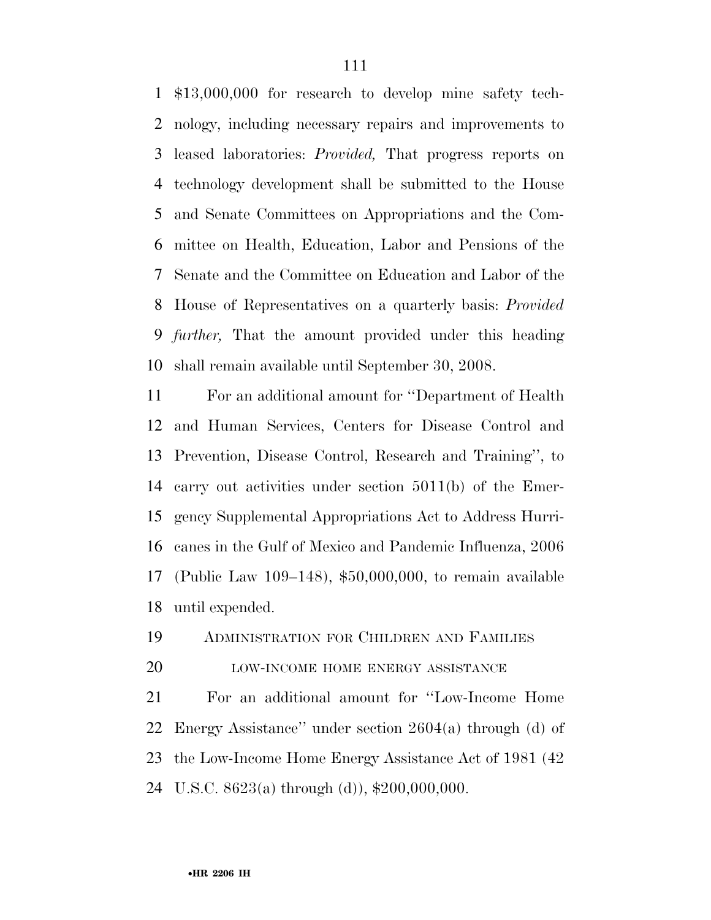$13,000,000 for research to develop mine safety technology, including necessary repairs and improvements to leased laboratories: *Provided,* That progress reports on technology development shall be submitted to the House and Senate Committees on Appropriations and the Committee on Health, Education, Labor and Pensions of the Senate and the Committee on Education and Labor of the House of Representatives on a quarterly basis: *Provided further,* That the amount provided under this heading shall remain available until September 30, 2008.

For an additional amount for ''Department of Health and Human Services, Centers for Disease Control and Prevention, Disease Control, Research and Training'', to carry out activities under section 5011(b) of the Emergency Supplemental Appropriations Act to Address Hurricanes in the Gulf of Mexico and Pandemic Influenza, 2006 (Public Law 109–148), $50,000,000, to remain available until expended.

ADMINISTRATION FOR CHILDREN AND FAMILIES

LOW-INCOME HOME ENERGY ASSISTANCE

For an additional amount for ''Low-Income Home Energy Assistance'' under section 2604(a) through (d) of the Low-Income Home Energy Assistance Act of 1981 (42 U.S.C. 8623(a) through (d)), $200,000,000.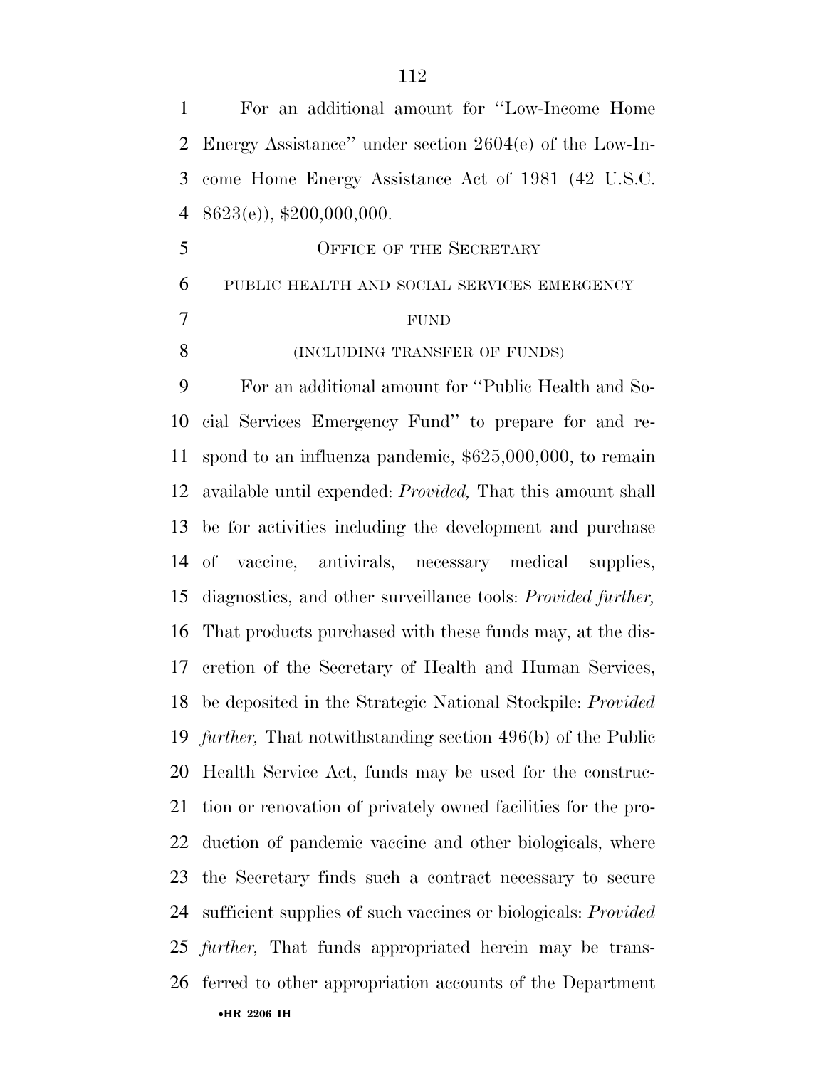For an additional amount for ''Low-Income Home Energy Assistance'' under section 2604(e) of the Low-Income Home Energy Assistance Act of 1981 (42 U.S.C. 8623(e)), $200,000,000.

OFFICE OF THE SECRETARY

PUBLIC HEALTH AND SOCIAL SERVICES EMERGENCY FUND

(INCLUDING TRANSFER OF FUNDS)

For an additional amount for ''Public Health and Social Services Emergency Fund'' to prepare for and respond to an influenza pandemic, $625,000,000, to remain available until expended: *Provided,* That this amount shall be for activities including the development and purchase of vaccine, antivirals, necessary medical supplies, diagnostics, and other surveillance tools: *Provided further,* That products purchased with these funds may, at the discretion of the Secretary of Health and Human Services, be deposited in the Strategic National Stockpile: *Provided further,* That notwithstanding section 496(b) of the Public Health Service Act, funds may be used for the construction or renovation of privately owned facilities for the production of pandemic vaccine and other biologicals, where the Secretary finds such a contract necessary to secure sufficient supplies of such vaccines or biologicals: *Provided further,* That funds appropriated herein may be transferred to other appropriation accounts of the Department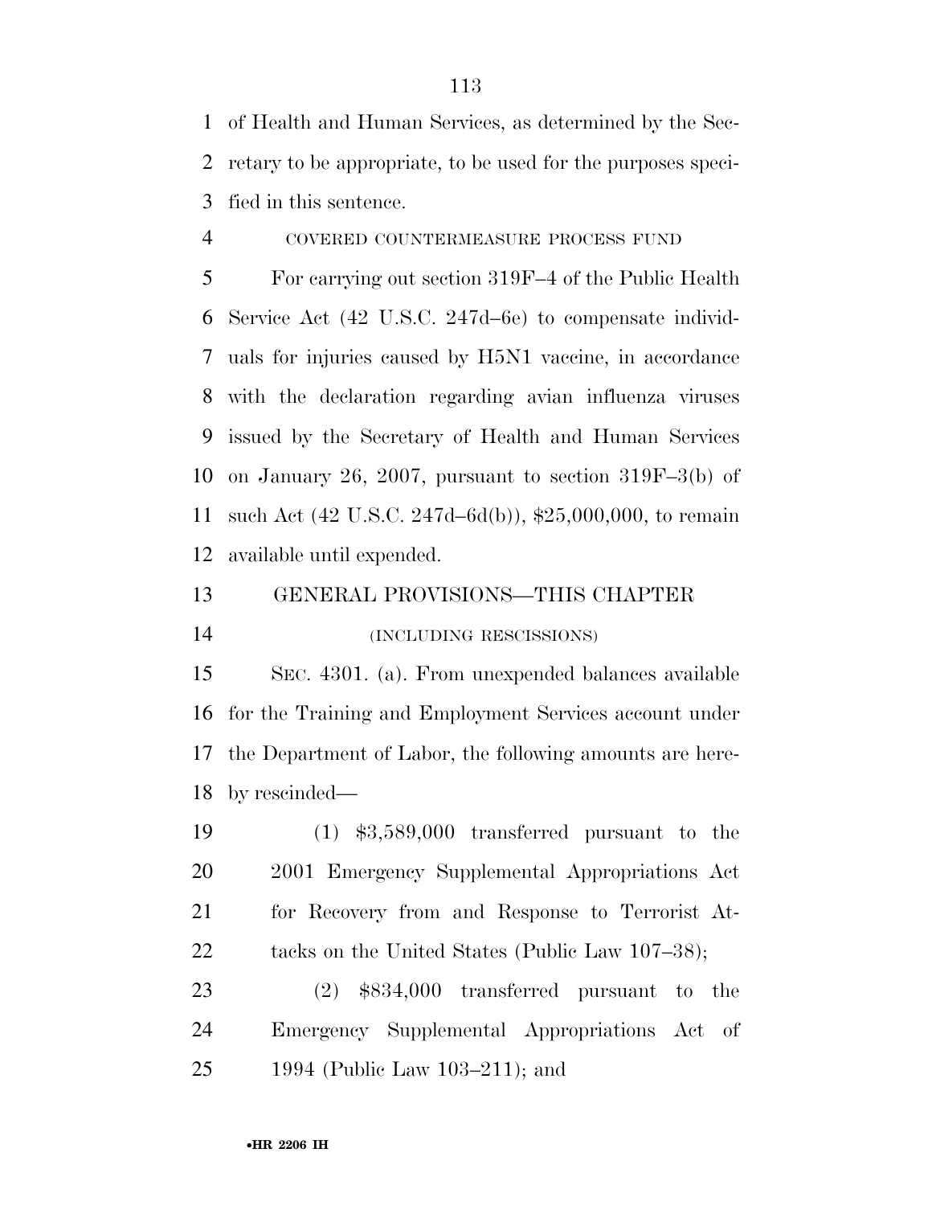of Health and Human Services, as determined by the Secretary to be appropriate, to be used for the purposes specified in this sentence.

COVERED COUNTERMEASURE PROCESS FUND

For carrying out section 319F–4 of the Public Health Service Act (42 U.S.C. 247d–6e) to compensate individuals for injuries caused by H5N1 vaccine, in accordance with the declaration regarding avian influenza viruses issued by the Secretary of Health and Human Services on January 26, 2007, pursuant to section 319F–3(b) of such Act (42 U.S.C. 247d–6d(b)), $25,000,000, to remain available until expended.

GENERAL PROVISIONS—THIS CHAPTER

(INCLUDING RESCISSIONS)

SEC. 4301. (a). From unexpended balances available for the Training and Employment Services account under the Department of Labor, the following amounts are hereby rescinded—

(1) $3,589,000 transferred pursuant to the 2001 Emergency Supplemental Appropriations Act for Recovery from and Response to Terrorist Attacks on the United States (Public Law 107–38);

(2) $834,000 transferred pursuant to the Emergency Supplemental Appropriations Act of 1994 (Public Law 103–211); and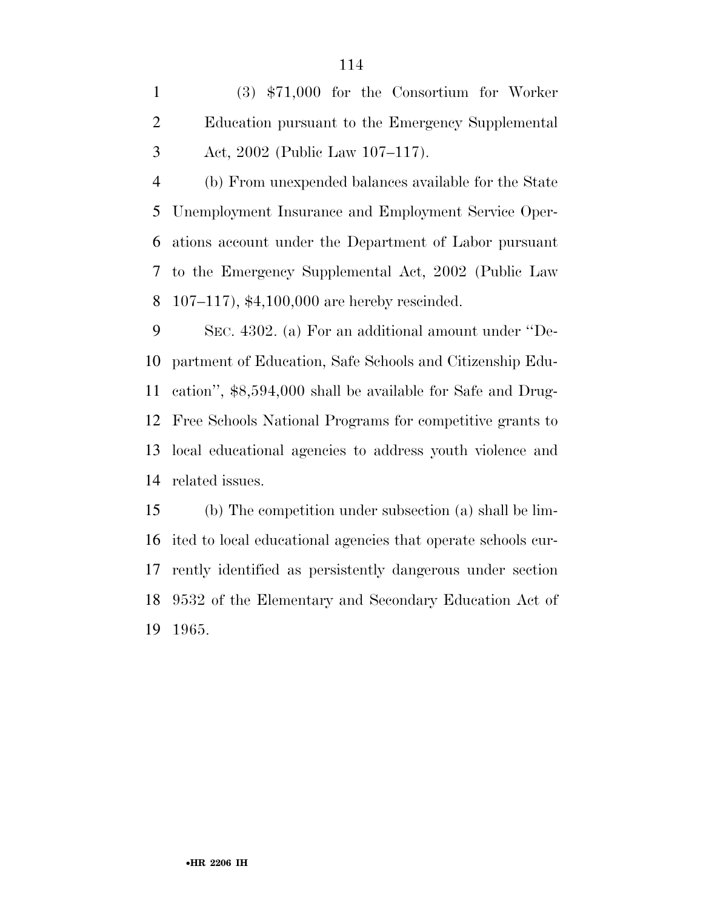(3) $71,000 for the Consortium for Worker Education pursuant to the Emergency Supplemental Act, 2002 (Public Law 107–117).

(b) From unexpended balances available for the State Unemployment Insurance and Employment Service Operations account under the Department of Labor pursuant to the Emergency Supplemental Act, 2002 (Public Law 107–117), $4,100,000 are hereby rescinded.

SEC. 4302. (a) For an additional amount under ''Department of Education, Safe Schools and Citizenship Education'', $8,594,000 shall be available for Safe and Drug-Free Schools National Programs for competitive grants to local educational agencies to address youth violence and related issues.

(b) The competition under subsection (a) shall be limited to local educational agencies that operate schools currently identified as persistently dangerous under section 9532 of the Elementary and Secondary Education Act of 1965.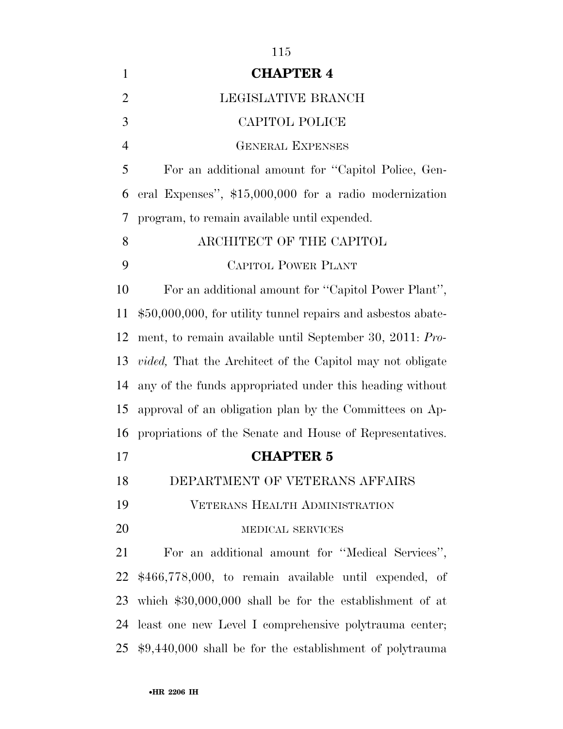## CHAPTER 4

### LEGISLATIVE BRANCH

### CAPITOL POLICE

#### GENERAL EXPENSES

For an additional amount for ''Capitol Police, General Expenses'', $15,000,000 for a radio modernization program, to remain available until expended.

### ARCHITECT OF THE CAPITOL

#### CAPITOL POWER PLANT

For an additional amount for ''Capitol Power Plant'', $50,000,000, for utility tunnel repairs and asbestos abatement, to remain available until September 30, 2011: *Provided,* That the Architect of the Capitol may not obligate any of the funds appropriated under this heading without approval of an obligation plan by the Committees on Appropriations of the Senate and House of Representatives.

## CHAPTER 5

### DEPARTMENT OF VETERANS AFFAIRS

### VETERANS HEALTH ADMINISTRATION

#### MEDICAL SERVICES

For an additional amount for ''Medical Services'', $466,778,000, to remain available until expended, of which $30,000,000 shall be for the establishment of at least one new Level I comprehensive polytrauma center; $9,440,000 shall be for the establishment of polytrauma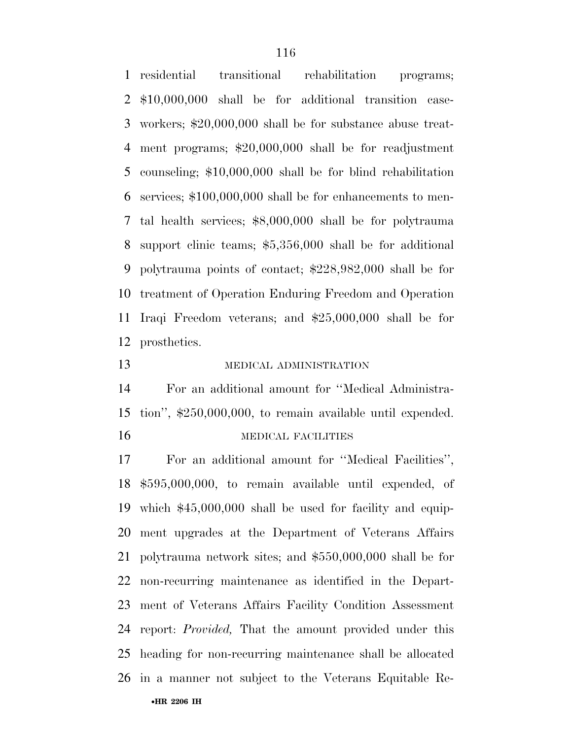residential transitional rehabilitation programs; $10,000,000 shall be for additional transition caseworkers; $20,000,000 shall be for substance abuse treatment programs; $20,000,000 shall be for readjustment counseling; $10,000,000 shall be for blind rehabilitation services; $100,000,000 shall be for enhancements to mental health services; $8,000,000 shall be for polytrauma support clinic teams; $5,356,000 shall be for additional polytrauma points of contact; $228,982,000 shall be for treatment of Operation Enduring Freedom and Operation Iraqi Freedom veterans; and $25,000,000 shall be for prosthetics.

MEDICAL ADMINISTRATION

For an additional amount for ''Medical Administration'', $250,000,000, to remain available until expended.

MEDICAL FACILITIES

For an additional amount for ''Medical Facilities'', $595,000,000, to remain available until expended, of which $45,000,000 shall be used for facility and equipment upgrades at the Department of Veterans Affairs polytrauma network sites; and $550,000,000 shall be for non-recurring maintenance as identified in the Department of Veterans Affairs Facility Condition Assessment report: *Provided,* That the amount provided under this heading for non-recurring maintenance shall be allocated in a manner not subject to the Veterans Equitable Re-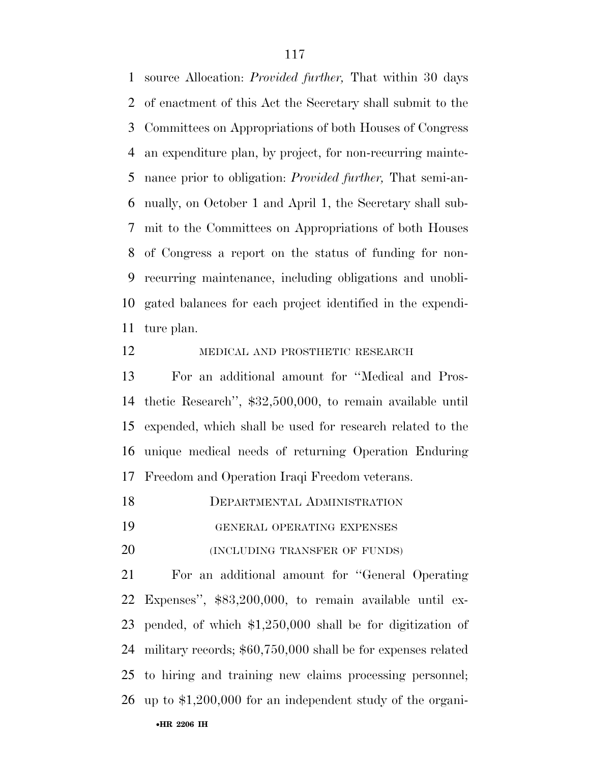source Allocation: *Provided further,* That within 30 days of enactment of this Act the Secretary shall submit to the Committees on Appropriations of both Houses of Congress an expenditure plan, by project, for non-recurring maintenance prior to obligation: *Provided further,* That semi-annually, on October 1 and April 1, the Secretary shall submit to the Committees on Appropriations of both Houses of Congress a report on the status of funding for non-recurring maintenance, including obligations and unobligated balances for each project identified in the expenditure plan.

MEDICAL AND PROSTHETIC RESEARCH

For an additional amount for ''Medical and Prosthetic Research'', $32,500,000, to remain available until expended, which shall be used for research related to the unique medical needs of returning Operation Enduring Freedom and Operation Iraqi Freedom veterans.

DEPARTMENTAL ADMINISTRATION

GENERAL OPERATING EXPENSES

(INCLUDING TRANSFER OF FUNDS)

For an additional amount for ''General Operating Expenses'', $83,200,000, to remain available until expended, of which $1,250,000 shall be for digitization of military records; $60,750,000 shall be for expenses related to hiring and training new claims processing personnel; up to $1,200,000 for an independent study of the organi-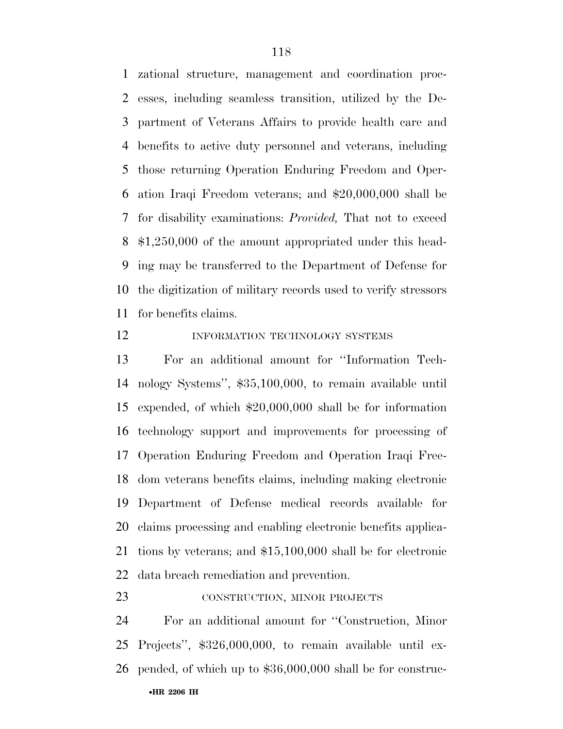zational structure, management and coordination processes, including seamless transition, utilized by the Department of Veterans Affairs to provide health care and benefits to active duty personnel and veterans, including those returning Operation Enduring Freedom and Operation Iraqi Freedom veterans; and $20,000,000 shall be for disability examinations: *Provided,* That not to exceed $1,250,000 of the amount appropriated under this heading may be transferred to the Department of Defense for the digitization of military records used to verify stressors for benefits claims.

INFORMATION TECHNOLOGY SYSTEMS

For an additional amount for ''Information Technology Systems'', $35,100,000, to remain available until expended, of which $20,000,000 shall be for information technology support and improvements for processing of Operation Enduring Freedom and Operation Iraqi Freedom veterans benefits claims, including making electronic Department of Defense medical records available for claims processing and enabling electronic benefits applications by veterans; and $15,100,000 shall be for electronic data breach remediation and prevention.

CONSTRUCTION, MINOR PROJECTS

For an additional amount for ''Construction, Minor Projects'', $326,000,000, to remain available until expended, of which up to $36,000,000 shall be for construc-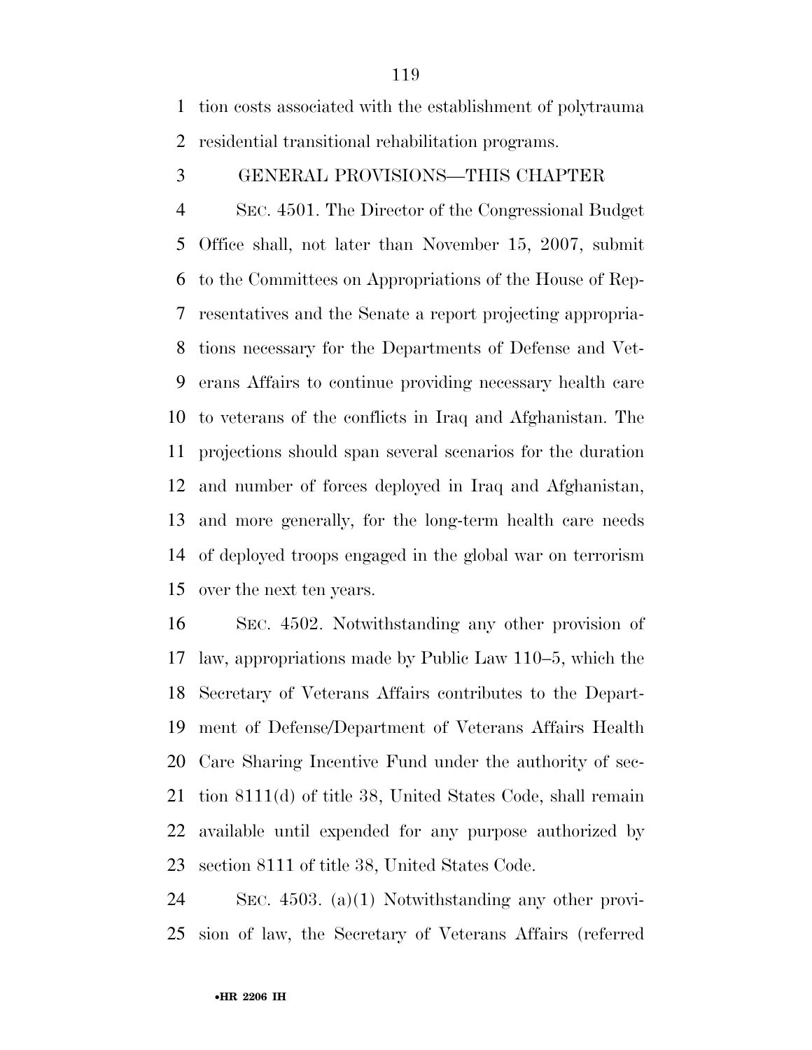tion costs associated with the establishment of polytrauma residential transitional rehabilitation programs.

GENERAL PROVISIONS—THIS CHAPTER

SEC. 4501. The Director of the Congressional Budget Office shall, not later than November 15, 2007, submit to the Committees on Appropriations of the House of Representatives and the Senate a report projecting appropriations necessary for the Departments of Defense and Veterans Affairs to continue providing necessary health care to veterans of the conflicts in Iraq and Afghanistan. The projections should span several scenarios for the duration and number of forces deployed in Iraq and Afghanistan, and more generally, for the long-term health care needs of deployed troops engaged in the global war on terrorism over the next ten years.

SEC. 4502. Notwithstanding any other provision of law, appropriations made by Public Law 110–5, which the Secretary of Veterans Affairs contributes to the Department of Defense/Department of Veterans Affairs Health Care Sharing Incentive Fund under the authority of section 8111(d) of title 38, United States Code, shall remain available until expended for any purpose authorized by section 8111 of title 38, United States Code.

SEC. 4503. (a)(1) Notwithstanding any other provision of law, the Secretary of Veterans Affairs (referred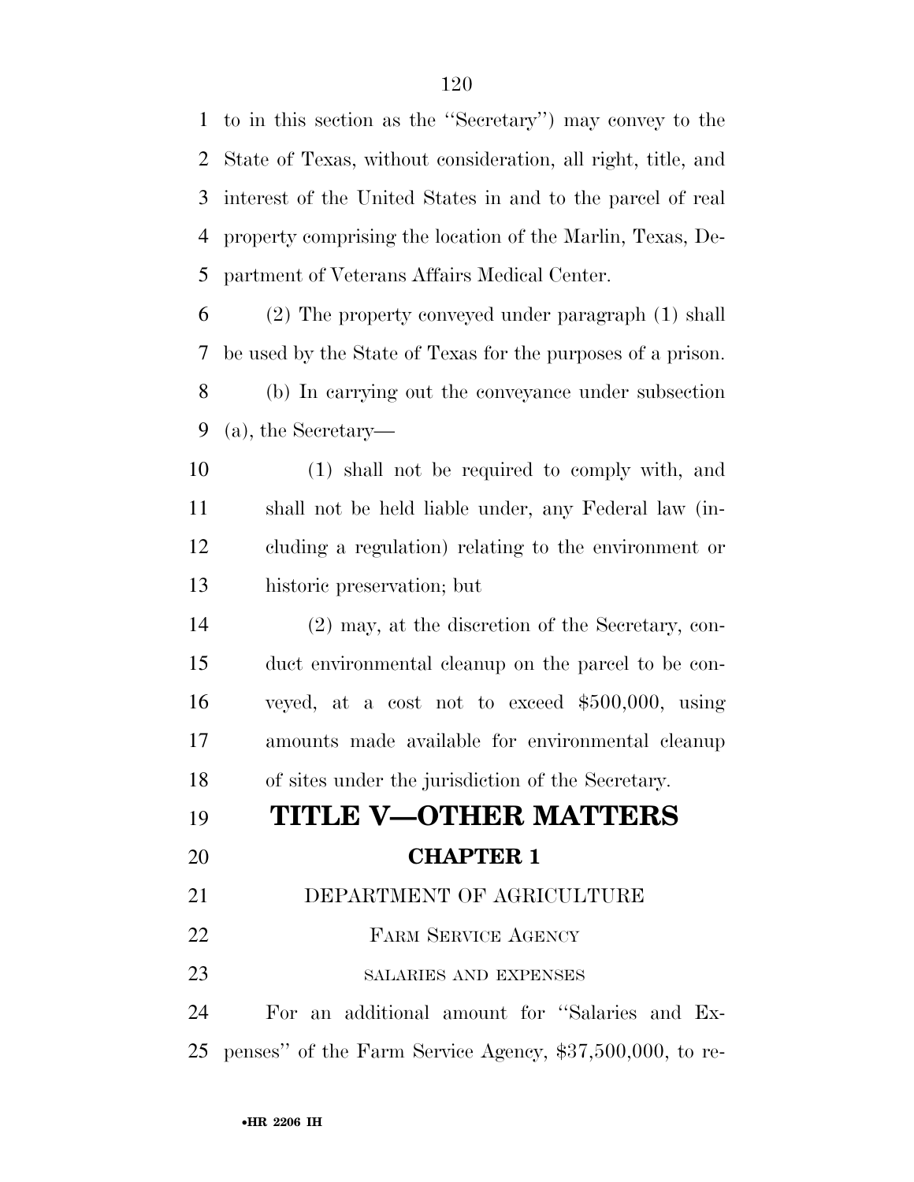to in this section as the ''Secretary'') may convey to the State of Texas, without consideration, all right, title, and interest of the United States in and to the parcel of real property comprising the location of the Marlin, Texas, Department of Veterans Affairs Medical Center.

(2) The property conveyed under paragraph (1) shall be used by the State of Texas for the purposes of a prison.

(b) In carrying out the conveyance under subsection (a), the Secretary—

(1) shall not be required to comply with, and shall not be held liable under, any Federal law (including a regulation) relating to the environment or historic preservation; but

(2) may, at the discretion of the Secretary, conduct environmental cleanup on the parcel to be conveyed, at a cost not to exceed $500,000, using amounts made available for environmental cleanup of sites under the jurisdiction of the Secretary.

# TITLE V—OTHER MATTERS

## CHAPTER 1

### DEPARTMENT OF AGRICULTURE

### FARM SERVICE AGENCY

#### SALARIES AND EXPENSES

For an additional amount for ''Salaries and Expenses'' of the Farm Service Agency, $37,500,000, to re-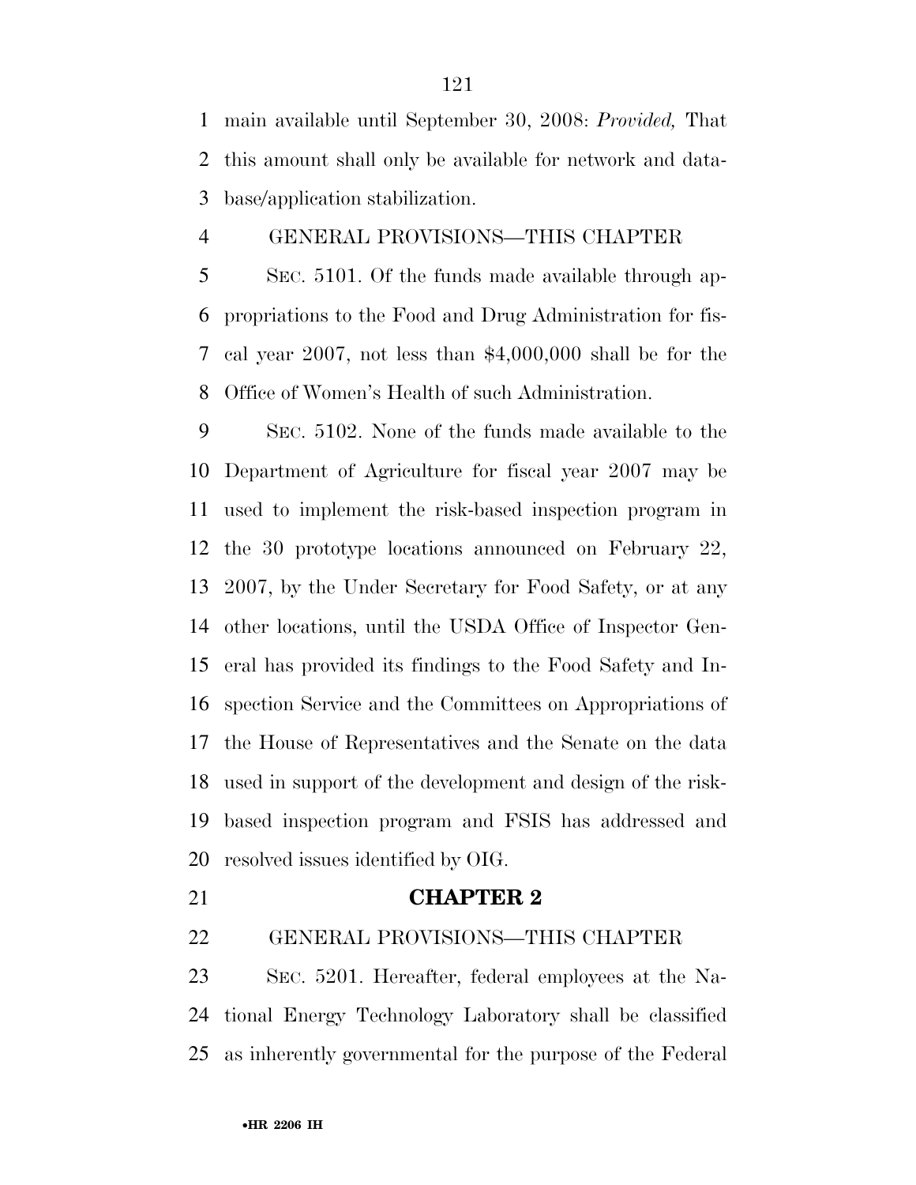main available until September 30, 2008: *Provided,* That this amount shall only be available for network and database/application stabilization.

GENERAL PROVISIONS—THIS CHAPTER

SEC. 5101. Of the funds made available through appropriations to the Food and Drug Administration for fiscal year 2007, not less than $4,000,000 shall be for the Office of Women's Health of such Administration.

SEC. 5102. None of the funds made available to the Department of Agriculture for fiscal year 2007 may be used to implement the risk-based inspection program in the 30 prototype locations announced on February 22, 2007, by the Under Secretary for Food Safety, or at any other locations, until the USDA Office of Inspector General has provided its findings to the Food Safety and Inspection Service and the Committees on Appropriations of the House of Representatives and the Senate on the data used in support of the development and design of the risk-based inspection program and FSIS has addressed and resolved issues identified by OIG.

## CHAPTER 2

GENERAL PROVISIONS—THIS CHAPTER

SEC. 5201. Hereafter, federal employees at the National Energy Technology Laboratory shall be classified as inherently governmental for the purpose of the Federal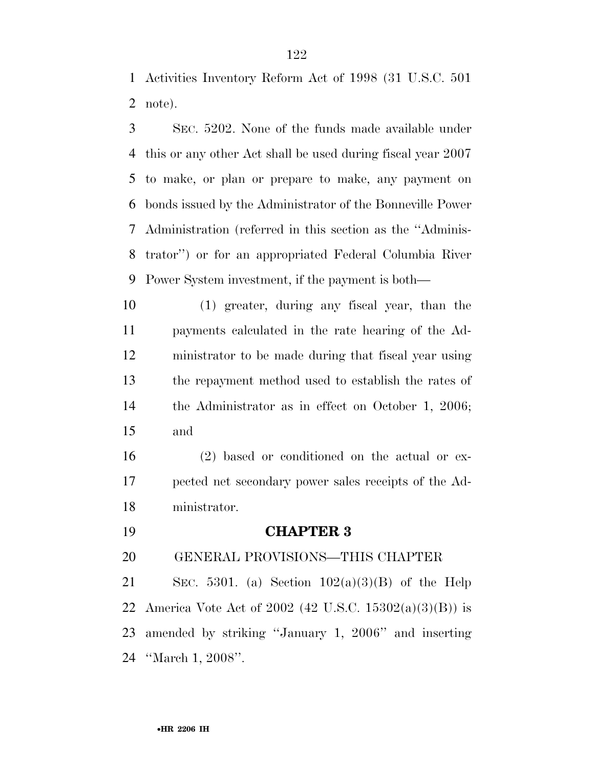Activities Inventory Reform Act of 1998 (31 U.S.C. 501 note).

SEC. 5202. None of the funds made available under this or any other Act shall be used during fiscal year 2007 to make, or plan or prepare to make, any payment on bonds issued by the Administrator of the Bonneville Power Administration (referred in this section as the "Administrator") or for an appropriated Federal Columbia River Power System investment, if the payment is both—

(1) greater, during any fiscal year, than the payments calculated in the rate hearing of the Administrator to be made during that fiscal year using the repayment method used to establish the rates of the Administrator as in effect on October 1, 2006; and

(2) based or conditioned on the actual or expected net secondary power sales receipts of the Administrator.

## CHAPTER 3

GENERAL PROVISIONS—THIS CHAPTER

SEC. 5301. (a) Section 102(a)(3)(B) of the Help America Vote Act of 2002 (42 U.S.C. 15302(a)(3)(B)) is amended by striking "January 1, 2006" and inserting "March 1, 2008".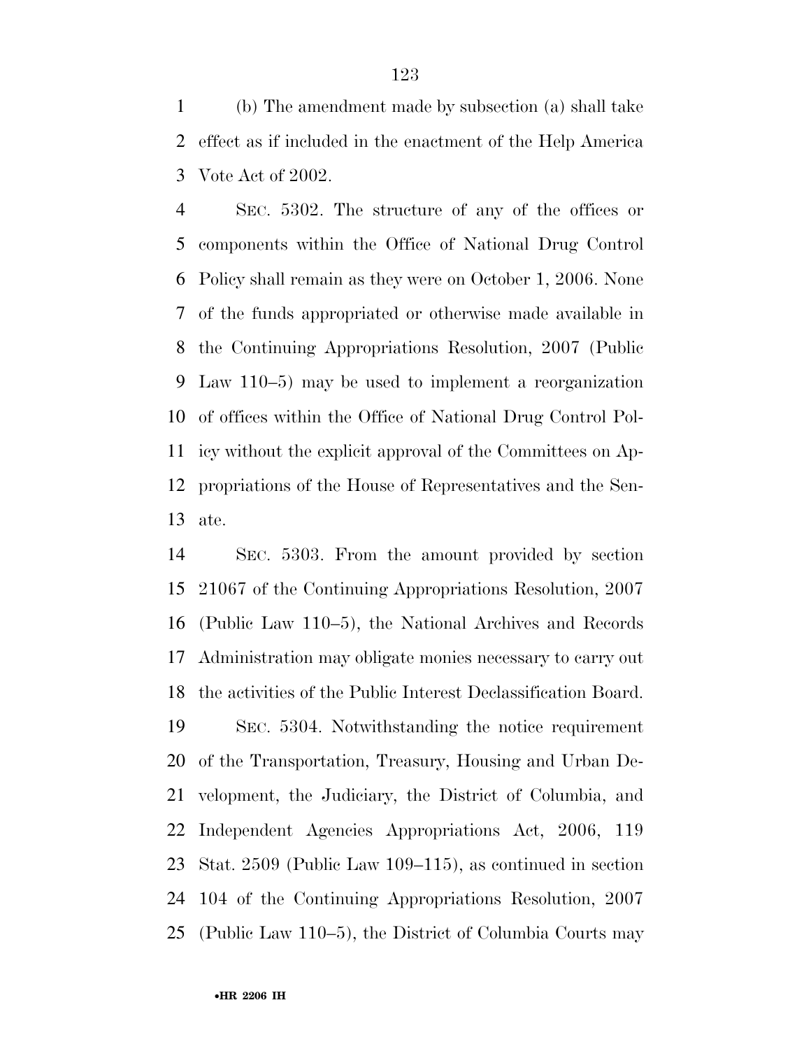(b) The amendment made by subsection (a) shall take effect as if included in the enactment of the Help America Vote Act of 2002.

SEC. 5302. The structure of any of the offices or components within the Office of National Drug Control Policy shall remain as they were on October 1, 2006. None of the funds appropriated or otherwise made available in the Continuing Appropriations Resolution, 2007 (Public Law 110–5) may be used to implement a reorganization of offices within the Office of National Drug Control Policy without the explicit approval of the Committees on Appropriations of the House of Representatives and the Senate.

SEC. 5303. From the amount provided by section 21067 of the Continuing Appropriations Resolution, 2007 (Public Law 110–5), the National Archives and Records Administration may obligate monies necessary to carry out the activities of the Public Interest Declassification Board.

SEC. 5304. Notwithstanding the notice requirement of the Transportation, Treasury, Housing and Urban Development, the Judiciary, the District of Columbia, and Independent Agencies Appropriations Act, 2006, 119 Stat. 2509 (Public Law 109–115), as continued in section 104 of the Continuing Appropriations Resolution, 2007 (Public Law 110–5), the District of Columbia Courts may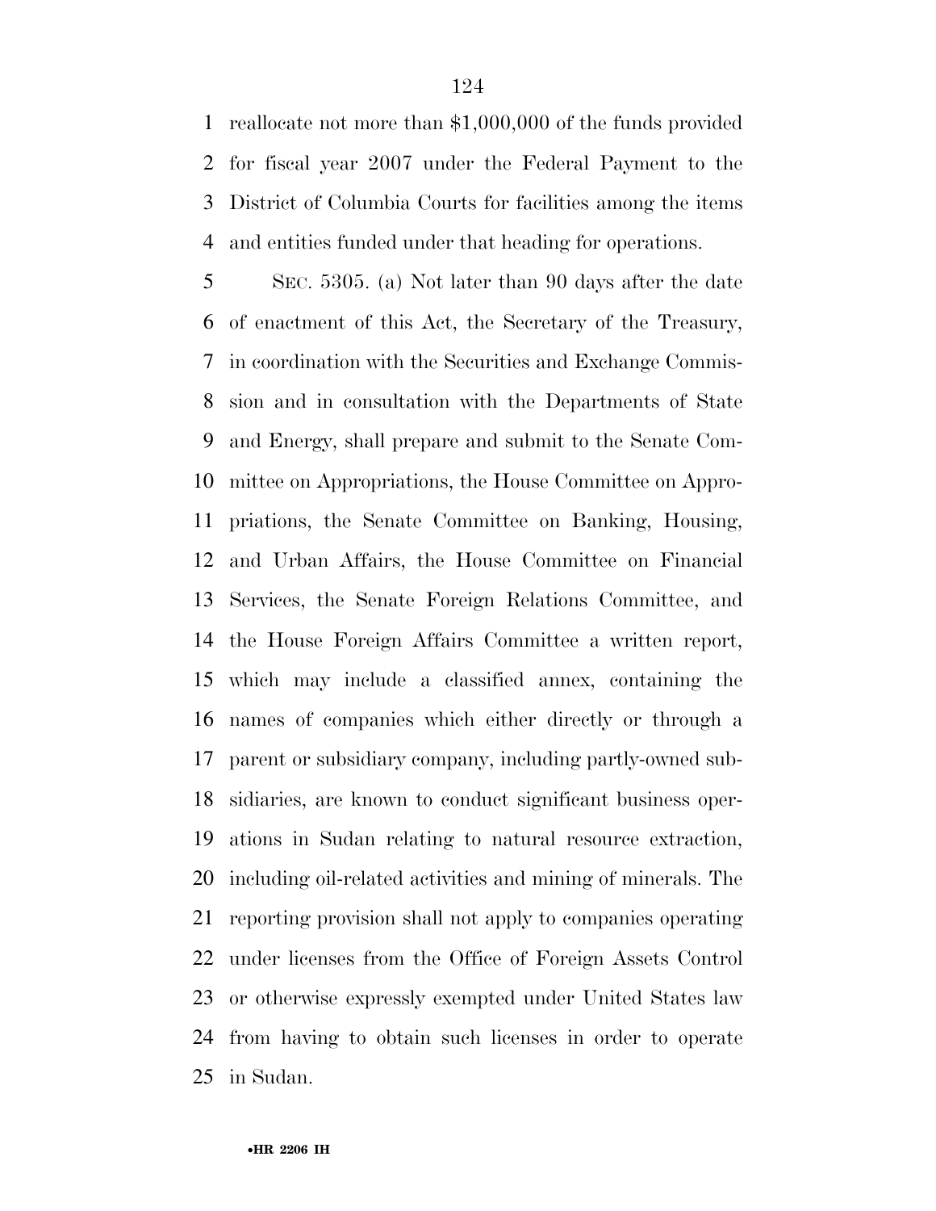reallocate not more than $1,000,000 of the funds provided for fiscal year 2007 under the Federal Payment to the District of Columbia Courts for facilities among the items and entities funded under that heading for operations.

SEC. 5305. (a) Not later than 90 days after the date of enactment of this Act, the Secretary of the Treasury, in coordination with the Securities and Exchange Commission and in consultation with the Departments of State and Energy, shall prepare and submit to the Senate Committee on Appropriations, the House Committee on Appropriations, the Senate Committee on Banking, Housing, and Urban Affairs, the House Committee on Financial Services, the Senate Foreign Relations Committee, and the House Foreign Affairs Committee a written report, which may include a classified annex, containing the names of companies which either directly or through a parent or subsidiary company, including partly-owned subsidiaries, are known to conduct significant business operations in Sudan relating to natural resource extraction, including oil-related activities and mining of minerals. The reporting provision shall not apply to companies operating under licenses from the Office of Foreign Assets Control or otherwise expressly exempted under United States law from having to obtain such licenses in order to operate in Sudan.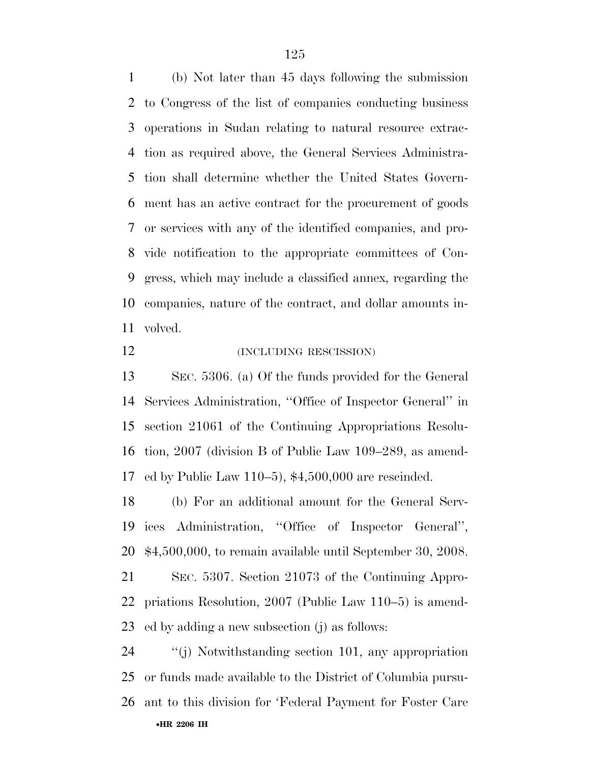(b) Not later than 45 days following the submission to Congress of the list of companies conducting business operations in Sudan relating to natural resource extraction as required above, the General Services Administration shall determine whether the United States Government has an active contract for the procurement of goods or services with any of the identified companies, and provide notification to the appropriate committees of Congress, which may include a classified annex, regarding the companies, nature of the contract, and dollar amounts involved.

(INCLUDING RESCISSION)

SEC. 5306. (a) Of the funds provided for the General Services Administration, ''Office of Inspector General'' in section 21061 of the Continuing Appropriations Resolution, 2007 (division B of Public Law 109–289, as amended by Public Law 110–5), $4,500,000 are rescinded.

(b) For an additional amount for the General Services Administration, ''Office of Inspector General'', $4,500,000, to remain available until September 30, 2008.

SEC. 5307. Section 21073 of the Continuing Appropriations Resolution, 2007 (Public Law 110–5) is amended by adding a new subsection (j) as follows:

''(j) Notwithstanding section 101, any appropriation or funds made available to the District of Columbia pursuant to this division for 'Federal Payment for Foster Care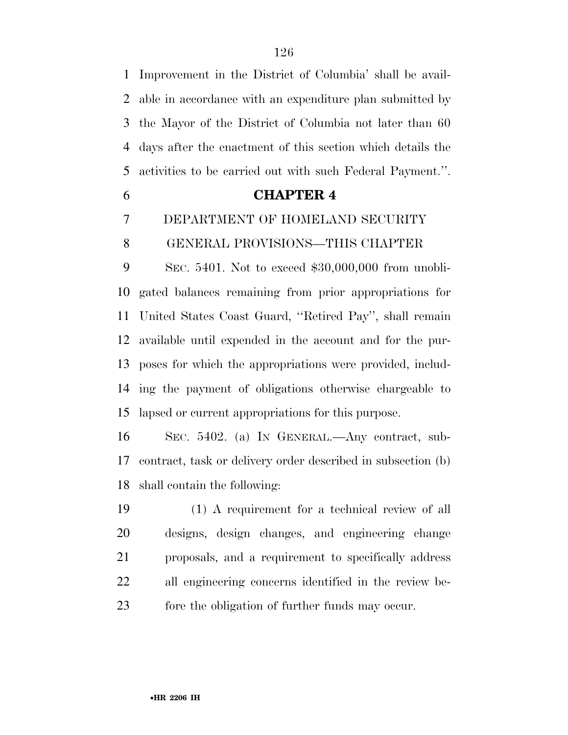Improvement in the District of Columbia' shall be available in accordance with an expenditure plan submitted by the Mayor of the District of Columbia not later than 60 days after the enactment of this section which details the activities to be carried out with such Federal Payment.''.

## CHAPTER 4

### DEPARTMENT OF HOMELAND SECURITY

### GENERAL PROVISIONS—THIS CHAPTER

SEC. 5401. Not to exceed $30,000,000 from unobligated balances remaining from prior appropriations for United States Coast Guard, ''Retired Pay'', shall remain available until expended in the account and for the purposes for which the appropriations were provided, including the payment of obligations otherwise chargeable to lapsed or current appropriations for this purpose.

SEC. 5402. (a) IN GENERAL.—Any contract, subcontract, task or delivery order described in subsection (b) shall contain the following:

(1) A requirement for a technical review of all designs, design changes, and engineering change proposals, and a requirement to specifically address all engineering concerns identified in the review before the obligation of further funds may occur.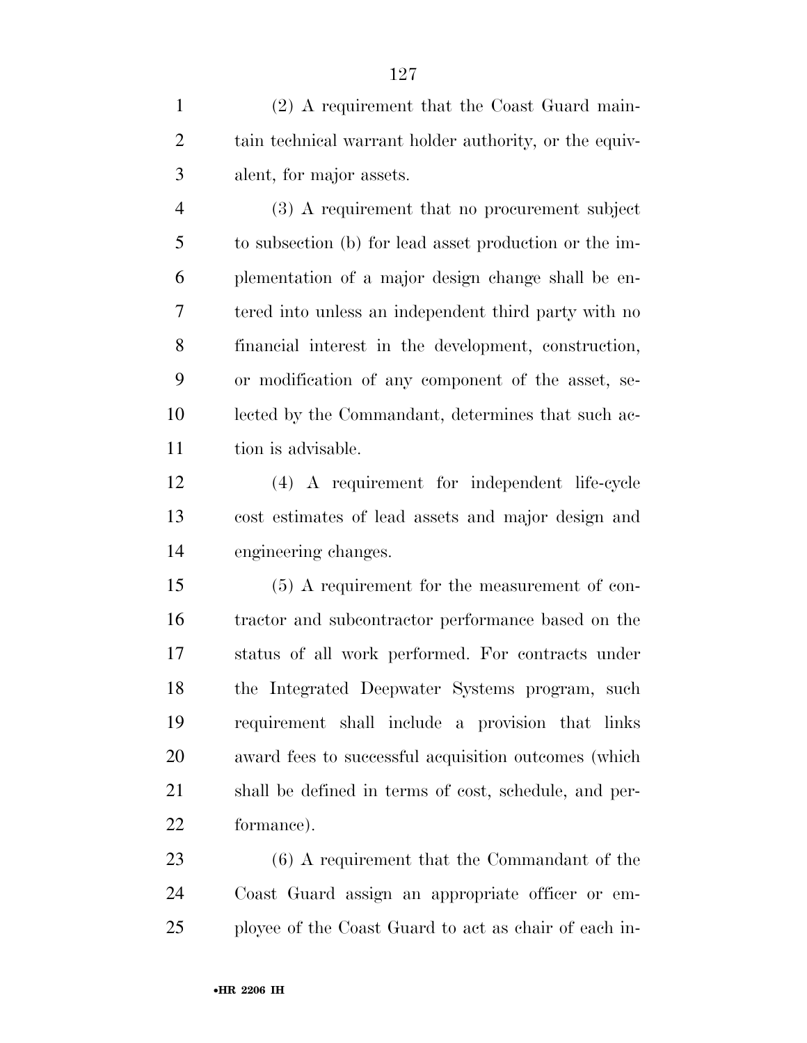(2) A requirement that the Coast Guard maintain technical warrant holder authority, or the equivalent, for major assets.

(3) A requirement that no procurement subject to subsection (b) for lead asset production or the implementation of a major design change shall be entered into unless an independent third party with no financial interest in the development, construction, or modification of any component of the asset, selected by the Commandant, determines that such action is advisable.

(4) A requirement for independent life-cycle cost estimates of lead assets and major design and engineering changes.

(5) A requirement for the measurement of contractor and subcontractor performance based on the status of all work performed. For contracts under the Integrated Deepwater Systems program, such requirement shall include a provision that links award fees to successful acquisition outcomes (which shall be defined in terms of cost, schedule, and performance).

(6) A requirement that the Commandant of the Coast Guard assign an appropriate officer or employee of the Coast Guard to act as chair of each in-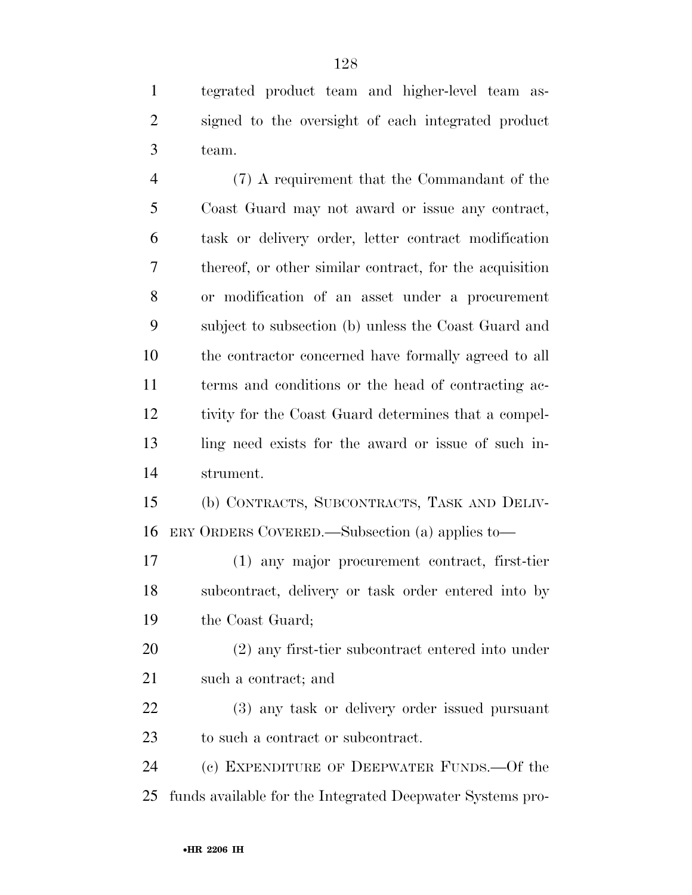tegrated product team and higher-level team assigned to the oversight of each integrated product team.

(7) A requirement that the Commandant of the Coast Guard may not award or issue any contract, task or delivery order, letter contract modification thereof, or other similar contract, for the acquisition or modification of an asset under a procurement subject to subsection (b) unless the Coast Guard and the contractor concerned have formally agreed to all terms and conditions or the head of contracting activity for the Coast Guard determines that a compelling need exists for the award or issue of such instrument.

(b) CONTRACTS, SUBCONTRACTS, TASK AND DELIVERY ORDERS COVERED.—Subsection (a) applies to—

(1) any major procurement contract, first-tier subcontract, delivery or task order entered into by the Coast Guard;

(2) any first-tier subcontract entered into under such a contract; and

(3) any task or delivery order issued pursuant to such a contract or subcontract.

(c) EXPENDITURE OF DEEPWATER FUNDS.—Of the funds available for the Integrated Deepwater Systems pro-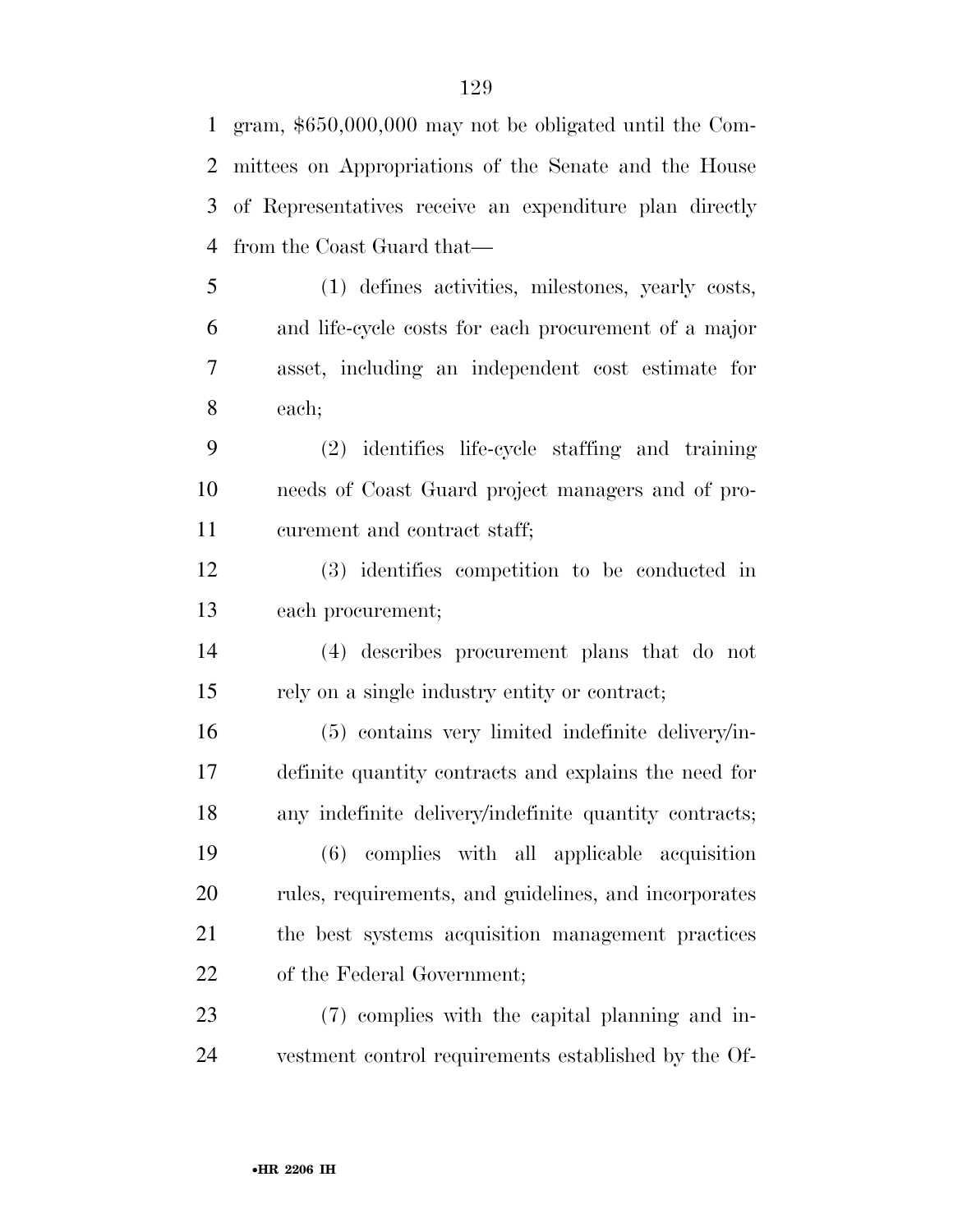gram, $650,000,000 may not be obligated until the Committees on Appropriations of the Senate and the House of Representatives receive an expenditure plan directly from the Coast Guard that—

(1) defines activities, milestones, yearly costs, and life-cycle costs for each procurement of a major asset, including an independent cost estimate for each;

(2) identifies life-cycle staffing and training needs of Coast Guard project managers and of procurement and contract staff;

(3) identifies competition to be conducted in each procurement;

(4) describes procurement plans that do not rely on a single industry entity or contract;

(5) contains very limited indefinite delivery/indefinite quantity contracts and explains the need for any indefinite delivery/indefinite quantity contracts;

(6) complies with all applicable acquisition rules, requirements, and guidelines, and incorporates the best systems acquisition management practices of the Federal Government;

(7) complies with the capital planning and investment control requirements established by the Of-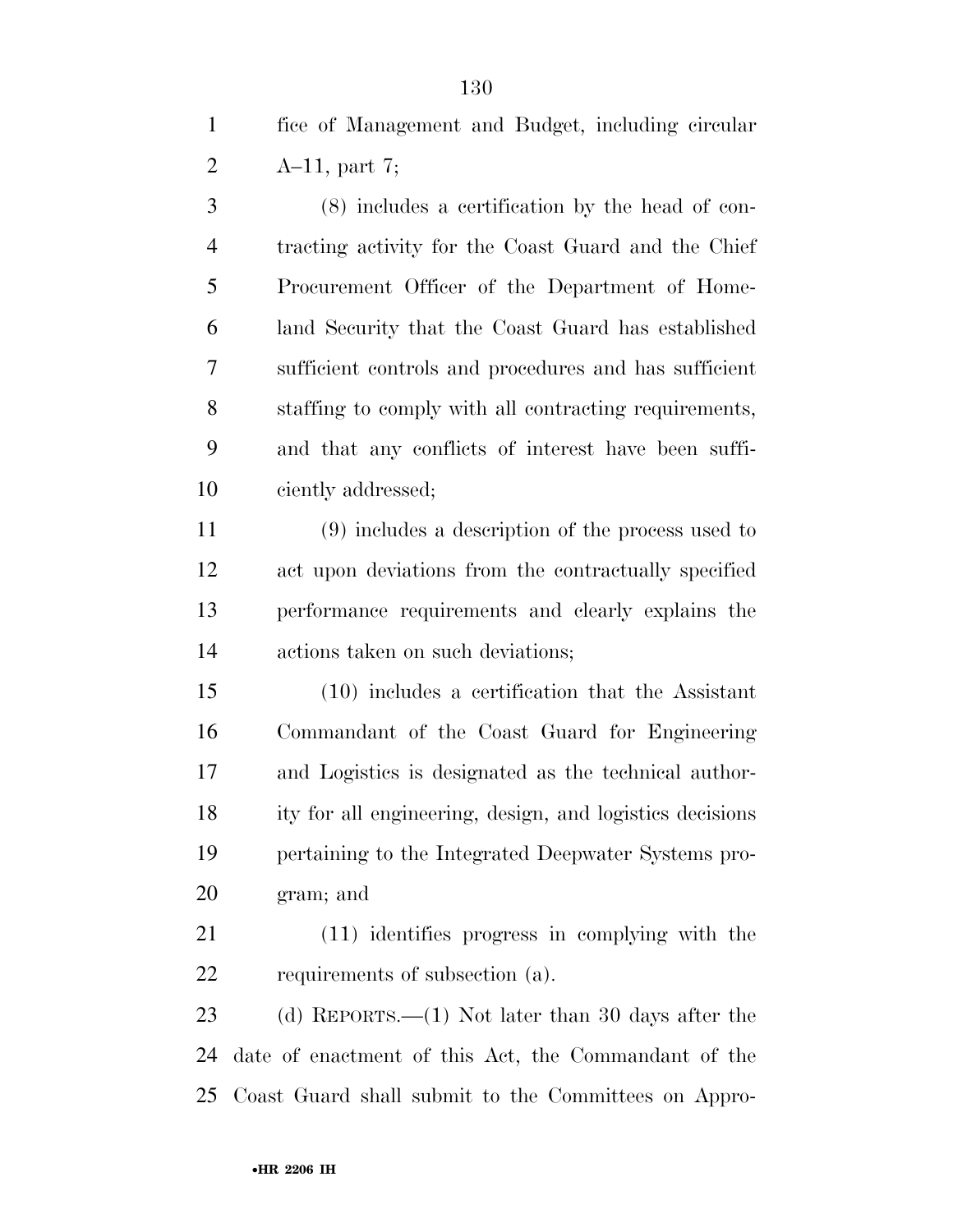fice of Management and Budget, including circular A–11, part 7;

(8) includes a certification by the head of contracting activity for the Coast Guard and the Chief Procurement Officer of the Department of Homeland Security that the Coast Guard has established sufficient controls and procedures and has sufficient staffing to comply with all contracting requirements, and that any conflicts of interest have been sufficiently addressed;

(9) includes a description of the process used to act upon deviations from the contractually specified performance requirements and clearly explains the actions taken on such deviations;

(10) includes a certification that the Assistant Commandant of the Coast Guard for Engineering and Logistics is designated as the technical authority for all engineering, design, and logistics decisions pertaining to the Integrated Deepwater Systems program; and

(11) identifies progress in complying with the requirements of subsection (a).

(d) REPORTS.—(1) Not later than 30 days after the date of enactment of this Act, the Commandant of the Coast Guard shall submit to the Committees on Appro-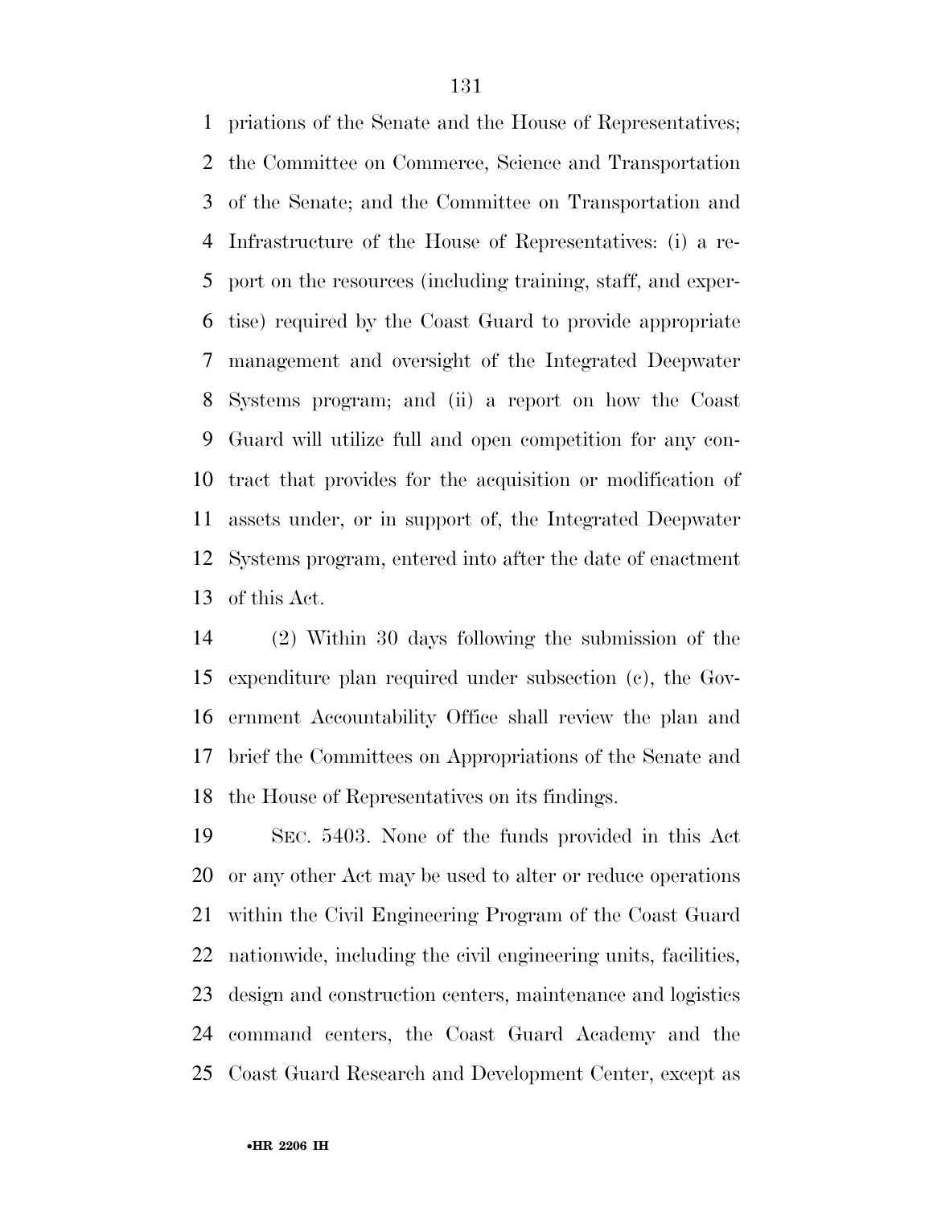priations of the Senate and the House of Representatives; the Committee on Commerce, Science and Transportation of the Senate; and the Committee on Transportation and Infrastructure of the House of Representatives: (i) a report on the resources (including training, staff, and expertise) required by the Coast Guard to provide appropriate management and oversight of the Integrated Deepwater Systems program; and (ii) a report on how the Coast Guard will utilize full and open competition for any contract that provides for the acquisition or modification of assets under, or in support of, the Integrated Deepwater Systems program, entered into after the date of enactment of this Act.

(2) Within 30 days following the submission of the expenditure plan required under subsection (c), the Government Accountability Office shall review the plan and brief the Committees on Appropriations of the Senate and the House of Representatives on its findings.

SEC. 5403. None of the funds provided in this Act or any other Act may be used to alter or reduce operations within the Civil Engineering Program of the Coast Guard nationwide, including the civil engineering units, facilities, design and construction centers, maintenance and logistics command centers, the Coast Guard Academy and the Coast Guard Research and Development Center, except as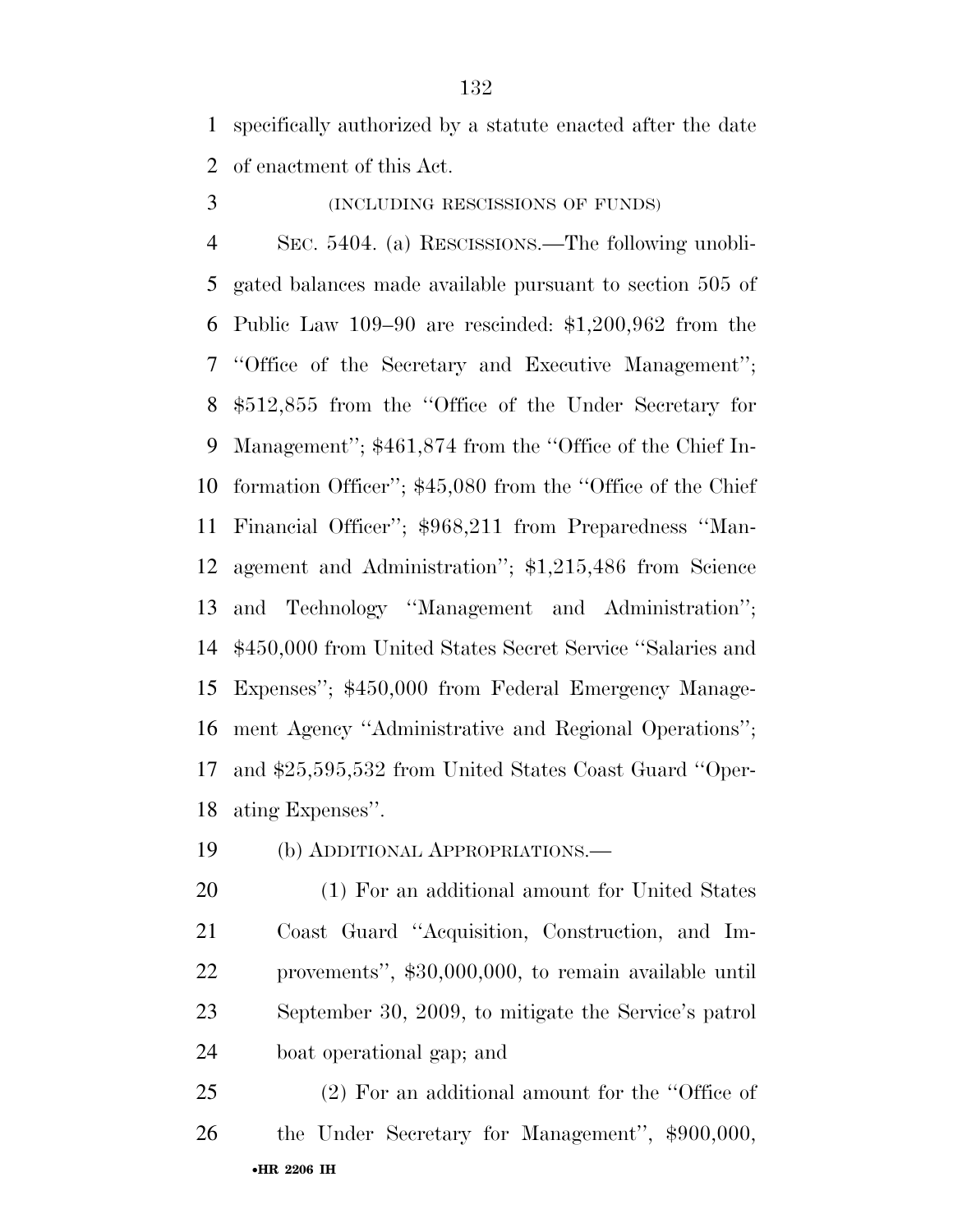specifically authorized by a statute enacted after the date of enactment of this Act.

(INCLUDING RESCISSIONS OF FUNDS)

SEC. 5404. (a) RESCISSIONS.—The following unobligated balances made available pursuant to section 505 of Public Law 109–90 are rescinded: $1,200,962 from the ''Office of the Secretary and Executive Management''; $512,855 from the ''Office of the Under Secretary for Management''; $461,874 from the ''Office of the Chief Information Officer''; $45,080 from the ''Office of the Chief Financial Officer''; $968,211 from Preparedness ''Management and Administration''; $1,215,486 from Science and Technology ''Management and Administration''; $450,000 from United States Secret Service ''Salaries and Expenses''; $450,000 from Federal Emergency Management Agency ''Administrative and Regional Operations''; and $25,595,532 from United States Coast Guard ''Operating Expenses''.

(b) ADDITIONAL APPROPRIATIONS.—

(1) For an additional amount for United States Coast Guard ''Acquisition, Construction, and Improvements'', $30,000,000, to remain available until September 30, 2009, to mitigate the Service's patrol boat operational gap; and

(2) For an additional amount for the ''Office of the Under Secretary for Management'', $900,000,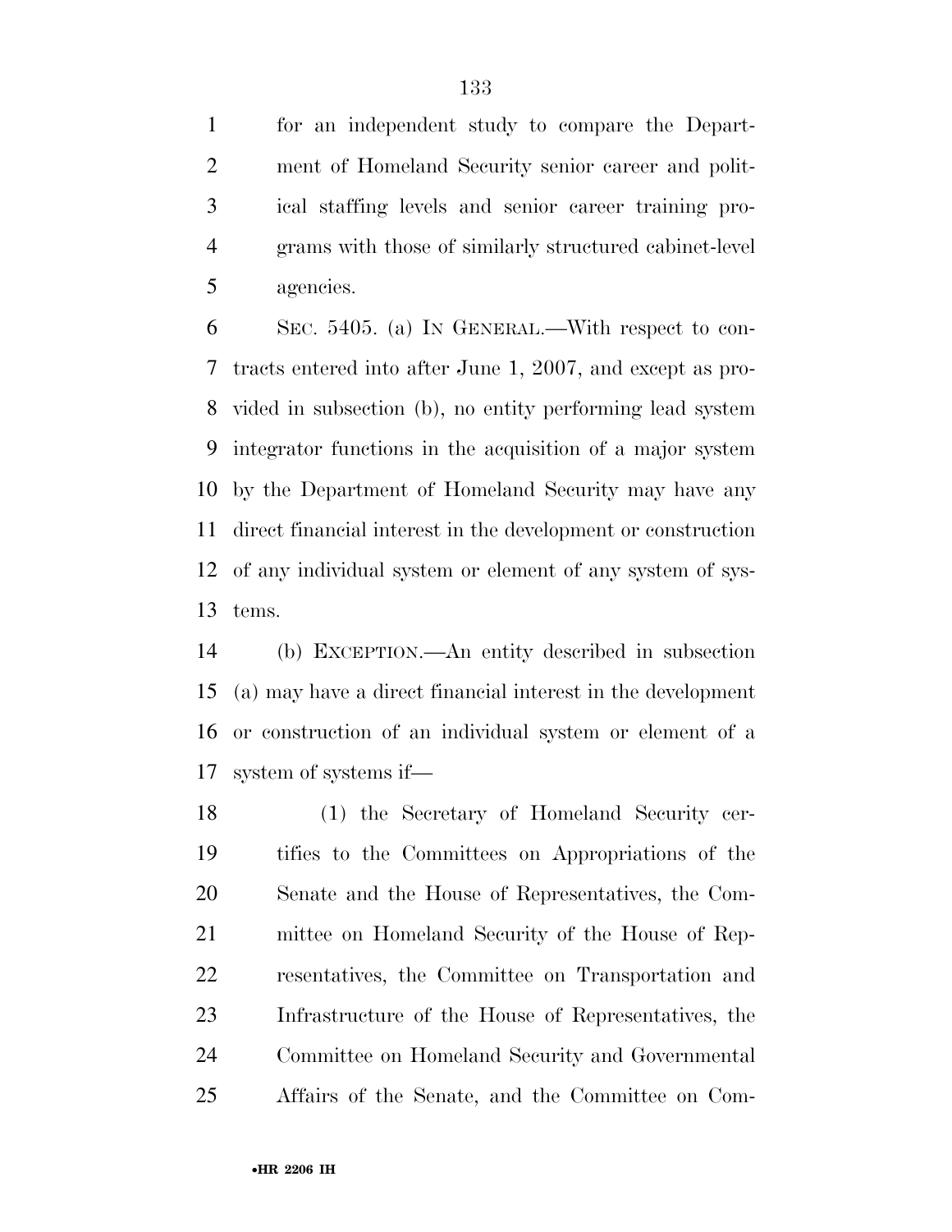for an independent study to compare the Department of Homeland Security senior career and political staffing levels and senior career training programs with those of similarly structured cabinet-level agencies.

SEC. 5405. (a) IN GENERAL.—With respect to contracts entered into after June 1, 2007, and except as provided in subsection (b), no entity performing lead system integrator functions in the acquisition of a major system by the Department of Homeland Security may have any direct financial interest in the development or construction of any individual system or element of any system of systems.

(b) EXCEPTION.—An entity described in subsection (a) may have a direct financial interest in the development or construction of an individual system or element of a system of systems if—

(1) the Secretary of Homeland Security certifies to the Committees on Appropriations of the Senate and the House of Representatives, the Committee on Homeland Security of the House of Representatives, the Committee on Transportation and Infrastructure of the House of Representatives, the Committee on Homeland Security and Governmental Affairs of the Senate, and the Committee on Com-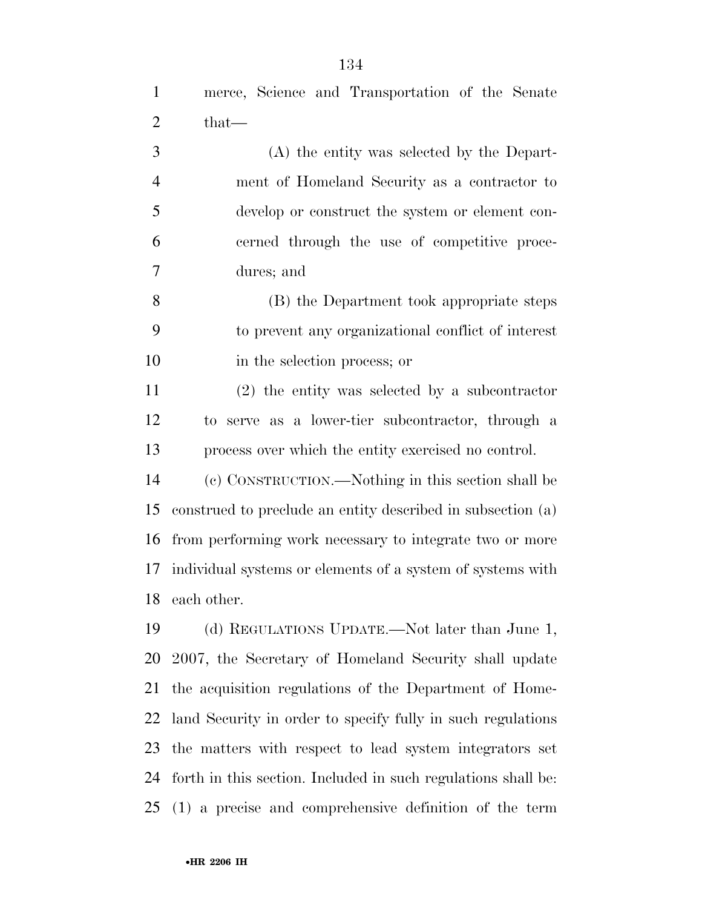merce, Science and Transportation of the Senate that—

(A) the entity was selected by the Department of Homeland Security as a contractor to develop or construct the system or element concerned through the use of competitive procedures; and

(B) the Department took appropriate steps to prevent any organizational conflict of interest in the selection process; or

(2) the entity was selected by a subcontractor to serve as a lower-tier subcontractor, through a process over which the entity exercised no control.

(c) CONSTRUCTION.—Nothing in this section shall be construed to preclude an entity described in subsection (a) from performing work necessary to integrate two or more individual systems or elements of a system of systems with each other.

(d) REGULATIONS UPDATE.—Not later than June 1, 2007, the Secretary of Homeland Security shall update the acquisition regulations of the Department of Homeland Security in order to specify fully in such regulations the matters with respect to lead system integrators set forth in this section. Included in such regulations shall be: (1) a precise and comprehensive definition of the term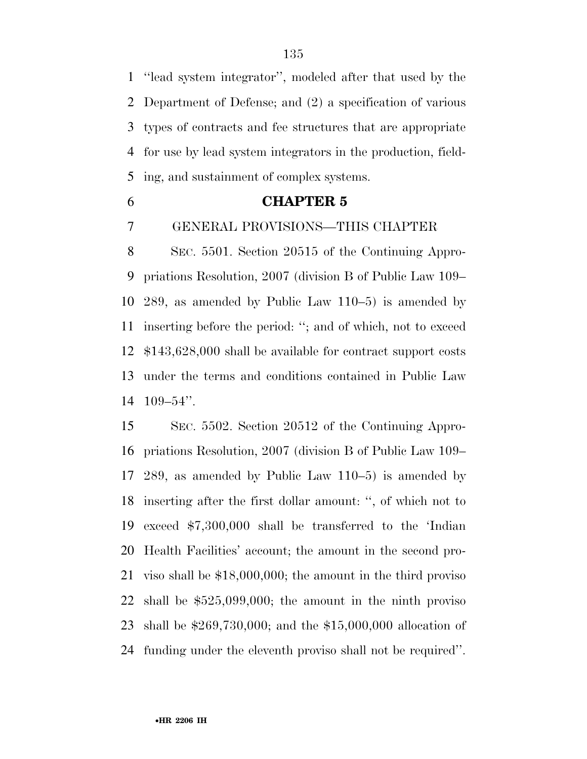''lead system integrator'', modeled after that used by the Department of Defense; and (2) a specification of various types of contracts and fee structures that are appropriate for use by lead system integrators in the production, fielding, and sustainment of complex systems.

## CHAPTER 5

### GENERAL PROVISIONS—THIS CHAPTER

SEC. 5501. Section 20515 of the Continuing Appropriations Resolution, 2007 (division B of Public Law 109–289, as amended by Public Law 110–5) is amended by inserting before the period: ''; and of which, not to exceed $143,628,000 shall be available for contract support costs under the terms and conditions contained in Public Law 109–54''.

SEC. 5502. Section 20512 of the Continuing Appropriations Resolution, 2007 (division B of Public Law 109–289, as amended by Public Law 110–5) is amended by inserting after the first dollar amount: '', of which not to exceed $7,300,000 shall be transferred to the 'Indian Health Facilities' account; the amount in the second proviso shall be $18,000,000; the amount in the third proviso shall be $525,099,000; the amount in the ninth proviso shall be $269,730,000; and the $15,000,000 allocation of funding under the eleventh proviso shall not be required''.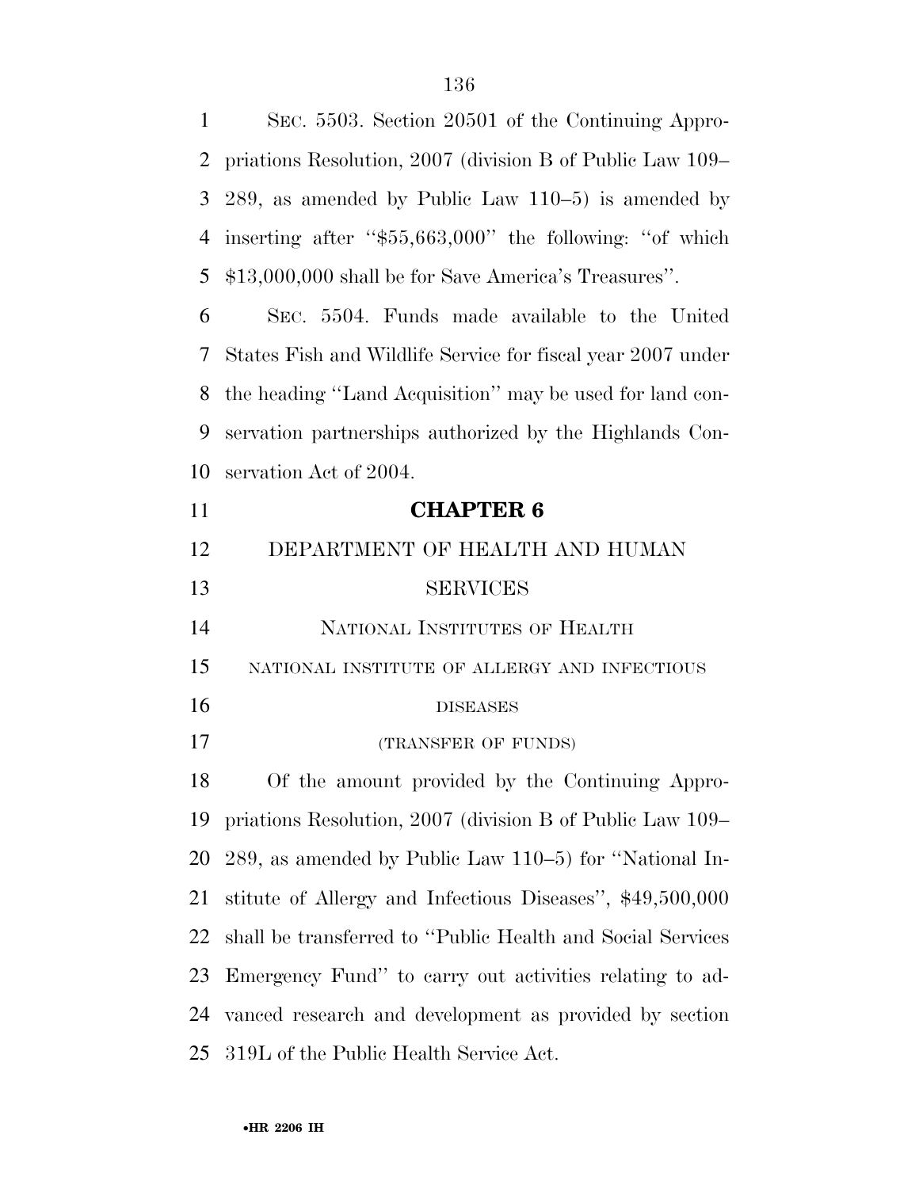SEC. 5503. Section 20501 of the Continuing Appropriations Resolution, 2007 (division B of Public Law 109–289, as amended by Public Law 110–5) is amended by inserting after ''$55,663,000'' the following: ''of which $13,000,000 shall be for Save America's Treasures''.

SEC. 5504. Funds made available to the United States Fish and Wildlife Service for fiscal year 2007 under the heading ''Land Acquisition'' may be used for land conservation partnerships authorized by the Highlands Conservation Act of 2004.

## CHAPTER 6

### DEPARTMENT OF HEALTH AND HUMAN SERVICES

#### NATIONAL INSTITUTES OF HEALTH

##### NATIONAL INSTITUTE OF ALLERGY AND INFECTIOUS DISEASES

(TRANSFER OF FUNDS)

Of the amount provided by the Continuing Appropriations Resolution, 2007 (division B of Public Law 109–289, as amended by Public Law 110–5) for ''National Institute of Allergy and Infectious Diseases'', $49,500,000 shall be transferred to ''Public Health and Social Services Emergency Fund'' to carry out activities relating to advanced research and development as provided by section 319L of the Public Health Service Act.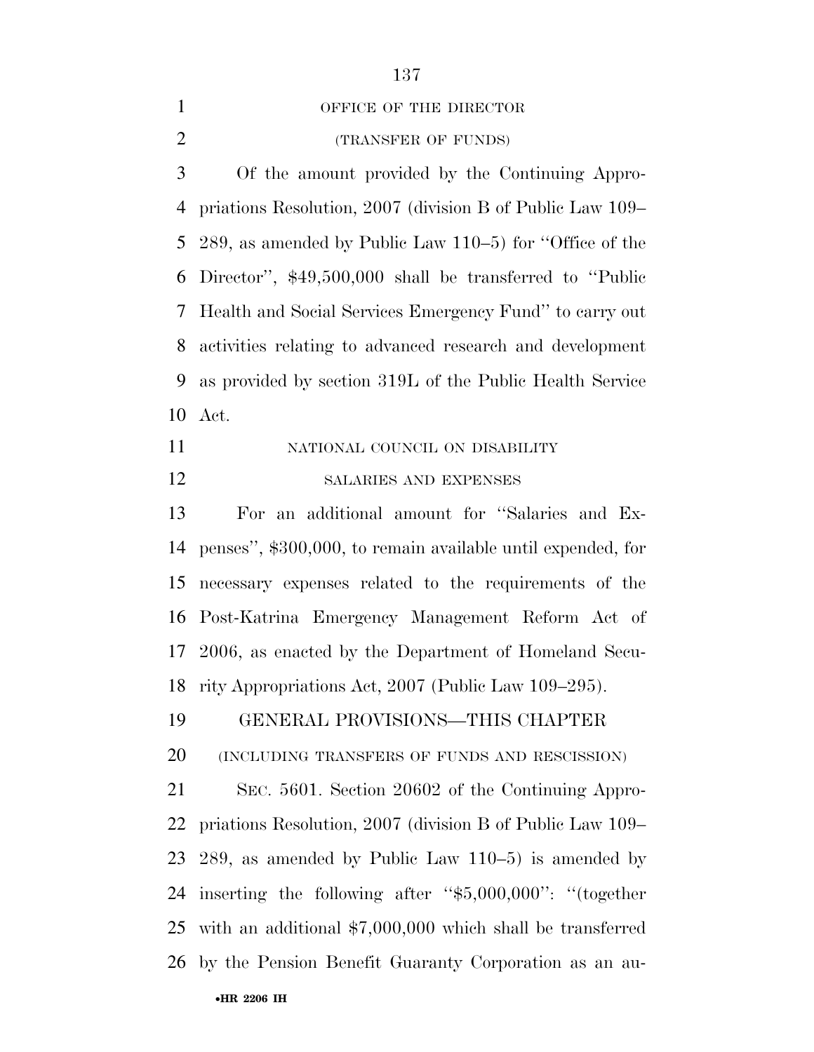OFFICE OF THE DIRECTOR

(TRANSFER OF FUNDS)

Of the amount provided by the Continuing Appropriations Resolution, 2007 (division B of Public Law 109–289, as amended by Public Law 110–5) for ''Office of the Director'', $49,500,000 shall be transferred to ''Public Health and Social Services Emergency Fund'' to carry out activities relating to advanced research and development as provided by section 319L of the Public Health Service Act.

NATIONAL COUNCIL ON DISABILITY

SALARIES AND EXPENSES

For an additional amount for ''Salaries and Expenses'', $300,000, to remain available until expended, for necessary expenses related to the requirements of the Post-Katrina Emergency Management Reform Act of 2006, as enacted by the Department of Homeland Security Appropriations Act, 2007 (Public Law 109–295).

GENERAL PROVISIONS—THIS CHAPTER

(INCLUDING TRANSFERS OF FUNDS AND RESCISSION)

SEC. 5601. Section 20602 of the Continuing Appropriations Resolution, 2007 (division B of Public Law 109–289, as amended by Public Law 110–5) is amended by inserting the following after ''$5,000,000'': ''(together with an additional $7,000,000 which shall be transferred by the Pension Benefit Guaranty Corporation as an au-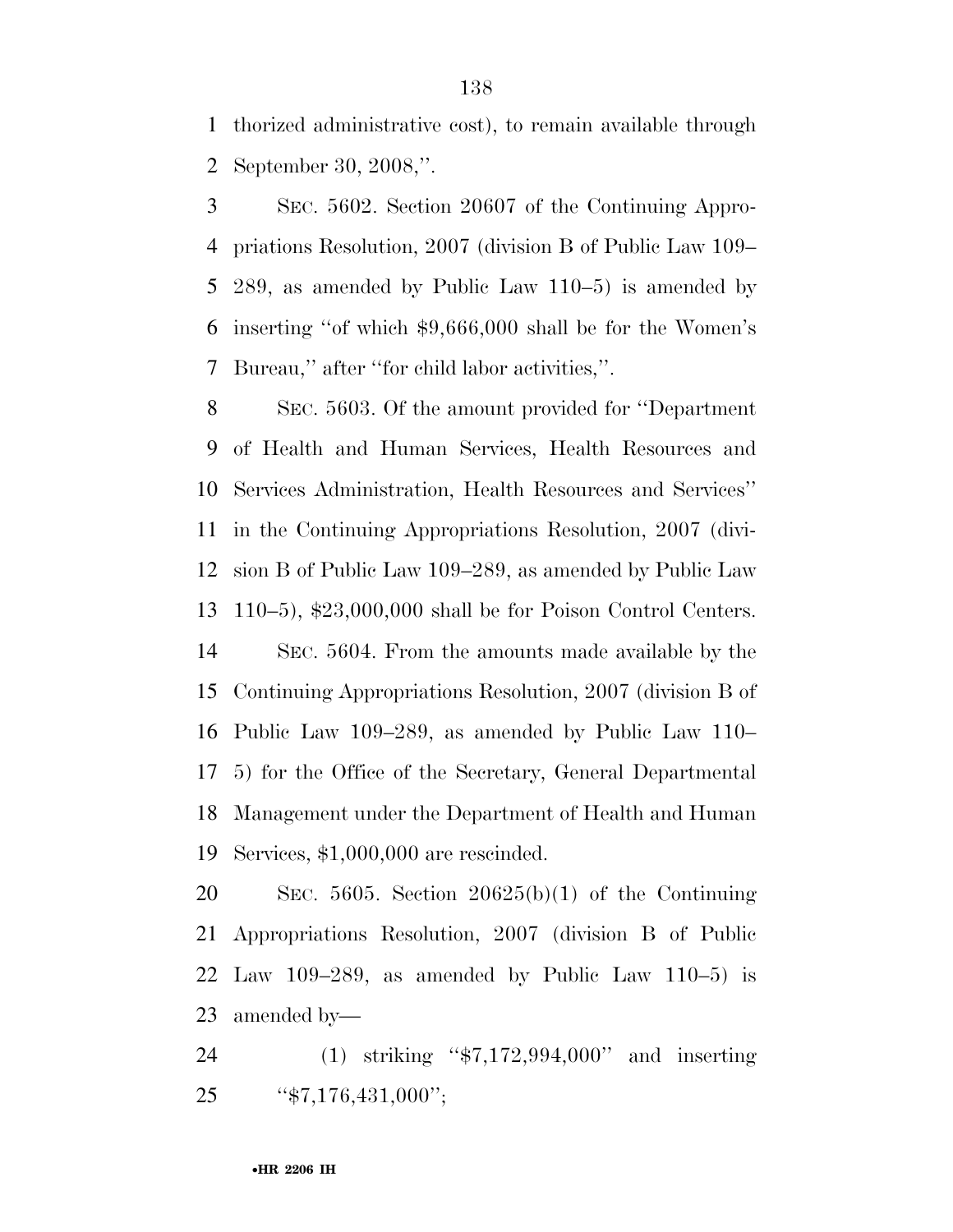thorized administrative cost), to remain available through September 30, 2008,''.

SEC. 5602. Section 20607 of the Continuing Appropriations Resolution, 2007 (division B of Public Law 109–289, as amended by Public Law 110–5) is amended by inserting ''of which $9,666,000 shall be for the Women's Bureau,'' after ''for child labor activities,''.

SEC. 5603. Of the amount provided for ''Department of Health and Human Services, Health Resources and Services Administration, Health Resources and Services'' in the Continuing Appropriations Resolution, 2007 (division B of Public Law 109–289, as amended by Public Law 110–5), $23,000,000 shall be for Poison Control Centers.

SEC. 5604. From the amounts made available by the Continuing Appropriations Resolution, 2007 (division B of Public Law 109–289, as amended by Public Law 110–5) for the Office of the Secretary, General Departmental Management under the Department of Health and Human Services, $1,000,000 are rescinded.

SEC. 5605. Section 20625(b)(1) of the Continuing Appropriations Resolution, 2007 (division B of Public Law 109–289, as amended by Public Law 110–5) is amended by—

(1) striking ''$7,172,994,000'' and inserting ''$7,176,431,000'';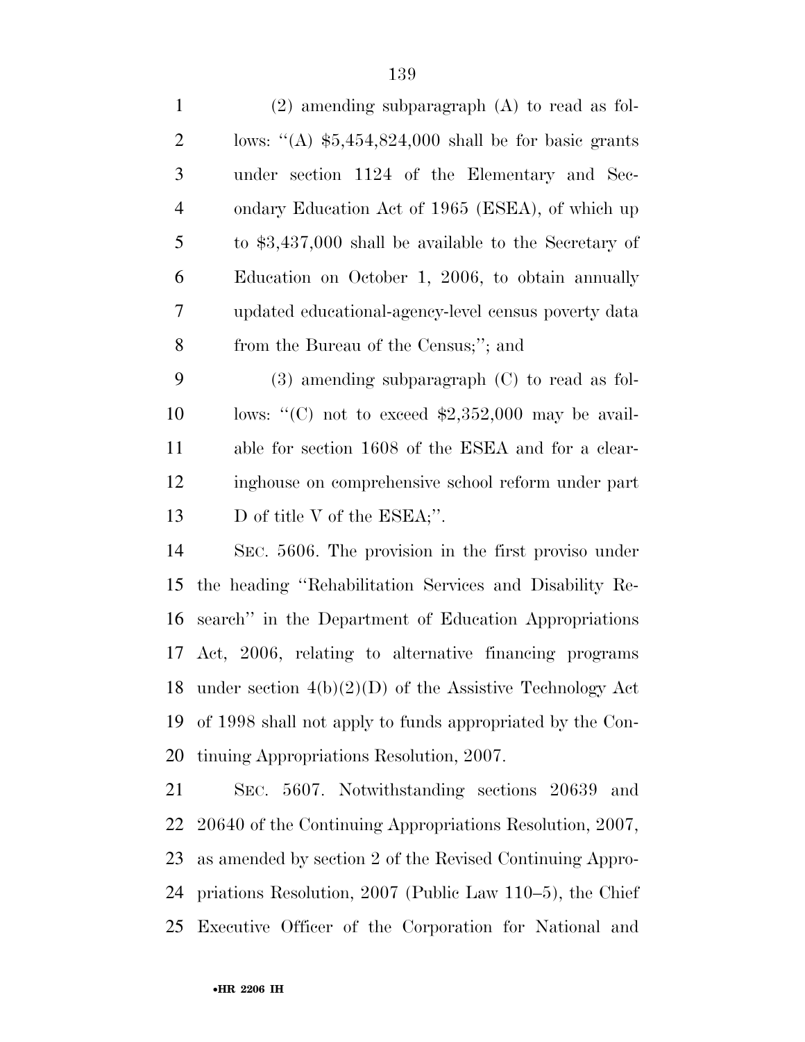(2) amending subparagraph (A) to read as follows: ''(A) $5,454,824,000 shall be for basic grants under section 1124 of the Elementary and Secondary Education Act of 1965 (ESEA), of which up to $3,437,000 shall be available to the Secretary of Education on October 1, 2006, to obtain annually updated educational-agency-level census poverty data from the Bureau of the Census;''; and

(3) amending subparagraph (C) to read as follows: ''(C) not to exceed $2,352,000 may be available for section 1608 of the ESEA and for a clearinghouse on comprehensive school reform under part D of title V of the ESEA;''.

SEC. 5606. The provision in the first proviso under the heading ''Rehabilitation Services and Disability Research'' in the Department of Education Appropriations Act, 2006, relating to alternative financing programs under section 4(b)(2)(D) of the Assistive Technology Act of 1998 shall not apply to funds appropriated by the Continuing Appropriations Resolution, 2007.

SEC. 5607. Notwithstanding sections 20639 and 20640 of the Continuing Appropriations Resolution, 2007, as amended by section 2 of the Revised Continuing Appropriations Resolution, 2007 (Public Law 110–5), the Chief Executive Officer of the Corporation for National and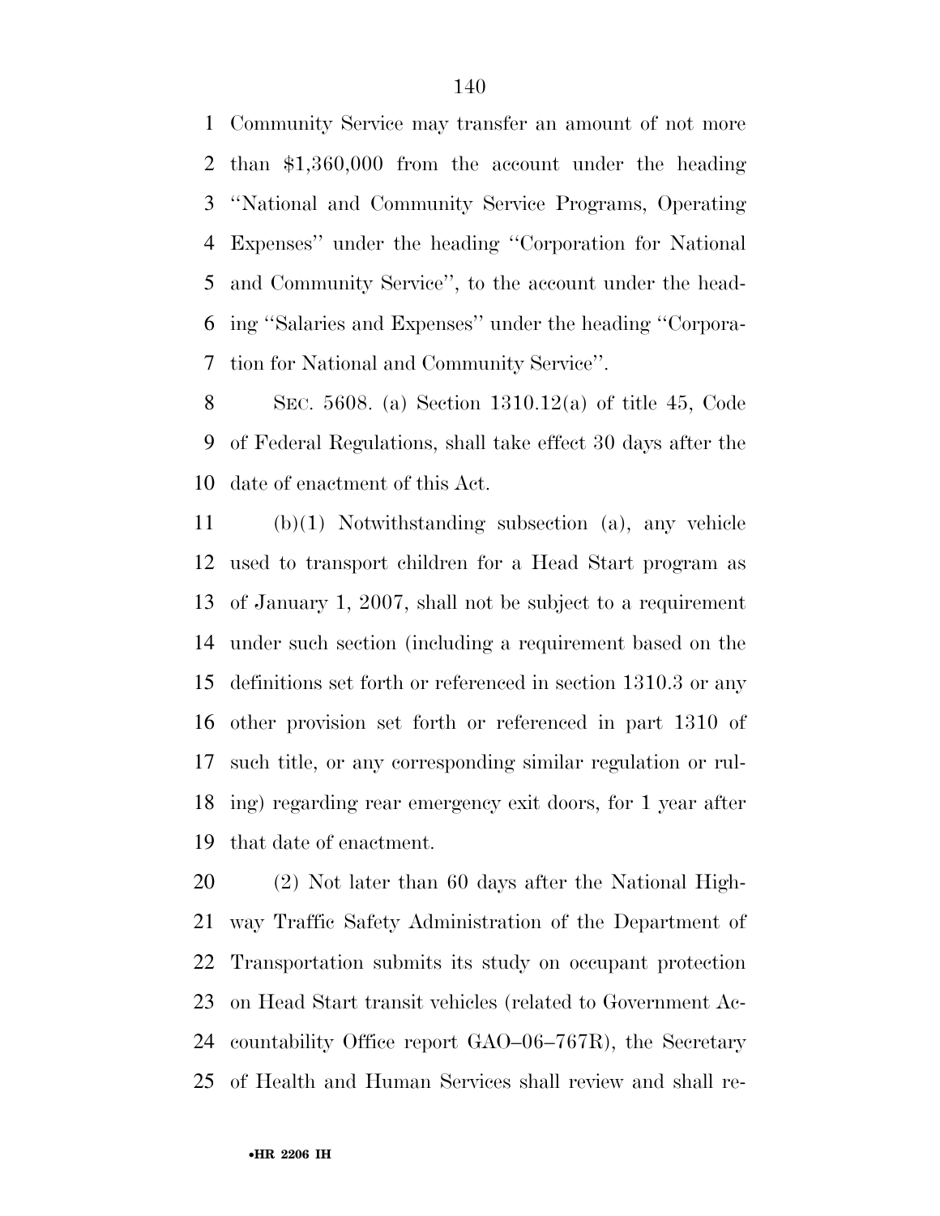Community Service may transfer an amount of not more than $1,360,000 from the account under the heading ''National and Community Service Programs, Operating Expenses'' under the heading ''Corporation for National and Community Service'', to the account under the heading ''Salaries and Expenses'' under the heading ''Corporation for National and Community Service''.

SEC. 5608. (a) Section 1310.12(a) of title 45, Code of Federal Regulations, shall take effect 30 days after the date of enactment of this Act.

(b)(1) Notwithstanding subsection (a), any vehicle used to transport children for a Head Start program as of January 1, 2007, shall not be subject to a requirement under such section (including a requirement based on the definitions set forth or referenced in section 1310.3 or any other provision set forth or referenced in part 1310 of such title, or any corresponding similar regulation or ruling) regarding rear emergency exit doors, for 1 year after that date of enactment.

(2) Not later than 60 days after the National Highway Traffic Safety Administration of the Department of Transportation submits its study on occupant protection on Head Start transit vehicles (related to Government Accountability Office report GAO–06–767R), the Secretary of Health and Human Services shall review and shall re-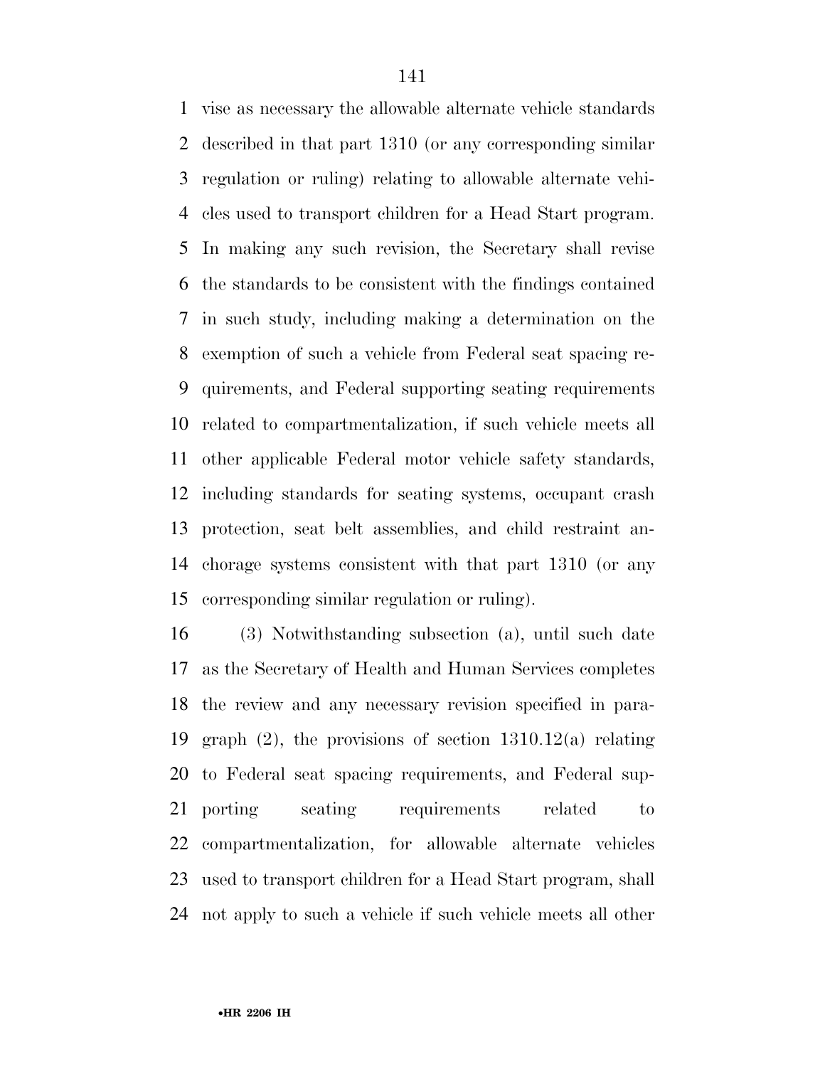vise as necessary the allowable alternate vehicle standards described in that part 1310 (or any corresponding similar regulation or ruling) relating to allowable alternate vehicles used to transport children for a Head Start program. In making any such revision, the Secretary shall revise the standards to be consistent with the findings contained in such study, including making a determination on the exemption of such a vehicle from Federal seat spacing requirements, and Federal supporting seating requirements related to compartmentalization, if such vehicle meets all other applicable Federal motor vehicle safety standards, including standards for seating systems, occupant crash protection, seat belt assemblies, and child restraint anchorage systems consistent with that part 1310 (or any corresponding similar regulation or ruling).

(3) Notwithstanding subsection (a), until such date as the Secretary of Health and Human Services completes the review and any necessary revision specified in paragraph (2), the provisions of section 1310.12(a) relating to Federal seat spacing requirements, and Federal supporting seating requirements related to compartmentalization, for allowable alternate vehicles used to transport children for a Head Start program, shall not apply to such a vehicle if such vehicle meets all other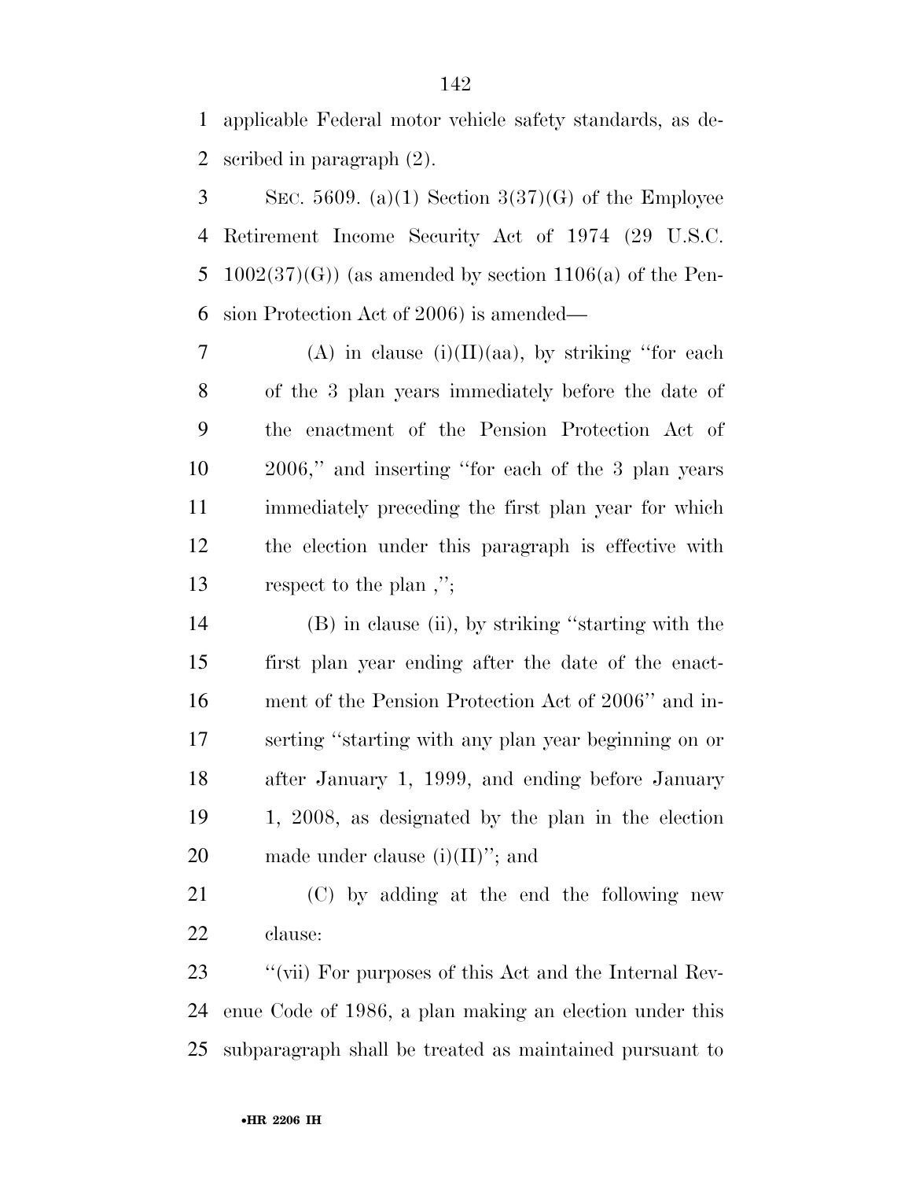applicable Federal motor vehicle safety standards, as described in paragraph (2).

SEC. 5609. (a)(1) Section 3(37)(G) of the Employee Retirement Income Security Act of 1974 (29 U.S.C. 1002(37)(G)) (as amended by section 1106(a) of the Pension Protection Act of 2006) is amended—

(A) in clause (i)(II)(aa), by striking ''for each of the 3 plan years immediately before the date of the enactment of the Pension Protection Act of 2006,'' and inserting ''for each of the 3 plan years immediately preceding the first plan year for which the election under this paragraph is effective with respect to the plan ,'';

(B) in clause (ii), by striking ''starting with the first plan year ending after the date of the enactment of the Pension Protection Act of 2006'' and inserting ''starting with any plan year beginning on or after January 1, 1999, and ending before January 1, 2008, as designated by the plan in the election made under clause (i)(II)''; and

(C) by adding at the end the following new clause:

''(vii) For purposes of this Act and the Internal Revenue Code of 1986, a plan making an election under this subparagraph shall be treated as maintained pursuant to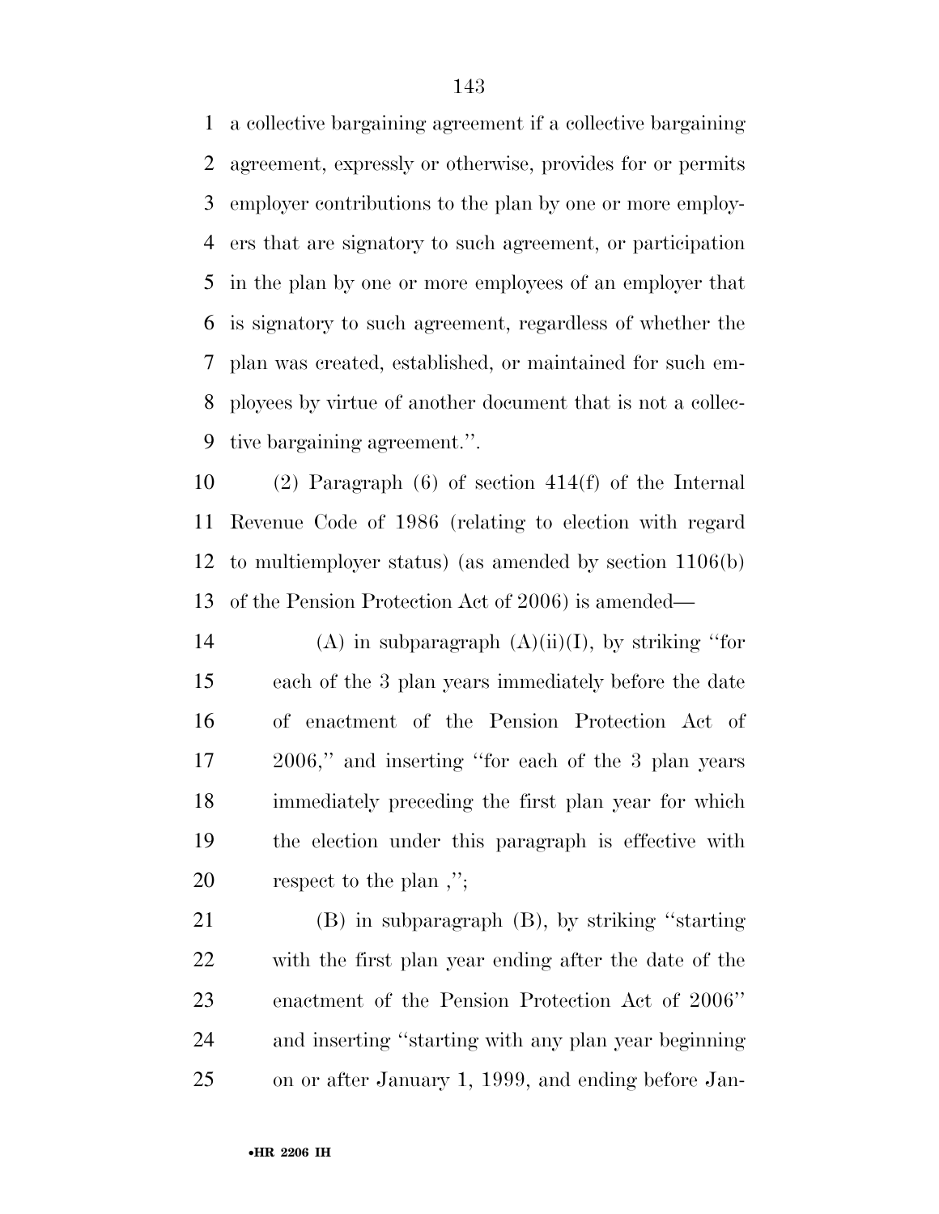a collective bargaining agreement if a collective bargaining agreement, expressly or otherwise, provides for or permits employer contributions to the plan by one or more employers that are signatory to such agreement, or participation in the plan by one or more employees of an employer that is signatory to such agreement, regardless of whether the plan was created, established, or maintained for such employees by virtue of another document that is not a collective bargaining agreement.''.

(2) Paragraph (6) of section 414(f) of the Internal Revenue Code of 1986 (relating to election with regard to multiemployer status) (as amended by section 1106(b) of the Pension Protection Act of 2006) is amended—

(A) in subparagraph (A)(ii)(I), by striking ''for each of the 3 plan years immediately before the date of enactment of the Pension Protection Act of 2006,'' and inserting ''for each of the 3 plan years immediately preceding the first plan year for which the election under this paragraph is effective with respect to the plan ,'';

(B) in subparagraph (B), by striking ''starting with the first plan year ending after the date of the enactment of the Pension Protection Act of 2006'' and inserting ''starting with any plan year beginning on or after January 1, 1999, and ending before Jan-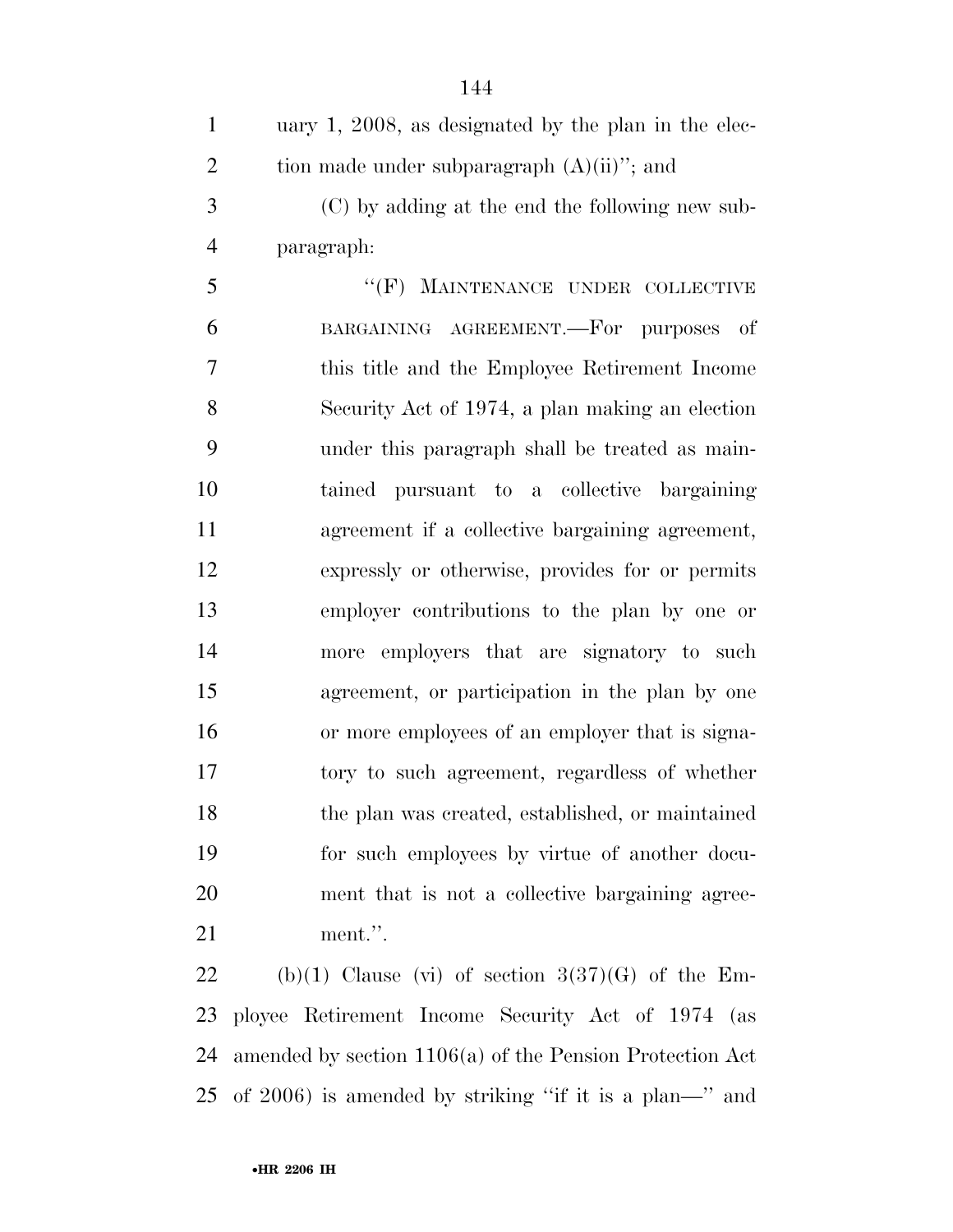uary 1, 2008, as designated by the plan in the election made under subparagraph (A)(ii)''; and

(C) by adding at the end the following new subparagraph:

''(F) MAINTENANCE UNDER COLLECTIVE BARGAINING AGREEMENT.—For purposes of this title and the Employee Retirement Income Security Act of 1974, a plan making an election under this paragraph shall be treated as maintained pursuant to a collective bargaining agreement if a collective bargaining agreement, expressly or otherwise, provides for or permits employer contributions to the plan by one or more employers that are signatory to such agreement, or participation in the plan by one or more employees of an employer that is signatory to such agreement, regardless of whether the plan was created, established, or maintained for such employees by virtue of another document that is not a collective bargaining agreement.''.

(b)(1) Clause (vi) of section 3(37)(G) of the Employee Retirement Income Security Act of 1974 (as amended by section 1106(a) of the Pension Protection Act of 2006) is amended by striking ''if it is a plan—'' and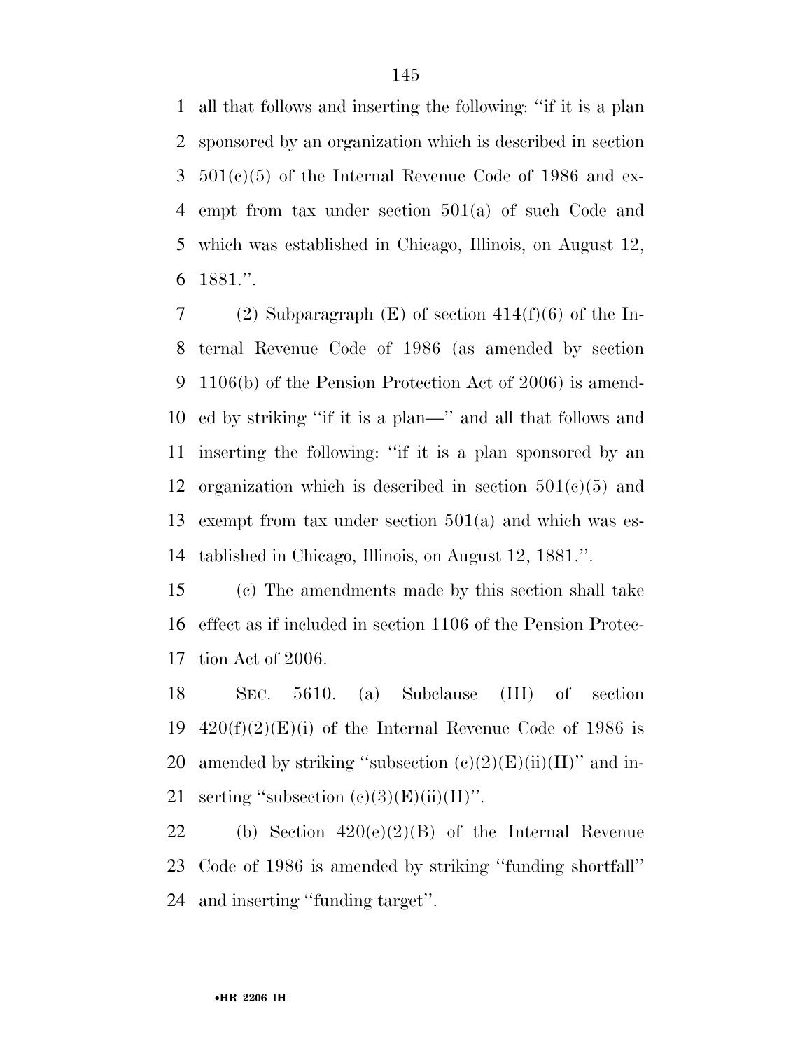all that follows and inserting the following: ''if it is a plan sponsored by an organization which is described in section 501(c)(5) of the Internal Revenue Code of 1986 and exempt from tax under section 501(a) of such Code and which was established in Chicago, Illinois, on August 12, 1881.''.

(2) Subparagraph (E) of section 414(f)(6) of the Internal Revenue Code of 1986 (as amended by section 1106(b) of the Pension Protection Act of 2006) is amended by striking ''if it is a plan—'' and all that follows and inserting the following: ''if it is a plan sponsored by an organization which is described in section 501(c)(5) and exempt from tax under section 501(a) and which was established in Chicago, Illinois, on August 12, 1881.''.

(c) The amendments made by this section shall take effect as if included in section 1106 of the Pension Protection Act of 2006.

SEC. 5610. (a) Subclause (III) of section 420(f)(2)(E)(i) of the Internal Revenue Code of 1986 is amended by striking ''subsection (c)(2)(E)(ii)(II)'' and inserting ''subsection (c)(3)(E)(ii)(II)''.

(b) Section 420(e)(2)(B) of the Internal Revenue Code of 1986 is amended by striking ''funding shortfall'' and inserting ''funding target''.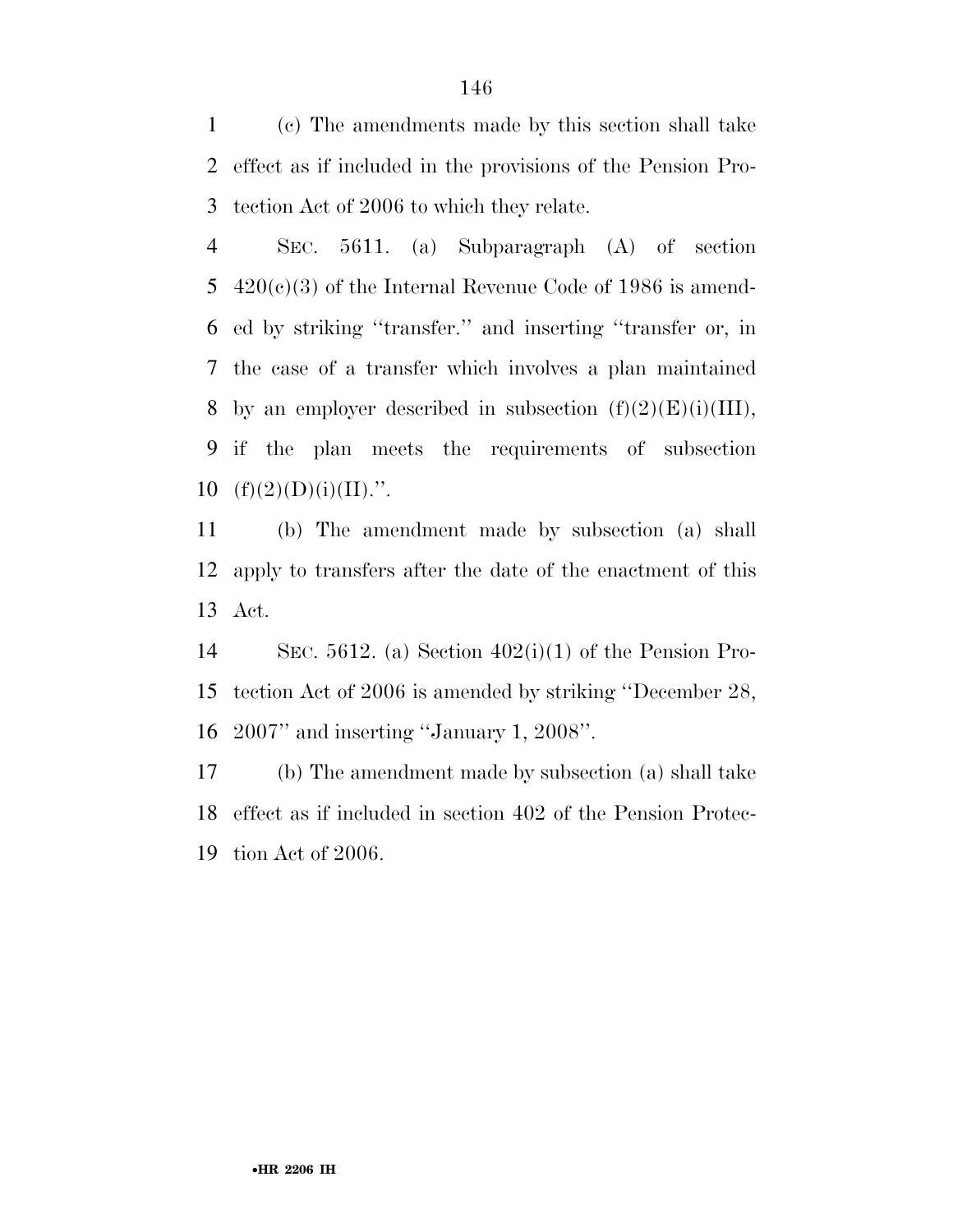(c) The amendments made by this section shall take effect as if included in the provisions of the Pension Protection Act of 2006 to which they relate.

SEC. 5611. (a) Subparagraph (A) of section 420(c)(3) of the Internal Revenue Code of 1986 is amended by striking ''transfer.'' and inserting ''transfer or, in the case of a transfer which involves a plan maintained by an employer described in subsection (f)(2)(E)(i)(III), if the plan meets the requirements of subsection (f)(2)(D)(i)(II).''.

(b) The amendment made by subsection (a) shall apply to transfers after the date of the enactment of this Act.

SEC. 5612. (a) Section 402(i)(1) of the Pension Protection Act of 2006 is amended by striking ''December 28, 2007'' and inserting ''January 1, 2008''.

(b) The amendment made by subsection (a) shall take effect as if included in section 402 of the Pension Protection Act of 2006.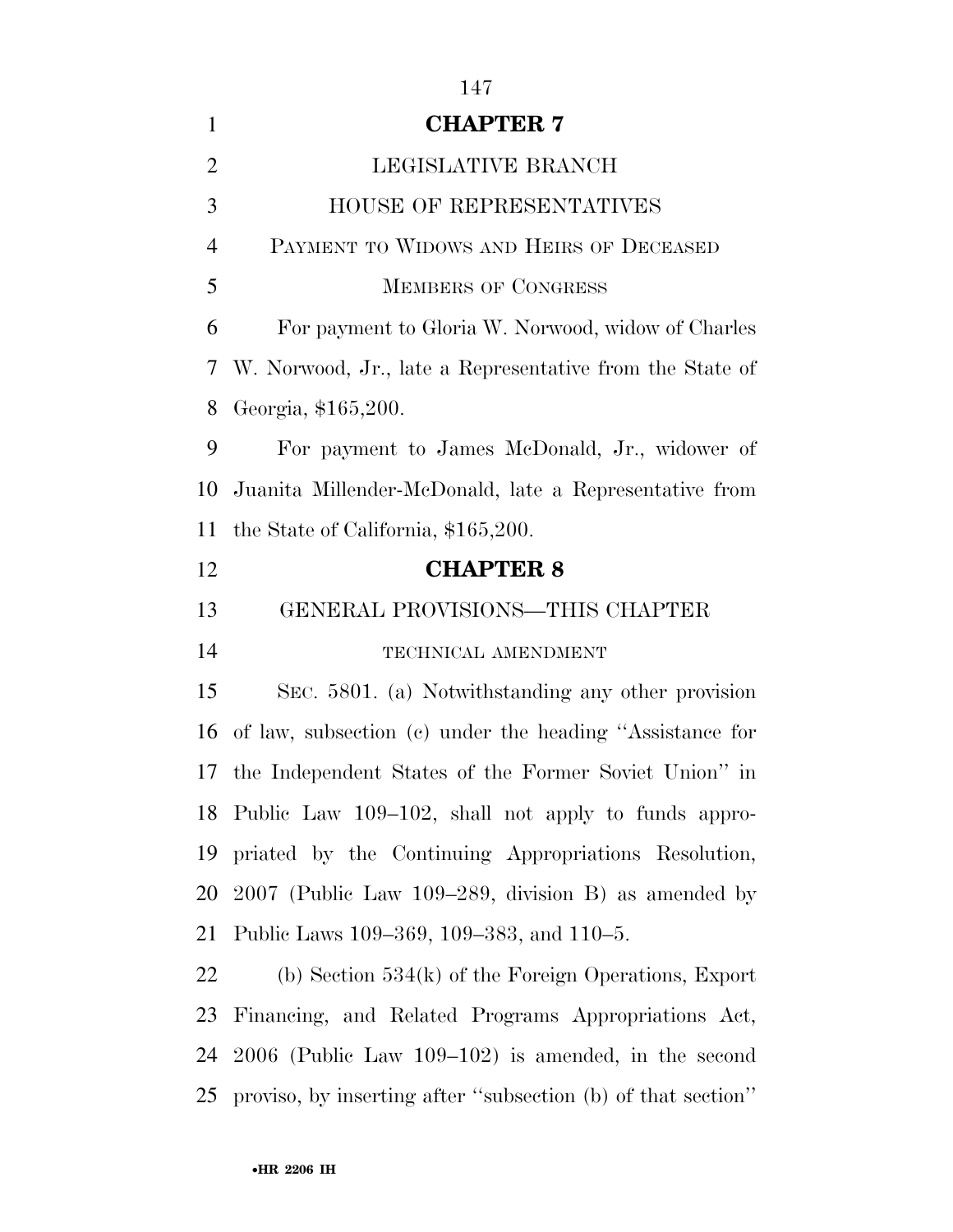## CHAPTER 7

### LEGISLATIVE BRANCH

### HOUSE OF REPRESENTATIVES

PAYMENT TO WIDOWS AND HEIRS OF DECEASED MEMBERS OF CONGRESS

For payment to Gloria W. Norwood, widow of Charles W. Norwood, Jr., late a Representative from the State of Georgia, $165,200.

For payment to James McDonald, Jr., widower of Juanita Millender-McDonald, late a Representative from the State of California, $165,200.

## CHAPTER 8

### GENERAL PROVISIONS—THIS CHAPTER

TECHNICAL AMENDMENT

SEC. 5801. (a) Notwithstanding any other provision of law, subsection (c) under the heading ''Assistance for the Independent States of the Former Soviet Union'' in Public Law 109–102, shall not apply to funds appropriated by the Continuing Appropriations Resolution, 2007 (Public Law 109–289, division B) as amended by Public Laws 109–369, 109–383, and 110–5.

(b) Section 534(k) of the Foreign Operations, Export Financing, and Related Programs Appropriations Act, 2006 (Public Law 109–102) is amended, in the second proviso, by inserting after ''subsection (b) of that section''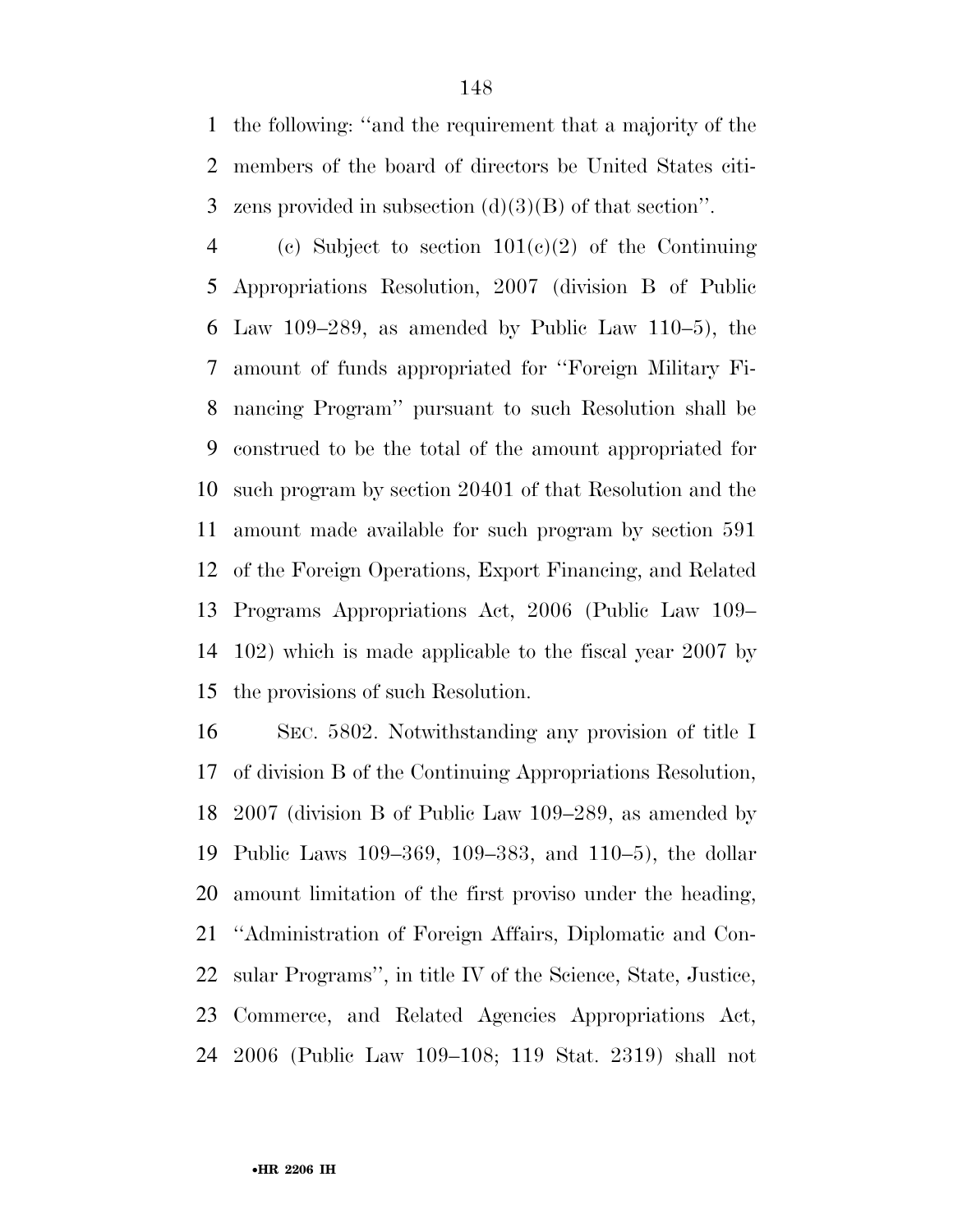the following: ''and the requirement that a majority of the members of the board of directors be United States citizens provided in subsection (d)(3)(B) of that section''.

(c) Subject to section 101(c)(2) of the Continuing Appropriations Resolution, 2007 (division B of Public Law 109–289, as amended by Public Law 110–5), the amount of funds appropriated for ''Foreign Military Financing Program'' pursuant to such Resolution shall be construed to be the total of the amount appropriated for such program by section 20401 of that Resolution and the amount made available for such program by section 591 of the Foreign Operations, Export Financing, and Related Programs Appropriations Act, 2006 (Public Law 109–102) which is made applicable to the fiscal year 2007 by the provisions of such Resolution.

SEC. 5802. Notwithstanding any provision of title I of division B of the Continuing Appropriations Resolution, 2007 (division B of Public Law 109–289, as amended by Public Laws 109–369, 109–383, and 110–5), the dollar amount limitation of the first proviso under the heading, ''Administration of Foreign Affairs, Diplomatic and Consular Programs'', in title IV of the Science, State, Justice, Commerce, and Related Agencies Appropriations Act, 2006 (Public Law 109–108; 119 Stat. 2319) shall not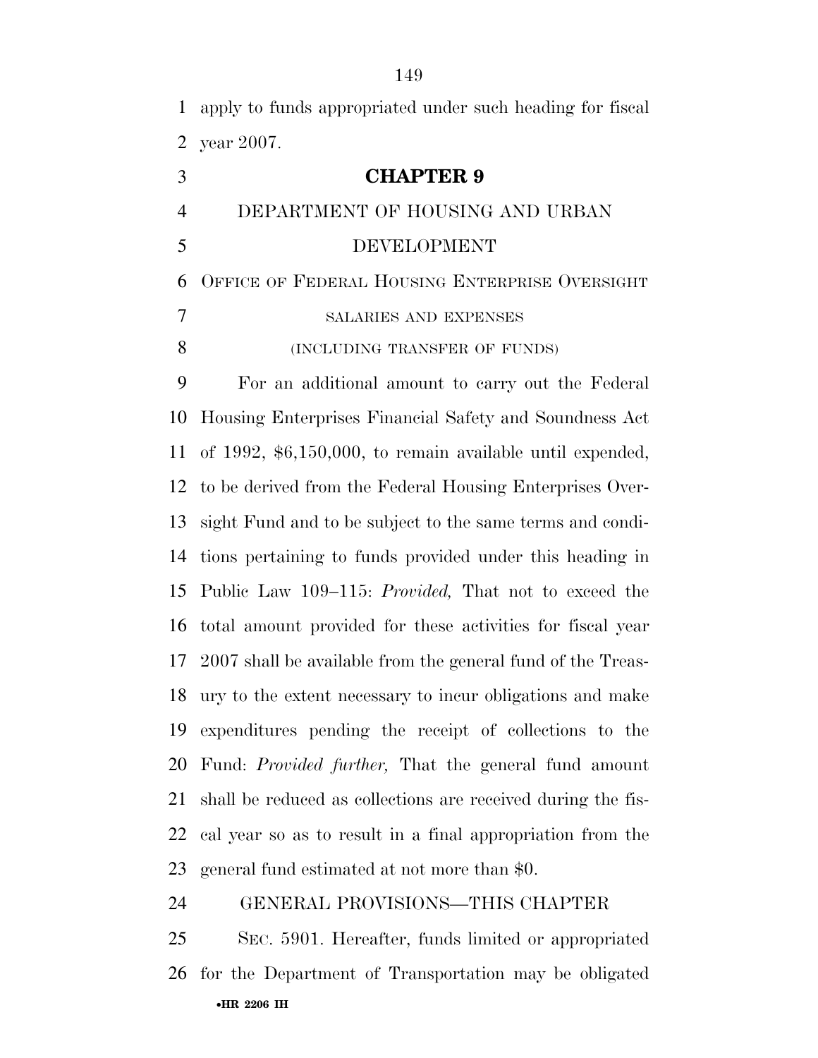apply to funds appropriated under such heading for fiscal year 2007.

## CHAPTER 9

### DEPARTMENT OF HOUSING AND URBAN DEVELOPMENT

OFFICE OF FEDERAL HOUSING ENTERPRISE OVERSIGHT

SALARIES AND EXPENSES

(INCLUDING TRANSFER OF FUNDS)

For an additional amount to carry out the Federal Housing Enterprises Financial Safety and Soundness Act of 1992, $6,150,000, to remain available until expended, to be derived from the Federal Housing Enterprises Oversight Fund and to be subject to the same terms and conditions pertaining to funds provided under this heading in Public Law 109–115: *Provided,* That not to exceed the total amount provided for these activities for fiscal year 2007 shall be available from the general fund of the Treasury to the extent necessary to incur obligations and make expenditures pending the receipt of collections to the Fund: *Provided further,* That the general fund amount shall be reduced as collections are received during the fiscal year so as to result in a final appropriation from the general fund estimated at not more than $0.

GENERAL PROVISIONS—THIS CHAPTER

SEC. 5901. Hereafter, funds limited or appropriated for the Department of Transportation may be obligated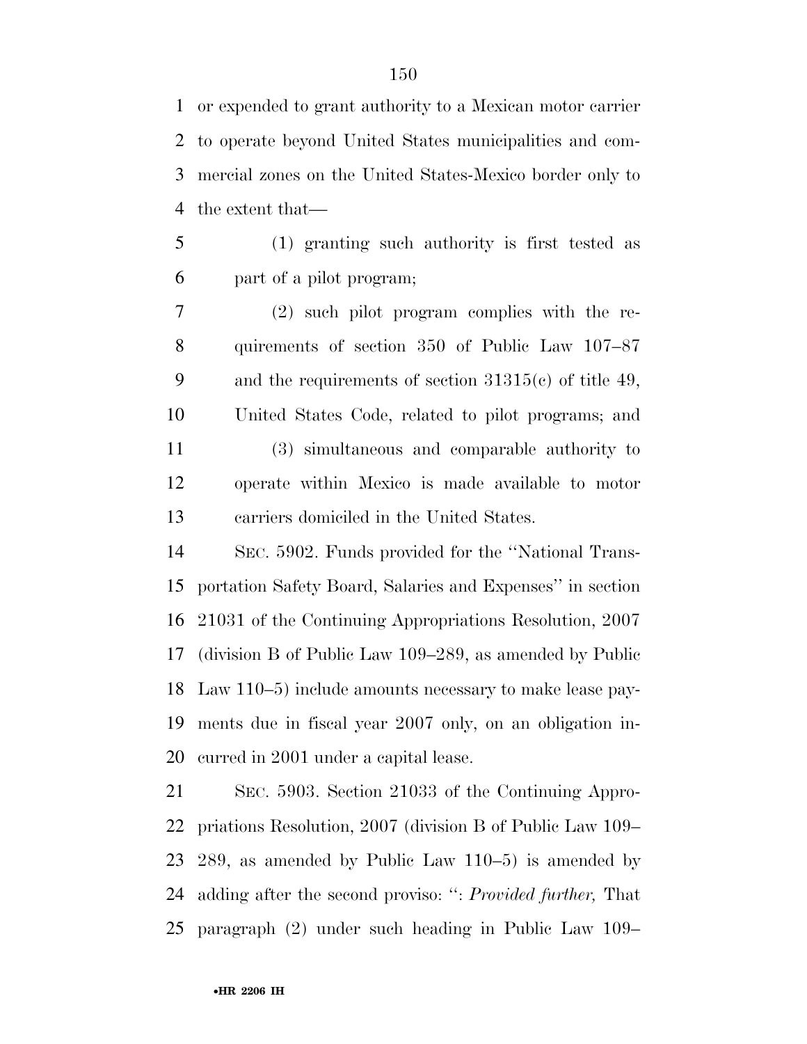or expended to grant authority to a Mexican motor carrier to operate beyond United States municipalities and commercial zones on the United States-Mexico border only to the extent that—

(1) granting such authority is first tested as part of a pilot program;

(2) such pilot program complies with the requirements of section 350 of Public Law 107–87 and the requirements of section 31315(c) of title 49, United States Code, related to pilot programs; and

(3) simultaneous and comparable authority to operate within Mexico is made available to motor carriers domiciled in the United States.

SEC. 5902. Funds provided for the ''National Transportation Safety Board, Salaries and Expenses'' in section 21031 of the Continuing Appropriations Resolution, 2007 (division B of Public Law 109–289, as amended by Public Law 110–5) include amounts necessary to make lease payments due in fiscal year 2007 only, on an obligation incurred in 2001 under a capital lease.

SEC. 5903. Section 21033 of the Continuing Appropriations Resolution, 2007 (division B of Public Law 109–289, as amended by Public Law 110–5) is amended by adding after the second proviso: '': *Provided further,* That paragraph (2) under such heading in Public Law 109–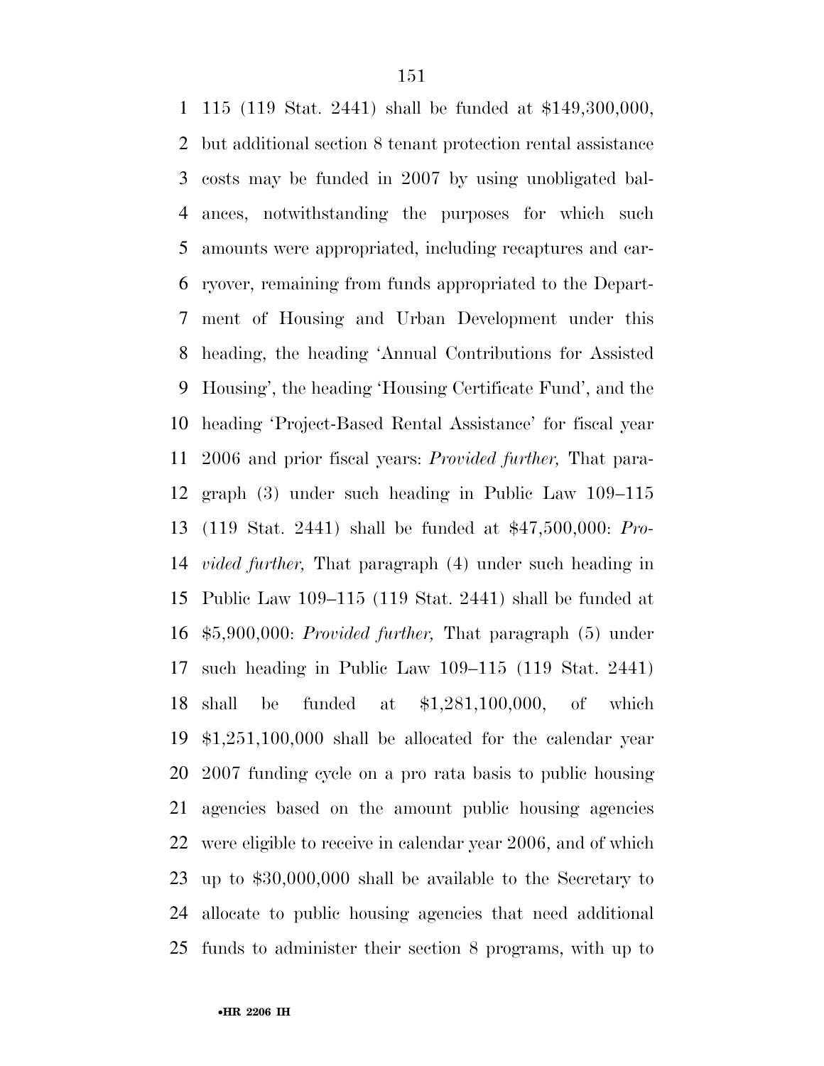115 (119 Stat. 2441) shall be funded at $149,300,000, but additional section 8 tenant protection rental assistance costs may be funded in 2007 by using unobligated balances, notwithstanding the purposes for which such amounts were appropriated, including recaptures and carryover, remaining from funds appropriated to the Department of Housing and Urban Development under this heading, the heading 'Annual Contributions for Assisted Housing', the heading 'Housing Certificate Fund', and the heading 'Project-Based Rental Assistance' for fiscal year 2006 and prior fiscal years: *Provided further,* That paragraph (3) under such heading in Public Law 109–115 (119 Stat. 2441) shall be funded at $47,500,000: *Provided further,* That paragraph (4) under such heading in Public Law 109–115 (119 Stat. 2441) shall be funded at $5,900,000: *Provided further,* That paragraph (5) under such heading in Public Law 109–115 (119 Stat. 2441) shall be funded at $1,281,100,000, of which $1,251,100,000 shall be allocated for the calendar year 2007 funding cycle on a pro rata basis to public housing agencies based on the amount public housing agencies were eligible to receive in calendar year 2006, and of which up to $30,000,000 shall be available to the Secretary to allocate to public housing agencies that need additional funds to administer their section 8 programs, with up to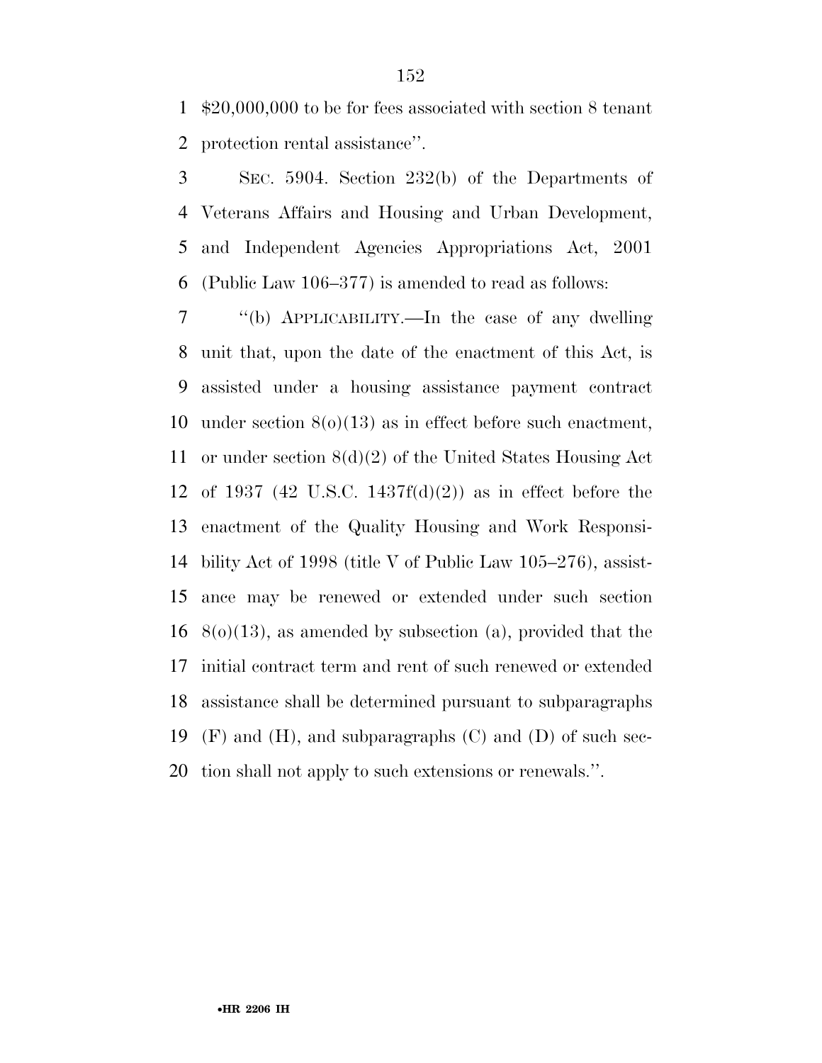$20,000,000 to be for fees associated with section 8 tenant protection rental assistance''.

SEC. 5904. Section 232(b) of the Departments of Veterans Affairs and Housing and Urban Development, and Independent Agencies Appropriations Act, 2001 (Public Law 106–377) is amended to read as follows:

''(b) APPLICABILITY.—In the case of any dwelling unit that, upon the date of the enactment of this Act, is assisted under a housing assistance payment contract under section 8(o)(13) as in effect before such enactment, or under section 8(d)(2) of the United States Housing Act of 1937 (42 U.S.C. 1437f(d)(2)) as in effect before the enactment of the Quality Housing and Work Responsibility Act of 1998 (title V of Public Law 105–276), assistance may be renewed or extended under such section 8(o)(13), as amended by subsection (a), provided that the initial contract term and rent of such renewed or extended assistance shall be determined pursuant to subparagraphs (F) and (H), and subparagraphs (C) and (D) of such section shall not apply to such extensions or renewals.''.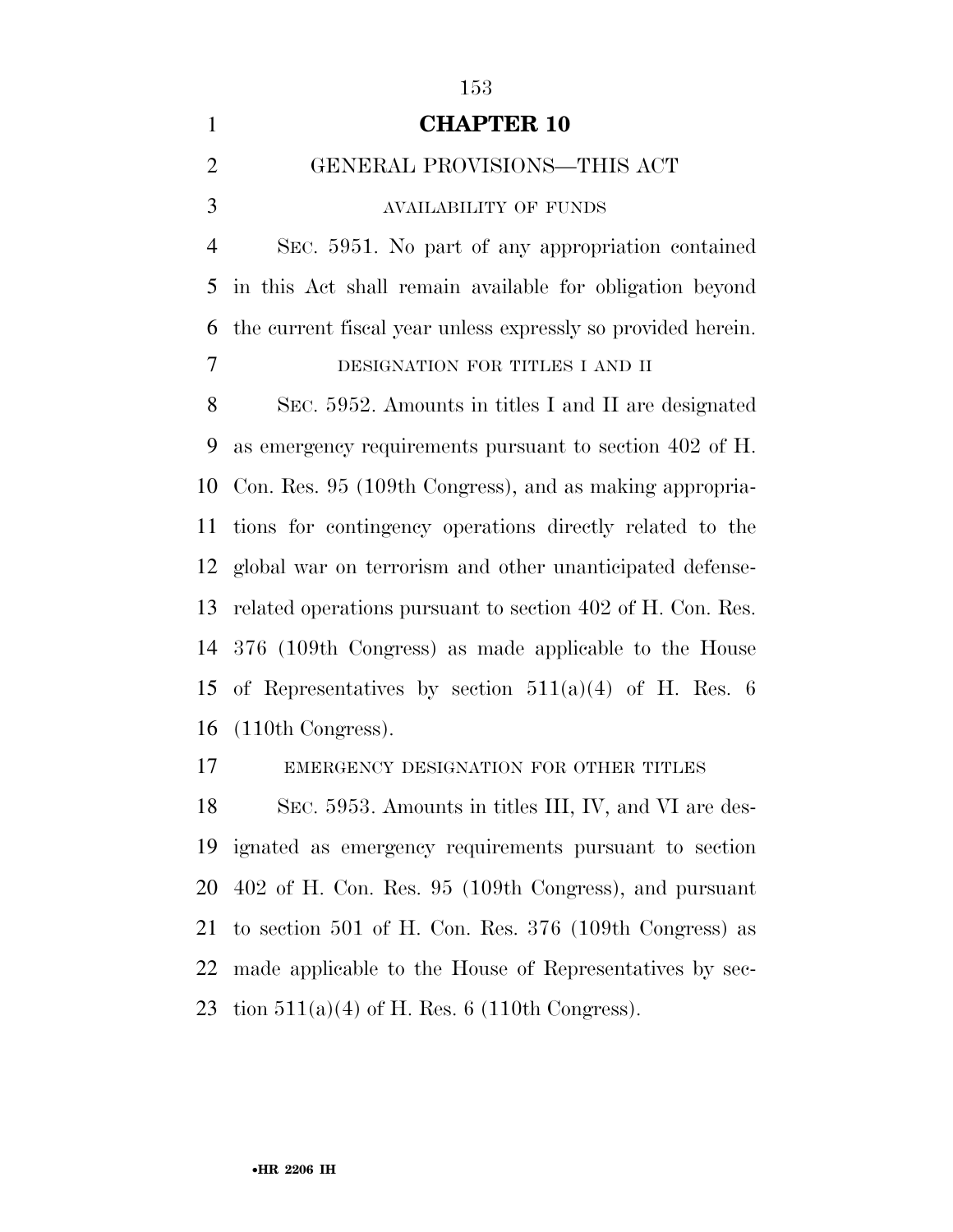## CHAPTER 10

### GENERAL PROVISIONS—THIS ACT

AVAILABILITY OF FUNDS

SEC. 5951. No part of any appropriation contained in this Act shall remain available for obligation beyond the current fiscal year unless expressly so provided herein.

DESIGNATION FOR TITLES I AND II

SEC. 5952. Amounts in titles I and II are designated as emergency requirements pursuant to section 402 of H. Con. Res. 95 (109th Congress), and as making appropriations for contingency operations directly related to the global war on terrorism and other unanticipated defense-related operations pursuant to section 402 of H. Con. Res. 376 (109th Congress) as made applicable to the House of Representatives by section 511(a)(4) of H. Res. 6 (110th Congress).

EMERGENCY DESIGNATION FOR OTHER TITLES

SEC. 5953. Amounts in titles III, IV, and VI are designated as emergency requirements pursuant to section 402 of H. Con. Res. 95 (109th Congress), and pursuant to section 501 of H. Con. Res. 376 (109th Congress) as made applicable to the House of Representatives by section 511(a)(4) of H. Res. 6 (110th Congress).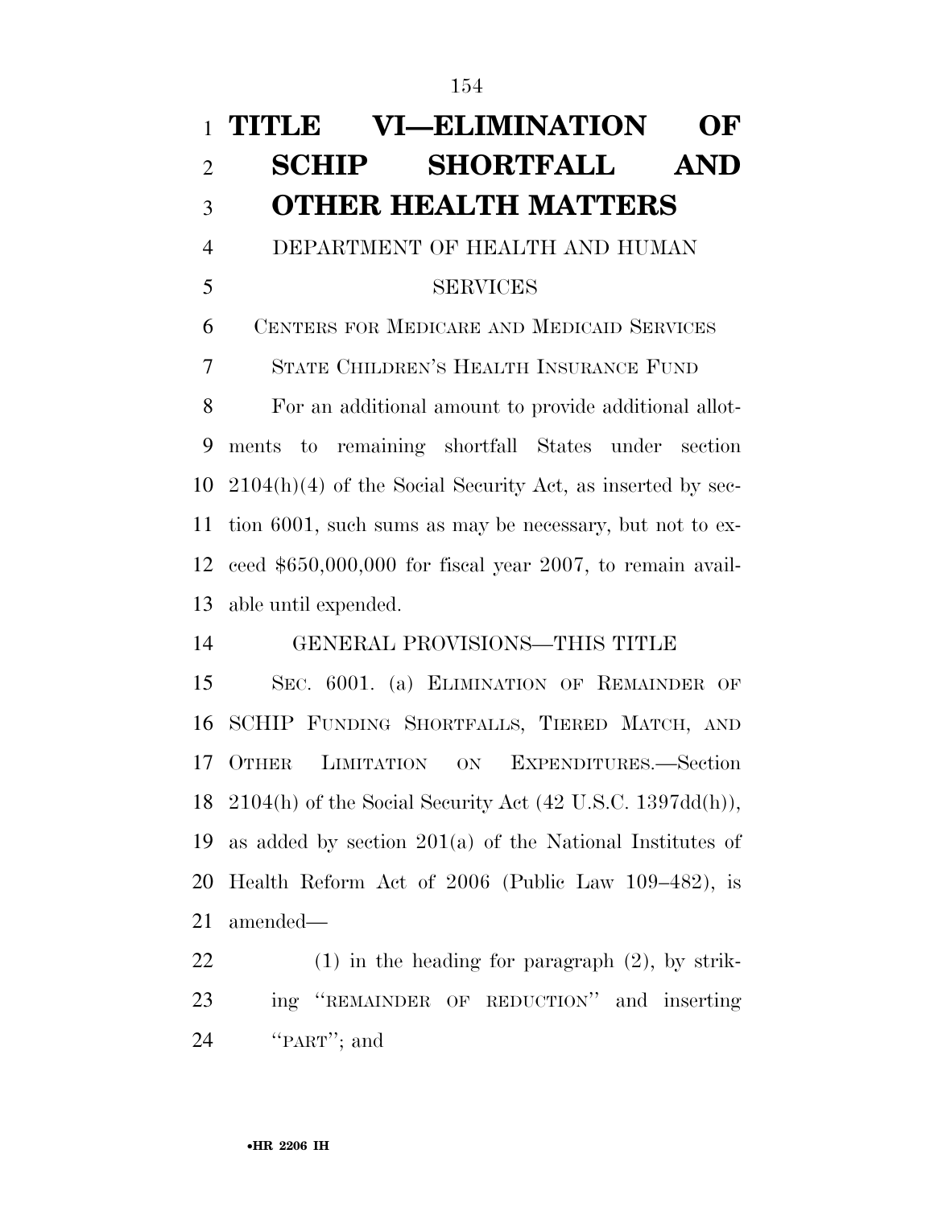# TITLE VI—ELIMINATION OF SCHIP SHORTFALL AND OTHER HEALTH MATTERS

DEPARTMENT OF HEALTH AND HUMAN SERVICES

CENTERS FOR MEDICARE AND MEDICAID SERVICES

STATE CHILDREN'S HEALTH INSURANCE FUND

For an additional amount to provide additional allotments to remaining shortfall States under section 2104(h)(4) of the Social Security Act, as inserted by section 6001, such sums as may be necessary, but not to exceed $650,000,000 for fiscal year 2007, to remain available until expended.

GENERAL PROVISIONS—THIS TITLE

SEC. 6001. (a) ELIMINATION OF REMAINDER OF SCHIP FUNDING SHORTFALLS, TIERED MATCH, AND OTHER LIMITATION ON EXPENDITURES.—Section 2104(h) of the Social Security Act (42 U.S.C. 1397dd(h)), as added by section 201(a) of the National Institutes of Health Reform Act of 2006 (Public Law 109–482), is amended—

(1) in the heading for paragraph (2), by striking "REMAINDER OF REDUCTION" and inserting "PART"; and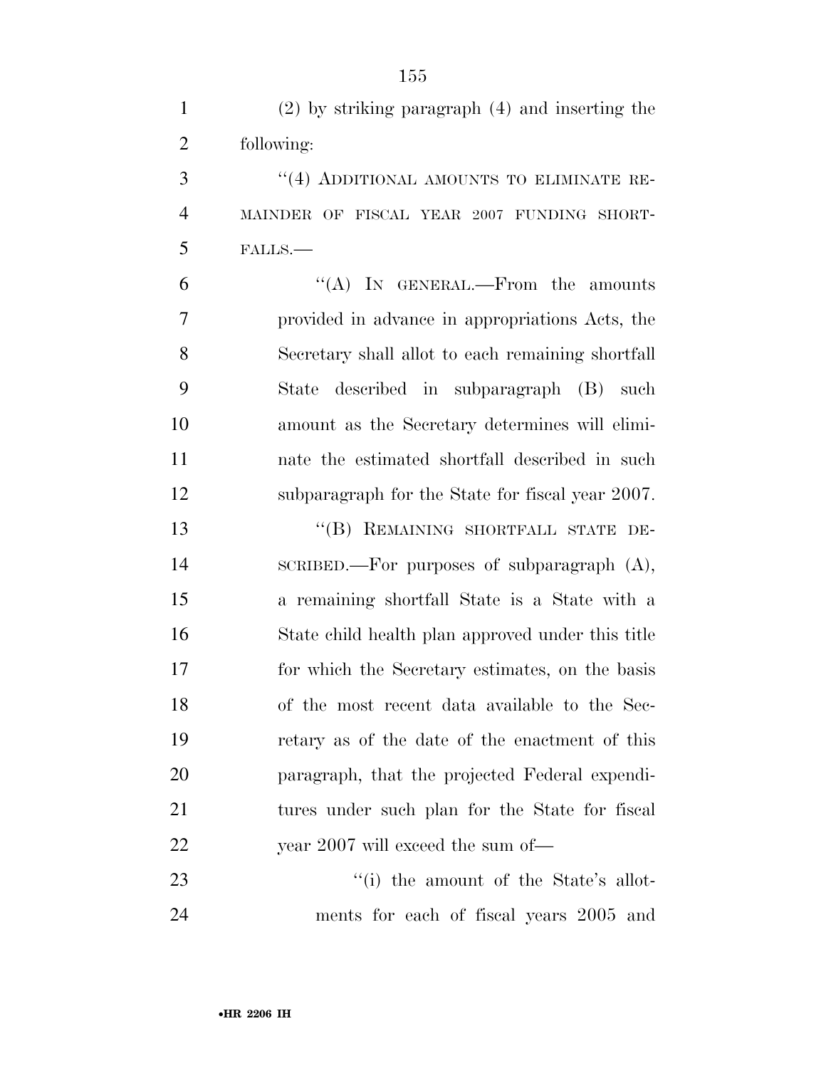(2) by striking paragraph (4) and inserting the following:

"(4) ADDITIONAL AMOUNTS TO ELIMINATE REMAINDER OF FISCAL YEAR 2007 FUNDING SHORTFALLS.—

"(A) IN GENERAL.—From the amounts provided in advance in appropriations Acts, the Secretary shall allot to each remaining shortfall State described in subparagraph (B) such amount as the Secretary determines will eliminate the estimated shortfall described in such subparagraph for the State for fiscal year 2007.

"(B) REMAINING SHORTFALL STATE DESCRIBED.—For purposes of subparagraph (A), a remaining shortfall State is a State with a State child health plan approved under this title for which the Secretary estimates, on the basis of the most recent data available to the Secretary as of the date of the enactment of this paragraph, that the projected Federal expenditures under such plan for the State for fiscal year 2007 will exceed the sum of—

"(i) the amount of the State's allotments for each of fiscal years 2005 and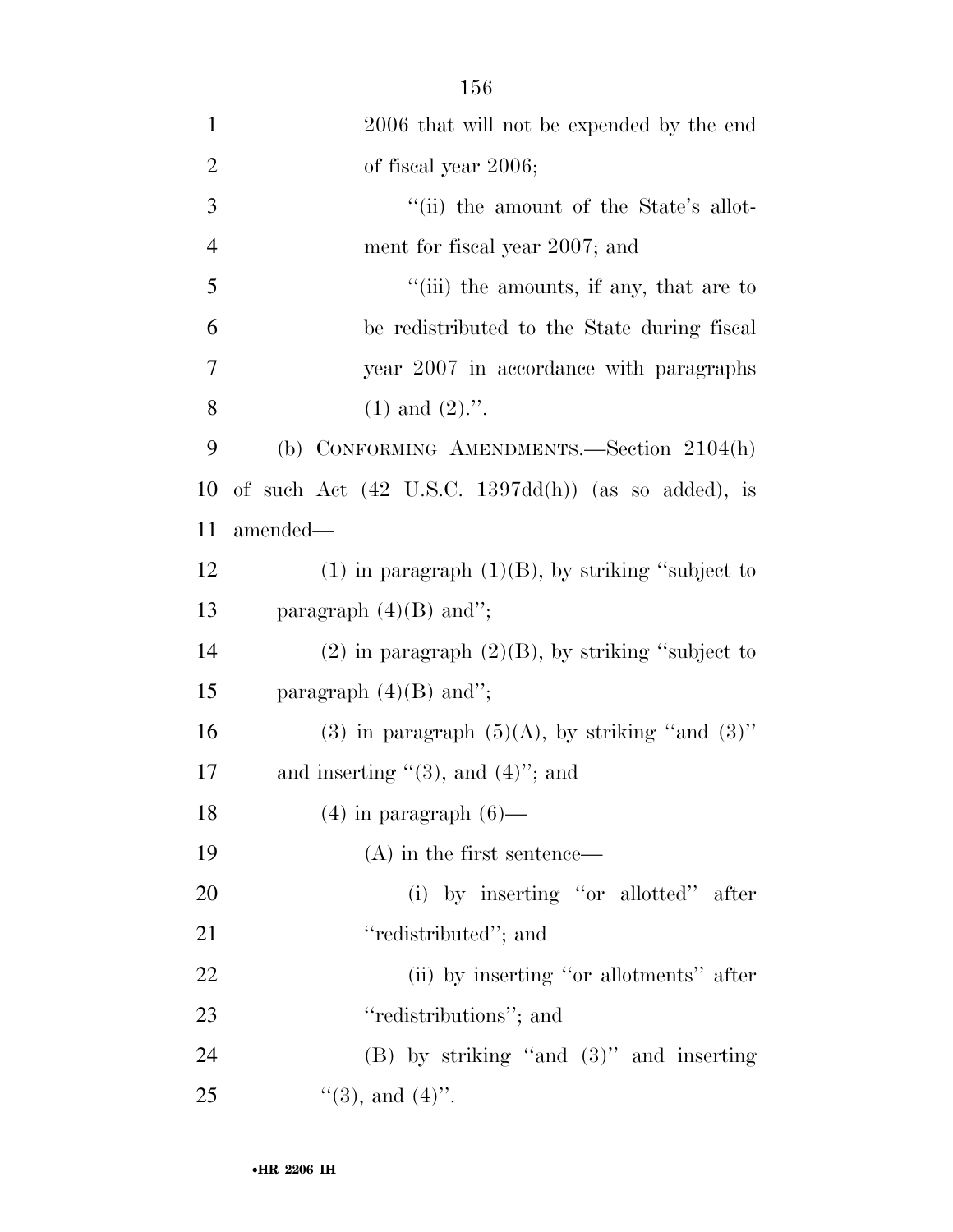2006 that will not be expended by the end of fiscal year 2006;

''(ii) the amount of the State's allotment for fiscal year 2007; and

''(iii) the amounts, if any, that are to be redistributed to the State during fiscal year 2007 in accordance with paragraphs (1) and (2).''.

(b) CONFORMING AMENDMENTS.—Section 2104(h) of such Act (42 U.S.C. 1397dd(h)) (as so added), is amended—

(1) in paragraph (1)(B), by striking ''subject to paragraph (4)(B) and'';

(2) in paragraph (2)(B), by striking ''subject to paragraph (4)(B) and'';

(3) in paragraph (5)(A), by striking ''and (3)'' and inserting ''(3), and (4)''; and

(4) in paragraph (6)—

(A) in the first sentence—

(i) by inserting ''or allotted'' after ''redistributed''; and

(ii) by inserting ''or allotments'' after ''redistributions''; and

(B) by striking ''and (3)'' and inserting ''(3), and (4)''.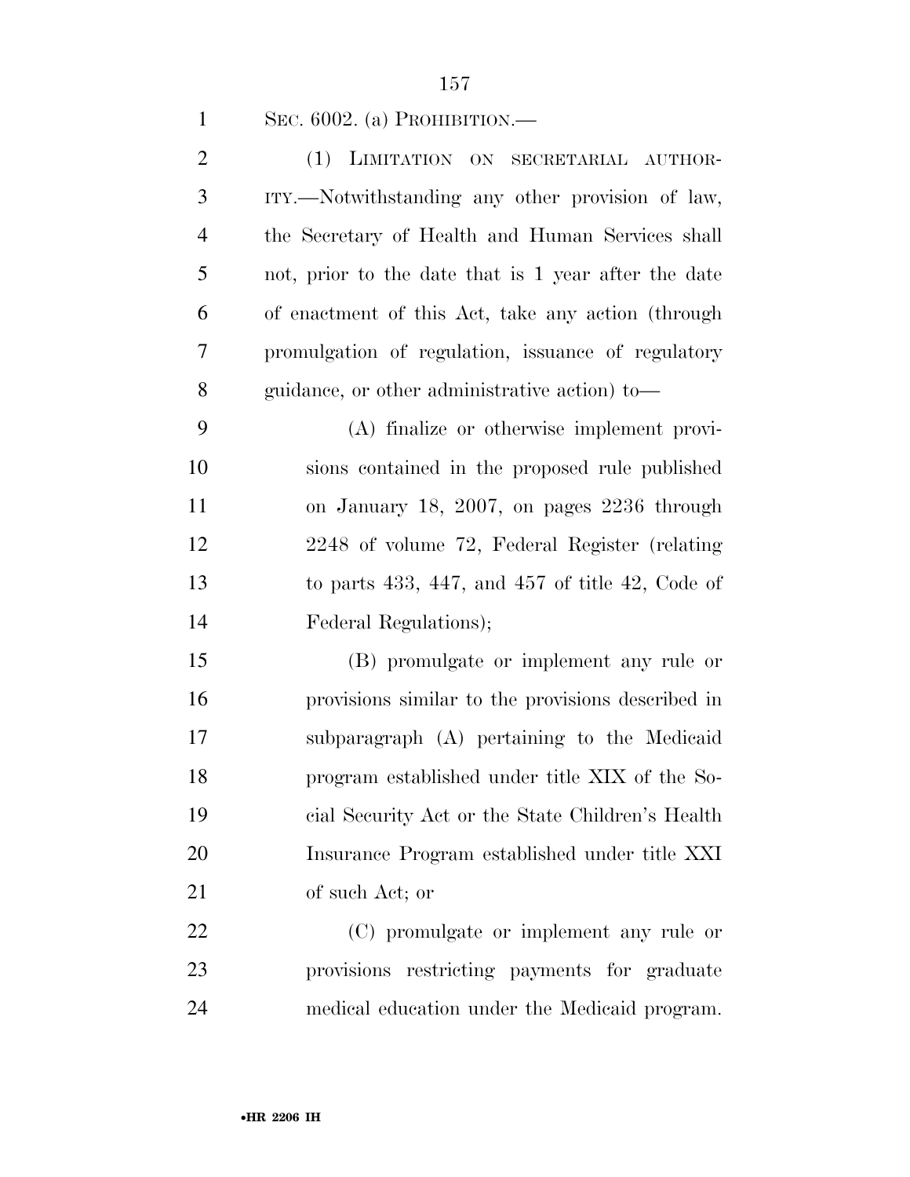SEC. 6002. (a) PROHIBITION.—

(1) LIMITATION ON SECRETARIAL AUTHORITY.—Notwithstanding any other provision of law, the Secretary of Health and Human Services shall not, prior to the date that is 1 year after the date of enactment of this Act, take any action (through promulgation of regulation, issuance of regulatory guidance, or other administrative action) to—

(A) finalize or otherwise implement provisions contained in the proposed rule published on January 18, 2007, on pages 2236 through 2248 of volume 72, Federal Register (relating to parts 433, 447, and 457 of title 42, Code of Federal Regulations);

(B) promulgate or implement any rule or provisions similar to the provisions described in subparagraph (A) pertaining to the Medicaid program established under title XIX of the Social Security Act or the State Children's Health Insurance Program established under title XXI of such Act; or

(C) promulgate or implement any rule or provisions restricting payments for graduate medical education under the Medicaid program.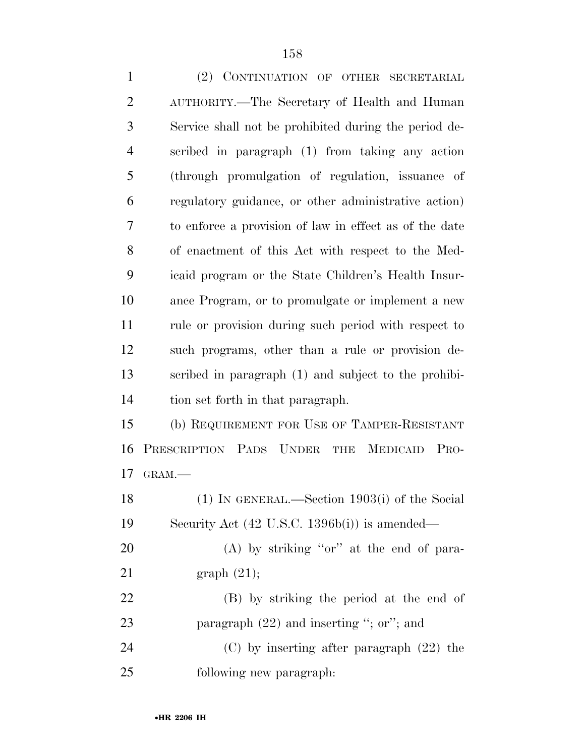(2) CONTINUATION OF OTHER SECRETARIAL AUTHORITY.—The Secretary of Health and Human Service shall not be prohibited during the period described in paragraph (1) from taking any action (through promulgation of regulation, issuance of regulatory guidance, or other administrative action) to enforce a provision of law in effect as of the date of enactment of this Act with respect to the Medicaid program or the State Children's Health Insurance Program, or to promulgate or implement a new rule or provision during such period with respect to such programs, other than a rule or provision described in paragraph (1) and subject to the prohibition set forth in that paragraph.

(b) REQUIREMENT FOR USE OF TAMPER-RESISTANT PRESCRIPTION PADS UNDER THE MEDICAID PROGRAM.—

(1) IN GENERAL.—Section 1903(i) of the Social Security Act (42 U.S.C. 1396b(i)) is amended—

(A) by striking "or" at the end of paragraph (21);

(B) by striking the period at the end of paragraph (22) and inserting "; or"; and

(C) by inserting after paragraph (22) the following new paragraph: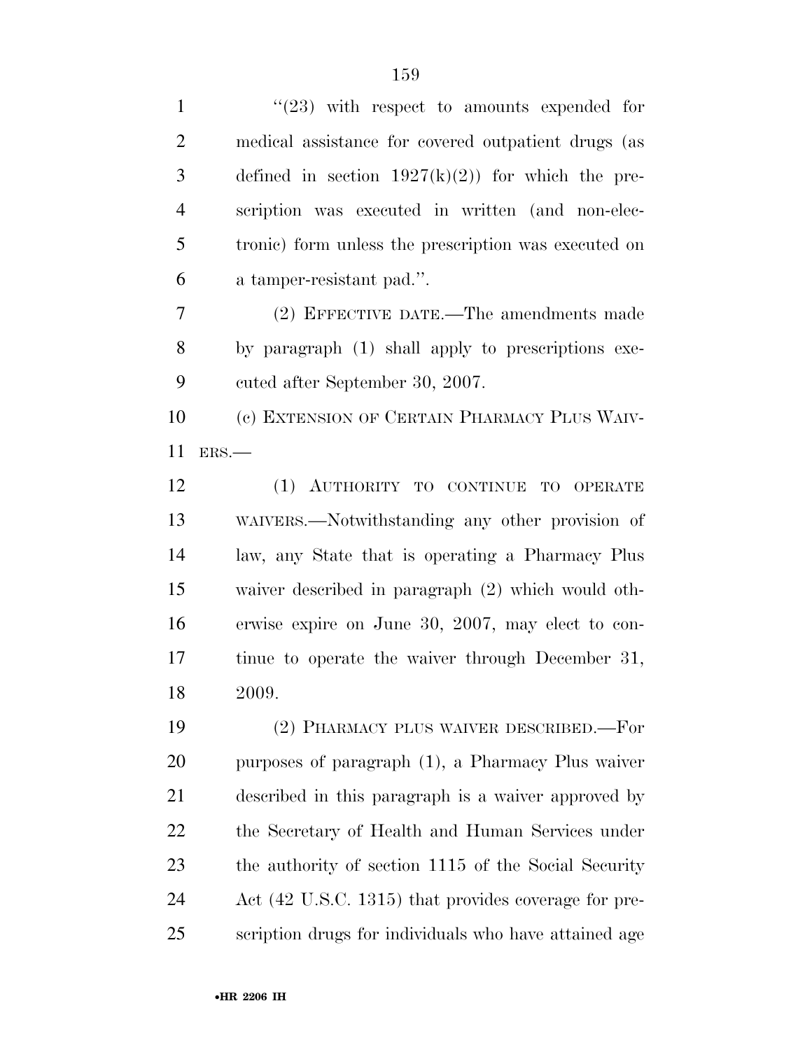"(23) with respect to amounts expended for medical assistance for covered outpatient drugs (as defined in section 1927(k)(2)) for which the prescription was executed in written (and non-electronic) form unless the prescription was executed on a tamper-resistant pad.".

(2) EFFECTIVE DATE.—The amendments made by paragraph (1) shall apply to prescriptions executed after September 30, 2007.

(c) EXTENSION OF CERTAIN PHARMACY PLUS WAIVERS.—

(1) AUTHORITY TO CONTINUE TO OPERATE WAIVERS.—Notwithstanding any other provision of law, any State that is operating a Pharmacy Plus waiver described in paragraph (2) which would otherwise expire on June 30, 2007, may elect to continue to operate the waiver through December 31, 2009.

(2) PHARMACY PLUS WAIVER DESCRIBED.—For purposes of paragraph (1), a Pharmacy Plus waiver described in this paragraph is a waiver approved by the Secretary of Health and Human Services under the authority of section 1115 of the Social Security Act (42 U.S.C. 1315) that provides coverage for prescription drugs for individuals who have attained age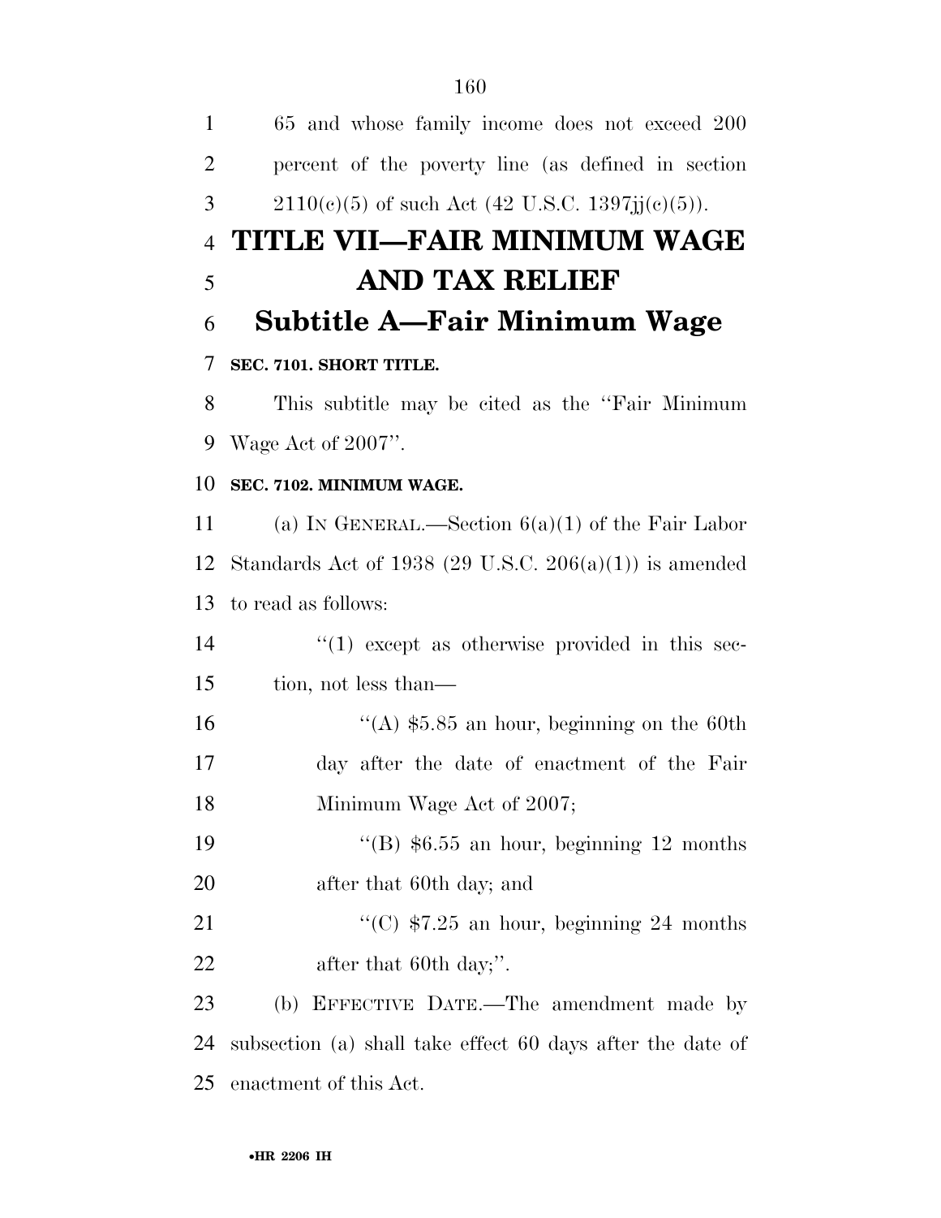65 and whose family income does not exceed 200 percent of the poverty line (as defined in section 2110(c)(5) of such Act (42 U.S.C. 1397jj(c)(5)).

# TITLE VII—FAIR MINIMUM WAGE AND TAX RELIEF

## Subtitle A—Fair Minimum Wage

**SEC. 7101. SHORT TITLE.**

This subtitle may be cited as the ''Fair Minimum Wage Act of 2007''.

**SEC. 7102. MINIMUM WAGE.**

(a) IN GENERAL.—Section 6(a)(1) of the Fair Labor Standards Act of 1938 (29 U.S.C. 206(a)(1)) is amended to read as follows:

''(1) except as otherwise provided in this section, not less than—

''(A) $5.85 an hour, beginning on the 60th day after the date of enactment of the Fair Minimum Wage Act of 2007;

''(B) $6.55 an hour, beginning 12 months after that 60th day; and

''(C) $7.25 an hour, beginning 24 months after that 60th day;''.

(b) EFFECTIVE DATE.—The amendment made by subsection (a) shall take effect 60 days after the date of enactment of this Act.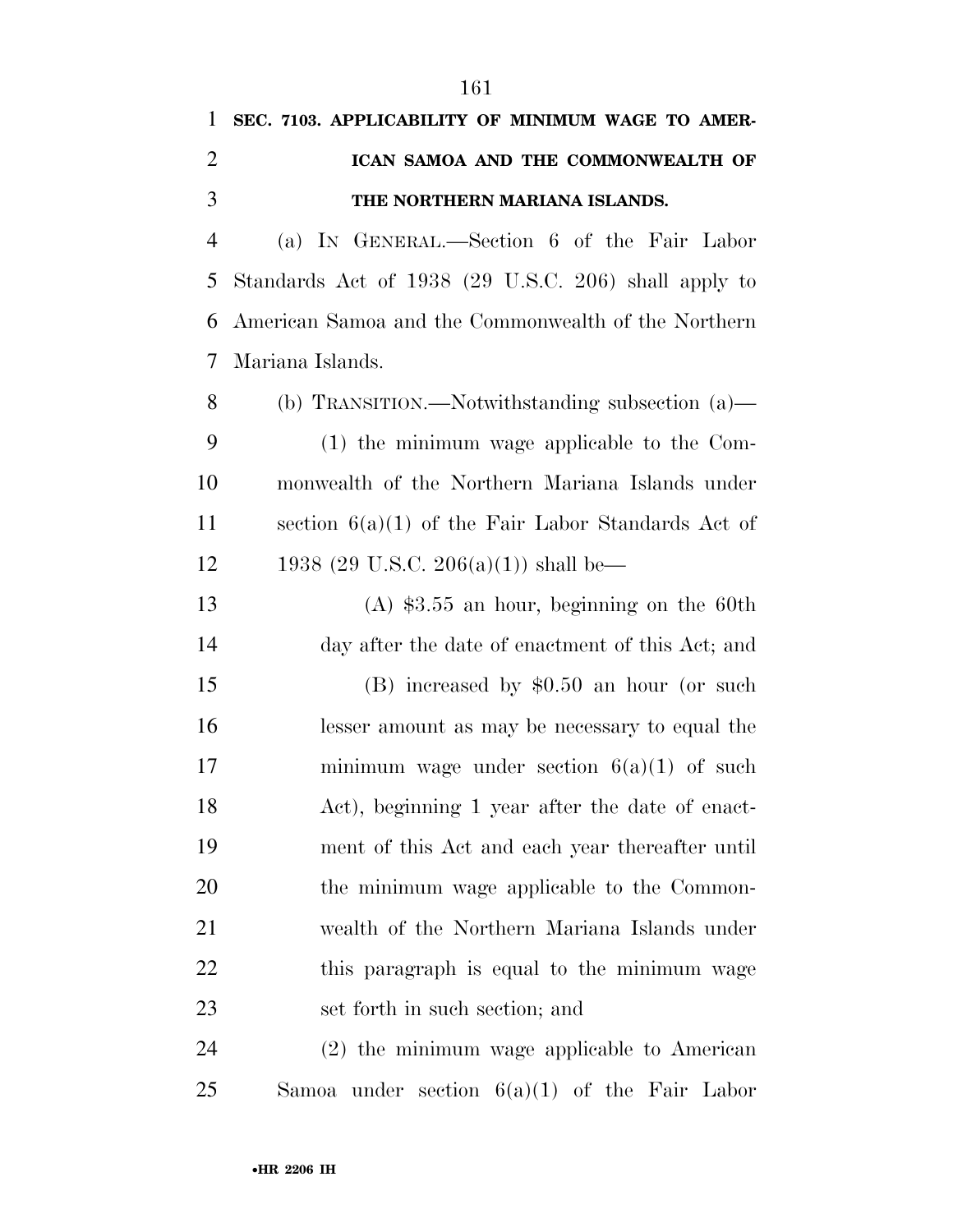**SEC. 7103. APPLICABILITY OF MINIMUM WAGE TO AMERICAN SAMOA AND THE COMMONWEALTH OF THE NORTHERN MARIANA ISLANDS.**

(a) IN GENERAL.—Section 6 of the Fair Labor Standards Act of 1938 (29 U.S.C. 206) shall apply to American Samoa and the Commonwealth of the Northern Mariana Islands.

(b) TRANSITION.—Notwithstanding subsection (a)—

(1) the minimum wage applicable to the Commonwealth of the Northern Mariana Islands under section 6(a)(1) of the Fair Labor Standards Act of 1938 (29 U.S.C. 206(a)(1)) shall be—

(A) $3.55 an hour, beginning on the 60th day after the date of enactment of this Act; and

(B) increased by $0.50 an hour (or such lesser amount as may be necessary to equal the minimum wage under section 6(a)(1) of such Act), beginning 1 year after the date of enactment of this Act and each year thereafter until the minimum wage applicable to the Commonwealth of the Northern Mariana Islands under this paragraph is equal to the minimum wage set forth in such section; and

(2) the minimum wage applicable to American Samoa under section 6(a)(1) of the Fair Labor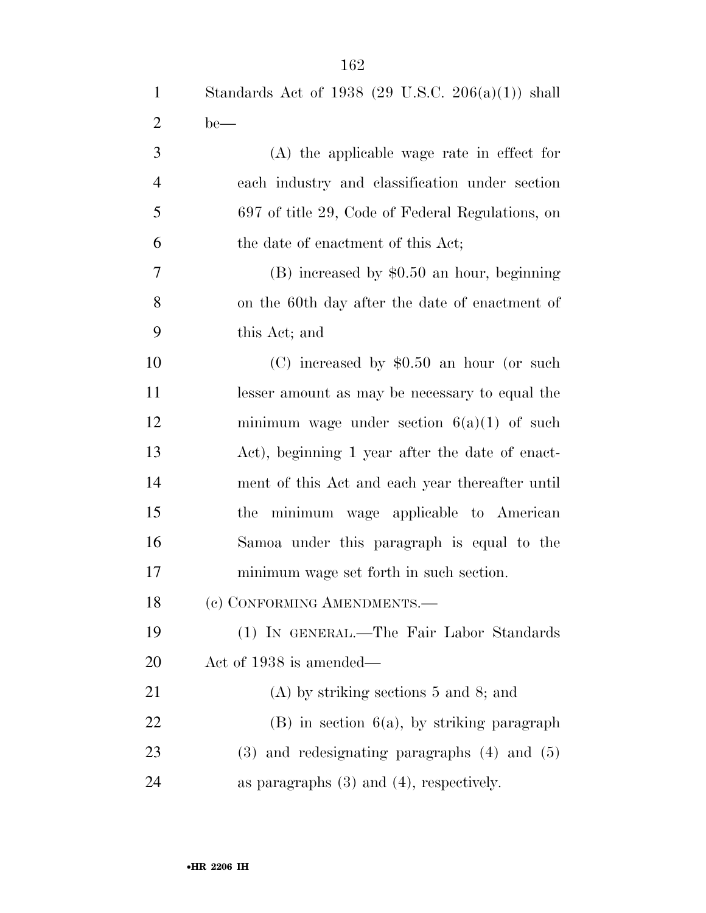Standards Act of 1938 (29 U.S.C. 206(a)(1)) shall be—

(A) the applicable wage rate in effect for each industry and classification under section 697 of title 29, Code of Federal Regulations, on the date of enactment of this Act;

(B) increased by $0.50 an hour, beginning on the 60th day after the date of enactment of this Act; and

(C) increased by $0.50 an hour (or such lesser amount as may be necessary to equal the minimum wage under section 6(a)(1) of such Act), beginning 1 year after the date of enactment of this Act and each year thereafter until the minimum wage applicable to American Samoa under this paragraph is equal to the minimum wage set forth in such section.

(c) CONFORMING AMENDMENTS.—

(1) IN GENERAL.—The Fair Labor Standards Act of 1938 is amended—

(A) by striking sections 5 and 8; and

(B) in section 6(a), by striking paragraph (3) and redesignating paragraphs (4) and (5) as paragraphs (3) and (4), respectively.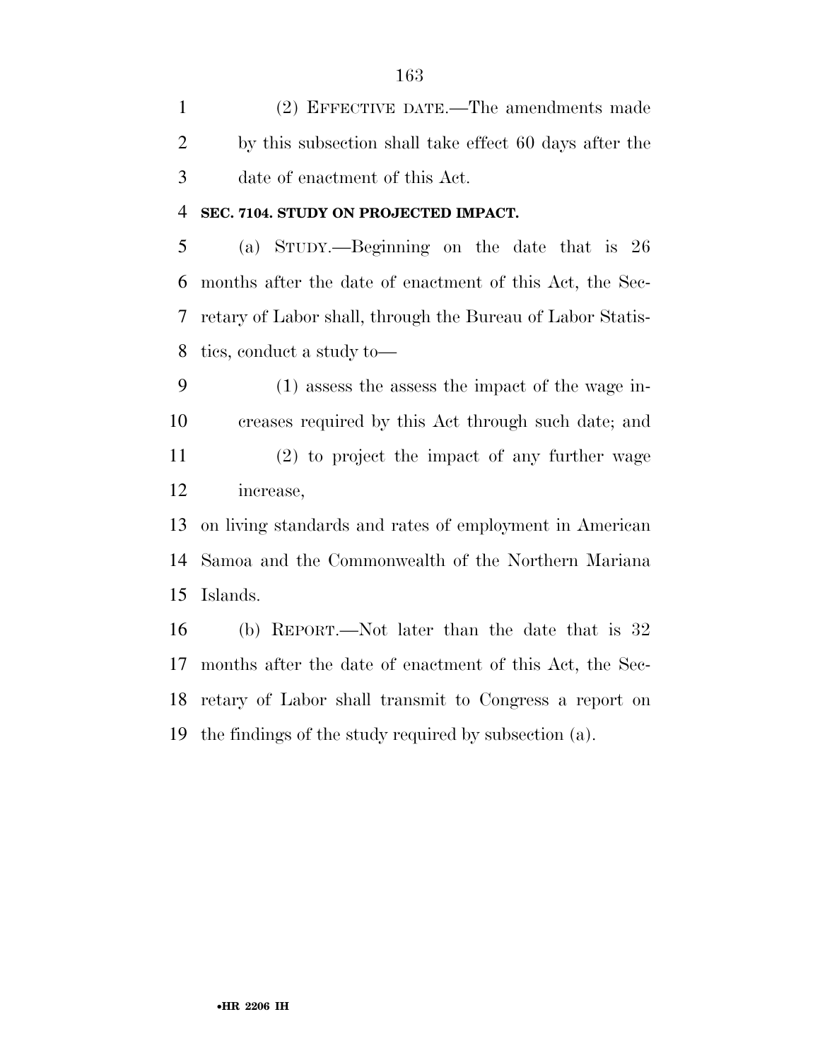(2) EFFECTIVE DATE.—The amendments made by this subsection shall take effect 60 days after the date of enactment of this Act.

**SEC. 7104. STUDY ON PROJECTED IMPACT.**

(a) STUDY.—Beginning on the date that is 26 months after the date of enactment of this Act, the Secretary of Labor shall, through the Bureau of Labor Statistics, conduct a study to—

(1) assess the assess the impact of the wage increases required by this Act through such date; and

(2) to project the impact of any further wage increase,

on living standards and rates of employment in American Samoa and the Commonwealth of the Northern Mariana Islands.

(b) REPORT.—Not later than the date that is 32 months after the date of enactment of this Act, the Secretary of Labor shall transmit to Congress a report on the findings of the study required by subsection (a).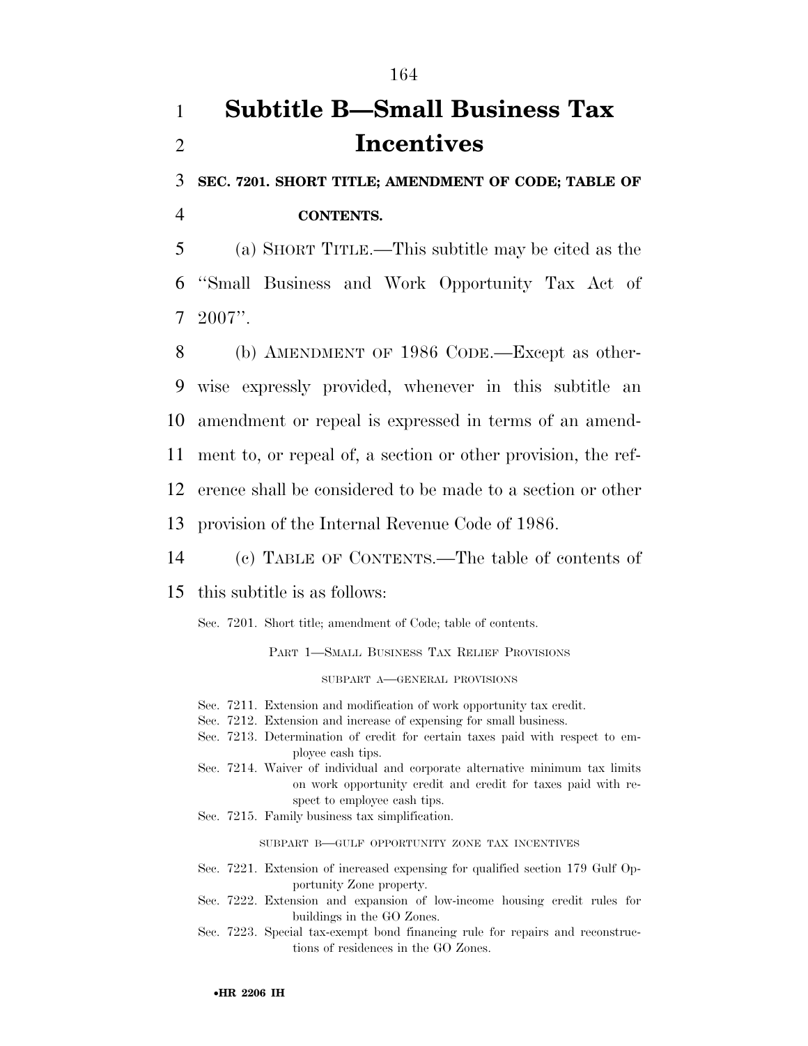# Subtitle B—Small Business Tax Incentives

**SEC. 7201. SHORT TITLE; AMENDMENT OF CODE; TABLE OF CONTENTS.**

(a) SHORT TITLE.—This subtitle may be cited as the "Small Business and Work Opportunity Tax Act of 2007".

(b) AMENDMENT OF 1986 CODE.—Except as otherwise expressly provided, whenever in this subtitle an amendment or repeal is expressed in terms of an amendment to, or repeal of, a section or other provision, the reference shall be considered to be made to a section or other provision of the Internal Revenue Code of 1986.

(c) TABLE OF CONTENTS.—The table of contents of this subtitle is as follows:

Sec. 7201. Short title; amendment of Code; table of contents.

PART 1—SMALL BUSINESS TAX RELIEF PROVISIONS

SUBPART A—GENERAL PROVISIONS

Sec. 7211. Extension and modification of work opportunity tax credit.
Sec. 7212. Extension and increase of expensing for small business.
Sec. 7213. Determination of credit for certain taxes paid with respect to employee cash tips.
Sec. 7214. Waiver of individual and corporate alternative minimum tax limits on work opportunity credit and credit for taxes paid with respect to employee cash tips.
Sec. 7215. Family business tax simplification.

SUBPART B—GULF OPPORTUNITY ZONE TAX INCENTIVES

Sec. 7221. Extension of increased expensing for qualified section 179 Gulf Opportunity Zone property.
Sec. 7222. Extension and expansion of low-income housing credit rules for buildings in the GO Zones.
Sec. 7223. Special tax-exempt bond financing rule for repairs and reconstructions of residences in the GO Zones.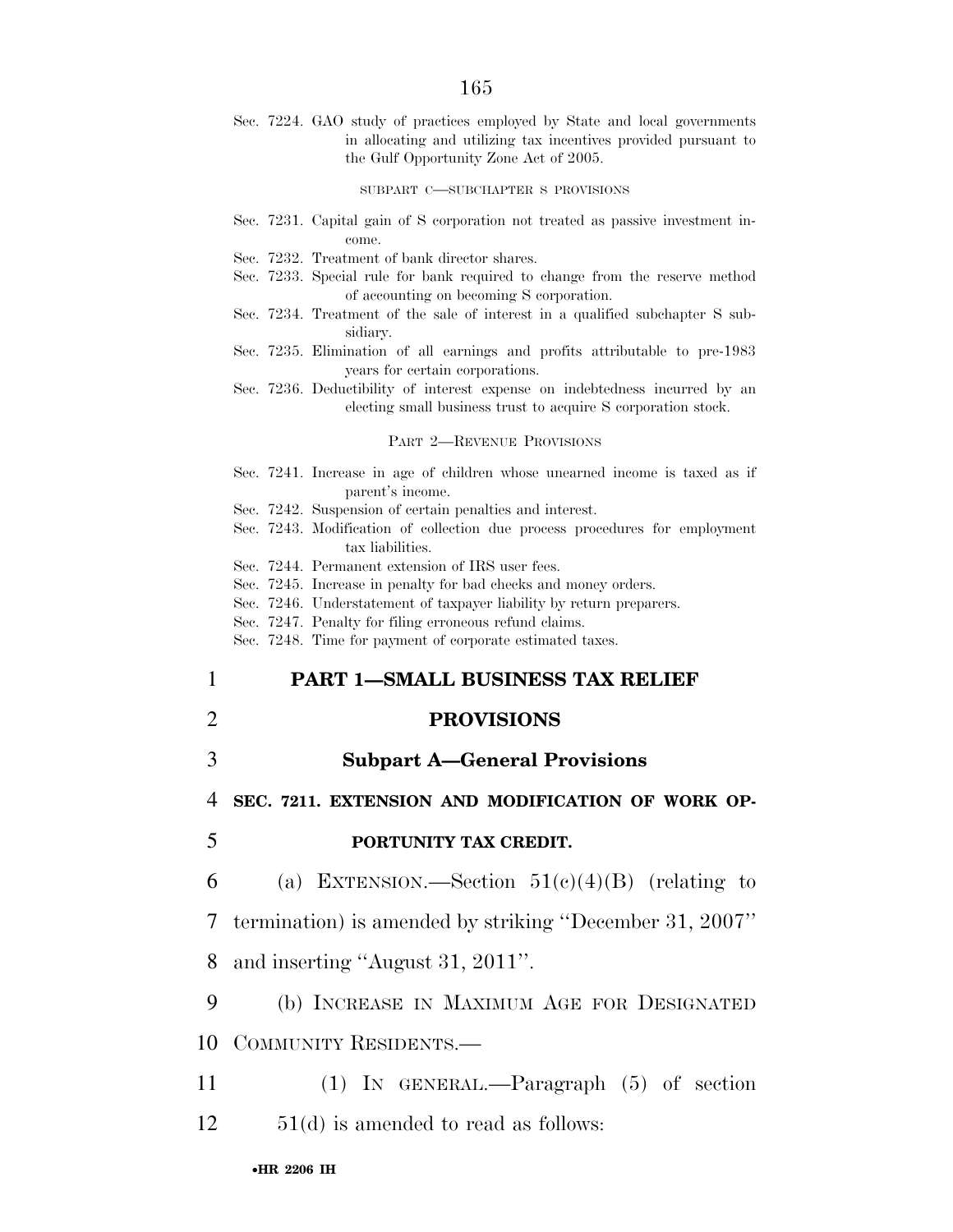Sec. 7224. GAO study of practices employed by State and local governments in allocating and utilizing tax incentives provided pursuant to the Gulf Opportunity Zone Act of 2005.

SUBPART C—SUBCHAPTER S PROVISIONS

Sec. 7231. Capital gain of S corporation not treated as passive investment income.
Sec. 7232. Treatment of bank director shares.
Sec. 7233. Special rule for bank required to change from the reserve method of accounting on becoming S corporation.
Sec. 7234. Treatment of the sale of interest in a qualified subchapter S subsidiary.
Sec. 7235. Elimination of all earnings and profits attributable to pre-1983 years for certain corporations.
Sec. 7236. Deductibility of interest expense on indebtedness incurred by an electing small business trust to acquire S corporation stock.

PART 2—REVENUE PROVISIONS

Sec. 7241. Increase in age of children whose unearned income is taxed as if parent's income.
Sec. 7242. Suspension of certain penalties and interest.
Sec. 7243. Modification of collection due process procedures for employment tax liabilities.
Sec. 7244. Permanent extension of IRS user fees.
Sec. 7245. Increase in penalty for bad checks and money orders.
Sec. 7246. Understatement of taxpayer liability by return preparers.
Sec. 7247. Penalty for filing erroneous refund claims.
Sec. 7248. Time for payment of corporate estimated taxes.

## PART 1—SMALL BUSINESS TAX RELIEF PROVISIONS

### Subpart A—General Provisions

#### SEC. 7211. EXTENSION AND MODIFICATION OF WORK OPPORTUNITY TAX CREDIT.

(a) EXTENSION.—Section 51(c)(4)(B) (relating to termination) is amended by striking ''December 31, 2007'' and inserting ''August 31, 2011''.

(b) INCREASE IN MAXIMUM AGE FOR DESIGNATED COMMUNITY RESIDENTS.—

(1) IN GENERAL.—Paragraph (5) of section 51(d) is amended to read as follows: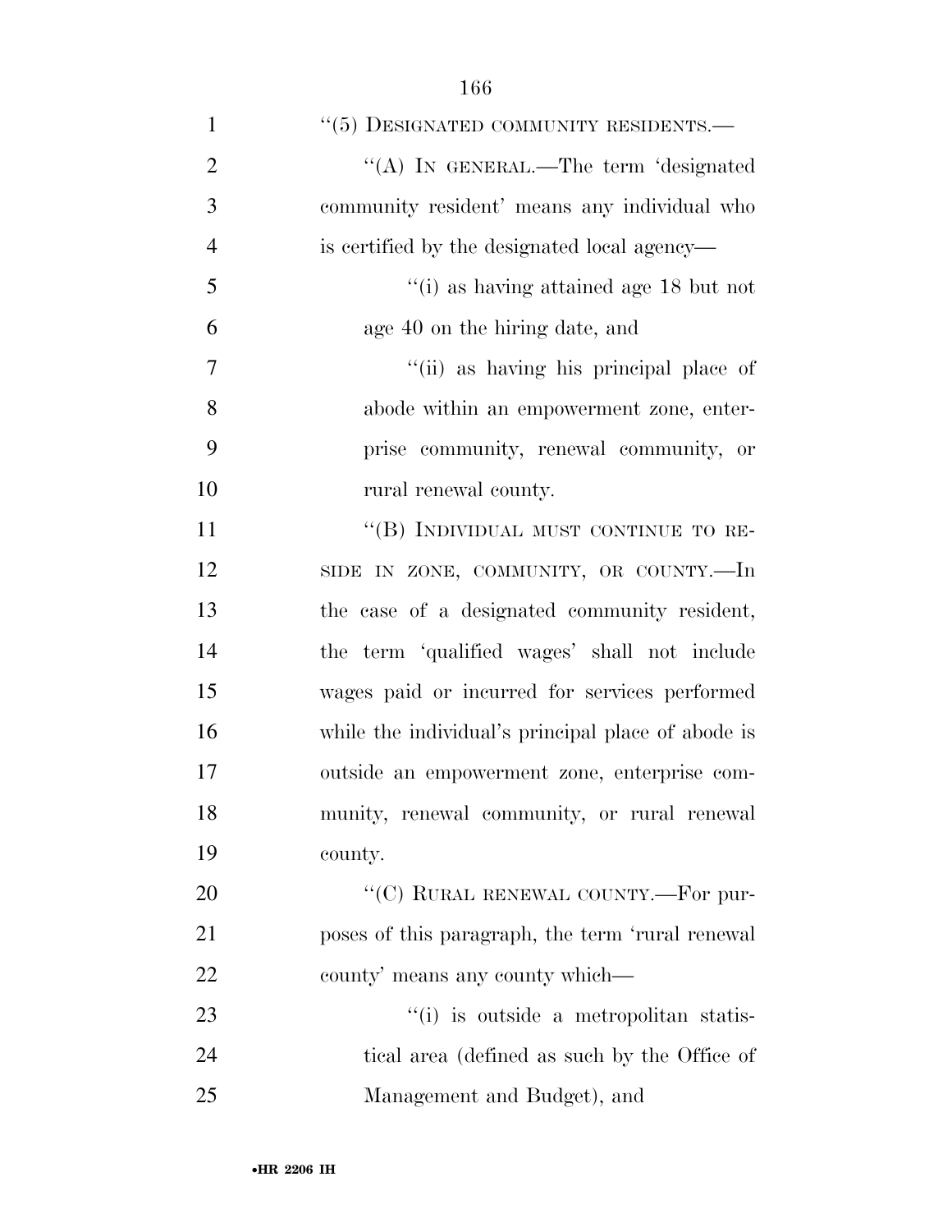''(5) DESIGNATED COMMUNITY RESIDENTS.—

''(A) IN GENERAL.—The term 'designated community resident' means any individual who is certified by the designated local agency—

''(i) as having attained age 18 but not age 40 on the hiring date, and

''(ii) as having his principal place of abode within an empowerment zone, enterprise community, renewal community, or rural renewal county.

''(B) INDIVIDUAL MUST CONTINUE TO RESIDE IN ZONE, COMMUNITY, OR COUNTY.—In the case of a designated community resident, the term 'qualified wages' shall not include wages paid or incurred for services performed while the individual's principal place of abode is outside an empowerment zone, enterprise community, renewal community, or rural renewal county.

''(C) RURAL RENEWAL COUNTY.—For purposes of this paragraph, the term 'rural renewal county' means any county which—

''(i) is outside a metropolitan statistical area (defined as such by the Office of Management and Budget), and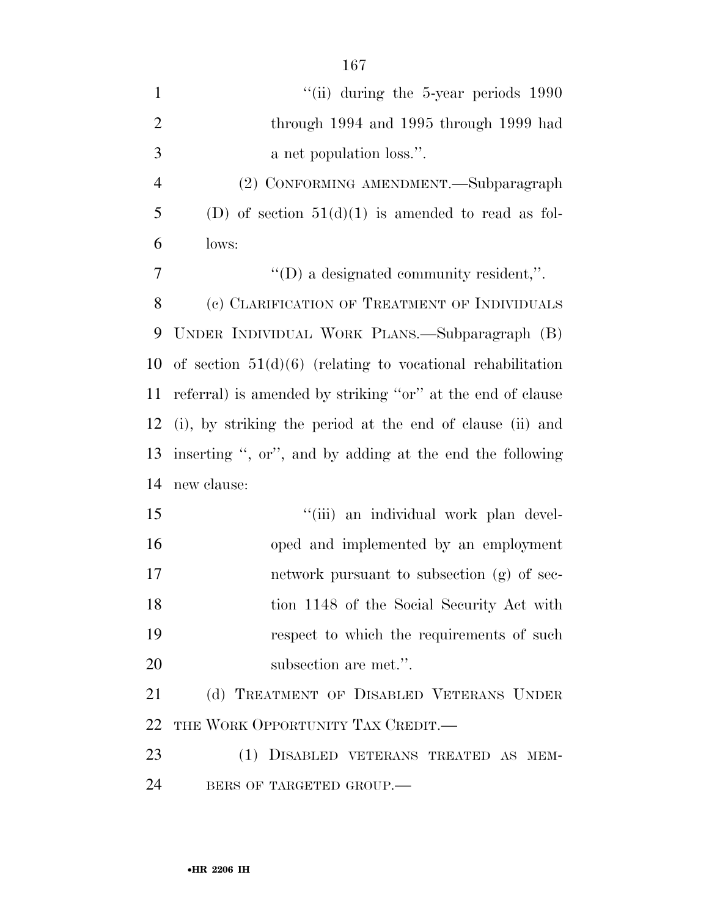"(ii) during the 5-year periods 1990 through 1994 and 1995 through 1999 had a net population loss.".

(2) CONFORMING AMENDMENT.—Subparagraph (D) of section 51(d)(1) is amended to read as follows:

"(D) a designated community resident,".

(c) CLARIFICATION OF TREATMENT OF INDIVIDUALS UNDER INDIVIDUAL WORK PLANS.—Subparagraph (B) of section 51(d)(6) (relating to vocational rehabilitation referral) is amended by striking "or" at the end of clause (i), by striking the period at the end of clause (ii) and inserting ", or", and by adding at the end the following new clause:

"(iii) an individual work plan developed and implemented by an employment network pursuant to subsection (g) of section 1148 of the Social Security Act with respect to which the requirements of such subsection are met.".

(d) TREATMENT OF DISABLED VETERANS UNDER THE WORK OPPORTUNITY TAX CREDIT.—

(1) DISABLED VETERANS TREATED AS MEMBERS OF TARGETED GROUP.—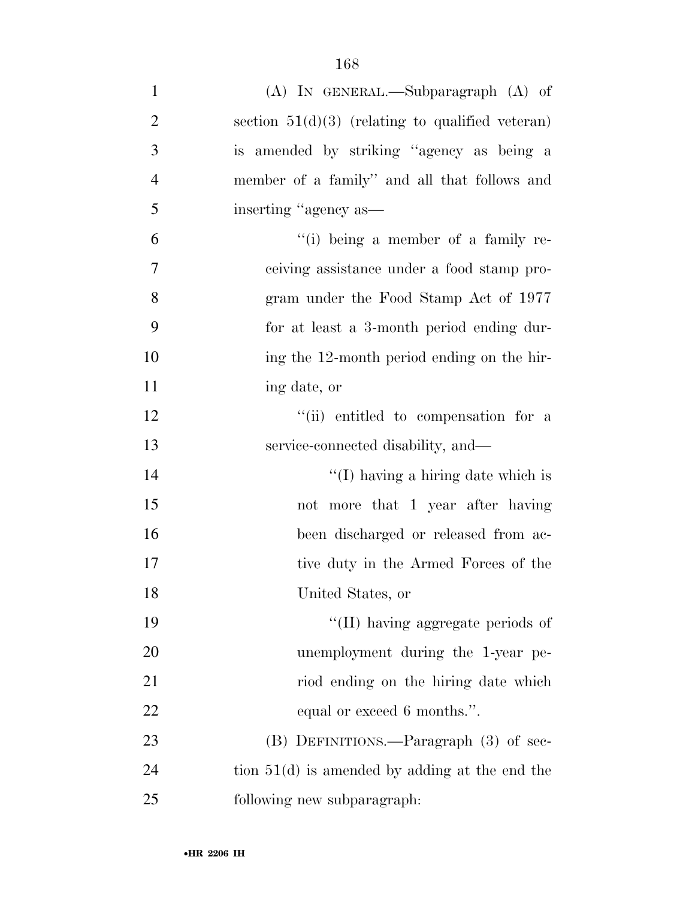(A) IN GENERAL.—Subparagraph (A) of section 51(d)(3) (relating to qualified veteran) is amended by striking ''agency as being a member of a family'' and all that follows and inserting ''agency as—

''(i) being a member of a family receiving assistance under a food stamp program under the Food Stamp Act of 1977 for at least a 3-month period ending during the 12-month period ending on the hiring date, or

''(ii) entitled to compensation for a service-connected disability, and—

''(I) having a hiring date which is not more that 1 year after having been discharged or released from active duty in the Armed Forces of the United States, or

''(II) having aggregate periods of unemployment during the 1-year period ending on the hiring date which equal or exceed 6 months.''.

(B) DEFINITIONS.—Paragraph (3) of section 51(d) is amended by adding at the end the following new subparagraph: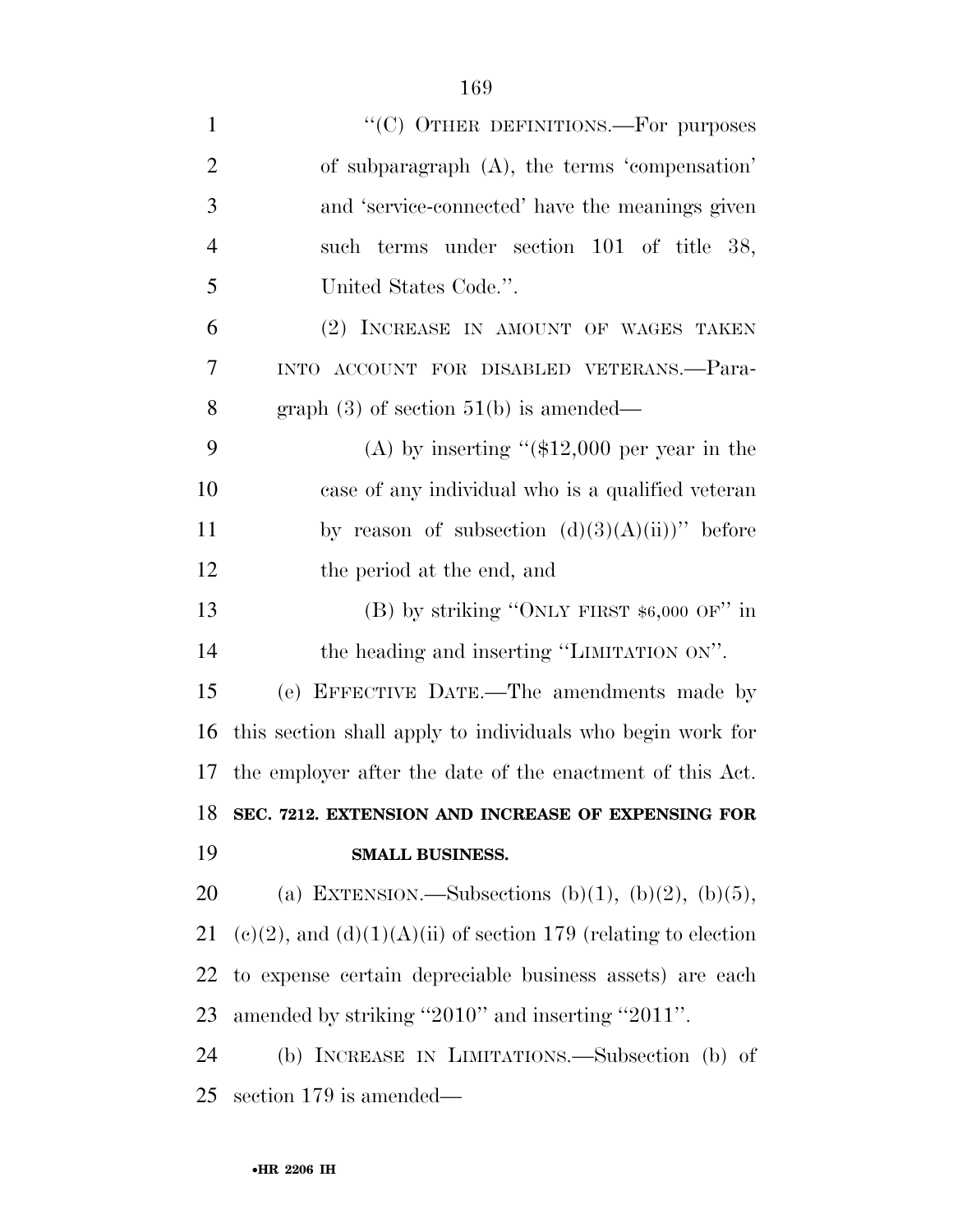"(C) OTHER DEFINITIONS.—For purposes of subparagraph (A), the terms 'compensation' and 'service-connected' have the meanings given such terms under section 101 of title 38, United States Code.".

(2) INCREASE IN AMOUNT OF WAGES TAKEN INTO ACCOUNT FOR DISABLED VETERANS.—Paragraph (3) of section 51(b) is amended—

(A) by inserting "($12,000 per year in the case of any individual who is a qualified veteran by reason of subsection (d)(3)(A)(ii))" before the period at the end, and

(B) by striking "ONLY FIRST $6,000 OF" in the heading and inserting "LIMITATION ON".

(e) EFFECTIVE DATE.—The amendments made by this section shall apply to individuals who begin work for the employer after the date of the enactment of this Act.

## SEC. 7212. EXTENSION AND INCREASE OF EXPENSING FOR SMALL BUSINESS.

(a) EXTENSION.—Subsections (b)(1), (b)(2), (b)(5), (c)(2), and (d)(1)(A)(ii) of section 179 (relating to election to expense certain depreciable business assets) are each amended by striking "2010" and inserting "2011".

(b) INCREASE IN LIMITATIONS.—Subsection (b) of section 179 is amended—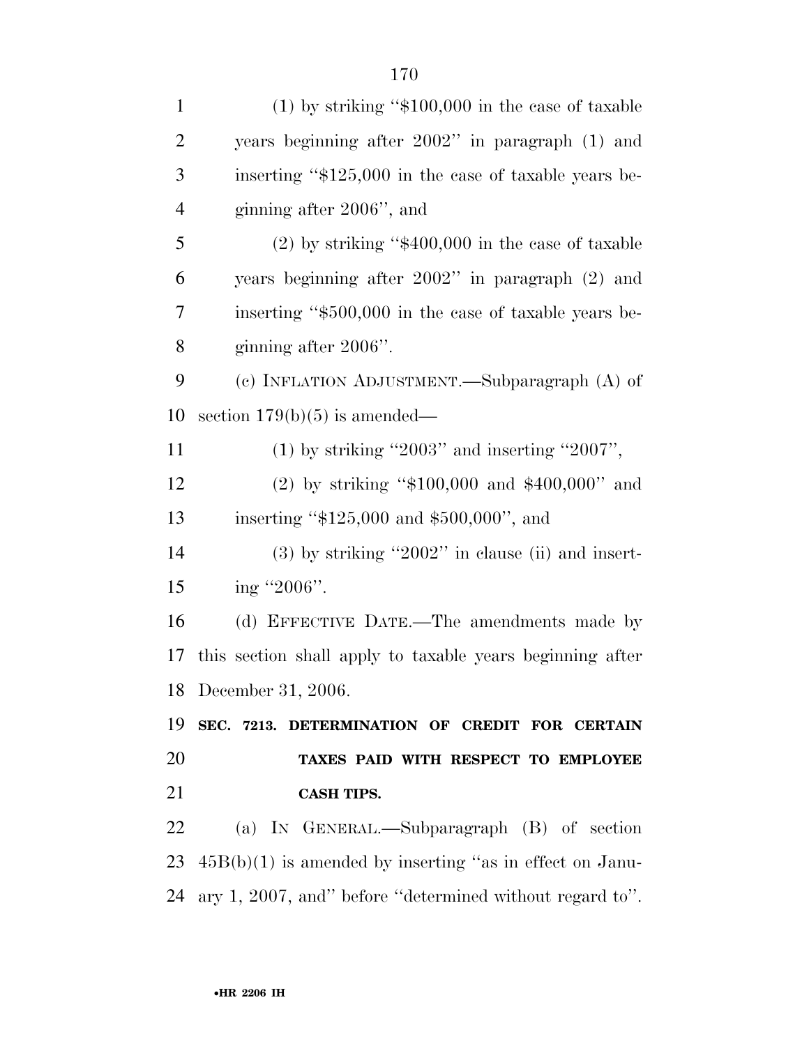(1) by striking ''$100,000 in the case of taxable years beginning after 2002'' in paragraph (1) and inserting ''$125,000 in the case of taxable years beginning after 2006'', and

(2) by striking ''$400,000 in the case of taxable years beginning after 2002'' in paragraph (2) and inserting ''$500,000 in the case of taxable years beginning after 2006''.

(c) INFLATION ADJUSTMENT.—Subparagraph (A) of section 179(b)(5) is amended—

(1) by striking ''2003'' and inserting ''2007'',

(2) by striking ''$100,000 and $400,000'' and inserting ''$125,000 and $500,000'', and

(3) by striking ''2002'' in clause (ii) and inserting ''2006''.

(d) EFFECTIVE DATE.—The amendments made by this section shall apply to taxable years beginning after December 31, 2006.

**SEC. 7213. DETERMINATION OF CREDIT FOR CERTAIN TAXES PAID WITH RESPECT TO EMPLOYEE CASH TIPS.**

(a) IN GENERAL.—Subparagraph (B) of section 45B(b)(1) is amended by inserting ''as in effect on January 1, 2007, and'' before ''determined without regard to''.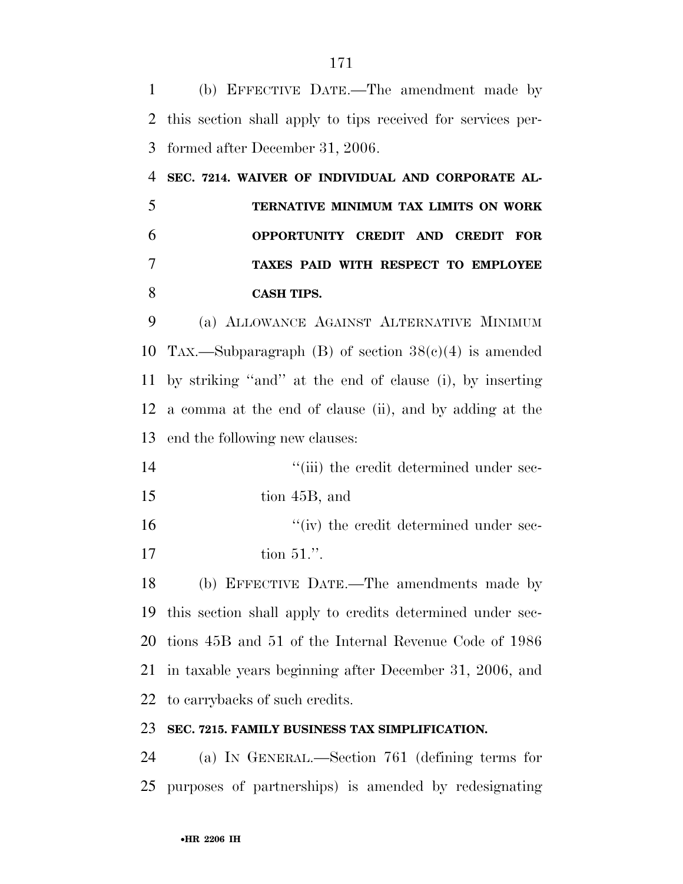(b) EFFECTIVE DATE.—The amendment made by this section shall apply to tips received for services performed after December 31, 2006.

**SEC. 7214. WAIVER OF INDIVIDUAL AND CORPORATE ALTERNATIVE MINIMUM TAX LIMITS ON WORK OPPORTUNITY CREDIT AND CREDIT FOR TAXES PAID WITH RESPECT TO EMPLOYEE CASH TIPS.**

(a) ALLOWANCE AGAINST ALTERNATIVE MINIMUM TAX.—Subparagraph (B) of section 38(c)(4) is amended by striking "and" at the end of clause (i), by inserting a comma at the end of clause (ii), and by adding at the end the following new clauses:

"(iii) the credit determined under section 45B, and

"(iv) the credit determined under section 51.".

(b) EFFECTIVE DATE.—The amendments made by this section shall apply to credits determined under sections 45B and 51 of the Internal Revenue Code of 1986 in taxable years beginning after December 31, 2006, and to carrybacks of such credits.

**SEC. 7215. FAMILY BUSINESS TAX SIMPLIFICATION.**

(a) IN GENERAL.—Section 761 (defining terms for purposes of partnerships) is amended by redesignating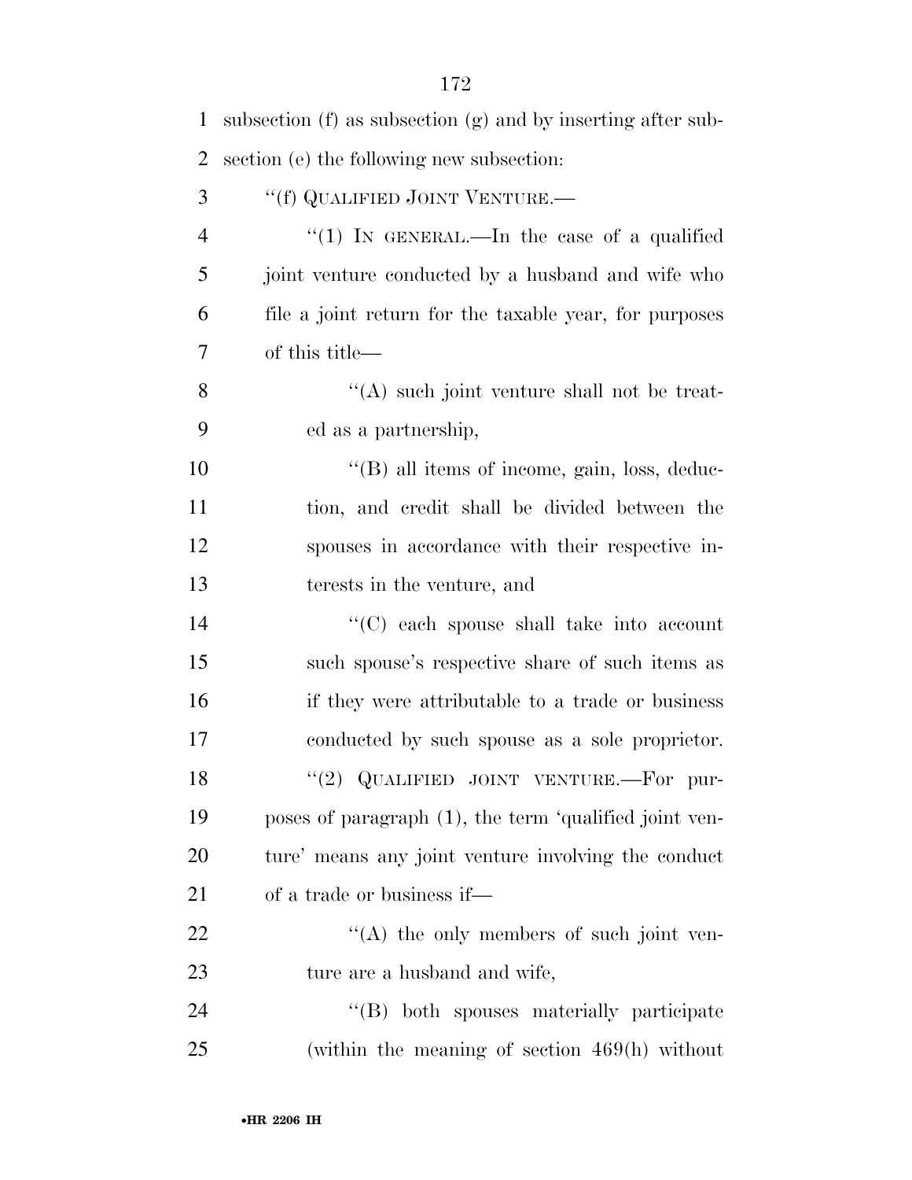subsection (f) as subsection (g) and by inserting after subsection (e) the following new subsection:

''(f) QUALIFIED JOINT VENTURE.—

''(1) IN GENERAL.—In the case of a qualified joint venture conducted by a husband and wife who file a joint return for the taxable year, for purposes of this title—

''(A) such joint venture shall not be treated as a partnership,

''(B) all items of income, gain, loss, deduction, and credit shall be divided between the spouses in accordance with their respective interests in the venture, and

''(C) each spouse shall take into account such spouse's respective share of such items as if they were attributable to a trade or business conducted by such spouse as a sole proprietor.

''(2) QUALIFIED JOINT VENTURE.—For purposes of paragraph (1), the term 'qualified joint venture' means any joint venture involving the conduct of a trade or business if—

''(A) the only members of such joint venture are a husband and wife,

''(B) both spouses materially participate (within the meaning of section 469(h) without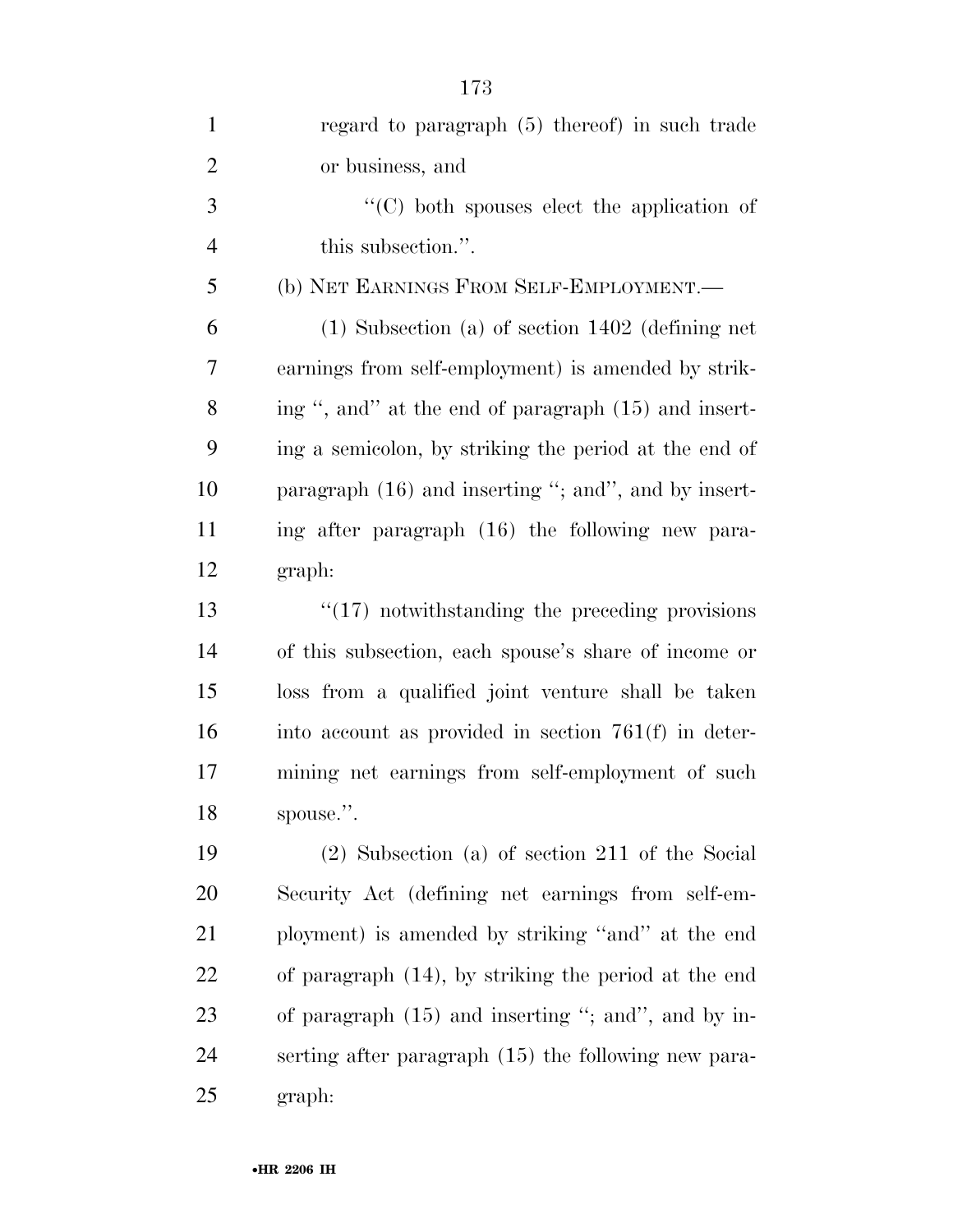regard to paragraph (5) thereof) in such trade or business, and

''(C) both spouses elect the application of this subsection.''.

(b) NET EARNINGS FROM SELF-EMPLOYMENT.—

(1) Subsection (a) of section 1402 (defining net earnings from self-employment) is amended by striking '', and'' at the end of paragraph (15) and inserting a semicolon, by striking the period at the end of paragraph (16) and inserting ''; and'', and by inserting after paragraph (16) the following new paragraph:

''(17) notwithstanding the preceding provisions of this subsection, each spouse's share of income or loss from a qualified joint venture shall be taken into account as provided in section 761(f) in determining net earnings from self-employment of such spouse.''.

(2) Subsection (a) of section 211 of the Social Security Act (defining net earnings from self-employment) is amended by striking ''and'' at the end of paragraph (14), by striking the period at the end of paragraph (15) and inserting ''; and'', and by inserting after paragraph (15) the following new paragraph: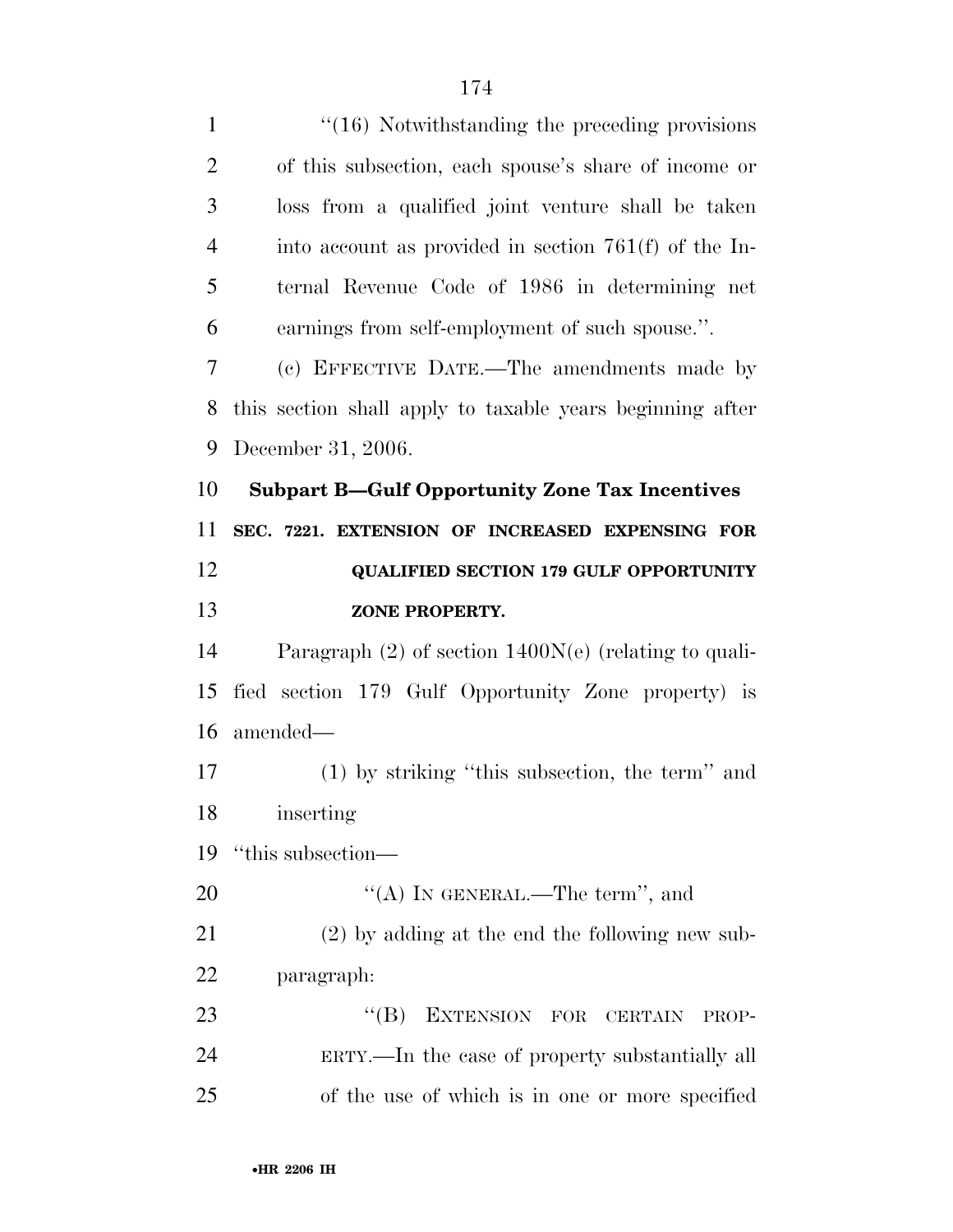"(16) Notwithstanding the preceding provisions of this subsection, each spouse's share of income or loss from a qualified joint venture shall be taken into account as provided in section 761(f) of the Internal Revenue Code of 1986 in determining net earnings from self-employment of such spouse.".

(c) EFFECTIVE DATE.—The amendments made by this section shall apply to taxable years beginning after December 31, 2006.

### Subpart B—Gulf Opportunity Zone Tax Incentives

#### SEC. 7221. EXTENSION OF INCREASED EXPENSING FOR QUALIFIED SECTION 179 GULF OPPORTUNITY ZONE PROPERTY.

Paragraph (2) of section 1400N(e) (relating to qualified section 179 Gulf Opportunity Zone property) is amended—

(1) by striking "this subsection, the term" and inserting

"this subsection—

"(A) IN GENERAL.—The term", and

(2) by adding at the end the following new subparagraph:

"(B) EXTENSION FOR CERTAIN PROPERTY.—In the case of property substantially all of the use of which is in one or more specified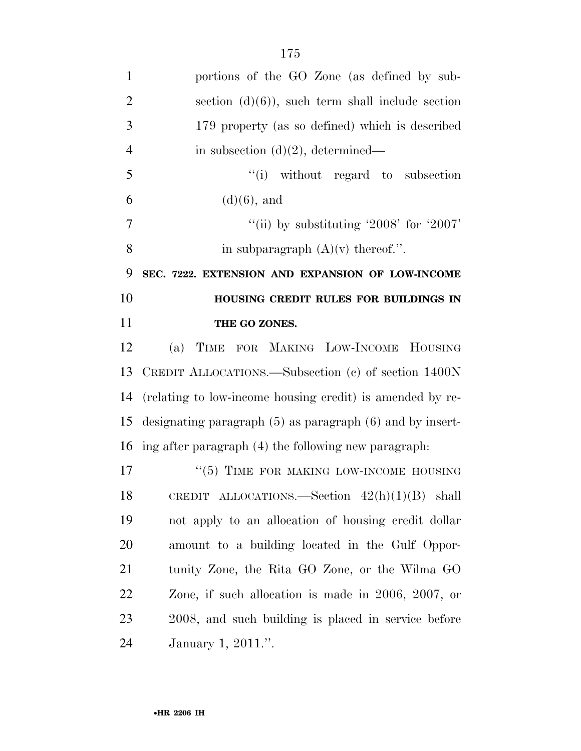portions of the GO Zone (as defined by subsection (d)(6)), such term shall include section 179 property (as so defined) which is described in subsection (d)(2), determined—

''(i) without regard to subsection (d)(6), and

''(ii) by substituting '2008' for '2007' in subparagraph (A)(v) thereof.''.

**SEC. 7222. EXTENSION AND EXPANSION OF LOW-INCOME HOUSING CREDIT RULES FOR BUILDINGS IN THE GO ZONES.**

(a) TIME FOR MAKING LOW-INCOME HOUSING CREDIT ALLOCATIONS.—Subsection (c) of section 1400N (relating to low-income housing credit) is amended by redesignating paragraph (5) as paragraph (6) and by inserting after paragraph (4) the following new paragraph:

''(5) TIME FOR MAKING LOW-INCOME HOUSING CREDIT ALLOCATIONS.—Section 42(h)(1)(B) shall not apply to an allocation of housing credit dollar amount to a building located in the Gulf Opportunity Zone, the Rita GO Zone, or the Wilma GO Zone, if such allocation is made in 2006, 2007, or 2008, and such building is placed in service before January 1, 2011.''.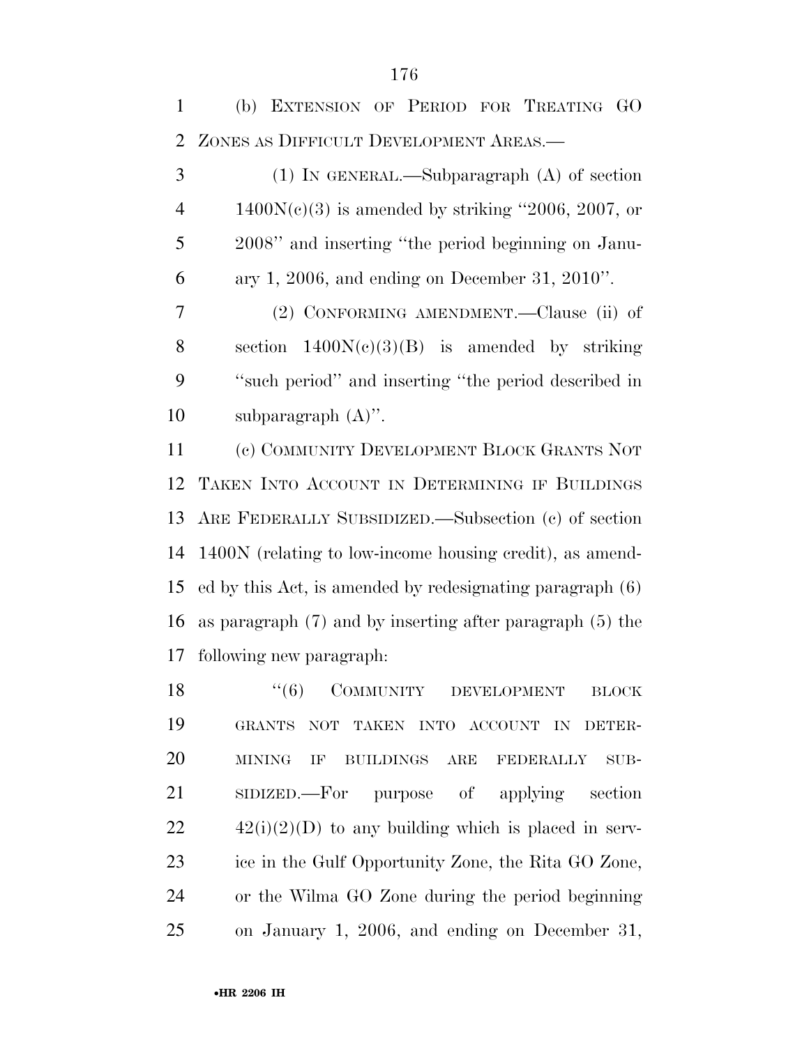(b) EXTENSION OF PERIOD FOR TREATING GO ZONES AS DIFFICULT DEVELOPMENT AREAS.—

(1) IN GENERAL.—Subparagraph (A) of section 1400N(c)(3) is amended by striking "2006, 2007, or 2008" and inserting "the period beginning on January 1, 2006, and ending on December 31, 2010".

(2) CONFORMING AMENDMENT.—Clause (ii) of section 1400N(c)(3)(B) is amended by striking "such period" and inserting "the period described in subparagraph (A)".

(c) COMMUNITY DEVELOPMENT BLOCK GRANTS NOT TAKEN INTO ACCOUNT IN DETERMINING IF BUILDINGS ARE FEDERALLY SUBSIDIZED.—Subsection (c) of section 1400N (relating to low-income housing credit), as amended by this Act, is amended by redesignating paragraph (6) as paragraph (7) and by inserting after paragraph (5) the following new paragraph:

"(6) COMMUNITY DEVELOPMENT BLOCK GRANTS NOT TAKEN INTO ACCOUNT IN DETERMINING IF BUILDINGS ARE FEDERALLY SUBSIDIZED.—For purpose of applying section 42(i)(2)(D) to any building which is placed in service in the Gulf Opportunity Zone, the Rita GO Zone, or the Wilma GO Zone during the period beginning on January 1, 2006, and ending on December 31,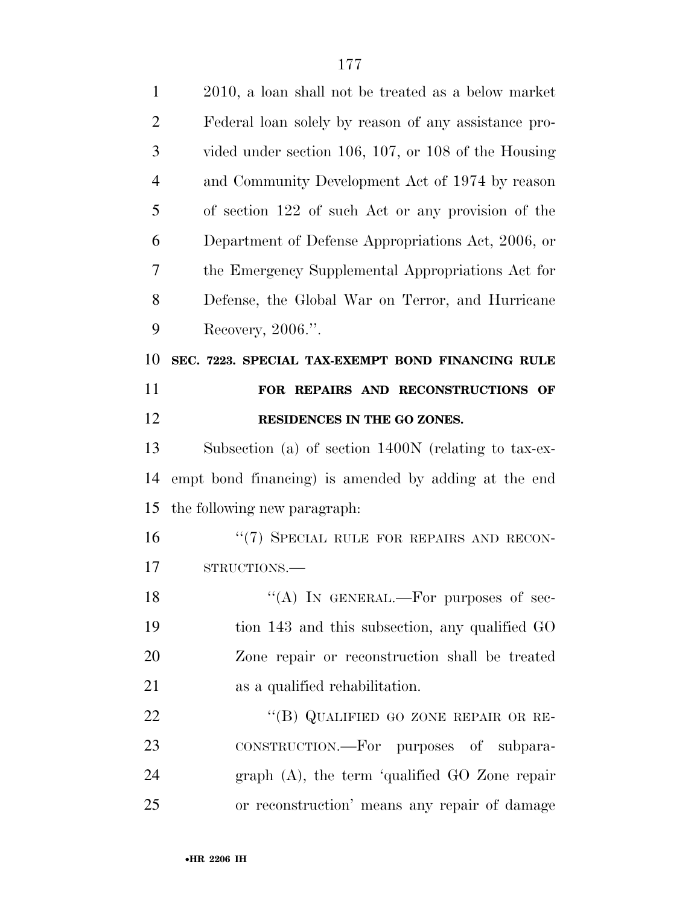2010, a loan shall not be treated as a below market Federal loan solely by reason of any assistance provided under section 106, 107, or 108 of the Housing and Community Development Act of 1974 by reason of section 122 of such Act or any provision of the Department of Defense Appropriations Act, 2006, or the Emergency Supplemental Appropriations Act for Defense, the Global War on Terror, and Hurricane Recovery, 2006.''.

**SEC. 7223. SPECIAL TAX-EXEMPT BOND FINANCING RULE FOR REPAIRS AND RECONSTRUCTIONS OF RESIDENCES IN THE GO ZONES.**

Subsection (a) of section 1400N (relating to tax-exempt bond financing) is amended by adding at the end the following new paragraph:

''(7) SPECIAL RULE FOR REPAIRS AND RECONSTRUCTIONS.—

''(A) IN GENERAL.—For purposes of section 143 and this subsection, any qualified GO Zone repair or reconstruction shall be treated as a qualified rehabilitation.

''(B) QUALIFIED GO ZONE REPAIR OR RECONSTRUCTION.—For purposes of subparagraph (A), the term 'qualified GO Zone repair or reconstruction' means any repair of damage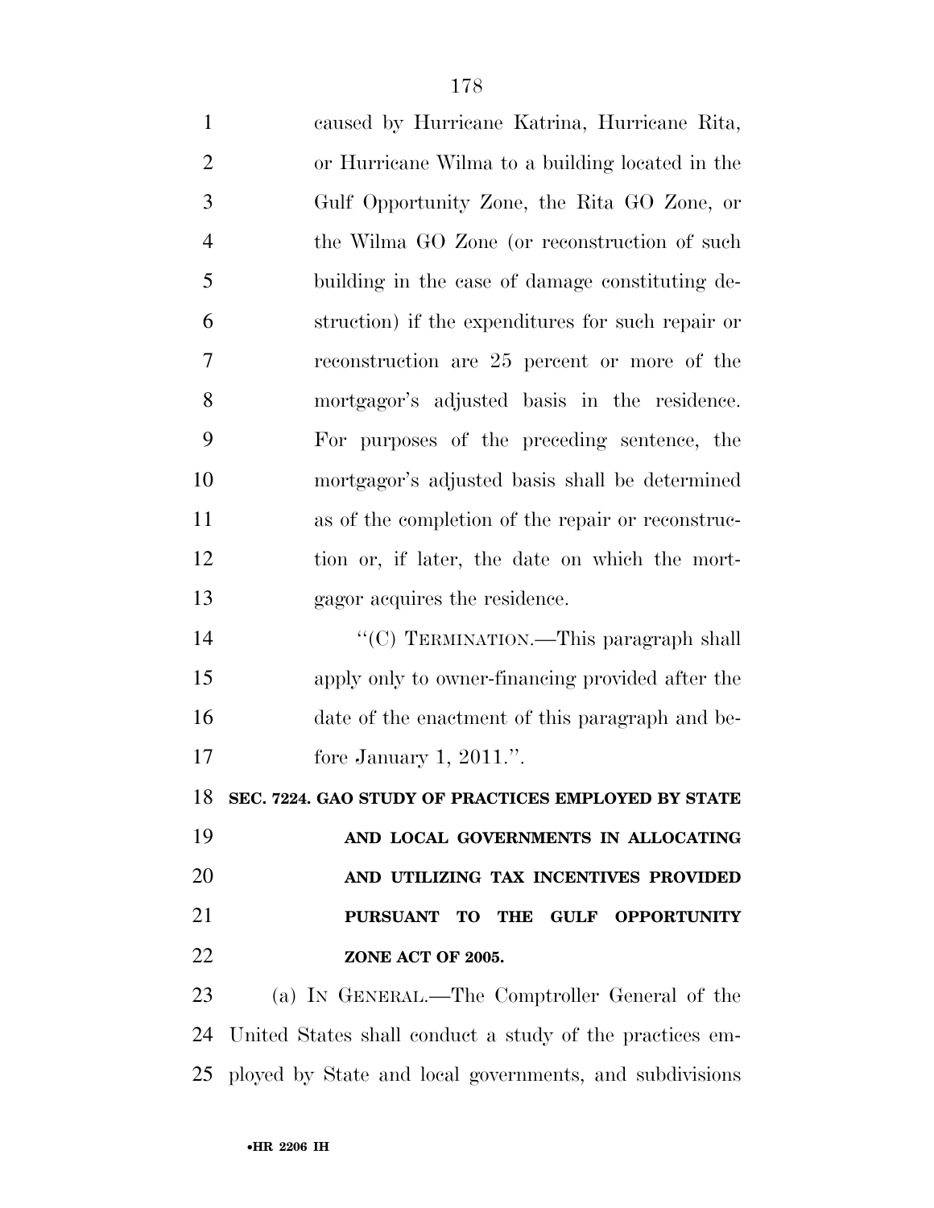caused by Hurricane Katrina, Hurricane Rita, or Hurricane Wilma to a building located in the Gulf Opportunity Zone, the Rita GO Zone, or the Wilma GO Zone (or reconstruction of such building in the case of damage constituting destruction) if the expenditures for such repair or reconstruction are 25 percent or more of the mortgagor's adjusted basis in the residence. For purposes of the preceding sentence, the mortgagor's adjusted basis shall be determined as of the completion of the repair or reconstruction or, if later, the date on which the mortgagor acquires the residence.

"(C) TERMINATION.—This paragraph shall apply only to owner-financing provided after the date of the enactment of this paragraph and before January 1, 2011.".

**SEC. 7224. GAO STUDY OF PRACTICES EMPLOYED BY STATE AND LOCAL GOVERNMENTS IN ALLOCATING AND UTILIZING TAX INCENTIVES PROVIDED PURSUANT TO THE GULF OPPORTUNITY ZONE ACT OF 2005.**

(a) IN GENERAL.—The Comptroller General of the United States shall conduct a study of the practices employed by State and local governments, and subdivisions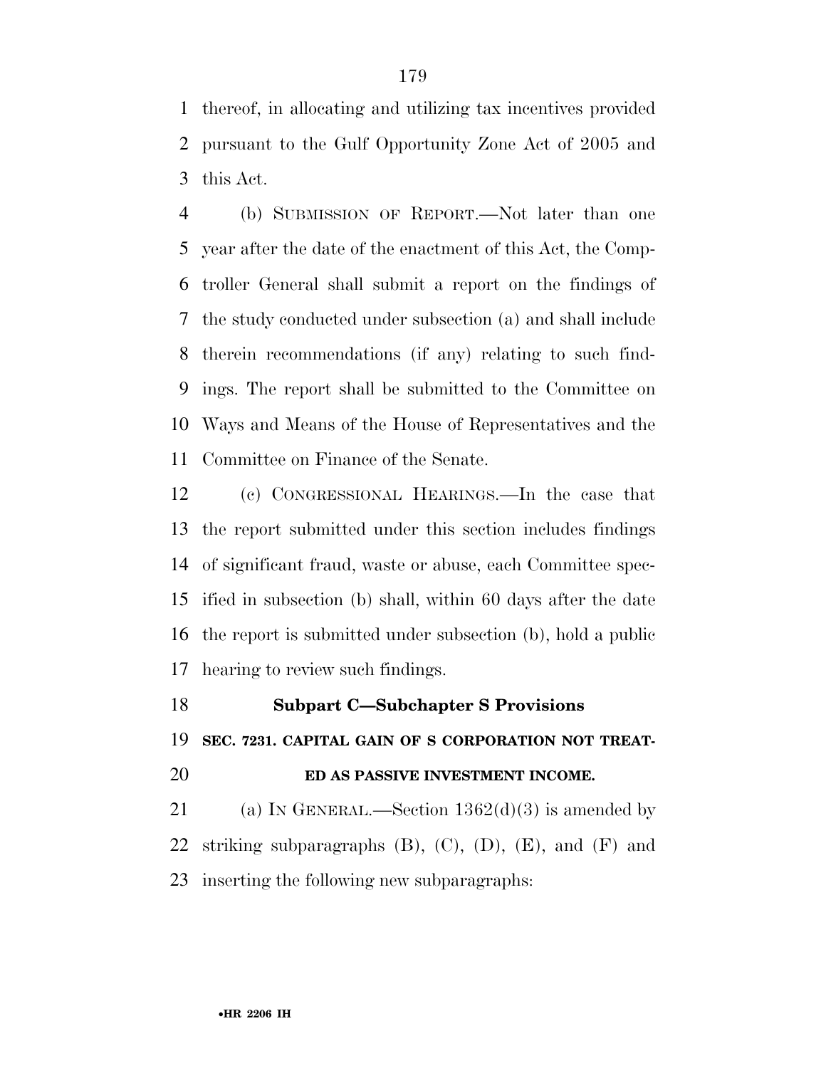thereof, in allocating and utilizing tax incentives provided pursuant to the Gulf Opportunity Zone Act of 2005 and this Act.

(b) SUBMISSION OF REPORT.—Not later than one year after the date of the enactment of this Act, the Comptroller General shall submit a report on the findings of the study conducted under subsection (a) and shall include therein recommendations (if any) relating to such findings. The report shall be submitted to the Committee on Ways and Means of the House of Representatives and the Committee on Finance of the Senate.

(c) CONGRESSIONAL HEARINGS.—In the case that the report submitted under this section includes findings of significant fraud, waste or abuse, each Committee specified in subsection (b) shall, within 60 days after the date the report is submitted under subsection (b), hold a public hearing to review such findings.

## Subpart C—Subchapter S Provisions

### SEC. 7231. CAPITAL GAIN OF S CORPORATION NOT TREATED AS PASSIVE INVESTMENT INCOME.

(a) IN GENERAL.—Section 1362(d)(3) is amended by striking subparagraphs (B), (C), (D), (E), and (F) and inserting the following new subparagraphs: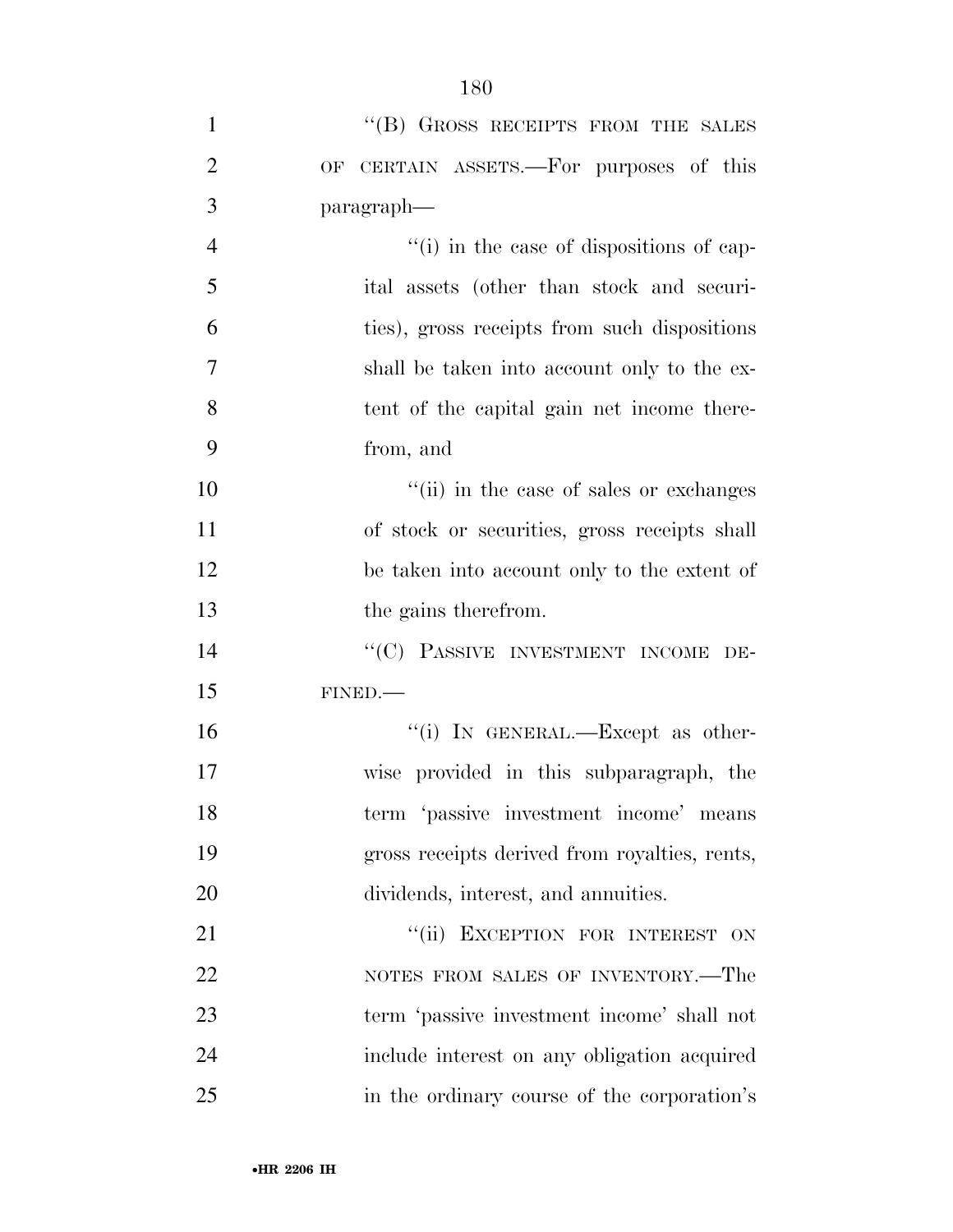"(B) GROSS RECEIPTS FROM THE SALES OF CERTAIN ASSETS.—For purposes of this paragraph—

"(i) in the case of dispositions of capital assets (other than stock and securities), gross receipts from such dispositions shall be taken into account only to the extent of the capital gain net income therefrom, and

"(ii) in the case of sales or exchanges of stock or securities, gross receipts shall be taken into account only to the extent of the gains therefrom.

"(C) PASSIVE INVESTMENT INCOME DEFINED.—

"(i) IN GENERAL.—Except as otherwise provided in this subparagraph, the term 'passive investment income' means gross receipts derived from royalties, rents, dividends, interest, and annuities.

"(ii) EXCEPTION FOR INTEREST ON NOTES FROM SALES OF INVENTORY.—The term 'passive investment income' shall not include interest on any obligation acquired in the ordinary course of the corporation's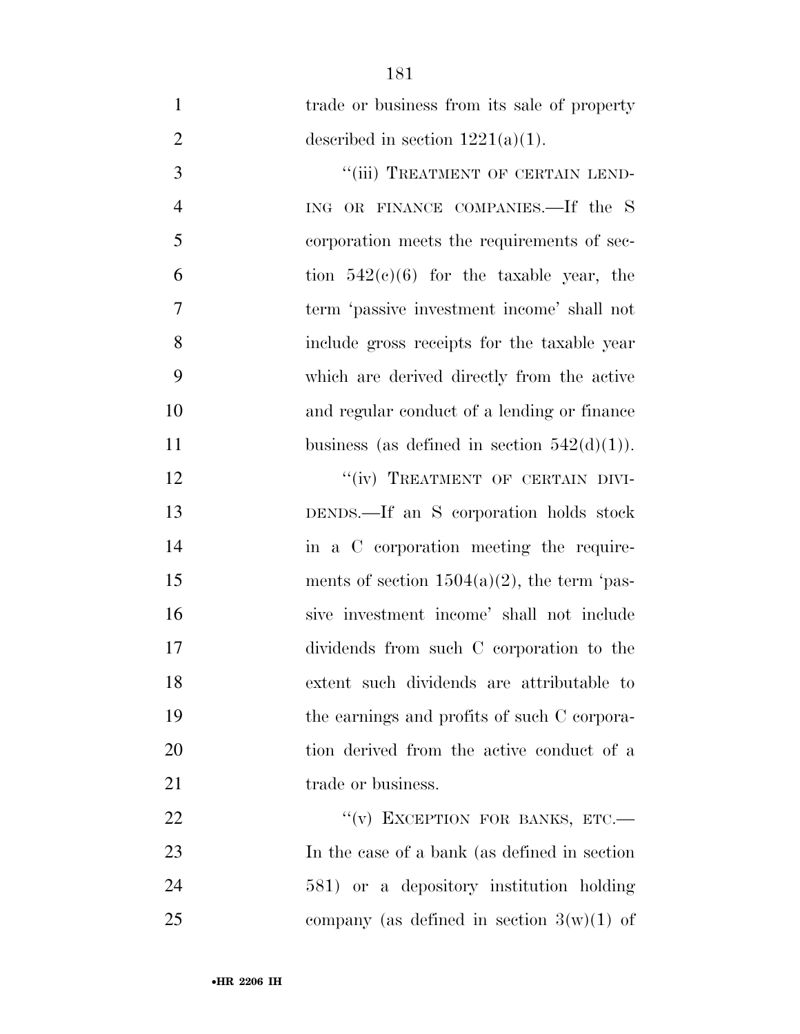trade or business from its sale of property described in section 1221(a)(1).

"(iii) TREATMENT OF CERTAIN LENDING OR FINANCE COMPANIES.—If the S corporation meets the requirements of section 542(c)(6) for the taxable year, the term 'passive investment income' shall not include gross receipts for the taxable year which are derived directly from the active and regular conduct of a lending or finance business (as defined in section 542(d)(1)).

"(iv) TREATMENT OF CERTAIN DIVIDENDS.—If an S corporation holds stock in a C corporation meeting the requirements of section 1504(a)(2), the term 'passive investment income' shall not include dividends from such C corporation to the extent such dividends are attributable to the earnings and profits of such C corporation derived from the active conduct of a trade or business.

"(v) EXCEPTION FOR BANKS, ETC.—In the case of a bank (as defined in section 581) or a depository institution holding company (as defined in section 3(w)(1) of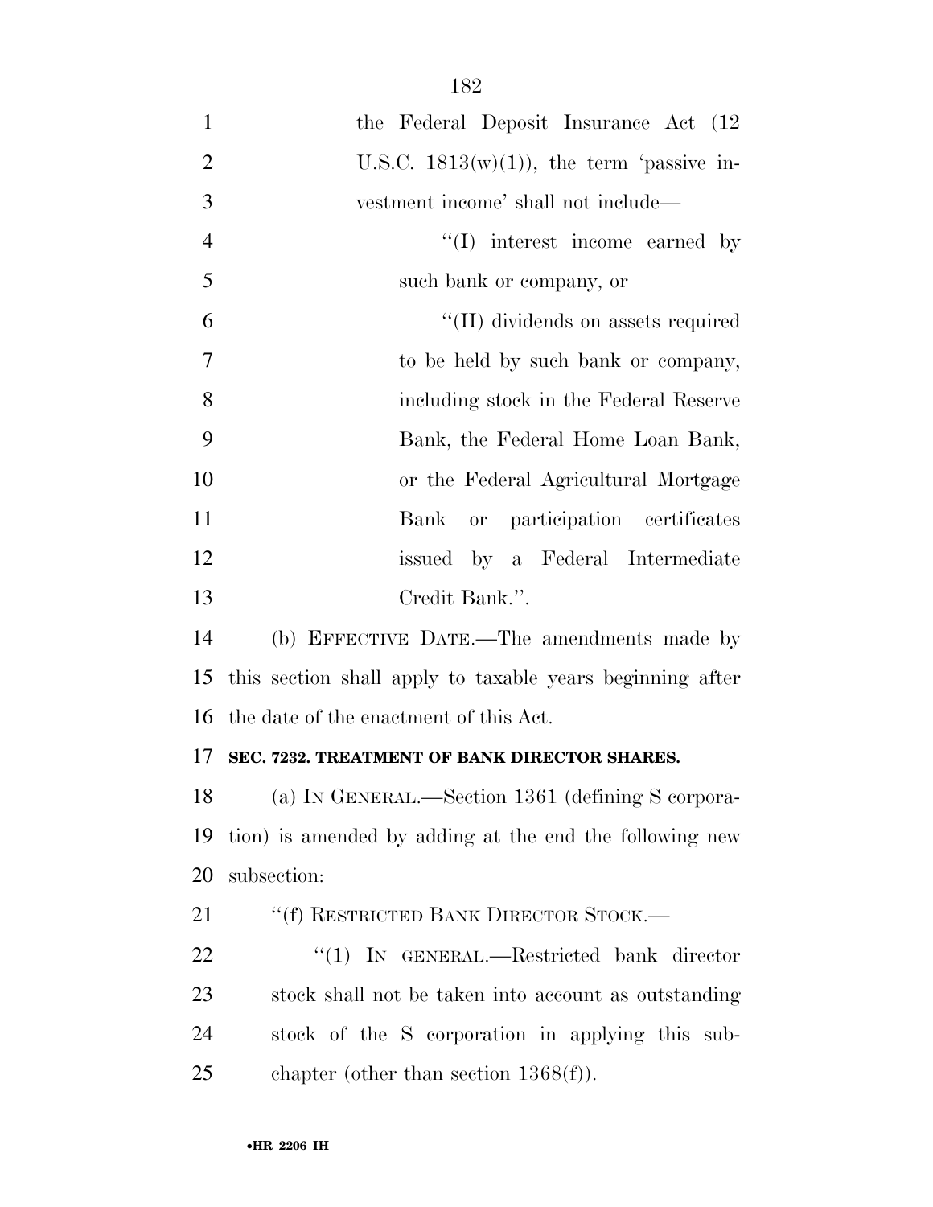the Federal Deposit Insurance Act (12 U.S.C. 1813(w)(1)), the term 'passive investment income' shall not include—

''(I) interest income earned by such bank or company, or

''(II) dividends on assets required to be held by such bank or company, including stock in the Federal Reserve Bank, the Federal Home Loan Bank, or the Federal Agricultural Mortgage Bank or participation certificates issued by a Federal Intermediate Credit Bank.''.

(b) EFFECTIVE DATE.—The amendments made by this section shall apply to taxable years beginning after the date of the enactment of this Act.

**SEC. 7232. TREATMENT OF BANK DIRECTOR SHARES.**

(a) IN GENERAL.—Section 1361 (defining S corporation) is amended by adding at the end the following new subsection:

''(f) RESTRICTED BANK DIRECTOR STOCK.—

''(1) IN GENERAL.—Restricted bank director stock shall not be taken into account as outstanding stock of the S corporation in applying this subchapter (other than section 1368(f)).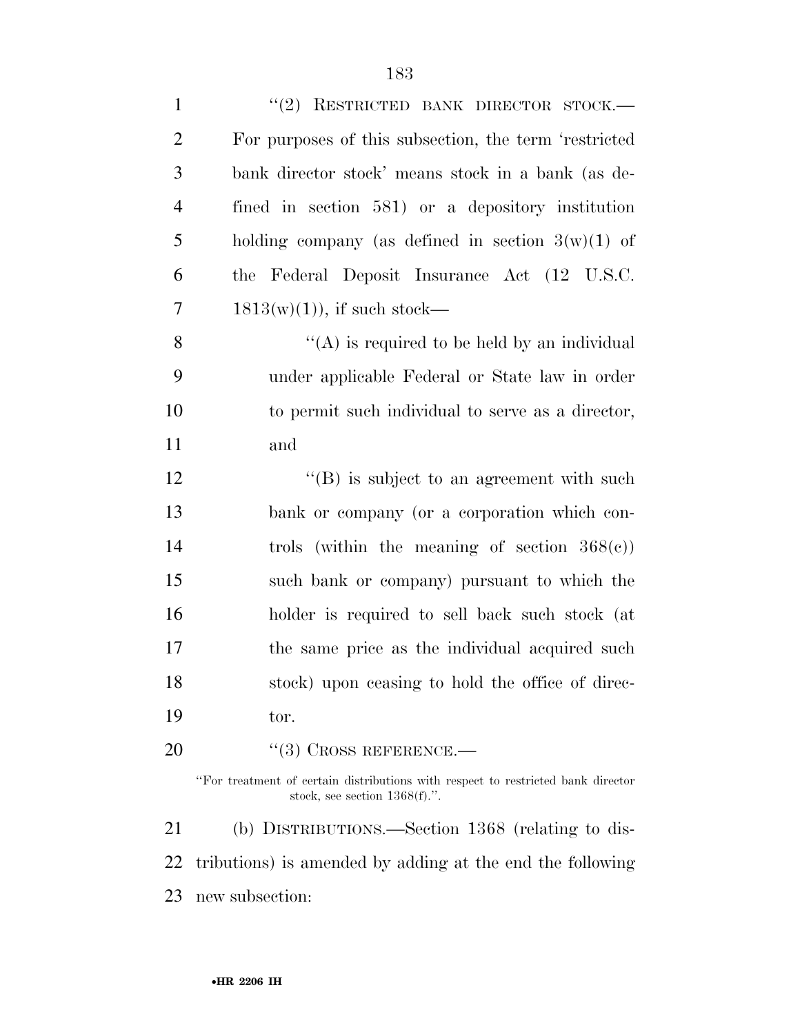"(2) RESTRICTED BANK DIRECTOR STOCK.— For purposes of this subsection, the term 'restricted bank director stock' means stock in a bank (as defined in section 581) or a depository institution holding company (as defined in section 3(w)(1) of the Federal Deposit Insurance Act (12 U.S.C. 1813(w)(1)), if such stock—

"(A) is required to be held by an individual under applicable Federal or State law in order to permit such individual to serve as a director, and

"(B) is subject to an agreement with such bank or company (or a corporation which controls (within the meaning of section 368(c)) such bank or company) pursuant to which the holder is required to sell back such stock (at the same price as the individual acquired such stock) upon ceasing to hold the office of director.

"(3) CROSS REFERENCE.—

"For treatment of certain distributions with respect to restricted bank director stock, see section 1368(f).".

(b) DISTRIBUTIONS.—Section 1368 (relating to distributions) is amended by adding at the end the following new subsection: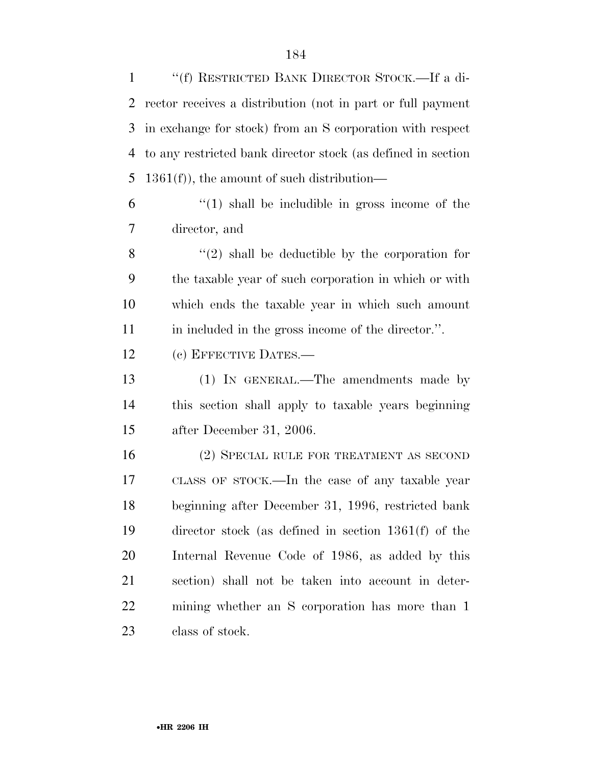"(f) RESTRICTED BANK DIRECTOR STOCK.—If a director receives a distribution (not in part or full payment in exchange for stock) from an S corporation with respect to any restricted bank director stock (as defined in section 1361(f)), the amount of such distribution—

"(1) shall be includible in gross income of the director, and

"(2) shall be deductible by the corporation for the taxable year of such corporation in which or with which ends the taxable year in which such amount in included in the gross income of the director.".

(c) EFFECTIVE DATES.—

(1) IN GENERAL.—The amendments made by this section shall apply to taxable years beginning after December 31, 2006.

(2) SPECIAL RULE FOR TREATMENT AS SECOND CLASS OF STOCK.—In the case of any taxable year beginning after December 31, 1996, restricted bank director stock (as defined in section 1361(f) of the Internal Revenue Code of 1986, as added by this section) shall not be taken into account in determining whether an S corporation has more than 1 class of stock.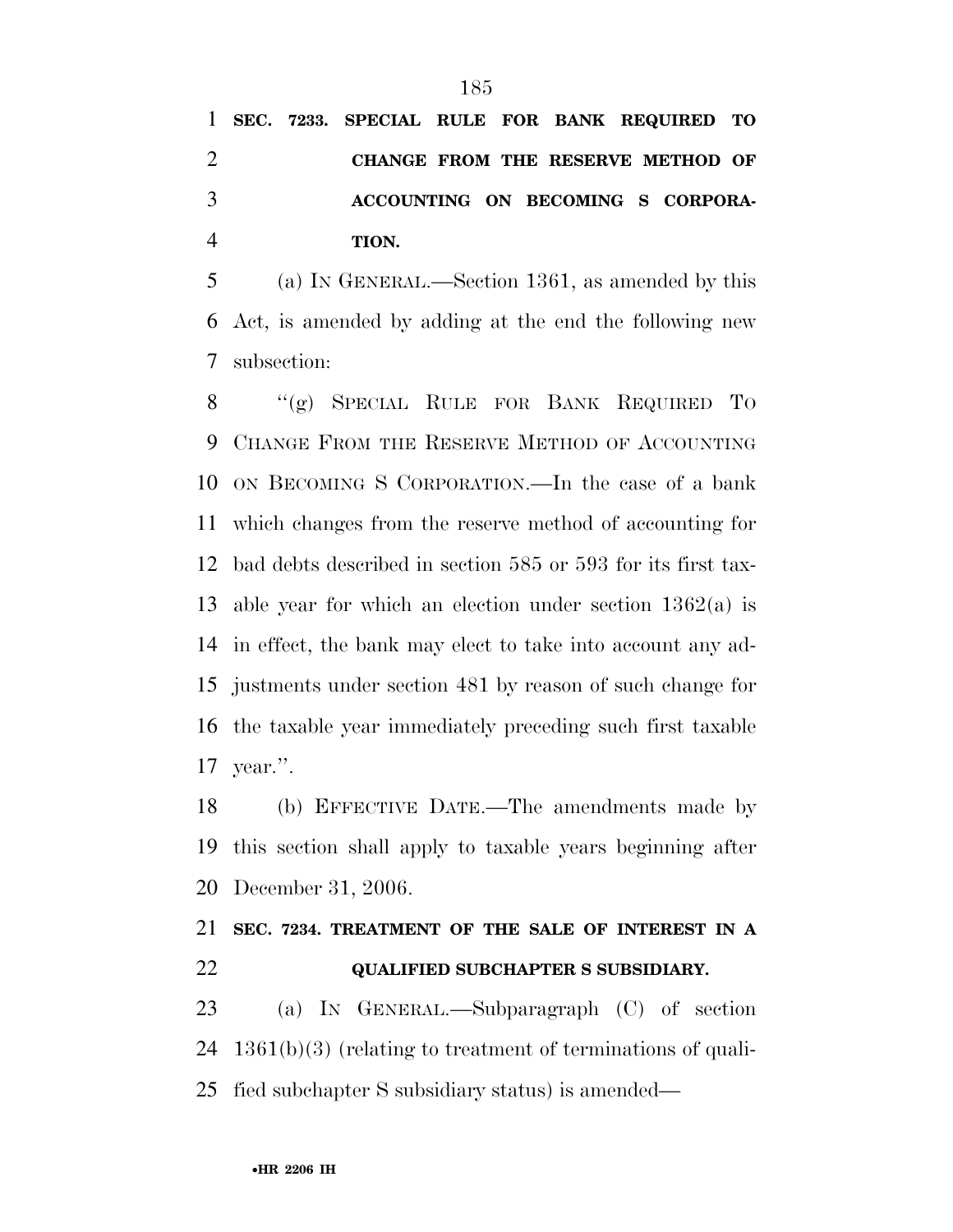**SEC. 7233. SPECIAL RULE FOR BANK REQUIRED TO CHANGE FROM THE RESERVE METHOD OF ACCOUNTING ON BECOMING S CORPORATION.**

(a) IN GENERAL.—Section 1361, as amended by this Act, is amended by adding at the end the following new subsection:

"(g) SPECIAL RULE FOR BANK REQUIRED TO CHANGE FROM THE RESERVE METHOD OF ACCOUNTING ON BECOMING S CORPORATION.—In the case of a bank which changes from the reserve method of accounting for bad debts described in section 585 or 593 for its first taxable year for which an election under section 1362(a) is in effect, the bank may elect to take into account any adjustments under section 481 by reason of such change for the taxable year immediately preceding such first taxable year.".

(b) EFFECTIVE DATE.—The amendments made by this section shall apply to taxable years beginning after December 31, 2006.

**SEC. 7234. TREATMENT OF THE SALE OF INTEREST IN A QUALIFIED SUBCHAPTER S SUBSIDIARY.**

(a) IN GENERAL.—Subparagraph (C) of section 1361(b)(3) (relating to treatment of terminations of qualified subchapter S subsidiary status) is amended—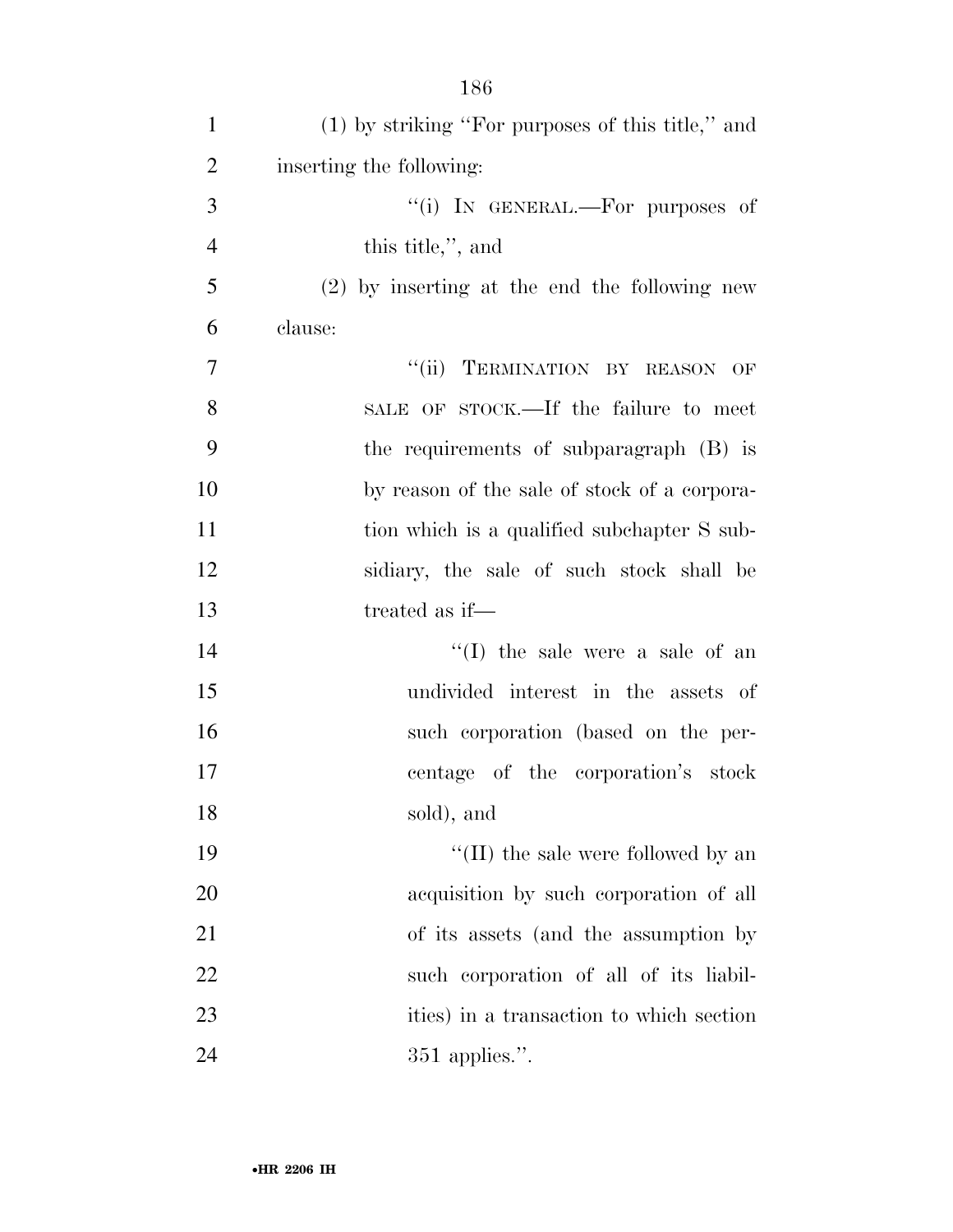(1) by striking "For purposes of this title," and inserting the following:

"(i) IN GENERAL.—For purposes of this title,", and

(2) by inserting at the end the following new clause:

"(ii) TERMINATION BY REASON OF SALE OF STOCK.—If the failure to meet the requirements of subparagraph (B) is by reason of the sale of stock of a corporation which is a qualified subchapter S subsidiary, the sale of such stock shall be treated as if—

"(I) the sale were a sale of an undivided interest in the assets of such corporation (based on the percentage of the corporation's stock sold), and

"(II) the sale were followed by an acquisition by such corporation of all of its assets (and the assumption by such corporation of all of its liabilities) in a transaction to which section 351 applies.".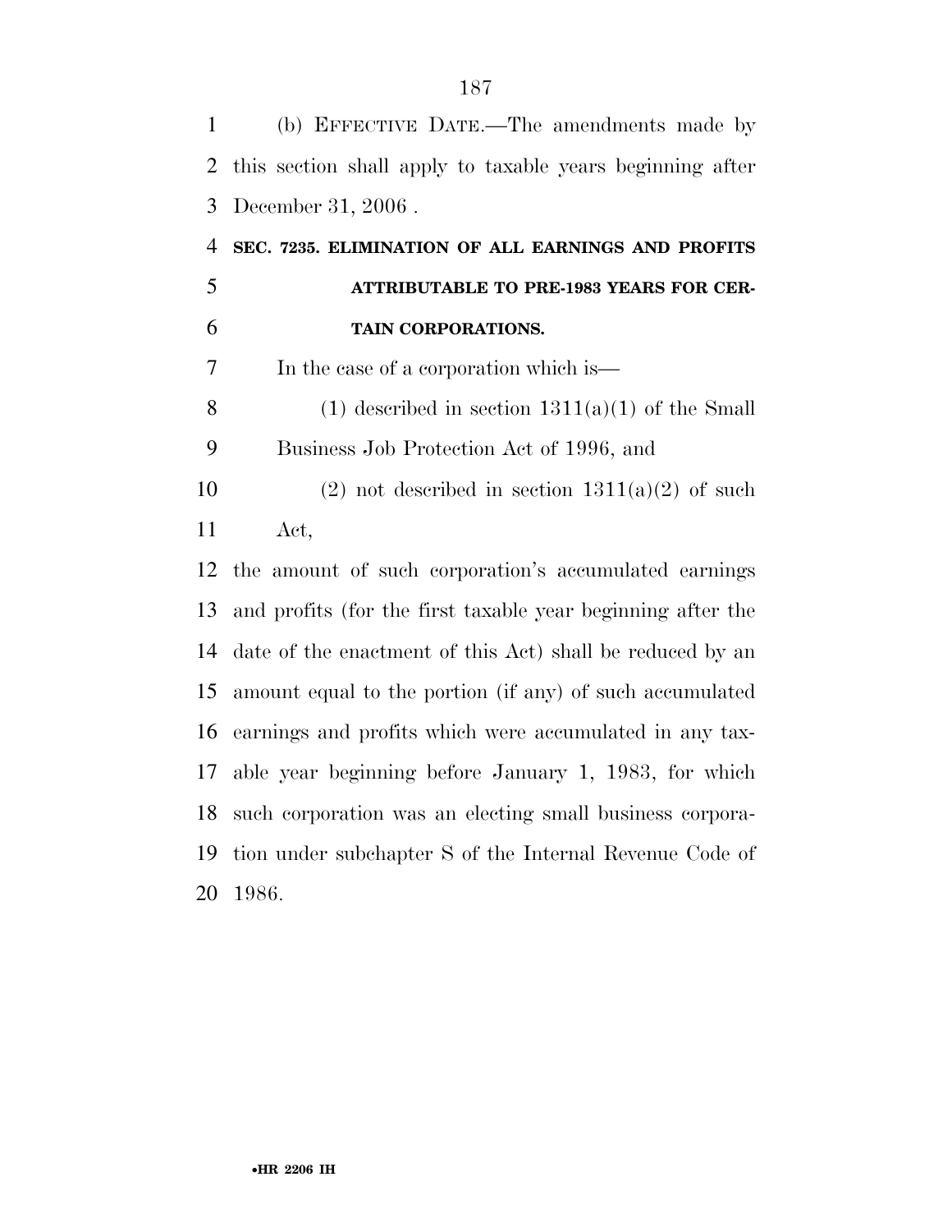(b) EFFECTIVE DATE.—The amendments made by this section shall apply to taxable years beginning after December 31, 2006 .

**SEC. 7235. ELIMINATION OF ALL EARNINGS AND PROFITS ATTRIBUTABLE TO PRE-1983 YEARS FOR CERTAIN CORPORATIONS.**

In the case of a corporation which is—

(1) described in section 1311(a)(1) of the Small Business Job Protection Act of 1996, and

(2) not described in section 1311(a)(2) of such Act,

the amount of such corporation's accumulated earnings and profits (for the first taxable year beginning after the date of the enactment of this Act) shall be reduced by an amount equal to the portion (if any) of such accumulated earnings and profits which were accumulated in any taxable year beginning before January 1, 1983, for which such corporation was an electing small business corporation under subchapter S of the Internal Revenue Code of 1986.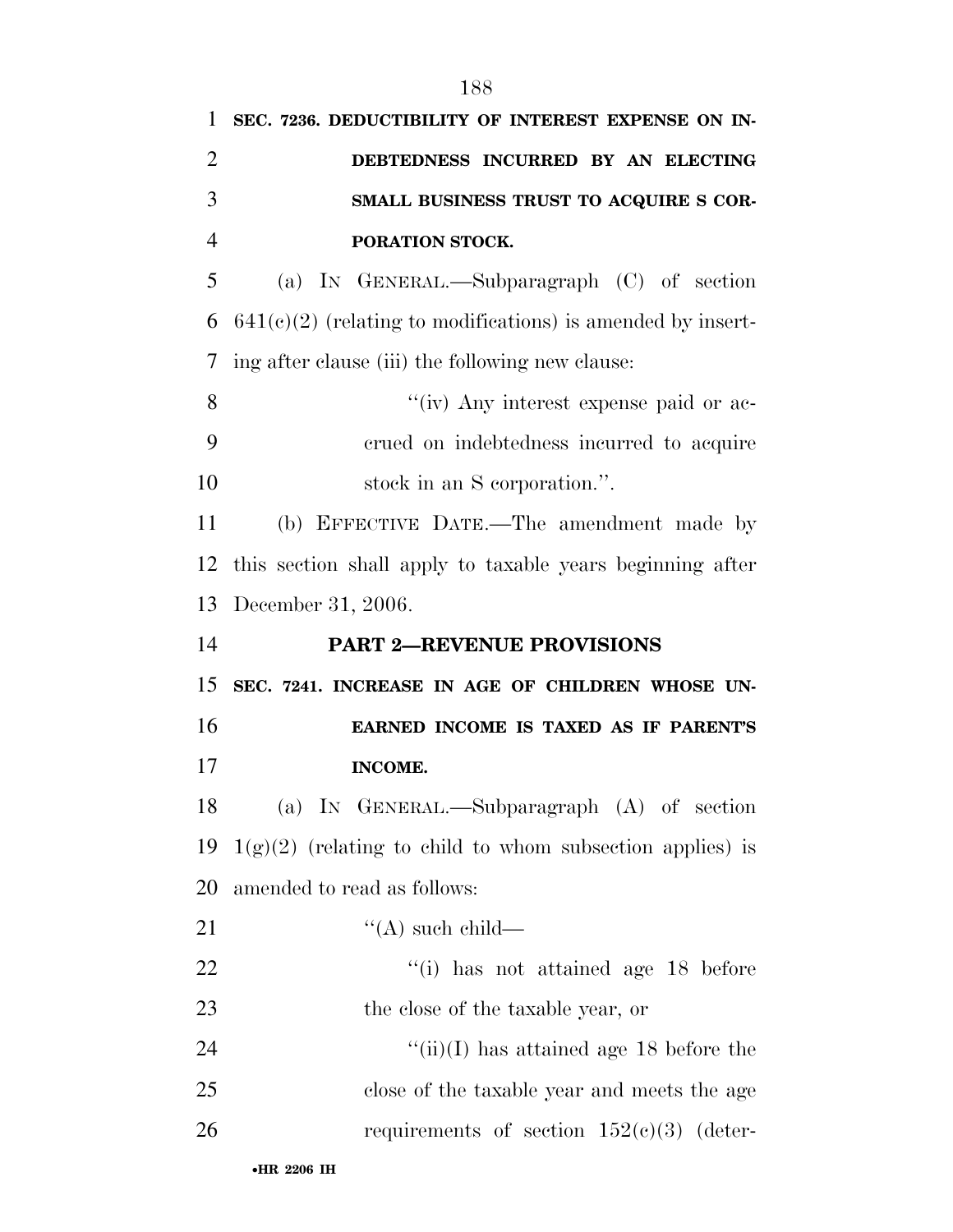**SEC. 7236. DEDUCTIBILITY OF INTEREST EXPENSE ON INDEBTEDNESS INCURRED BY AN ELECTING SMALL BUSINESS TRUST TO ACQUIRE S CORPORATION STOCK.**

(a) IN GENERAL.—Subparagraph (C) of section 641(c)(2) (relating to modifications) is amended by inserting after clause (iii) the following new clause:

> ''(iv) Any interest expense paid or accrued on indebtedness incurred to acquire stock in an S corporation.''.

(b) EFFECTIVE DATE.—The amendment made by this section shall apply to taxable years beginning after December 31, 2006.

## PART 2—REVENUE PROVISIONS

**SEC. 7241. INCREASE IN AGE OF CHILDREN WHOSE UNEARNED INCOME IS TAXED AS IF PARENT'S INCOME.**

(a) IN GENERAL.—Subparagraph (A) of section 1(g)(2) (relating to child to whom subsection applies) is amended to read as follows:

> ''(A) such child—
>
> ''(i) has not attained age 18 before the close of the taxable year, or
>
> ''(ii)(I) has attained age 18 before the close of the taxable year and meets the age requirements of section 152(c)(3) (deter-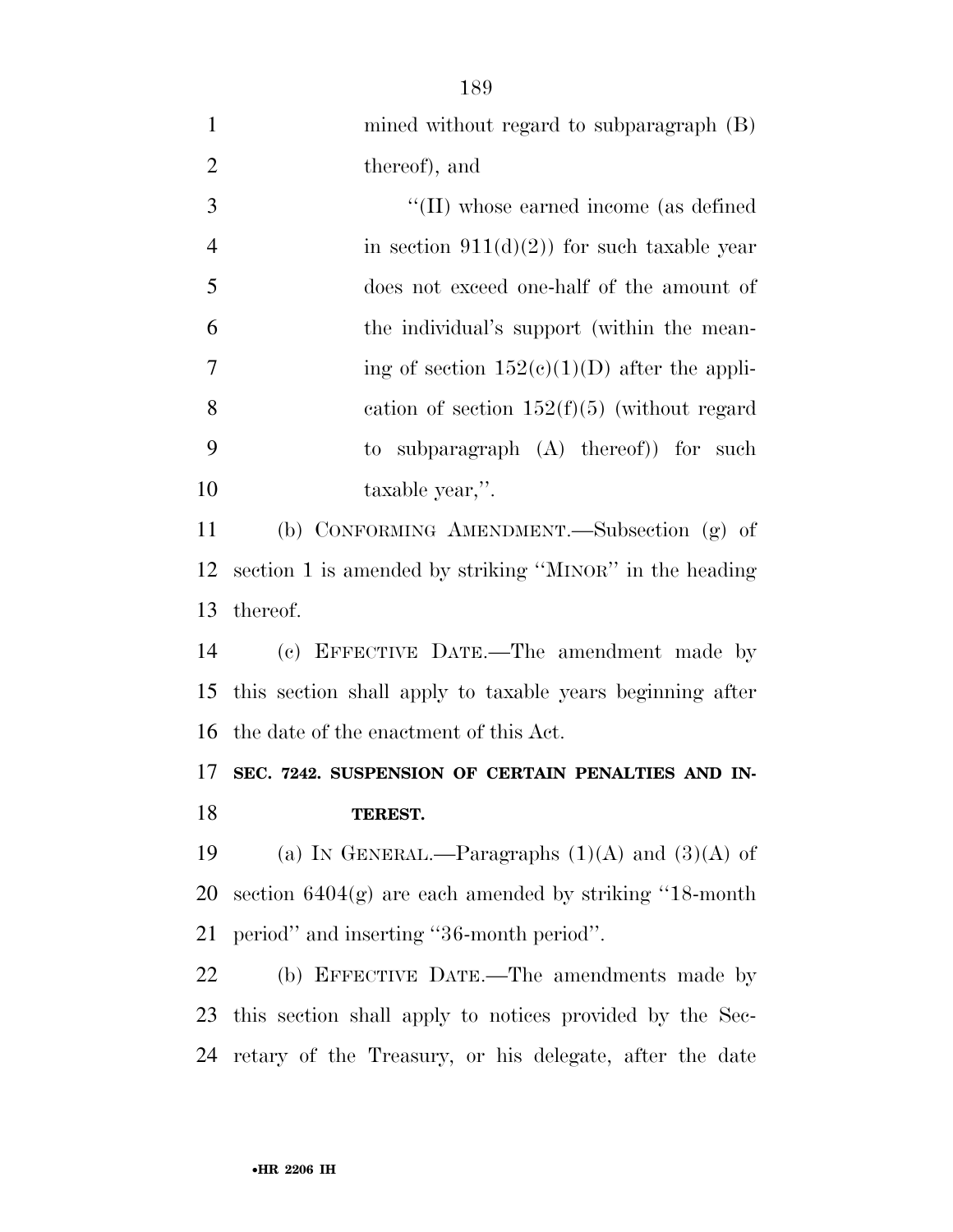mined without regard to subparagraph (B) thereof), and

''(II) whose earned income (as defined in section 911(d)(2)) for such taxable year does not exceed one-half of the amount of the individual's support (within the meaning of section 152(c)(1)(D) after the application of section 152(f)(5) (without regard to subparagraph (A) thereof)) for such taxable year,''.

(b) CONFORMING AMENDMENT.—Subsection (g) of section 1 is amended by striking ''MINOR'' in the heading thereof.

(c) EFFECTIVE DATE.—The amendment made by this section shall apply to taxable years beginning after the date of the enactment of this Act.

**SEC. 7242. SUSPENSION OF CERTAIN PENALTIES AND INTEREST.**

(a) IN GENERAL.—Paragraphs (1)(A) and (3)(A) of section 6404(g) are each amended by striking ''18-month period'' and inserting ''36-month period''.

(b) EFFECTIVE DATE.—The amendments made by this section shall apply to notices provided by the Secretary of the Treasury, or his delegate, after the date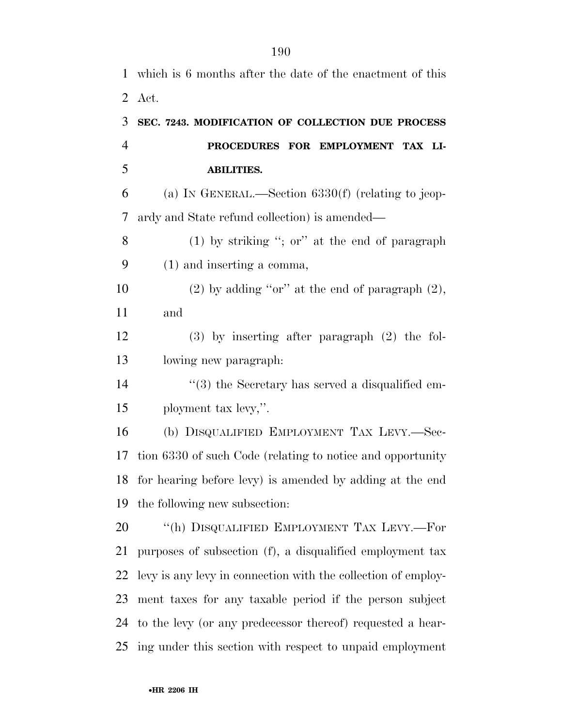which is 6 months after the date of the enactment of this Act.

### SEC. 7243. MODIFICATION OF COLLECTION DUE PROCESS PROCEDURES FOR EMPLOYMENT TAX LIABILITIES.

(a) IN GENERAL.—Section 6330(f) (relating to jeopardy and State refund collection) is amended—

(1) by striking ''; or'' at the end of paragraph (1) and inserting a comma,

(2) by adding ''or'' at the end of paragraph (2), and

(3) by inserting after paragraph (2) the following new paragraph:

''(3) the Secretary has served a disqualified employment tax levy,''.

(b) DISQUALIFIED EMPLOYMENT TAX LEVY.—Section 6330 of such Code (relating to notice and opportunity for hearing before levy) is amended by adding at the end the following new subsection:

''(h) DISQUALIFIED EMPLOYMENT TAX LEVY.—For purposes of subsection (f), a disqualified employment tax levy is any levy in connection with the collection of employment taxes for any taxable period if the person subject to the levy (or any predecessor thereof) requested a hearing under this section with respect to unpaid employment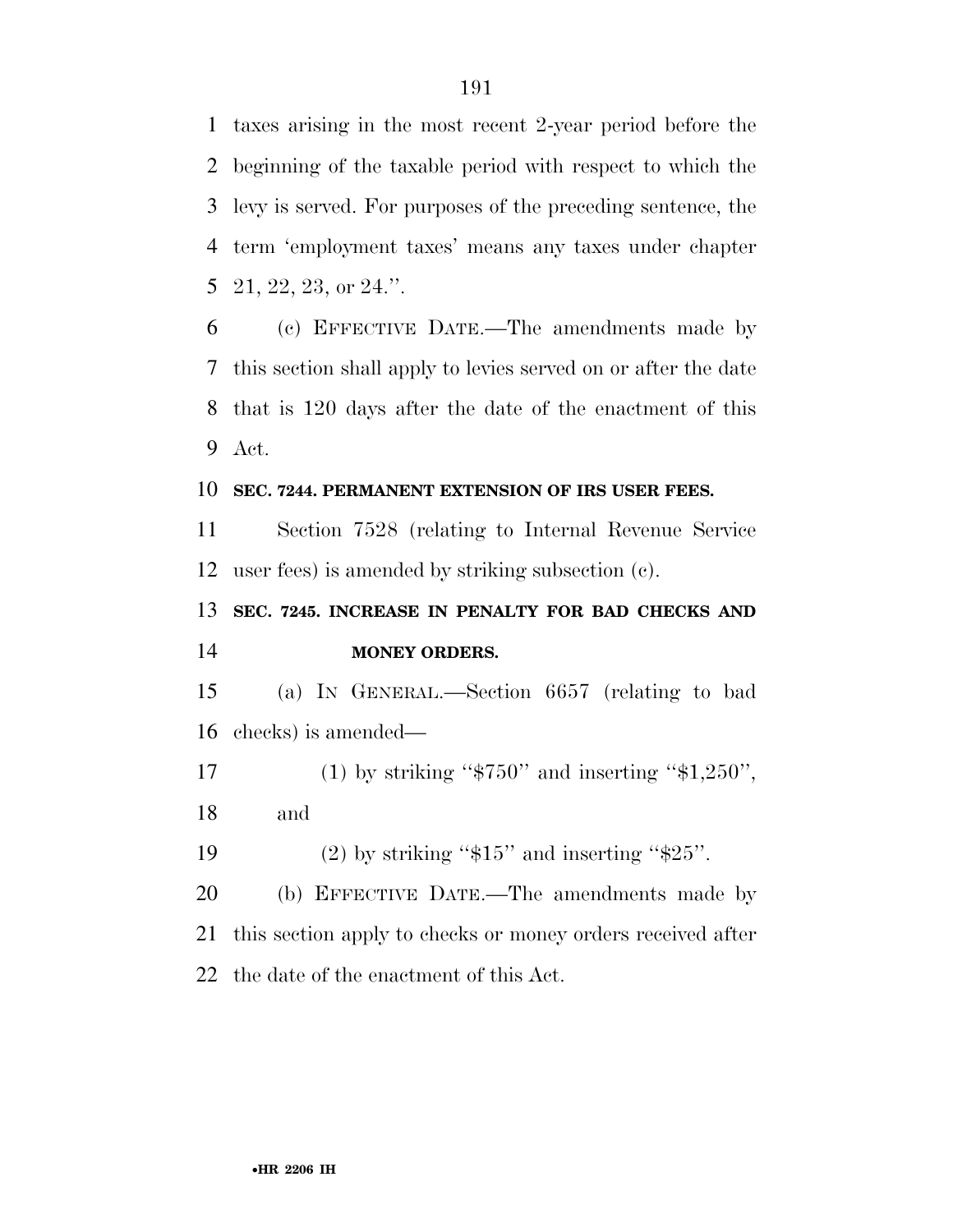taxes arising in the most recent 2-year period before the beginning of the taxable period with respect to which the levy is served. For purposes of the preceding sentence, the term 'employment taxes' means any taxes under chapter 21, 22, 23, or 24.''.

(c) EFFECTIVE DATE.—The amendments made by this section shall apply to levies served on or after the date that is 120 days after the date of the enactment of this Act.

**SEC. 7244. PERMANENT EXTENSION OF IRS USER FEES.**

Section 7528 (relating to Internal Revenue Service user fees) is amended by striking subsection (c).

**SEC. 7245. INCREASE IN PENALTY FOR BAD CHECKS AND MONEY ORDERS.**

(a) IN GENERAL.—Section 6657 (relating to bad checks) is amended—

(1) by striking ''$750'' and inserting ''$1,250'', and

(2) by striking ''$15'' and inserting ''$25''.

(b) EFFECTIVE DATE.—The amendments made by this section apply to checks or money orders received after the date of the enactment of this Act.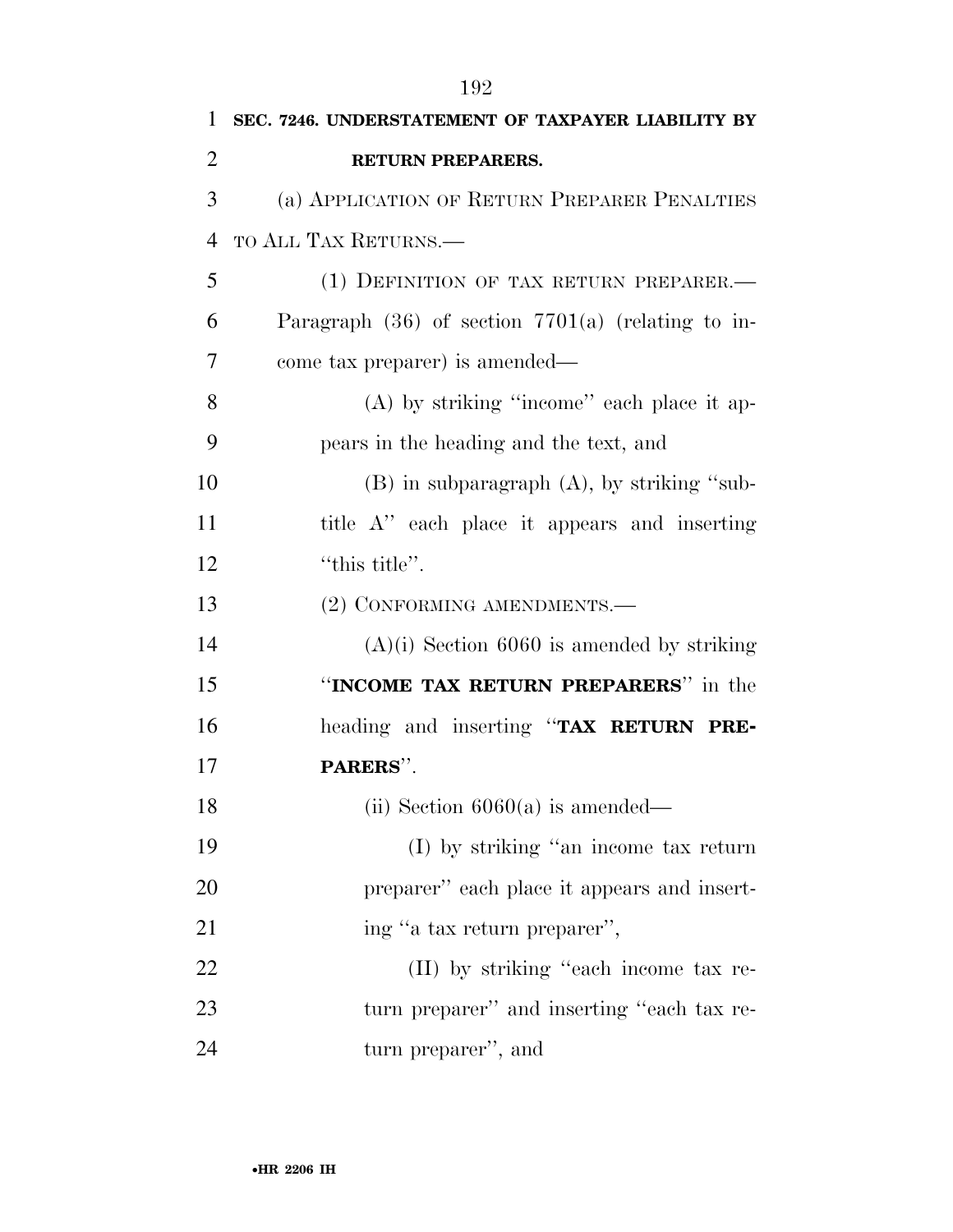**SEC. 7246. UNDERSTATEMENT OF TAXPAYER LIABILITY BY RETURN PREPARERS.**

(a) APPLICATION OF RETURN PREPARER PENALTIES TO ALL TAX RETURNS.—

(1) DEFINITION OF TAX RETURN PREPARER.—Paragraph (36) of section 7701(a) (relating to income tax preparer) is amended—

(A) by striking ''income'' each place it appears in the heading and the text, and

(B) in subparagraph (A), by striking ''subtitle A'' each place it appears and inserting ''this title''.

(2) CONFORMING AMENDMENTS.—

(A)(i) Section 6060 is amended by striking ''**INCOME TAX RETURN PREPARERS**'' in the heading and inserting ''**TAX RETURN PREPARERS**''.

(ii) Section 6060(a) is amended—

(I) by striking ''an income tax return preparer'' each place it appears and inserting ''a tax return preparer'',

(II) by striking ''each income tax return preparer'' and inserting ''each tax return preparer'', and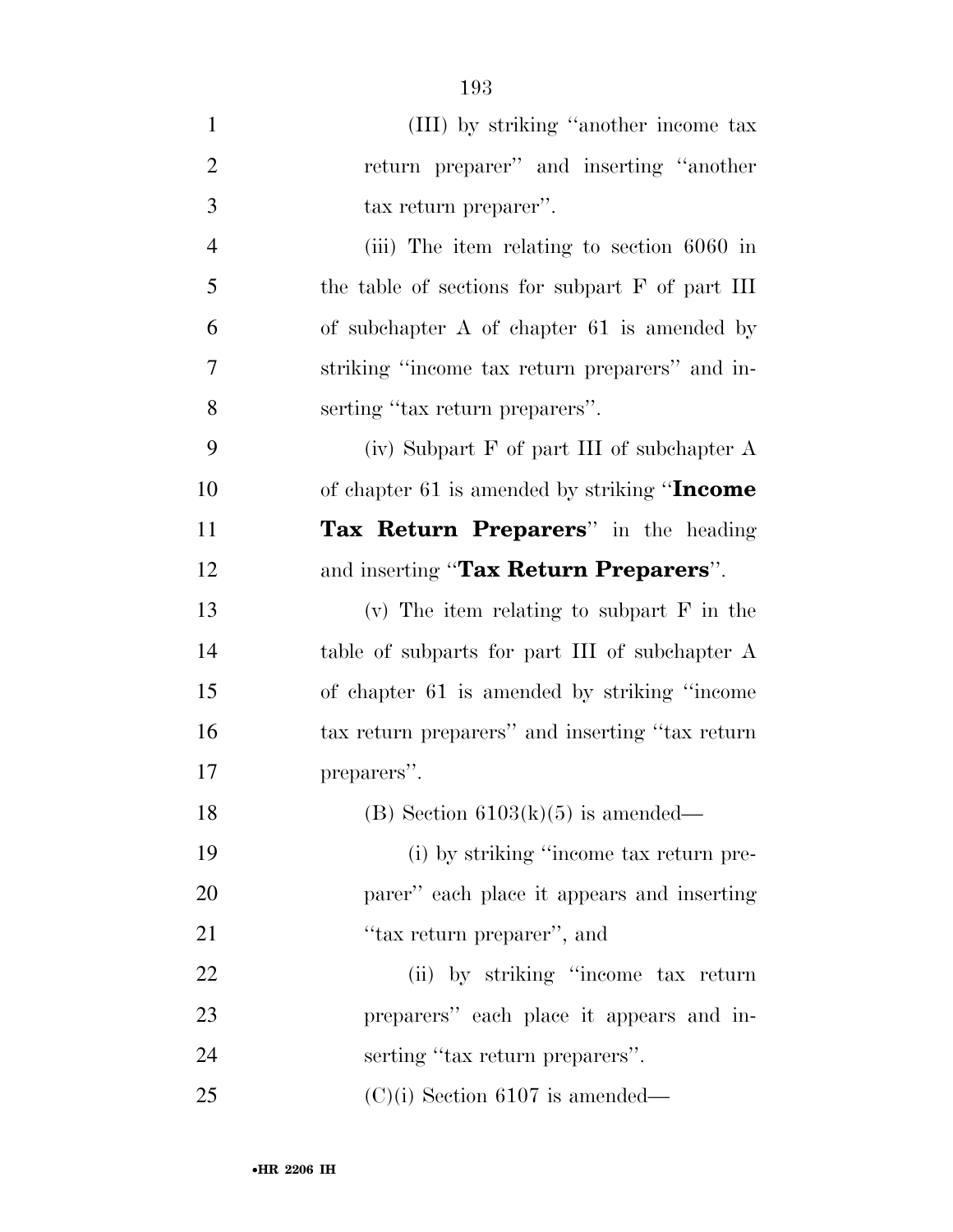(III) by striking "another income tax return preparer" and inserting "another tax return preparer".

(iii) The item relating to section 6060 in the table of sections for subpart F of part III of subchapter A of chapter 61 is amended by striking "income tax return preparers" and inserting "tax return preparers".

(iv) Subpart F of part III of subchapter A of chapter 61 is amended by striking "**Income Tax Return Preparers**" in the heading and inserting "**Tax Return Preparers**".

(v) The item relating to subpart F in the table of subparts for part III of subchapter A of chapter 61 is amended by striking "income tax return preparers" and inserting "tax return preparers".

(B) Section 6103(k)(5) is amended—

(i) by striking "income tax return preparer" each place it appears and inserting "tax return preparer", and

(ii) by striking "income tax return preparers" each place it appears and inserting "tax return preparers".

(C)(i) Section 6107 is amended—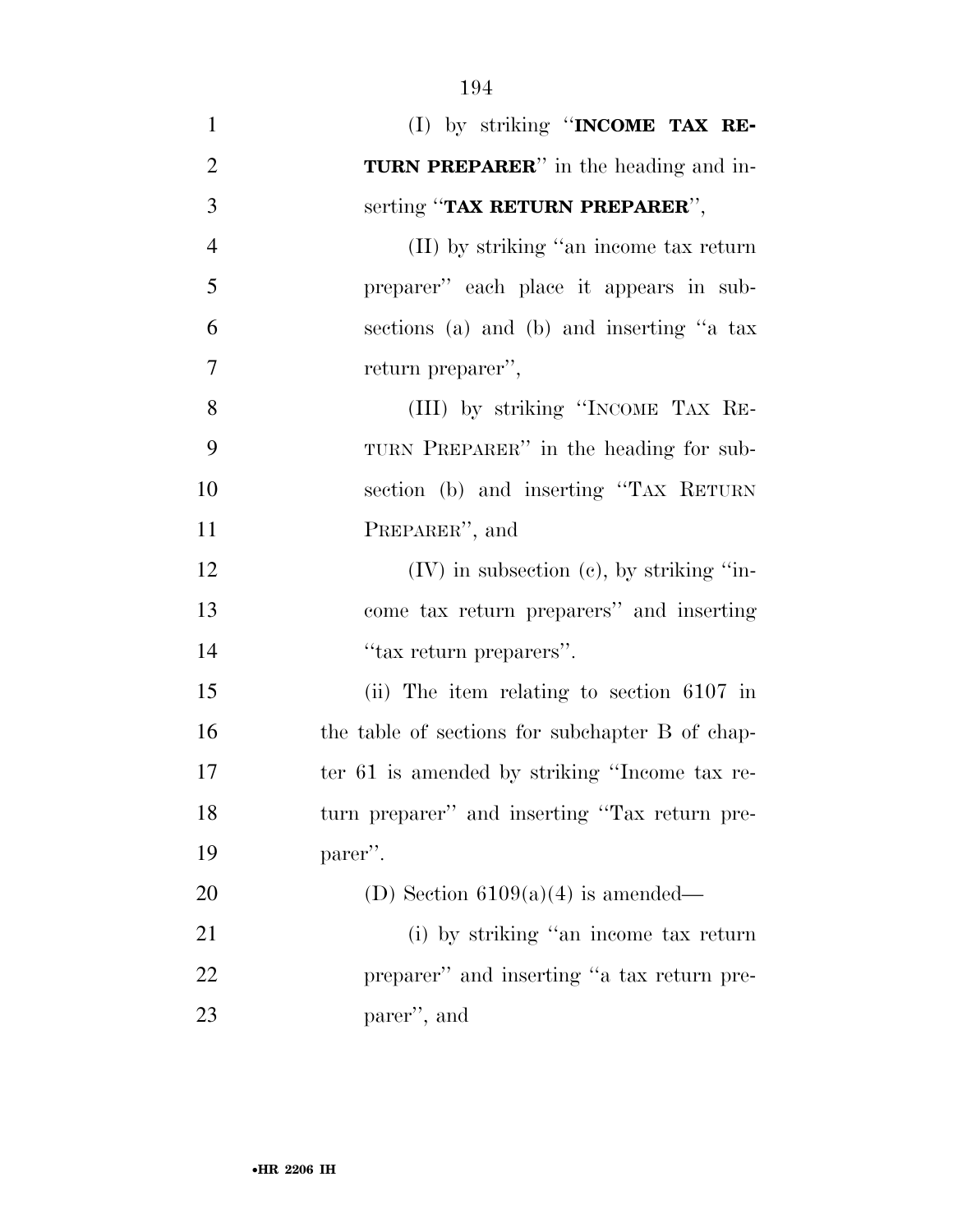(I) by striking "**INCOME TAX RETURN PREPARER**" in the heading and inserting "**TAX RETURN PREPARER**",

(II) by striking "an income tax return preparer" each place it appears in subsections (a) and (b) and inserting "a tax return preparer",

(III) by striking "INCOME TAX RETURN PREPARER" in the heading for subsection (b) and inserting "TAX RETURN PREPARER", and

(IV) in subsection (c), by striking "income tax return preparers" and inserting "tax return preparers".

(ii) The item relating to section 6107 in the table of sections for subchapter B of chapter 61 is amended by striking "Income tax return preparer" and inserting "Tax return preparer".

(D) Section 6109(a)(4) is amended—

(i) by striking "an income tax return preparer" and inserting "a tax return preparer", and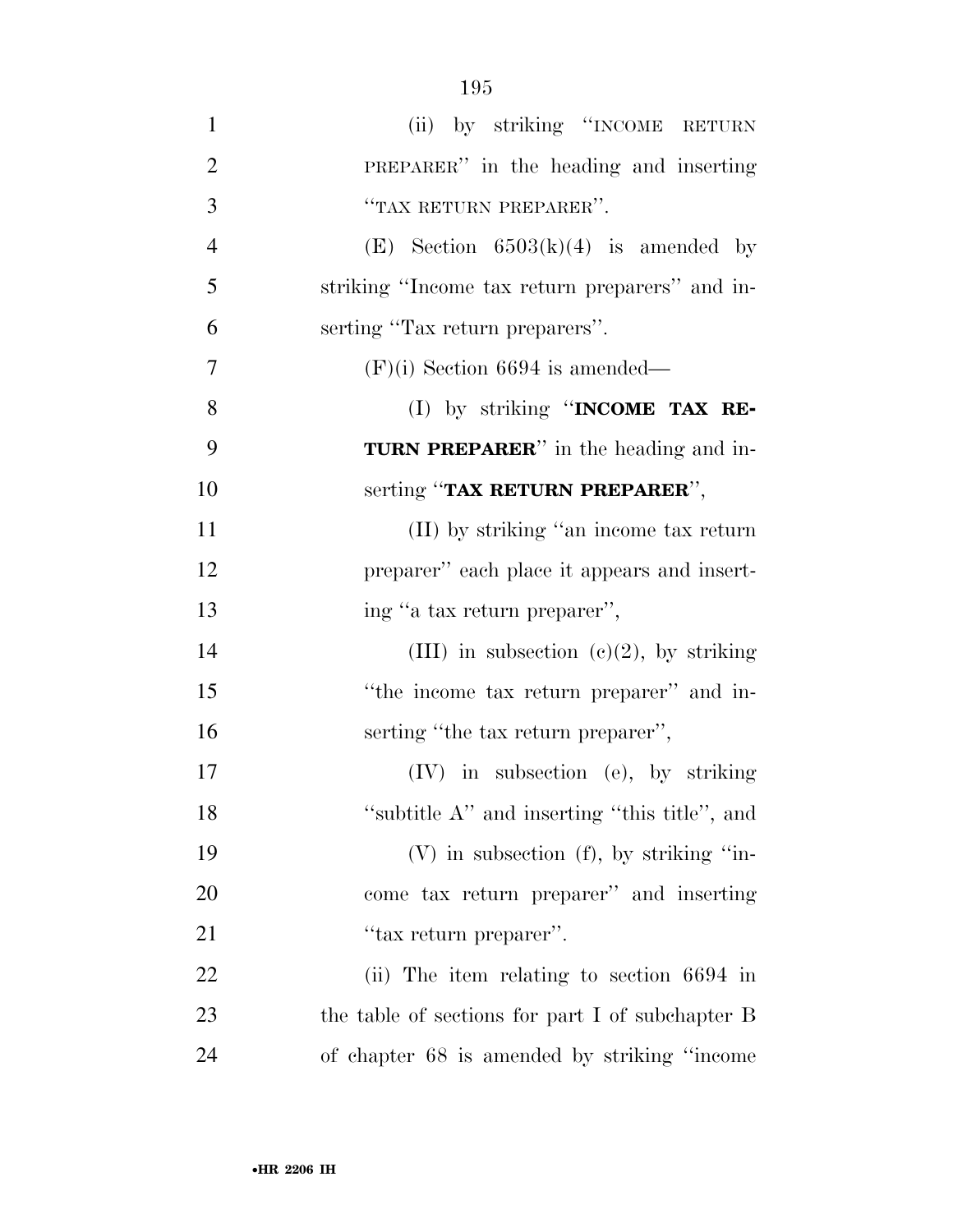(ii) by striking "INCOME RETURN PREPARER" in the heading and inserting "TAX RETURN PREPARER".

(E) Section 6503(k)(4) is amended by striking "Income tax return preparers" and inserting "Tax return preparers".

(F)(i) Section 6694 is amended—

(I) by striking "**INCOME TAX RETURN PREPARER**" in the heading and inserting "**TAX RETURN PREPARER**",

(II) by striking "an income tax return preparer" each place it appears and inserting "a tax return preparer",

(III) in subsection (c)(2), by striking "the income tax return preparer" and inserting "the tax return preparer",

(IV) in subsection (e), by striking "subtitle A" and inserting "this title", and

(V) in subsection (f), by striking "income tax return preparer" and inserting "tax return preparer".

(ii) The item relating to section 6694 in the table of sections for part I of subchapter B of chapter 68 is amended by striking "income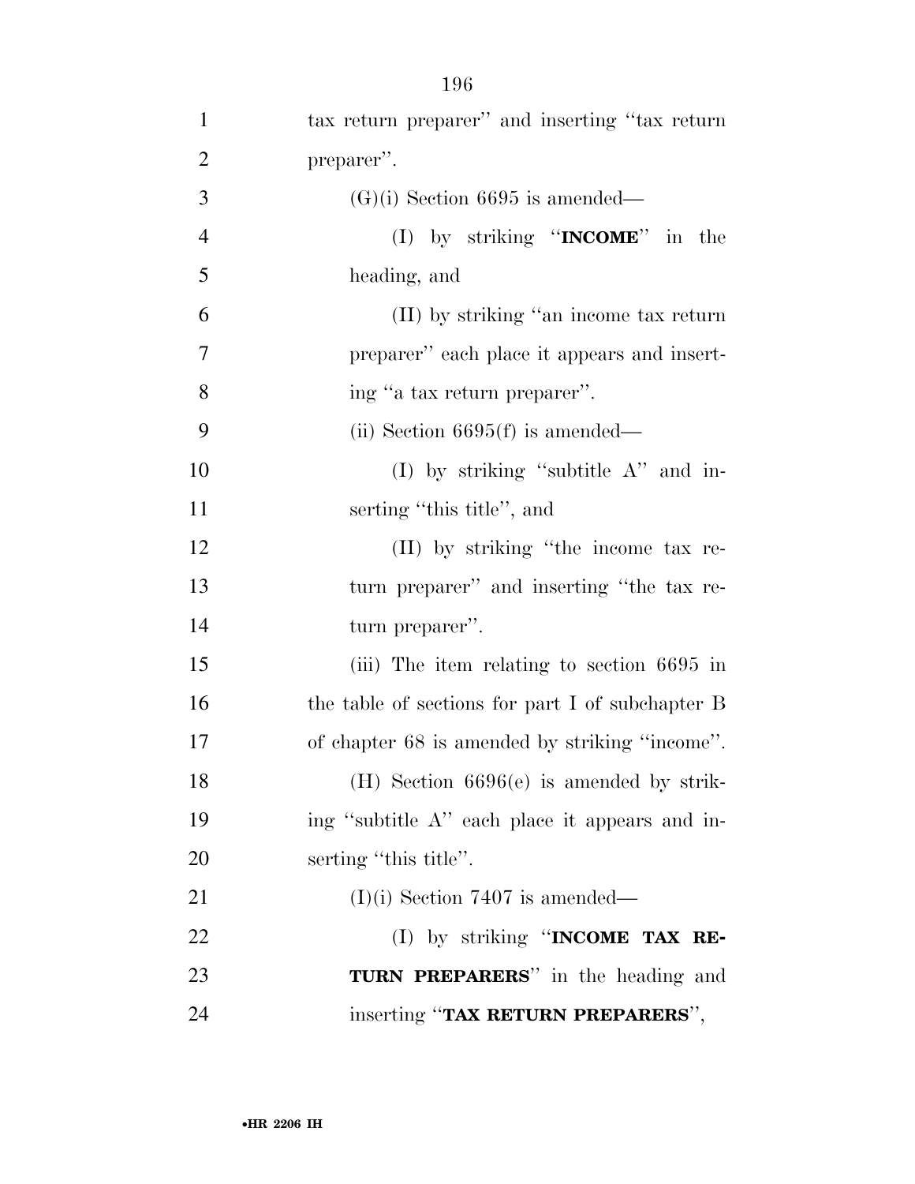tax return preparer'' and inserting ''tax return preparer''.

(G)(i) Section 6695 is amended—

(I) by striking ''**INCOME**'' in the heading, and

(II) by striking ''an income tax return preparer'' each place it appears and inserting ''a tax return preparer''.

(ii) Section 6695(f) is amended—

(I) by striking ''subtitle A'' and inserting ''this title'', and

(II) by striking ''the income tax return preparer'' and inserting ''the tax return preparer''.

(iii) The item relating to section 6695 in the table of sections for part I of subchapter B of chapter 68 is amended by striking ''income''.

(H) Section 6696(e) is amended by striking ''subtitle A'' each place it appears and inserting ''this title''.

(I)(i) Section 7407 is amended—

(I) by striking ''**INCOME TAX RETURN PREPARERS**'' in the heading and inserting ''**TAX RETURN PREPARERS**'',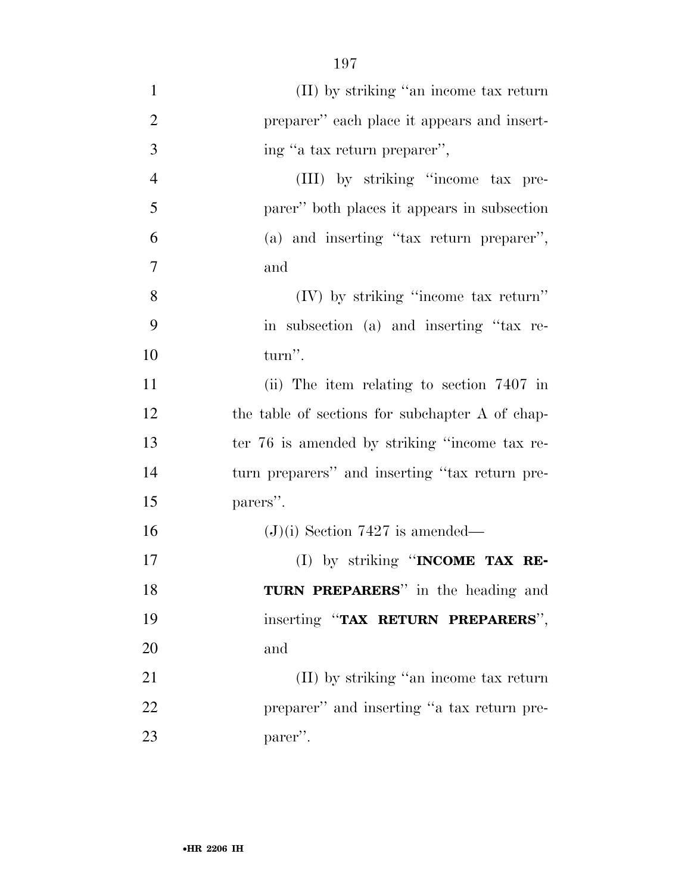(II) by striking "an income tax return preparer" each place it appears and inserting "a tax return preparer",

(III) by striking "income tax preparer" both places it appears in subsection (a) and inserting "tax return preparer", and

(IV) by striking "income tax return" in subsection (a) and inserting "tax return".

(ii) The item relating to section 7407 in the table of sections for subchapter A of chapter 76 is amended by striking "income tax return preparers" and inserting "tax return preparers".

(J)(i) Section 7427 is amended—

(I) by striking "**INCOME TAX RETURN PREPARERS**" in the heading and inserting "**TAX RETURN PREPARERS**", and

(II) by striking "an income tax return preparer" and inserting "a tax return preparer".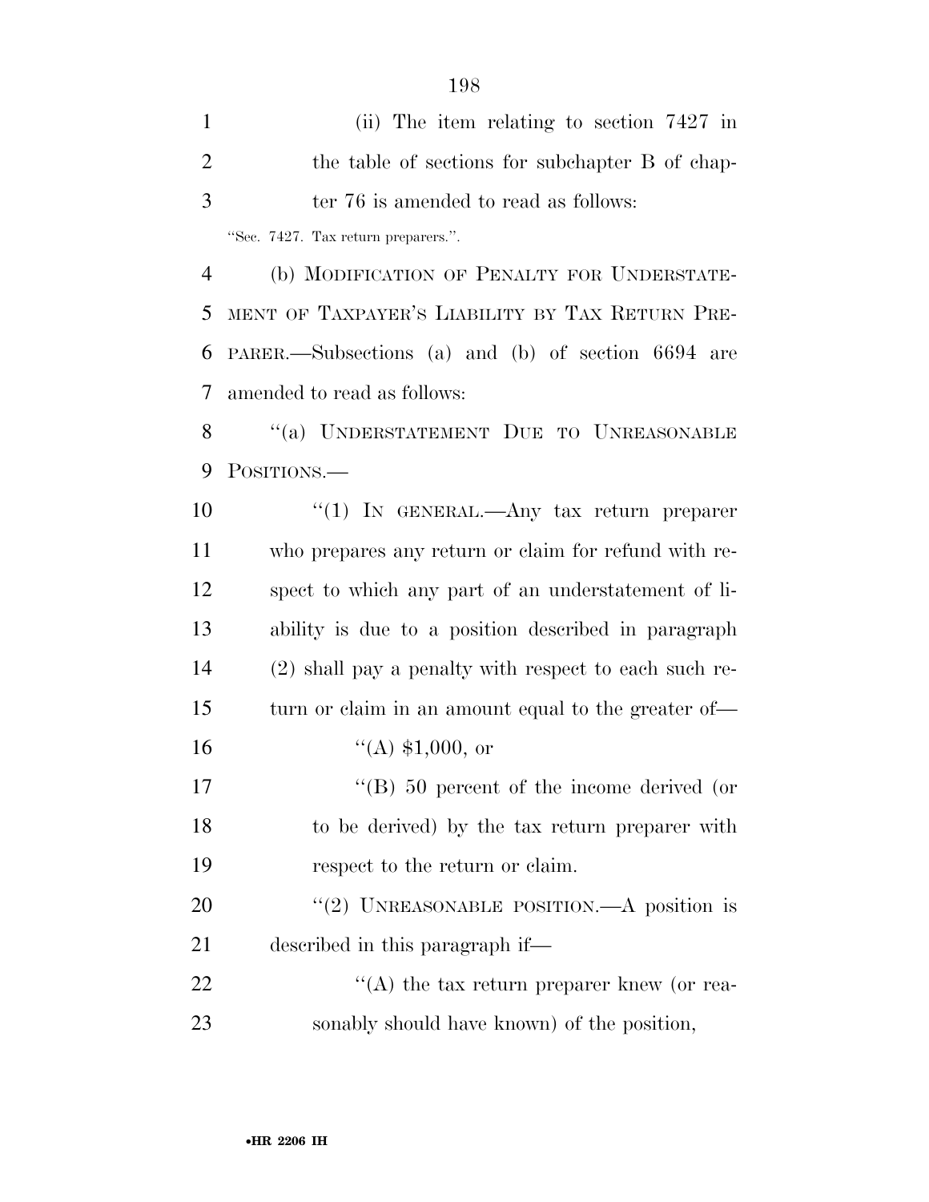(ii) The item relating to section 7427 in the table of sections for subchapter B of chapter 76 is amended to read as follows:

"Sec. 7427. Tax return preparers.".

(b) MODIFICATION OF PENALTY FOR UNDERSTATEMENT OF TAXPAYER'S LIABILITY BY TAX RETURN PREPARER.—Subsections (a) and (b) of section 6694 are amended to read as follows:

"(a) UNDERSTATEMENT DUE TO UNREASONABLE POSITIONS.—

"(1) IN GENERAL.—Any tax return preparer who prepares any return or claim for refund with respect to which any part of an understatement of liability is due to a position described in paragraph (2) shall pay a penalty with respect to each such return or claim in an amount equal to the greater of—

"(A) $1,000, or

"(B) 50 percent of the income derived (or to be derived) by the tax return preparer with respect to the return or claim.

"(2) UNREASONABLE POSITION.—A position is described in this paragraph if—

"(A) the tax return preparer knew (or reasonably should have known) of the position,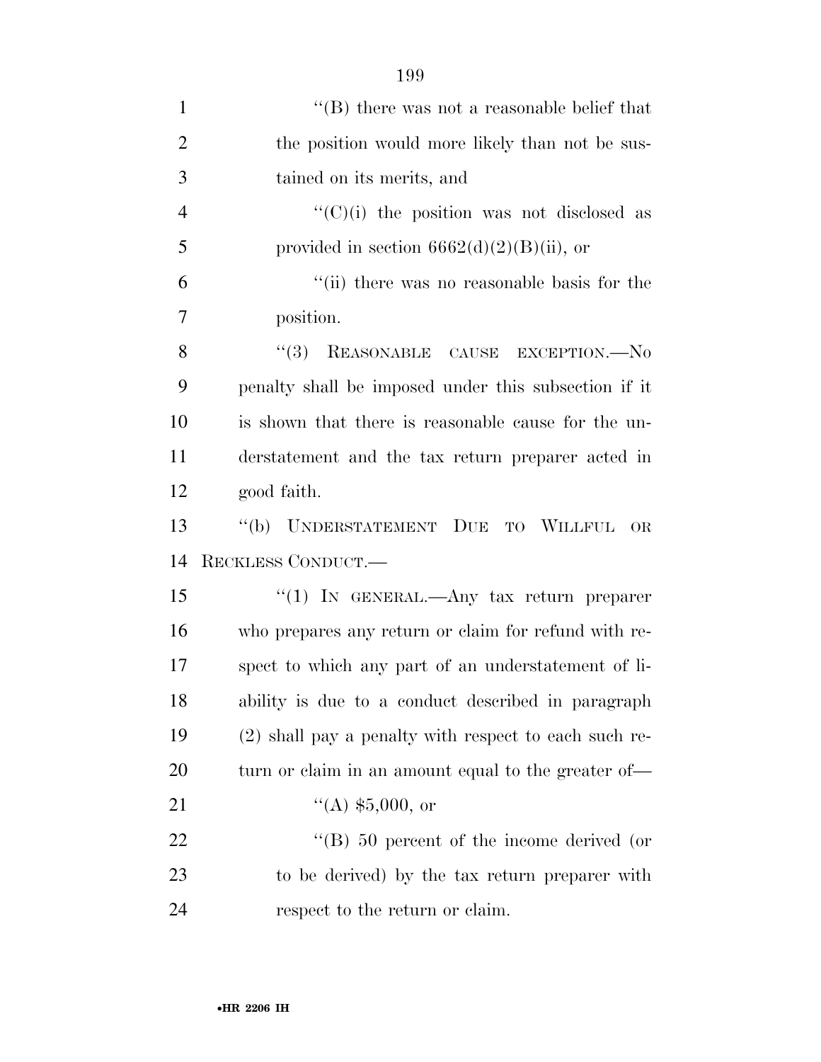''(B) there was not a reasonable belief that the position would more likely than not be sustained on its merits, and

''(C)(i) the position was not disclosed as provided in section 6662(d)(2)(B)(ii), or

''(ii) there was no reasonable basis for the position.

''(3) REASONABLE CAUSE EXCEPTION.—No penalty shall be imposed under this subsection if it is shown that there is reasonable cause for the understatement and the tax return preparer acted in good faith.

''(b) UNDERSTATEMENT DUE TO WILLFUL OR RECKLESS CONDUCT.—

''(1) IN GENERAL.—Any tax return preparer who prepares any return or claim for refund with respect to which any part of an understatement of liability is due to a conduct described in paragraph (2) shall pay a penalty with respect to each such return or claim in an amount equal to the greater of—

''(A) $5,000, or

''(B) 50 percent of the income derived (or to be derived) by the tax return preparer with respect to the return or claim.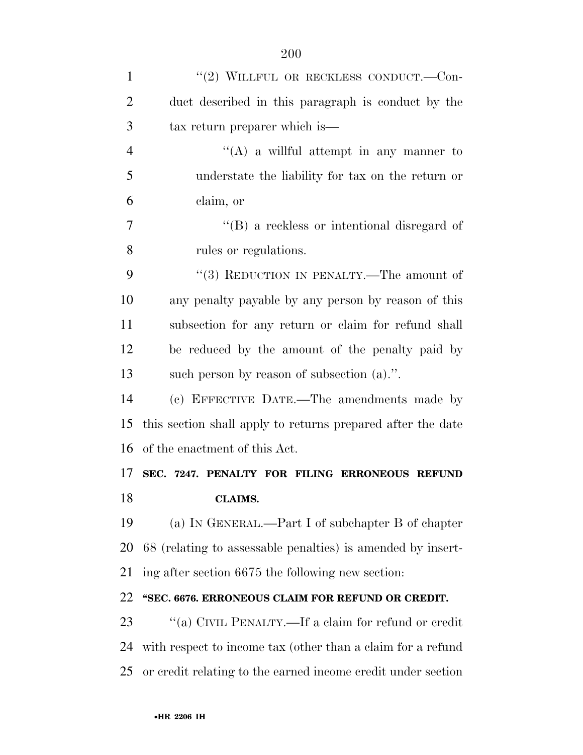"(2) WILLFUL OR RECKLESS CONDUCT.—Conduct described in this paragraph is conduct by the tax return preparer which is—

"(A) a willful attempt in any manner to understate the liability for tax on the return or claim, or

"(B) a reckless or intentional disregard of rules or regulations.

"(3) REDUCTION IN PENALTY.—The amount of any penalty payable by any person by reason of this subsection for any return or claim for refund shall be reduced by the amount of the penalty paid by such person by reason of subsection (a).".

(c) EFFECTIVE DATE.—The amendments made by this section shall apply to returns prepared after the date of the enactment of this Act.

**SEC. 7247. PENALTY FOR FILING ERRONEOUS REFUND CLAIMS.**

(a) IN GENERAL.—Part I of subchapter B of chapter 68 (relating to assessable penalties) is amended by inserting after section 6675 the following new section:

**"SEC. 6676. ERRONEOUS CLAIM FOR REFUND OR CREDIT.**

"(a) CIVIL PENALTY.—If a claim for refund or credit with respect to income tax (other than a claim for a refund or credit relating to the earned income credit under section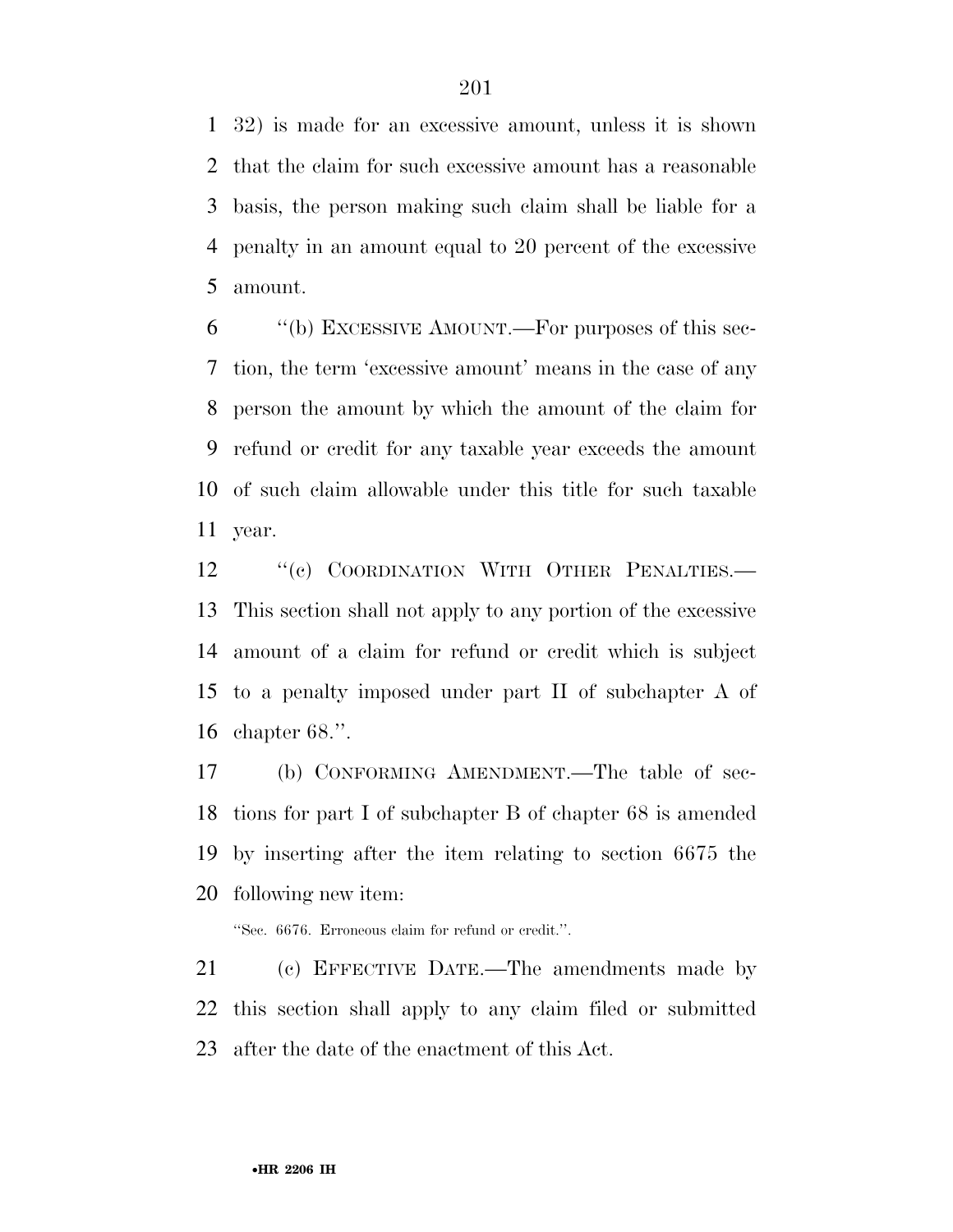32) is made for an excessive amount, unless it is shown that the claim for such excessive amount has a reasonable basis, the person making such claim shall be liable for a penalty in an amount equal to 20 percent of the excessive amount.

''(b) EXCESSIVE AMOUNT.—For purposes of this section, the term 'excessive amount' means in the case of any person the amount by which the amount of the claim for refund or credit for any taxable year exceeds the amount of such claim allowable under this title for such taxable year.

''(c) COORDINATION WITH OTHER PENALTIES.—This section shall not apply to any portion of the excessive amount of a claim for refund or credit which is subject to a penalty imposed under part II of subchapter A of chapter 68.''.

(b) CONFORMING AMENDMENT.—The table of sections for part I of subchapter B of chapter 68 is amended by inserting after the item relating to section 6675 the following new item:

''Sec. 6676. Erroneous claim for refund or credit.''.

(c) EFFECTIVE DATE.—The amendments made by this section shall apply to any claim filed or submitted after the date of the enactment of this Act.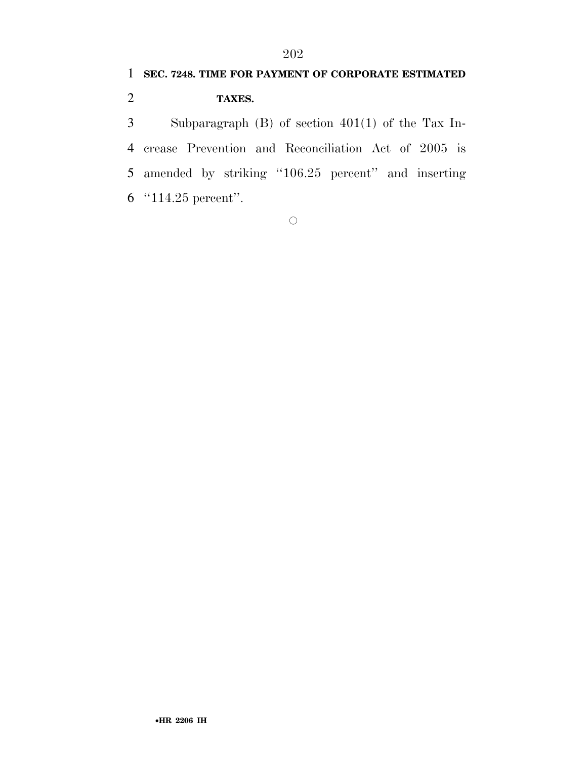**SEC. 7248. TIME FOR PAYMENT OF CORPORATE ESTIMATED TAXES.**

Subparagraph (B) of section 401(1) of the Tax Increase Prevention and Reconciliation Act of 2005 is amended by striking ''106.25 percent'' and inserting ''114.25 percent''.

○